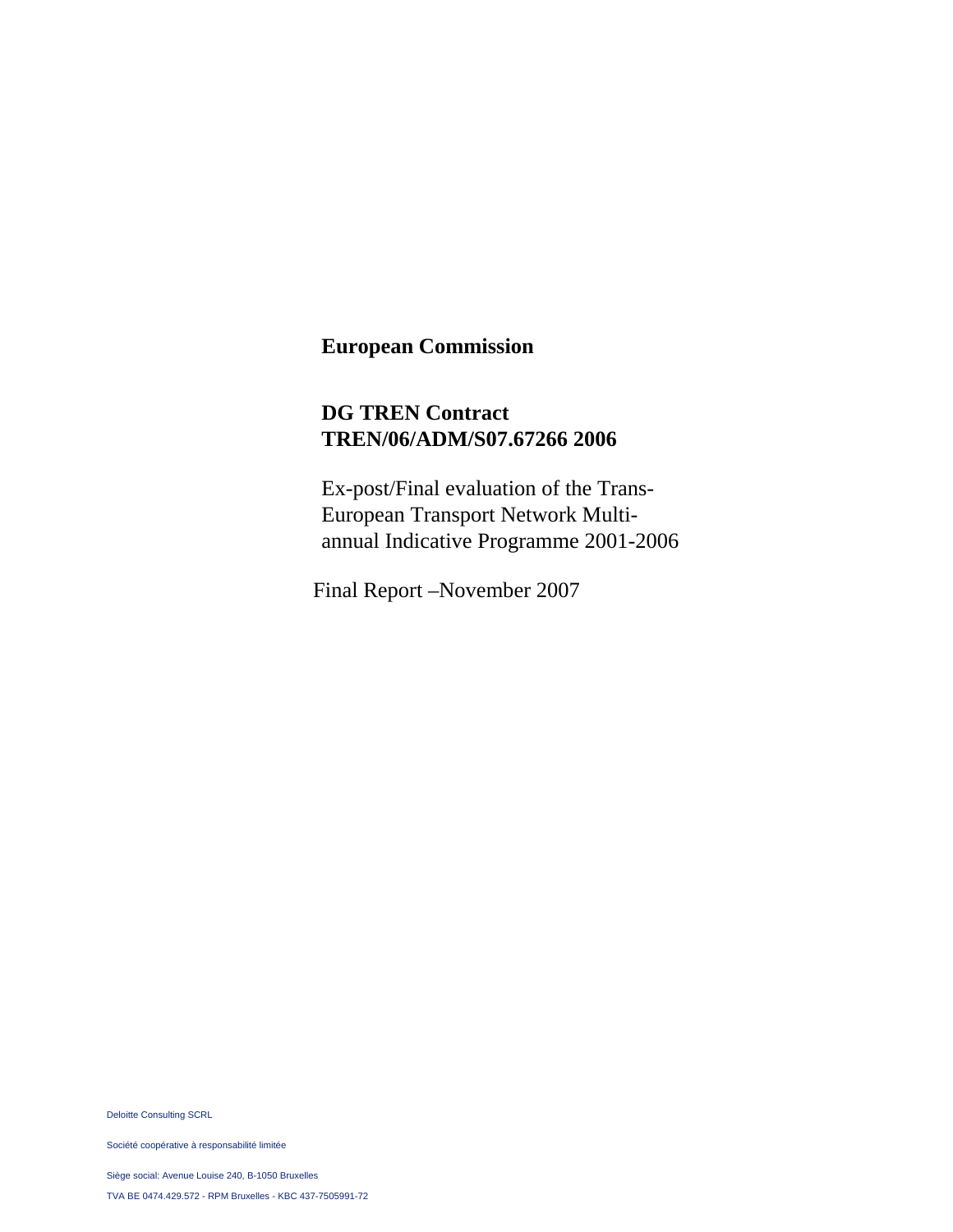# European Commission

## DG TREN Contract TREN/06/ADM/S07.67266 2006

Ex-post/Final evaluation of the Trans-European Transport Network Multi-annual Indicative Programme 2001-2006

Final Report –November 2007

Deloitte Consulting SCRL

Société coopérative à responsabilité limitée

Siège social: Avenue Louise 240, B-1050 Bruxelles

TVA BE 0474.429.572 - RPM Bruxelles - KBC 437-7505991-72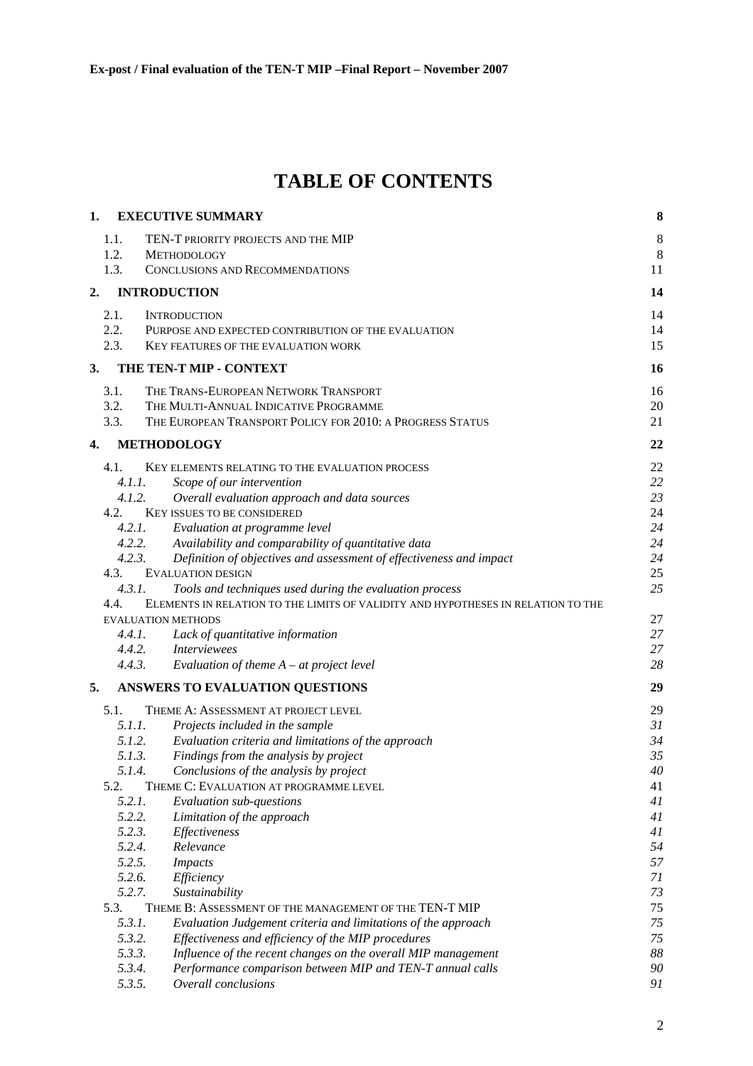# TABLE OF CONTENTS

| | | |
|---|---|---|
| **1.** | **EXECUTIVE SUMMARY** | **8** |
| 1.1. | TEN-T PRIORITY PROJECTS AND THE MIP | 8 |
| 1.2. | METHODOLOGY | 8 |
| 1.3. | CONCLUSIONS AND RECOMMENDATIONS | 11 |
| **2.** | **INTRODUCTION** | **14** |
| 2.1. | INTRODUCTION | 14 |
| 2.2. | PURPOSE AND EXPECTED CONTRIBUTION OF THE EVALUATION | 14 |
| 2.3. | KEY FEATURES OF THE EVALUATION WORK | 15 |
| **3.** | **THE TEN-T MIP - CONTEXT** | **16** |
| 3.1. | THE TRANS-EUROPEAN NETWORK TRANSPORT | 16 |
| 3.2. | THE MULTI-ANNUAL INDICATIVE PROGRAMME | 20 |
| 3.3. | THE EUROPEAN TRANSPORT POLICY FOR 2010: A PROGRESS STATUS | 21 |
| **4.** | **METHODOLOGY** | **22** |
| 4.1. | KEY ELEMENTS RELATING TO THE EVALUATION PROCESS | 22 |
| *4.1.1.* | *Scope of our intervention* | *22* |
| *4.1.2.* | *Overall evaluation approach and data sources* | *23* |
| 4.2. | KEY ISSUES TO BE CONSIDERED | 24 |
| *4.2.1.* | *Evaluation at programme level* | *24* |
| *4.2.2.* | *Availability and comparability of quantitative data* | *24* |
| *4.2.3.* | *Definition of objectives and assessment of effectiveness and impact* | *24* |
| 4.3. | EVALUATION DESIGN | 25 |
| *4.3.1.* | *Tools and techniques used during the evaluation process* | *25* |
| 4.4. | ELEMENTS IN RELATION TO THE LIMITS OF VALIDITY AND HYPOTHESES IN RELATION TO THE EVALUATION METHODS | 27 |
| *4.4.1.* | *Lack of quantitative information* | *27* |
| *4.4.2.* | *Interviewees* | *27* |
| *4.4.3.* | *Evaluation of theme A – at project level* | *28* |
| **5.** | **ANSWERS TO EVALUATION QUESTIONS** | **29** |
| 5.1. | THEME A: ASSESSMENT AT PROJECT LEVEL | 29 |
| *5.1.1.* | *Projects included in the sample* | *31* |
| *5.1.2.* | *Evaluation criteria and limitations of the approach* | *34* |
| *5.1.3.* | *Findings from the analysis by project* | *35* |
| *5.1.4.* | *Conclusions of the analysis by project* | *40* |
| 5.2. | THEME C: EVALUATION AT PROGRAMME LEVEL | 41 |
| *5.2.1.* | *Evaluation sub-questions* | *41* |
| *5.2.2.* | *Limitation of the approach* | *41* |
| *5.2.3.* | *Effectiveness* | *41* |
| *5.2.4.* | *Relevance* | *54* |
| *5.2.5.* | *Impacts* | *57* |
| *5.2.6.* | *Efficiency* | *71* |
| *5.2.7.* | *Sustainability* | *73* |
| 5.3. | THEME B: ASSESSMENT OF THE MANAGEMENT OF THE TEN-T MIP | 75 |
| *5.3.1.* | *Evaluation Judgement criteria and limitations of the approach* | *75* |
| *5.3.2.* | *Effectiveness and efficiency of the MIP procedures* | *75* |
| *5.3.3.* | *Influence of the recent changes on the overall MIP management* | *88* |
| *5.3.4.* | *Performance comparison between MIP and TEN-T annual calls* | *90* |
| *5.3.5.* | *Overall conclusions* | *91* |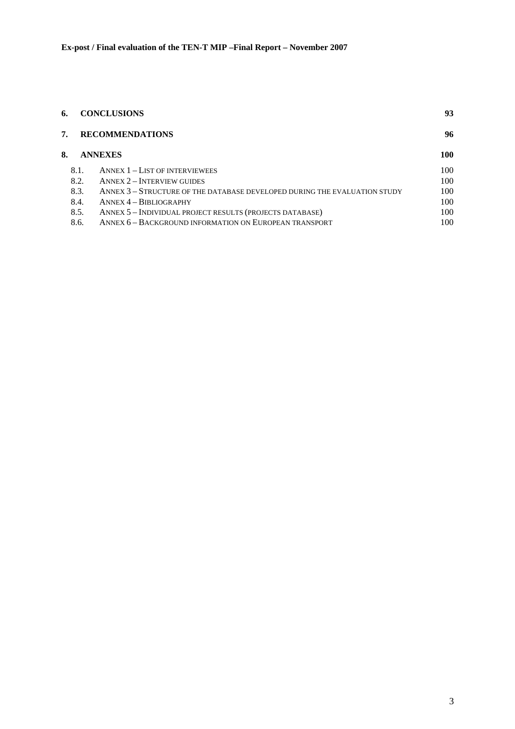| | | |
|---|---|---|
| **6.** | **CONCLUSIONS** | **93** |
| **7.** | **RECOMMENDATIONS** | **96** |
| **8.** | **ANNEXES** | **100** |
| 8.1. | ANNEX 1 – LIST OF INTERVIEWEES | 100 |
| 8.2. | ANNEX 2 – INTERVIEW GUIDES | 100 |
| 8.3. | ANNEX 3 – STRUCTURE OF THE DATABASE DEVELOPED DURING THE EVALUATION STUDY | 100 |
| 8.4. | ANNEX 4 – BIBLIOGRAPHY | 100 |
| 8.5. | ANNEX 5 – INDIVIDUAL PROJECT RESULTS (PROJECTS DATABASE) | 100 |
| 8.6. | ANNEX 6 – BACKGROUND INFORMATION ON EUROPEAN TRANSPORT | 100 |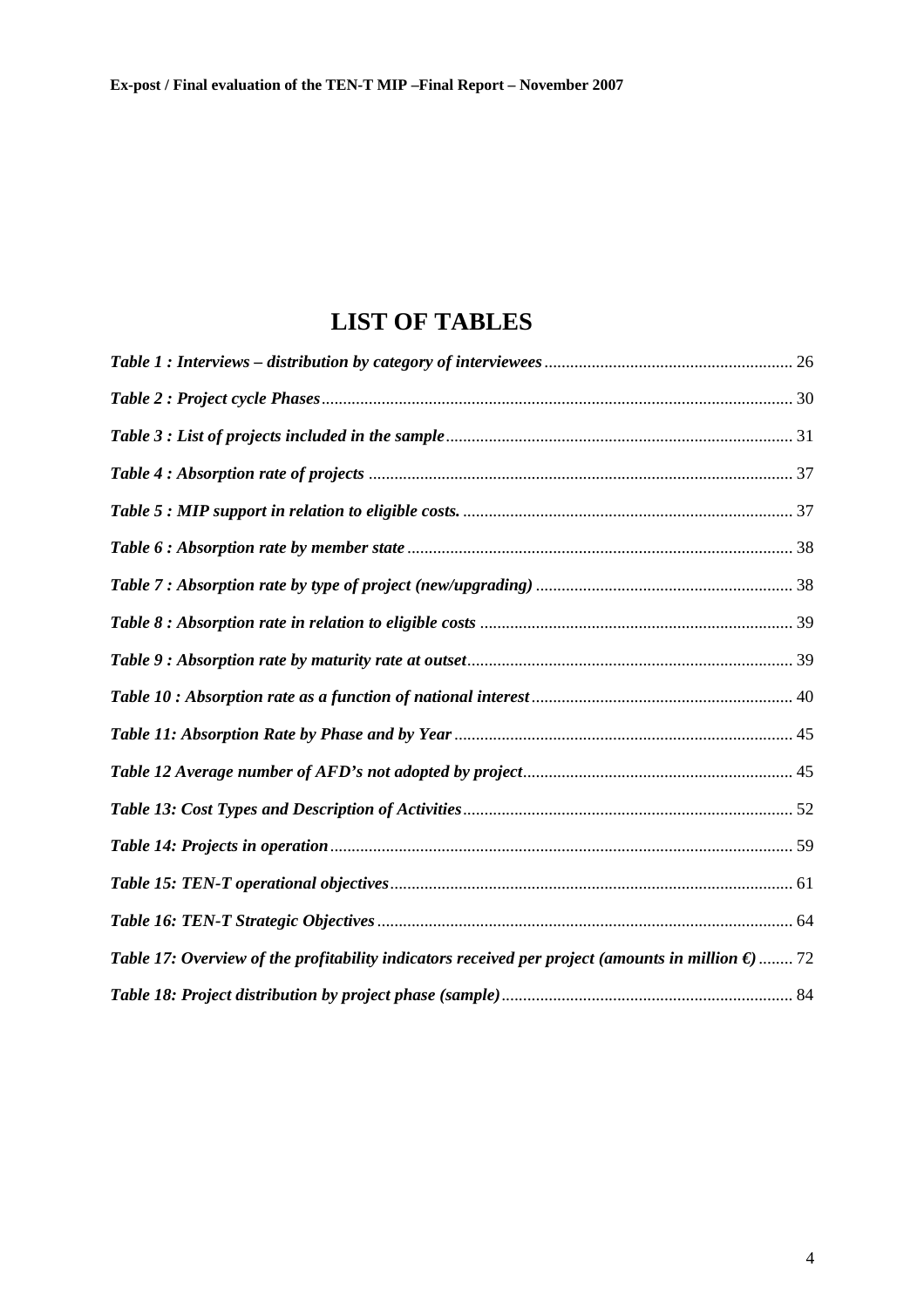# LIST OF TABLES

*Table 1 : Interviews – distribution by category of interviewees* ........................................................ 26

*Table 2 : Project cycle Phases* ........................................................................................................ 30

*Table 3 : List of projects included in the sample* ................................................................................ 31

*Table 4 : Absorption rate of projects* .................................................................................................. 37

*Table 5 : MIP support in relation to eligible costs.* ............................................................................. 37

*Table 6 : Absorption rate by member state* ......................................................................................... 38

*Table 7 : Absorption rate by type of project (new/upgrading)* ............................................................ 38

*Table 8 : Absorption rate in relation to eligible costs* ......................................................................... 39

*Table 9 : Absorption rate by maturity rate at outset* ........................................................................... 39

*Table 10 : Absorption rate as a function of national interest* ............................................................ 40

*Table 11: Absorption Rate by Phase and by Year* .............................................................................. 45

*Table 12 Average number of AFD's not adopted by project* .............................................................. 45

*Table 13: Cost Types and Description of Activities* ............................................................................ 52

*Table 14: Projects in operation* ........................................................................................................... 59

*Table 15: TEN-T operational objectives* ............................................................................................. 61

*Table 16: TEN-T Strategic Objectives* ................................................................................................ 64

*Table 17: Overview of the profitability indicators received per project (amounts in million €)* ........ 72

*Table 18: Project distribution by project phase (sample)* ................................................................... 84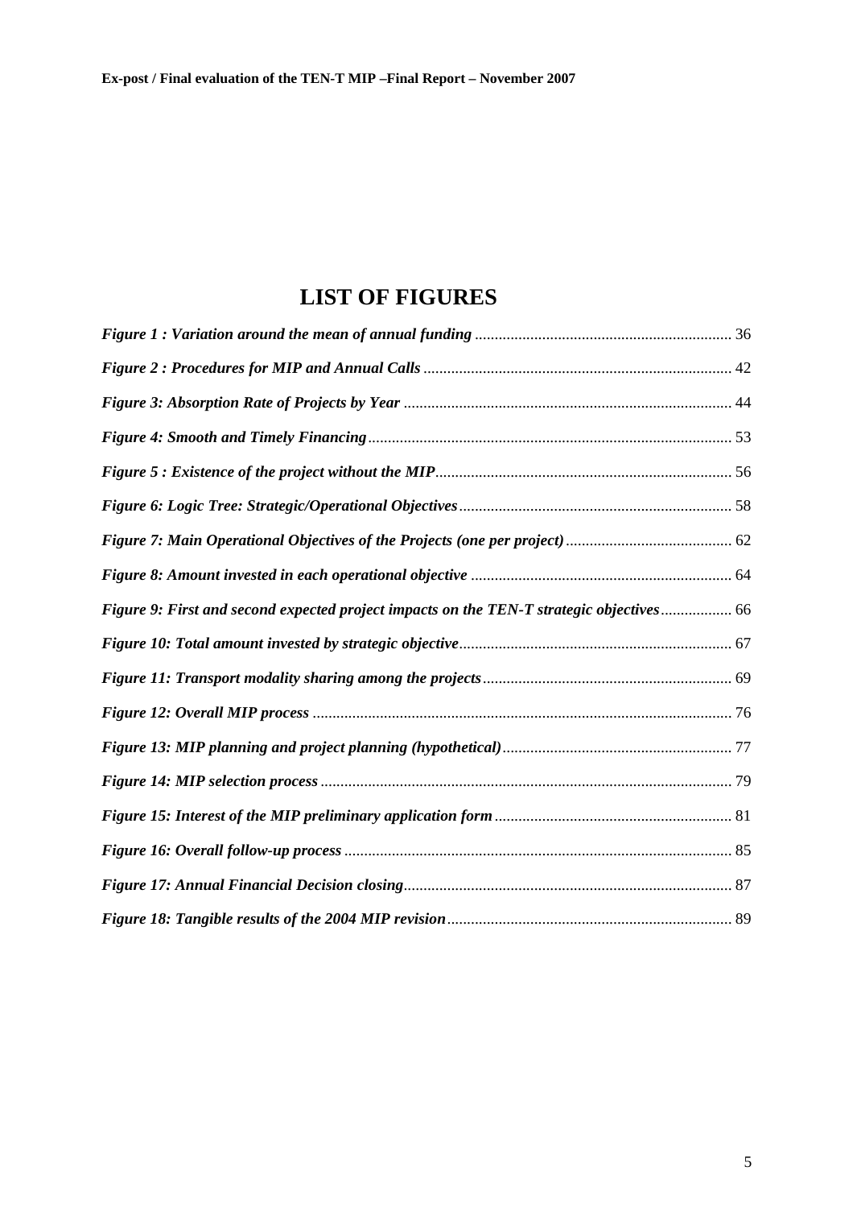# LIST OF FIGURES

*Figure 1 : Variation around the mean of annual funding* ................................................................ 36

*Figure 2 : Procedures for MIP and Annual Calls* ............................................................................. 42

*Figure 3: Absorption Rate of Projects by Year* .................................................................................. 44

*Figure 4: Smooth and Timely Financing* ........................................................................................... 53

*Figure 5 : Existence of the project without the MIP* .......................................................................... 56

*Figure 6: Logic Tree: Strategic/Operational Objectives* .................................................................... 58

*Figure 7: Main Operational Objectives of the Projects (one per project)* .......................................... 62

*Figure 8: Amount invested in each operational objective* ................................................................. 64

*Figure 9: First and second expected project impacts on the TEN-T strategic objectives* ................. 66

*Figure 10: Total amount invested by strategic objective* .................................................................... 67

*Figure 11: Transport modality sharing among the projects* .............................................................. 69

*Figure 12: Overall MIP process* ......................................................................................................... 76

*Figure 13: MIP planning and project planning (hypothetical)* .......................................................... 77

*Figure 14: MIP selection process* ....................................................................................................... 79

*Figure 15: Interest of the MIP preliminary application form* ............................................................ 81

*Figure 16: Overall follow-up process* ................................................................................................. 85

*Figure 17: Annual Financial Decision closing* .................................................................................... 87

*Figure 18: Tangible results of the 2004 MIP revision* ........................................................................ 89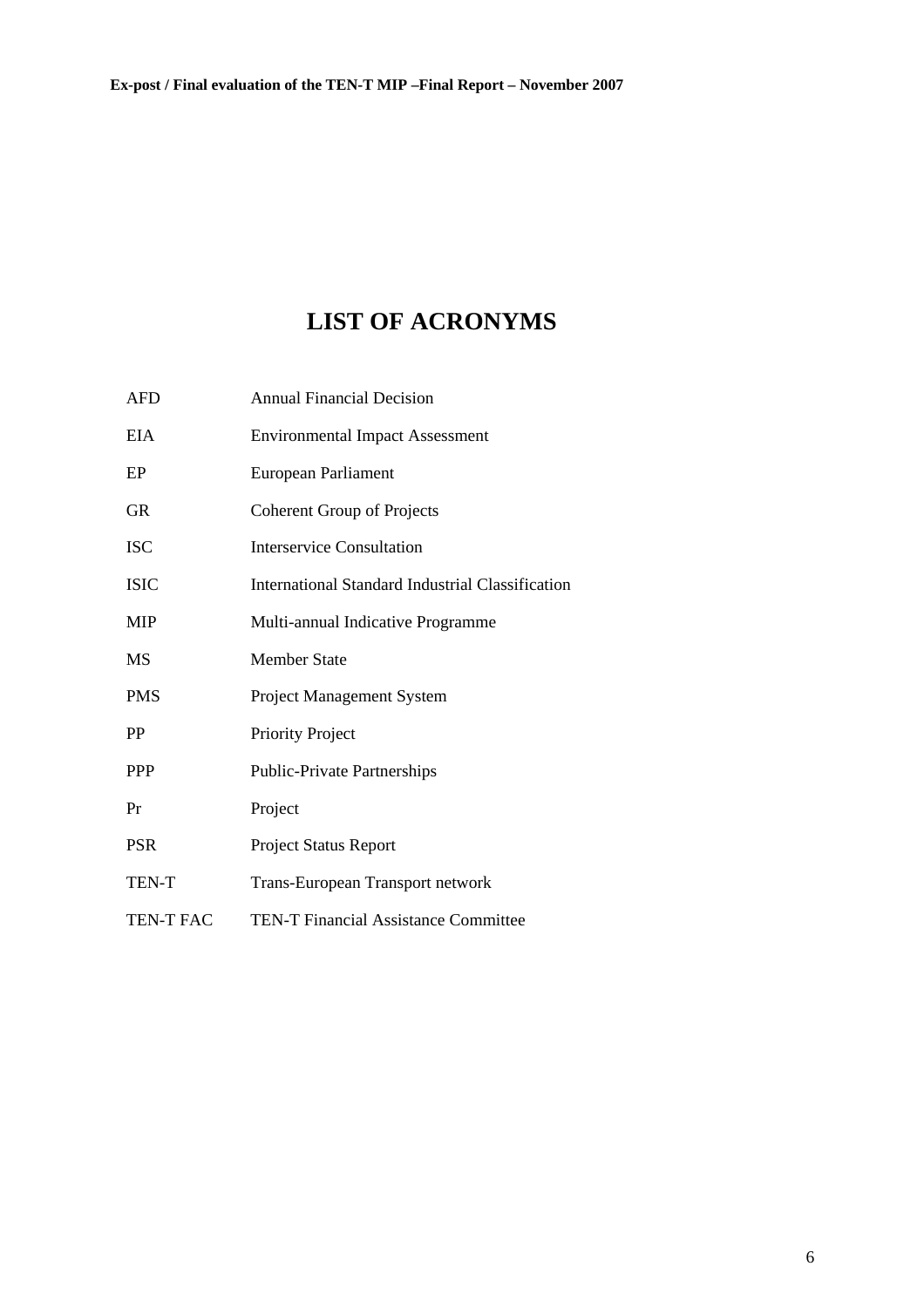# LIST OF ACRONYMS

| | |
|---|---|
| AFD | Annual Financial Decision |
| EIA | Environmental Impact Assessment |
| EP | European Parliament |
| GR | Coherent Group of Projects |
| ISC | Interservice Consultation |
| ISIC | International Standard Industrial Classification |
| MIP | Multi-annual Indicative Programme |
| MS | Member State |
| PMS | Project Management System |
| PP | Priority Project |
| PPP | Public-Private Partnerships |
| Pr | Project |
| PSR | Project Status Report |
| TEN-T | Trans-European Transport network |
| TEN-T FAC | TEN-T Financial Assistance Committee |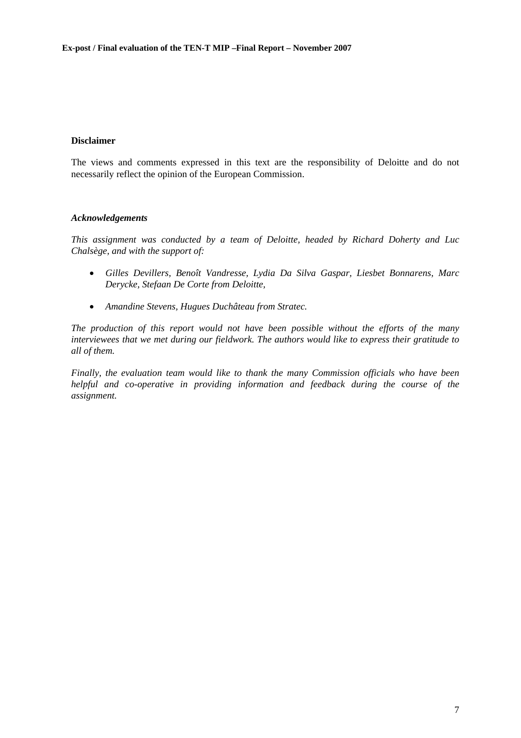**Disclaimer**

The views and comments expressed in this text are the responsibility of Deloitte and do not necessarily reflect the opinion of the European Commission.

***Acknowledgements***

*This assignment was conducted by a team of Deloitte, headed by Richard Doherty and Luc Chalsège, and with the support of:*

- *Gilles Devillers, Benoît Vandresse, Lydia Da Silva Gaspar, Liesbet Bonnarens, Marc Derycke, Stefaan De Corte from Deloitte,*
- *Amandine Stevens, Hugues Duchâteau from Stratec.*

*The production of this report would not have been possible without the efforts of the many interviewees that we met during our fieldwork. The authors would like to express their gratitude to all of them.*

*Finally, the evaluation team would like to thank the many Commission officials who have been helpful and co-operative in providing information and feedback during the course of the assignment.*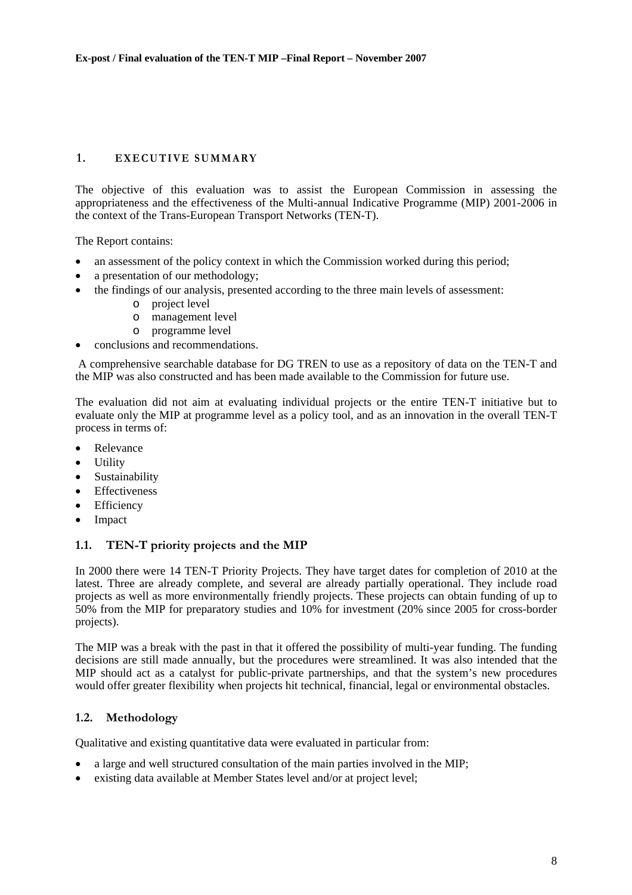# 1. EXECUTIVE SUMMARY

The objective of this evaluation was to assist the European Commission in assessing the appropriateness and the effectiveness of the Multi-annual Indicative Programme (MIP) 2001-2006 in the context of the Trans-European Transport Networks (TEN-T).

The Report contains:

- an assessment of the policy context in which the Commission worked during this period;
- a presentation of our methodology;
- the findings of our analysis, presented according to the three main levels of assessment:
  - project level
  - management level
  - programme level
- conclusions and recommendations.

A comprehensive searchable database for DG TREN to use as a repository of data on the TEN-T and the MIP was also constructed and has been made available to the Commission for future use.

The evaluation did not aim at evaluating individual projects or the entire TEN-T initiative but to evaluate only the MIP at programme level as a policy tool, and as an innovation in the overall TEN-T process in terms of:

- Relevance
- Utility
- Sustainability
- Effectiveness
- Efficiency
- Impact

## 1.1. TEN-T priority projects and the MIP

In 2000 there were 14 TEN-T Priority Projects. They have target dates for completion of 2010 at the latest. Three are already complete, and several are already partially operational. They include road projects as well as more environmentally friendly projects. These projects can obtain funding of up to 50% from the MIP for preparatory studies and 10% for investment (20% since 2005 for cross-border projects).

The MIP was a break with the past in that it offered the possibility of multi-year funding. The funding decisions are still made annually, but the procedures were streamlined. It was also intended that the MIP should act as a catalyst for public-private partnerships, and that the system's new procedures would offer greater flexibility when projects hit technical, financial, legal or environmental obstacles.

## 1.2. Methodology

Qualitative and existing quantitative data were evaluated in particular from:

- a large and well structured consultation of the main parties involved in the MIP;
- existing data available at Member States level and/or at project level;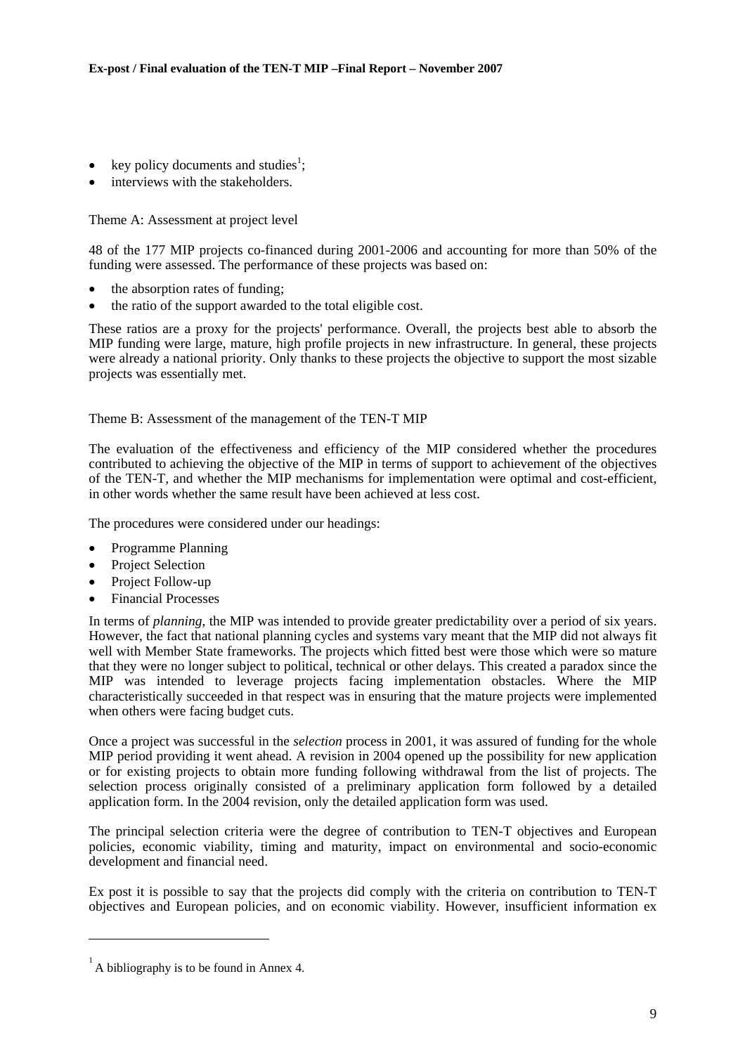- key policy documents and studies[1];
- interviews with the stakeholders.

Theme A: Assessment at project level

48 of the 177 MIP projects co-financed during 2001-2006 and accounting for more than 50% of the funding were assessed. The performance of these projects was based on:

- the absorption rates of funding;
- the ratio of the support awarded to the total eligible cost.

These ratios are a proxy for the projects' performance. Overall, the projects best able to absorb the MIP funding were large, mature, high profile projects in new infrastructure. In general, these projects were already a national priority. Only thanks to these projects the objective to support the most sizable projects was essentially met.

Theme B: Assessment of the management of the TEN-T MIP

The evaluation of the effectiveness and efficiency of the MIP considered whether the procedures contributed to achieving the objective of the MIP in terms of support to achievement of the objectives of the TEN-T, and whether the MIP mechanisms for implementation were optimal and cost-efficient, in other words whether the same result have been achieved at less cost.

The procedures were considered under our headings:

- Programme Planning
- Project Selection
- Project Follow-up
- Financial Processes

In terms of *planning*, the MIP was intended to provide greater predictability over a period of six years. However, the fact that national planning cycles and systems vary meant that the MIP did not always fit well with Member State frameworks. The projects which fitted best were those which were so mature that they were no longer subject to political, technical or other delays. This created a paradox since the MIP was intended to leverage projects facing implementation obstacles. Where the MIP characteristically succeeded in that respect was in ensuring that the mature projects were implemented when others were facing budget cuts.

Once a project was successful in the *selection* process in 2001, it was assured of funding for the whole MIP period providing it went ahead. A revision in 2004 opened up the possibility for new application or for existing projects to obtain more funding following withdrawal from the list of projects. The selection process originally consisted of a preliminary application form followed by a detailed application form. In the 2004 revision, only the detailed application form was used.

The principal selection criteria were the degree of contribution to TEN-T objectives and European policies, economic viability, timing and maturity, impact on environmental and socio-economic development and financial need.

Ex post it is possible to say that the projects did comply with the criteria on contribution to TEN-T objectives and European policies, and on economic viability. However, insufficient information ex

[1] A bibliography is to be found in Annex 4.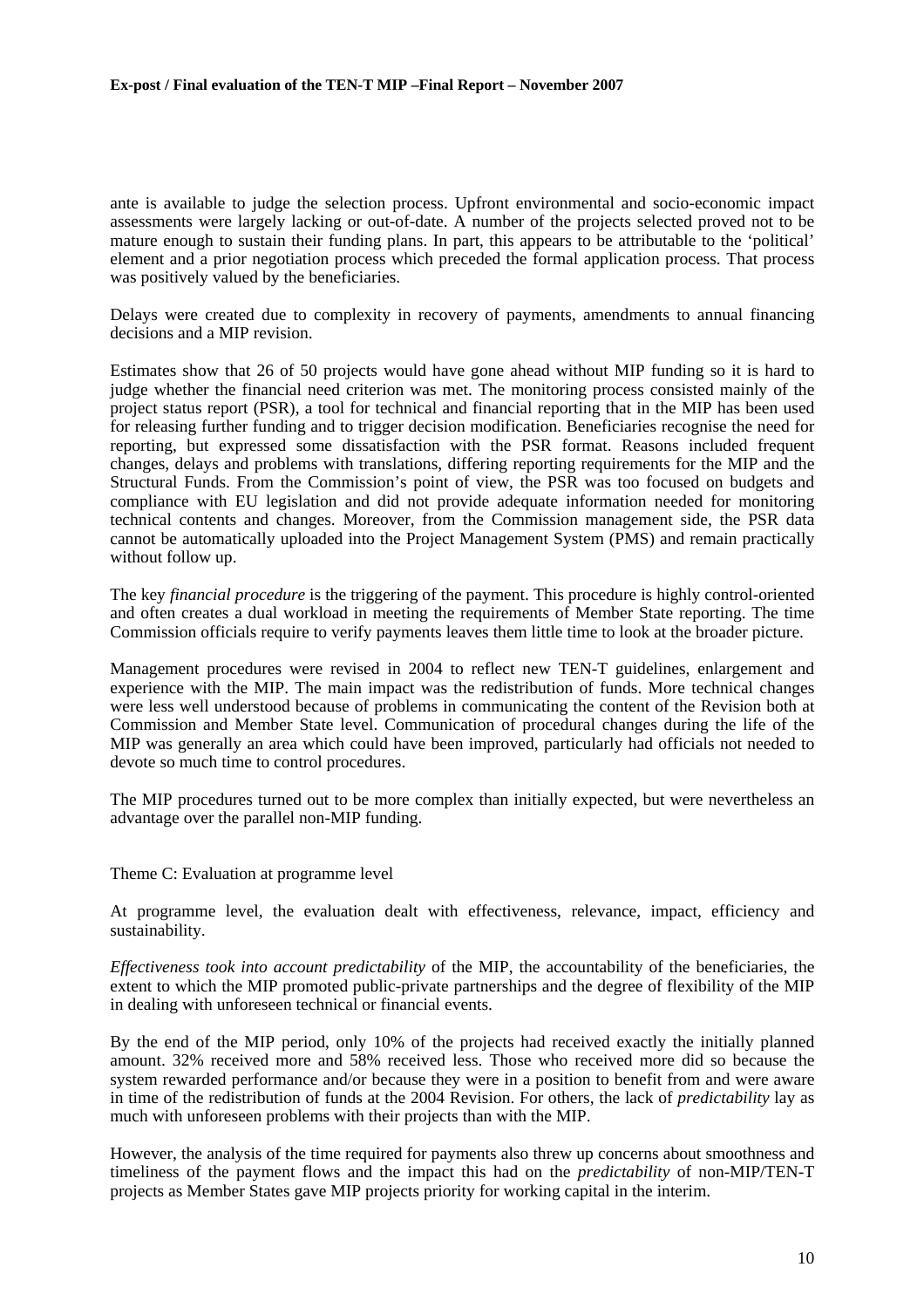ante is available to judge the selection process. Upfront environmental and socio-economic impact assessments were largely lacking or out-of-date. A number of the projects selected proved not to be mature enough to sustain their funding plans. In part, this appears to be attributable to the 'political' element and a prior negotiation process which preceded the formal application process. That process was positively valued by the beneficiaries.

Delays were created due to complexity in recovery of payments, amendments to annual financing decisions and a MIP revision.

Estimates show that 26 of 50 projects would have gone ahead without MIP funding so it is hard to judge whether the financial need criterion was met. The monitoring process consisted mainly of the project status report (PSR), a tool for technical and financial reporting that in the MIP has been used for releasing further funding and to trigger decision modification. Beneficiaries recognise the need for reporting, but expressed some dissatisfaction with the PSR format. Reasons included frequent changes, delays and problems with translations, differing reporting requirements for the MIP and the Structural Funds. From the Commission's point of view, the PSR was too focused on budgets and compliance with EU legislation and did not provide adequate information needed for monitoring technical contents and changes. Moreover, from the Commission management side, the PSR data cannot be automatically uploaded into the Project Management System (PMS) and remain practically without follow up.

The key *financial procedure* is the triggering of the payment. This procedure is highly control-oriented and often creates a dual workload in meeting the requirements of Member State reporting. The time Commission officials require to verify payments leaves them little time to look at the broader picture.

Management procedures were revised in 2004 to reflect new TEN-T guidelines, enlargement and experience with the MIP. The main impact was the redistribution of funds. More technical changes were less well understood because of problems in communicating the content of the Revision both at Commission and Member State level. Communication of procedural changes during the life of the MIP was generally an area which could have been improved, particularly had officials not needed to devote so much time to control procedures.

The MIP procedures turned out to be more complex than initially expected, but were nevertheless an advantage over the parallel non-MIP funding.

Theme C: Evaluation at programme level

At programme level, the evaluation dealt with effectiveness, relevance, impact, efficiency and sustainability.

*Effectiveness took into account predictability* of the MIP, the accountability of the beneficiaries, the extent to which the MIP promoted public-private partnerships and the degree of flexibility of the MIP in dealing with unforeseen technical or financial events.

By the end of the MIP period, only 10% of the projects had received exactly the initially planned amount. 32% received more and 58% received less. Those who received more did so because the system rewarded performance and/or because they were in a position to benefit from and were aware in time of the redistribution of funds at the 2004 Revision. For others, the lack of *predictability* lay as much with unforeseen problems with their projects than with the MIP.

However, the analysis of the time required for payments also threw up concerns about smoothness and timeliness of the payment flows and the impact this had on the *predictability* of non-MIP/TEN-T projects as Member States gave MIP projects priority for working capital in the interim.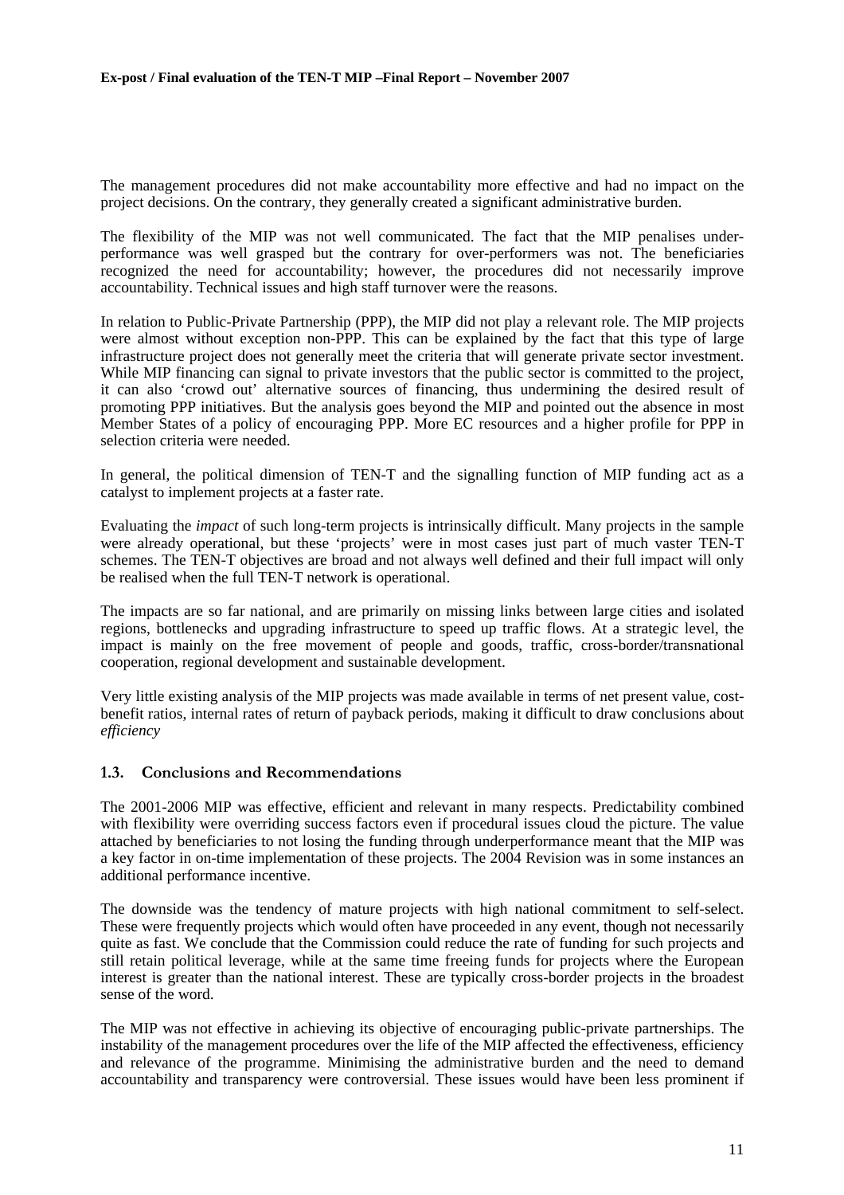The management procedures did not make accountability more effective and had no impact on the project decisions. On the contrary, they generally created a significant administrative burden.

The flexibility of the MIP was not well communicated. The fact that the MIP penalises under-performance was well grasped but the contrary for over-performers was not. The beneficiaries recognized the need for accountability; however, the procedures did not necessarily improve accountability. Technical issues and high staff turnover were the reasons.

In relation to Public-Private Partnership (PPP), the MIP did not play a relevant role. The MIP projects were almost without exception non-PPP. This can be explained by the fact that this type of large infrastructure project does not generally meet the criteria that will generate private sector investment. While MIP financing can signal to private investors that the public sector is committed to the project, it can also 'crowd out' alternative sources of financing, thus undermining the desired result of promoting PPP initiatives. But the analysis goes beyond the MIP and pointed out the absence in most Member States of a policy of encouraging PPP. More EC resources and a higher profile for PPP in selection criteria were needed.

In general, the political dimension of TEN-T and the signalling function of MIP funding act as a catalyst to implement projects at a faster rate.

Evaluating the *impact* of such long-term projects is intrinsically difficult. Many projects in the sample were already operational, but these 'projects' were in most cases just part of much vaster TEN-T schemes. The TEN-T objectives are broad and not always well defined and their full impact will only be realised when the full TEN-T network is operational.

The impacts are so far national, and are primarily on missing links between large cities and isolated regions, bottlenecks and upgrading infrastructure to speed up traffic flows. At a strategic level, the impact is mainly on the free movement of people and goods, traffic, cross-border/transnational cooperation, regional development and sustainable development.

Very little existing analysis of the MIP projects was made available in terms of net present value, cost-benefit ratios, internal rates of return of payback periods, making it difficult to draw conclusions about *efficiency*

## 1.3. Conclusions and Recommendations

The 2001-2006 MIP was effective, efficient and relevant in many respects. Predictability combined with flexibility were overriding success factors even if procedural issues cloud the picture. The value attached by beneficiaries to not losing the funding through underperformance meant that the MIP was a key factor in on-time implementation of these projects. The 2004 Revision was in some instances an additional performance incentive.

The downside was the tendency of mature projects with high national commitment to self-select. These were frequently projects which would often have proceeded in any event, though not necessarily quite as fast. We conclude that the Commission could reduce the rate of funding for such projects and still retain political leverage, while at the same time freeing funds for projects where the European interest is greater than the national interest. These are typically cross-border projects in the broadest sense of the word.

The MIP was not effective in achieving its objective of encouraging public-private partnerships. The instability of the management procedures over the life of the MIP affected the effectiveness, efficiency and relevance of the programme. Minimising the administrative burden and the need to demand accountability and transparency were controversial. These issues would have been less prominent if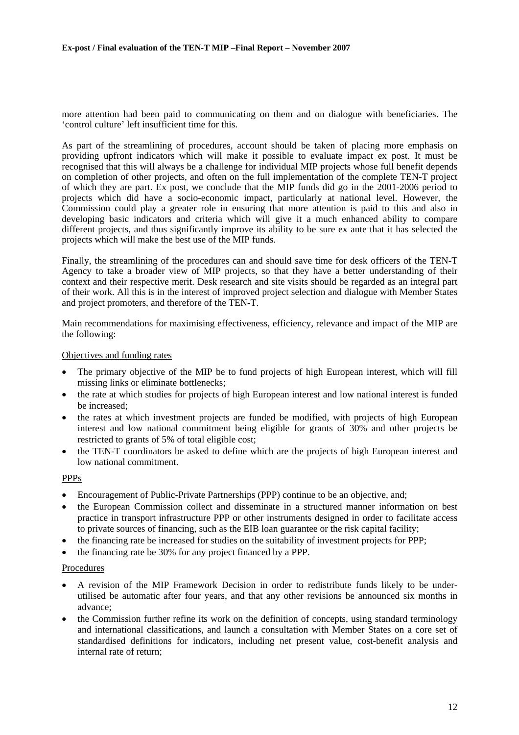more attention had been paid to communicating on them and on dialogue with beneficiaries. The 'control culture' left insufficient time for this.

As part of the streamlining of procedures, account should be taken of placing more emphasis on providing upfront indicators which will make it possible to evaluate impact ex post. It must be recognised that this will always be a challenge for individual MIP projects whose full benefit depends on completion of other projects, and often on the full implementation of the complete TEN-T project of which they are part. Ex post, we conclude that the MIP funds did go in the 2001-2006 period to projects which did have a socio-economic impact, particularly at national level. However, the Commission could play a greater role in ensuring that more attention is paid to this and also in developing basic indicators and criteria which will give it a much enhanced ability to compare different projects, and thus significantly improve its ability to be sure ex ante that it has selected the projects which will make the best use of the MIP funds.

Finally, the streamlining of the procedures can and should save time for desk officers of the TEN-T Agency to take a broader view of MIP projects, so that they have a better understanding of their context and their respective merit. Desk research and site visits should be regarded as an integral part of their work. All this is in the interest of improved project selection and dialogue with Member States and project promoters, and therefore of the TEN-T.

Main recommendations for maximising effectiveness, efficiency, relevance and impact of the MIP are the following:

Objectives and funding rates

- The primary objective of the MIP be to fund projects of high European interest, which will fill missing links or eliminate bottlenecks;
- the rate at which studies for projects of high European interest and low national interest is funded be increased;
- the rates at which investment projects are funded be modified, with projects of high European interest and low national commitment being eligible for grants of 30% and other projects be restricted to grants of 5% of total eligible cost;
- the TEN-T coordinators be asked to define which are the projects of high European interest and low national commitment.

PPPs

- Encouragement of Public-Private Partnerships (PPP) continue to be an objective, and;
- the European Commission collect and disseminate in a structured manner information on best practice in transport infrastructure PPP or other instruments designed in order to facilitate access to private sources of financing, such as the EIB loan guarantee or the risk capital facility;
- the financing rate be increased for studies on the suitability of investment projects for PPP;
- the financing rate be 30% for any project financed by a PPP.

Procedures

- A revision of the MIP Framework Decision in order to redistribute funds likely to be under-utilised be automatic after four years, and that any other revisions be announced six months in advance;
- the Commission further refine its work on the definition of concepts, using standard terminology and international classifications, and launch a consultation with Member States on a core set of standardised definitions for indicators, including net present value, cost-benefit analysis and internal rate of return;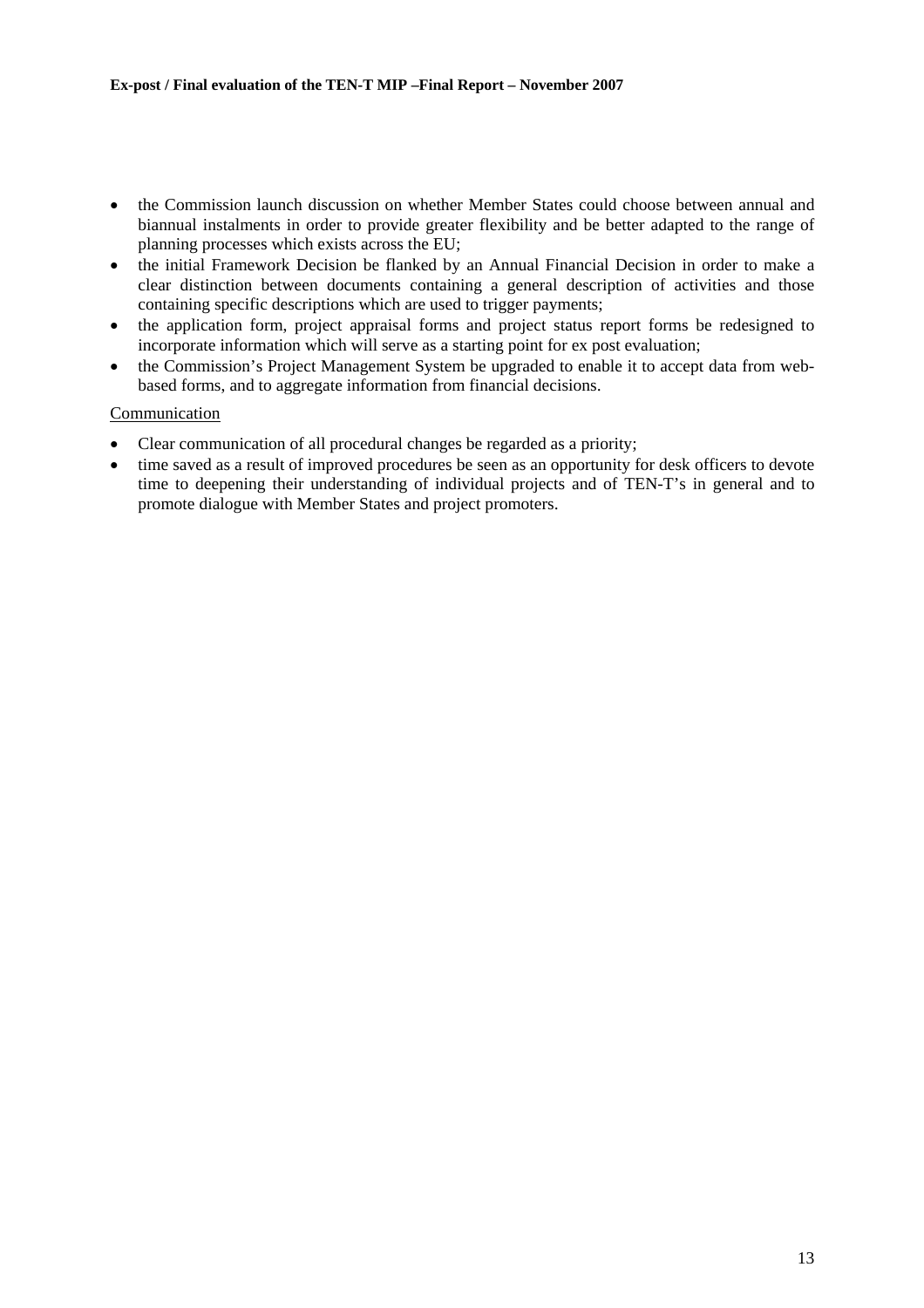- the Commission launch discussion on whether Member States could choose between annual and biannual instalments in order to provide greater flexibility and be better adapted to the range of planning processes which exists across the EU;
- the initial Framework Decision be flanked by an Annual Financial Decision in order to make a clear distinction between documents containing a general description of activities and those containing specific descriptions which are used to trigger payments;
- the application form, project appraisal forms and project status report forms be redesigned to incorporate information which will serve as a starting point for ex post evaluation;
- the Commission's Project Management System be upgraded to enable it to accept data from web-based forms, and to aggregate information from financial decisions.

<u>Communication</u>

- Clear communication of all procedural changes be regarded as a priority;
- time saved as a result of improved procedures be seen as an opportunity for desk officers to devote time to deepening their understanding of individual projects and of TEN-T's in general and to promote dialogue with Member States and project promoters.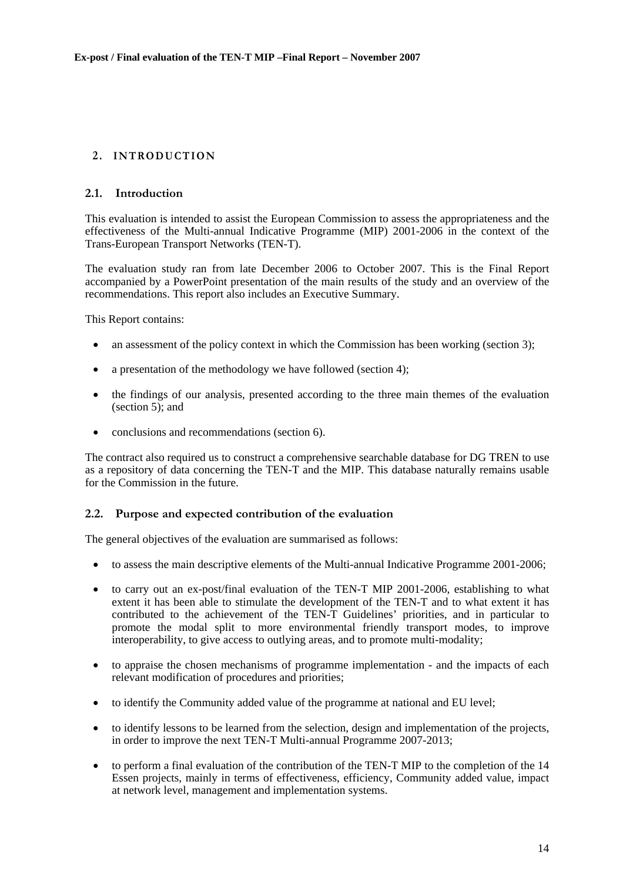## 2. INTRODUCTION

### 2.1. Introduction

This evaluation is intended to assist the European Commission to assess the appropriateness and the effectiveness of the Multi-annual Indicative Programme (MIP) 2001-2006 in the context of the Trans-European Transport Networks (TEN-T).

The evaluation study ran from late December 2006 to October 2007. This is the Final Report accompanied by a PowerPoint presentation of the main results of the study and an overview of the recommendations. This report also includes an Executive Summary.

This Report contains:

- an assessment of the policy context in which the Commission has been working (section 3);
- a presentation of the methodology we have followed (section 4);
- the findings of our analysis, presented according to the three main themes of the evaluation (section 5); and
- conclusions and recommendations (section 6).

The contract also required us to construct a comprehensive searchable database for DG TREN to use as a repository of data concerning the TEN-T and the MIP. This database naturally remains usable for the Commission in the future.

### 2.2. Purpose and expected contribution of the evaluation

The general objectives of the evaluation are summarised as follows:

- to assess the main descriptive elements of the Multi-annual Indicative Programme 2001-2006;
- to carry out an ex-post/final evaluation of the TEN-T MIP 2001-2006, establishing to what extent it has been able to stimulate the development of the TEN-T and to what extent it has contributed to the achievement of the TEN-T Guidelines' priorities, and in particular to promote the modal split to more environmental friendly transport modes, to improve interoperability, to give access to outlying areas, and to promote multi-modality;
- to appraise the chosen mechanisms of programme implementation - and the impacts of each relevant modification of procedures and priorities;
- to identify the Community added value of the programme at national and EU level;
- to identify lessons to be learned from the selection, design and implementation of the projects, in order to improve the next TEN-T Multi-annual Programme 2007-2013;
- to perform a final evaluation of the contribution of the TEN-T MIP to the completion of the 14 Essen projects, mainly in terms of effectiveness, efficiency, Community added value, impact at network level, management and implementation systems.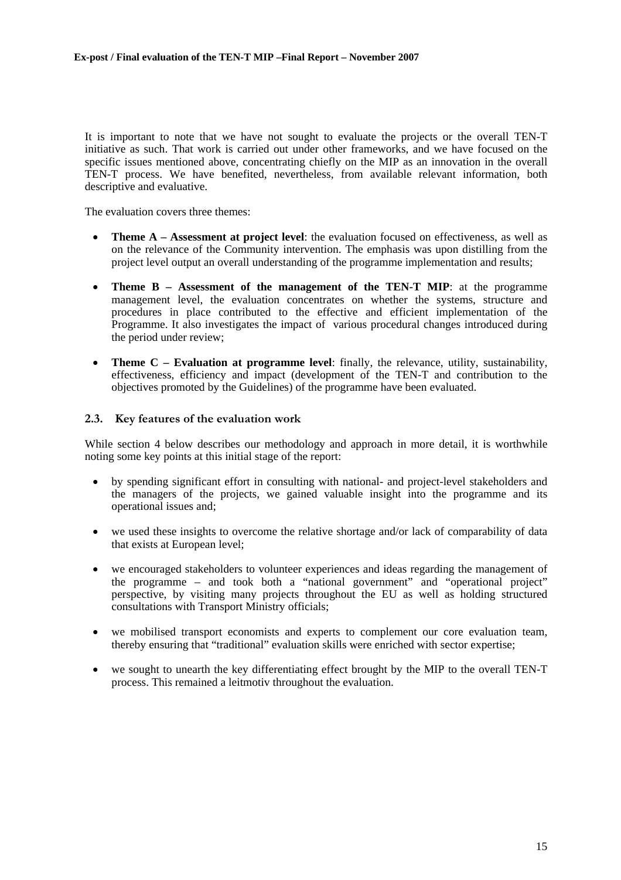It is important to note that we have not sought to evaluate the projects or the overall TEN-T initiative as such. That work is carried out under other frameworks, and we have focused on the specific issues mentioned above, concentrating chiefly on the MIP as an innovation in the overall TEN-T process. We have benefited, nevertheless, from available relevant information, both descriptive and evaluative.

The evaluation covers three themes:

- **Theme A – Assessment at project level**: the evaluation focused on effectiveness, as well as on the relevance of the Community intervention. The emphasis was upon distilling from the project level output an overall understanding of the programme implementation and results;

- **Theme B – Assessment of the management of the TEN-T MIP**: at the programme management level, the evaluation concentrates on whether the systems, structure and procedures in place contributed to the effective and efficient implementation of the Programme. It also investigates the impact of various procedural changes introduced during the period under review;

- **Theme C – Evaluation at programme level**: finally, the relevance, utility, sustainability, effectiveness, efficiency and impact (development of the TEN-T and contribution to the objectives promoted by the Guidelines) of the programme have been evaluated.

### 2.3. Key features of the evaluation work

While section 4 below describes our methodology and approach in more detail, it is worthwhile noting some key points at this initial stage of the report:

- by spending significant effort in consulting with national- and project-level stakeholders and the managers of the projects, we gained valuable insight into the programme and its operational issues and;

- we used these insights to overcome the relative shortage and/or lack of comparability of data that exists at European level;

- we encouraged stakeholders to volunteer experiences and ideas regarding the management of the programme – and took both a "national government" and "operational project" perspective, by visiting many projects throughout the EU as well as holding structured consultations with Transport Ministry officials;

- we mobilised transport economists and experts to complement our core evaluation team, thereby ensuring that "traditional" evaluation skills were enriched with sector expertise;

- we sought to unearth the key differentiating effect brought by the MIP to the overall TEN-T process. This remained a leitmotiv throughout the evaluation.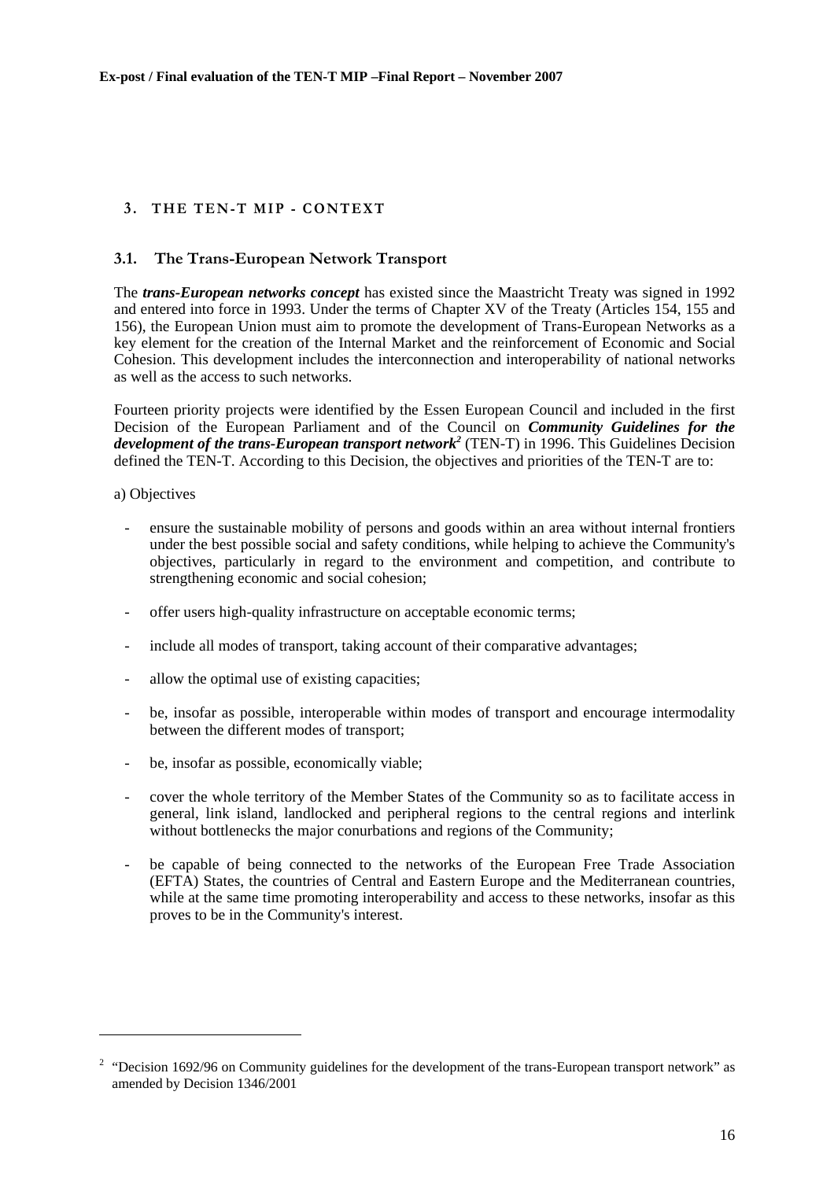## 3. THE TEN-T MIP - CONTEXT

### 3.1. The Trans-European Network Transport

The ***trans-European networks concept*** has existed since the Maastricht Treaty was signed in 1992 and entered into force in 1993. Under the terms of Chapter XV of the Treaty (Articles 154, 155 and 156), the European Union must aim to promote the development of Trans-European Networks as a key element for the creation of the Internal Market and the reinforcement of Economic and Social Cohesion. This development includes the interconnection and interoperability of national networks as well as the access to such networks.

Fourteen priority projects were identified by the Essen European Council and included in the first Decision of the European Parliament and of the Council on ***Community Guidelines for the development of the trans-European transport network***[2] (TEN-T) in 1996. This Guidelines Decision defined the TEN-T. According to this Decision, the objectives and priorities of the TEN-T are to:

a) Objectives

- ensure the sustainable mobility of persons and goods within an area without internal frontiers under the best possible social and safety conditions, while helping to achieve the Community's objectives, particularly in regard to the environment and competition, and contribute to strengthening economic and social cohesion;
- offer users high-quality infrastructure on acceptable economic terms;
- include all modes of transport, taking account of their comparative advantages;
- allow the optimal use of existing capacities;
- be, insofar as possible, interoperable within modes of transport and encourage intermodality between the different modes of transport;
- be, insofar as possible, economically viable;
- cover the whole territory of the Member States of the Community so as to facilitate access in general, link island, landlocked and peripheral regions to the central regions and interlink without bottlenecks the major conurbations and regions of the Community;
- be capable of being connected to the networks of the European Free Trade Association (EFTA) States, the countries of Central and Eastern Europe and the Mediterranean countries, while at the same time promoting interoperability and access to these networks, insofar as this proves to be in the Community's interest.

---

[2] "Decision 1692/96 on Community guidelines for the development of the trans-European transport network" as amended by Decision 1346/2001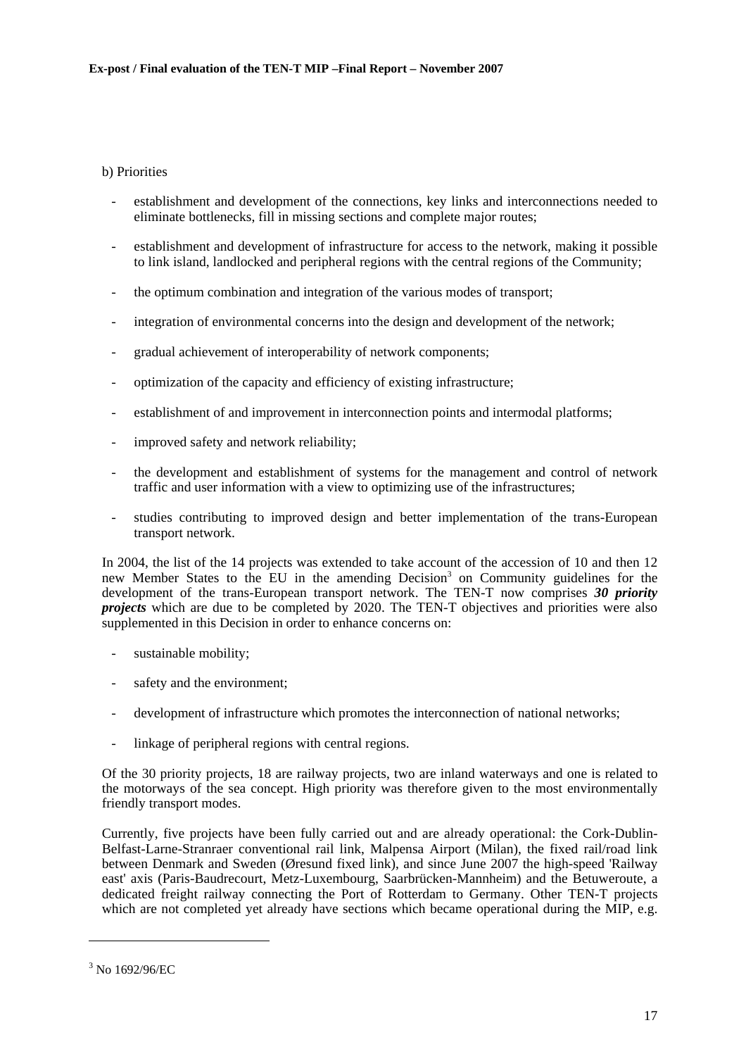b) Priorities

- establishment and development of the connections, key links and interconnections needed to eliminate bottlenecks, fill in missing sections and complete major routes;
- establishment and development of infrastructure for access to the network, making it possible to link island, landlocked and peripheral regions with the central regions of the Community;
- the optimum combination and integration of the various modes of transport;
- integration of environmental concerns into the design and development of the network;
- gradual achievement of interoperability of network components;
- optimization of the capacity and efficiency of existing infrastructure;
- establishment of and improvement in interconnection points and intermodal platforms;
- improved safety and network reliability;
- the development and establishment of systems for the management and control of network traffic and user information with a view to optimizing use of the infrastructures;
- studies contributing to improved design and better implementation of the trans-European transport network.

In 2004, the list of the 14 projects was extended to take account of the accession of 10 and then 12 new Member States to the EU in the amending Decision[3] on Community guidelines for the development of the trans-European transport network. The TEN-T now comprises ***30 priority projects*** which are due to be completed by 2020. The TEN-T objectives and priorities were also supplemented in this Decision in order to enhance concerns on:

- sustainable mobility;
- safety and the environment;
- development of infrastructure which promotes the interconnection of national networks;
- linkage of peripheral regions with central regions.

Of the 30 priority projects, 18 are railway projects, two are inland waterways and one is related to the motorways of the sea concept. High priority was therefore given to the most environmentally friendly transport modes.

Currently, five projects have been fully carried out and are already operational: the Cork-Dublin-Belfast-Larne-Stranraer conventional rail link, Malpensa Airport (Milan), the fixed rail/road link between Denmark and Sweden (Øresund fixed link), and since June 2007 the high-speed 'Railway east' axis (Paris-Baudrecourt, Metz-Luxembourg, Saarbrücken-Mannheim) and the Betuweroute, a dedicated freight railway connecting the Port of Rotterdam to Germany. Other TEN-T projects which are not completed yet already have sections which became operational during the MIP, e.g.

[3] No 1692/96/EC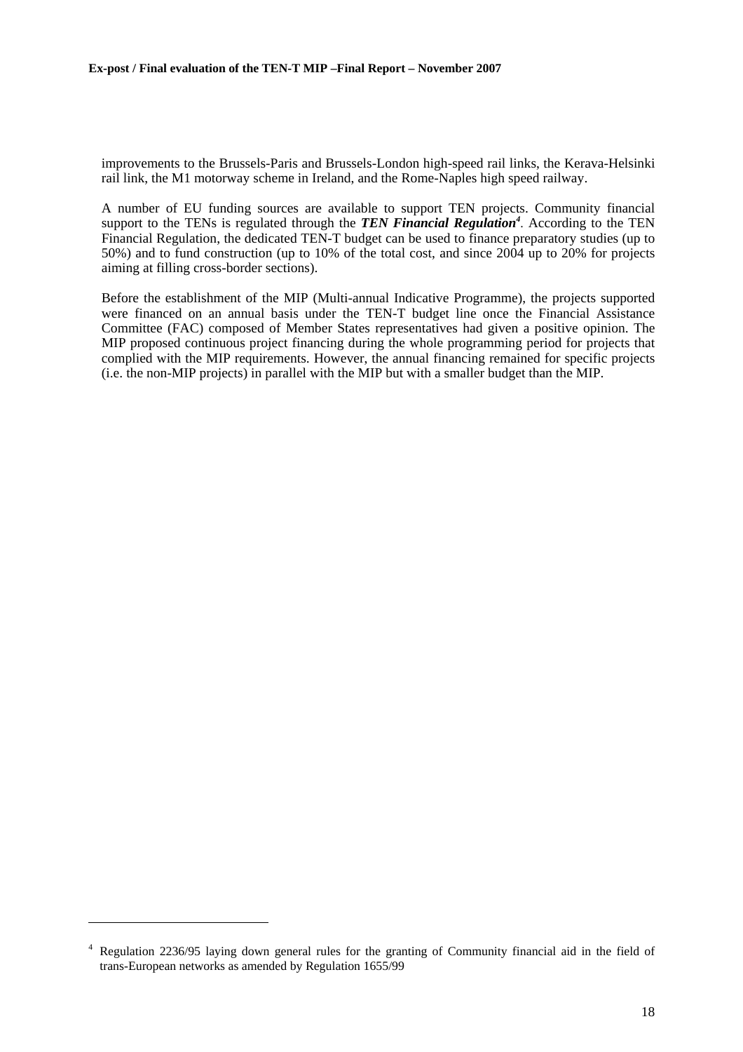improvements to the Brussels-Paris and Brussels-London high-speed rail links, the Kerava-Helsinki rail link, the M1 motorway scheme in Ireland, and the Rome-Naples high speed railway.

A number of EU funding sources are available to support TEN projects. Community financial support to the TENs is regulated through the ***TEN Financial Regulation***[4]. According to the TEN Financial Regulation, the dedicated TEN-T budget can be used to finance preparatory studies (up to 50%) and to fund construction (up to 10% of the total cost, and since 2004 up to 20% for projects aiming at filling cross-border sections).

Before the establishment of the MIP (Multi-annual Indicative Programme), the projects supported were financed on an annual basis under the TEN-T budget line once the Financial Assistance Committee (FAC) composed of Member States representatives had given a positive opinion. The MIP proposed continuous project financing during the whole programming period for projects that complied with the MIP requirements. However, the annual financing remained for specific projects (i.e. the non-MIP projects) in parallel with the MIP but with a smaller budget than the MIP.

---

[4] Regulation 2236/95 laying down general rules for the granting of Community financial aid in the field of trans-European networks as amended by Regulation 1655/99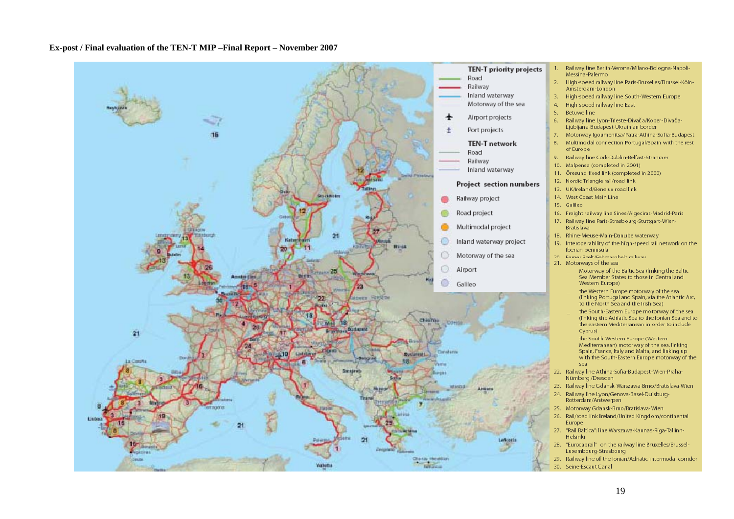**Ex-post / Final evaluation of the TEN-T MIP –Final Report – November 2007**

**TEN-T priority projects**

- Road
- Railway
- Inland waterway
- Motorway of the sea
- Airport projects
- Port projects

**TEN-T network**

- Road
- Railway
- Inland waterway

**Project section numbers**

- Railway project
- Road project
- Multimodal project
- Inland waterway project
- Motorway of the sea
- Airport
- Galileo

1. Railway line Berlin-Verona/Milano-Bologna-Napoli-Messina-Palermo
2. High-speed railway line Paris-Bruxelles/Brussel-Köln-Amsterdam-London
3. High-speed railway line South-Western Europe
4. High-speed railway line East
5. Betuwe line
6. Railway line Lyon-Trieste-Divača/Koper-Divača-Ljubljana-Budapest-Ukrainian border
7. Motorway Igoumenitsa/Patra-Athina-Sofia-Budapest
8. Multimodal connection Portugal/Spain with the rest of Europe
9. Railway line Cork-Dublin-Belfast-Stranraer
10. Malpensa (completed in 2001)
11. Öresund fixed link (completed in 2000)
12. Nordic Triangle rail/road link
13. UK/Ireland/Benelux road link
14. West Coast Main Line
15. Galileo
16. Freight railway line Sines/Algeciras-Madrid-Paris
17. Railway line Paris-Strasbourg-Stuttgart-Wien-Bratislava
18. Rhine-Meuse-Main-Danube waterway
19. Interoperability of the high-speed rail network on the Iberian peninsula
20. Fehmarn Belt/Fehmarnbelt railway
21. Motorways of the sea
    - Motorway of the Baltic Sea (linking the Baltic Sea Member States to those in Central and Western Europe)
    - the Western Europe motorway of the sea (linking Portugal and Spain, via the Atlantic Arc, to the North Sea and the Irish Sea)
    - the South-Eastern Europe motorway of the sea (linking the Adriatic Sea to the Ionian Sea and to the eastern Mediterranean in order to include Cyprus)
    - the South-Western Europe (Western Mediterranean) motorway of the sea, linking Spain, France, Italy and Malta, and linking up with the South-Eastern Europe motorway of the sea
22. Railway line Athina-Sofia-Budapest-Wien-Praha-Nürnberg/Dresden
23. Railway line Gdansk-Warszawa-Brno/Bratislava-Wien
24. Railway line Lyon/Genova-Basel-Duisburg-Rotterdam/Antwerpen
25. Motorway Gdansk-Brno/Bratislava-Wien
26. Rail/road link Ireland/United Kingdom/continental Europe
27. "Rail Baltica": line Warszawa-Kaunas-Riga-Tallinn-Helsinki
28. "Eurocaprail" on the railway line Bruxelles/Brussel-Luxembourg-Strasbourg
29. Railway line of the Ionian/Adriatic intermodal corridor
30. Seine-Escaut Canal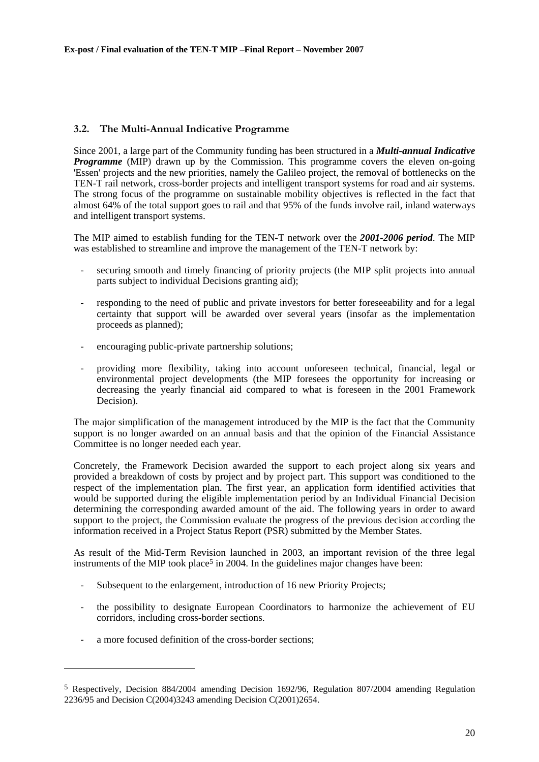## 3.2. The Multi-Annual Indicative Programme

Since 2001, a large part of the Community funding has been structured in a ***Multi-annual Indicative Programme*** (MIP) drawn up by the Commission. This programme covers the eleven on-going 'Essen' projects and the new priorities, namely the Galileo project, the removal of bottlenecks on the TEN-T rail network, cross-border projects and intelligent transport systems for road and air systems. The strong focus of the programme on sustainable mobility objectives is reflected in the fact that almost 64% of the total support goes to rail and that 95% of the funds involve rail, inland waterways and intelligent transport systems.

The MIP aimed to establish funding for the TEN-T network over the ***2001-2006 period***. The MIP was established to streamline and improve the management of the TEN-T network by:

- securing smooth and timely financing of priority projects (the MIP split projects into annual parts subject to individual Decisions granting aid);
- responding to the need of public and private investors for better foreseeability and for a legal certainty that support will be awarded over several years (insofar as the implementation proceeds as planned);
- encouraging public-private partnership solutions;
- providing more flexibility, taking into account unforeseen technical, financial, legal or environmental project developments (the MIP foresees the opportunity for increasing or decreasing the yearly financial aid compared to what is foreseen in the 2001 Framework Decision).

The major simplification of the management introduced by the MIP is the fact that the Community support is no longer awarded on an annual basis and that the opinion of the Financial Assistance Committee is no longer needed each year.

Concretely, the Framework Decision awarded the support to each project along six years and provided a breakdown of costs by project and by project part. This support was conditioned to the respect of the implementation plan. The first year, an application form identified activities that would be supported during the eligible implementation period by an Individual Financial Decision determining the corresponding awarded amount of the aid. The following years in order to award support to the project, the Commission evaluate the progress of the previous decision according the information received in a Project Status Report (PSR) submitted by the Member States.

As result of the Mid-Term Revision launched in 2003, an important revision of the three legal instruments of the MIP took place[5] in 2004. In the guidelines major changes have been:

- Subsequent to the enlargement, introduction of 16 new Priority Projects;
- the possibility to designate European Coordinators to harmonize the achievement of EU corridors, including cross-border sections.
- a more focused definition of the cross-border sections;

[5] Respectively, Decision 884/2004 amending Decision 1692/96, Regulation 807/2004 amending Regulation 2236/95 and Decision C(2004)3243 amending Decision C(2001)2654.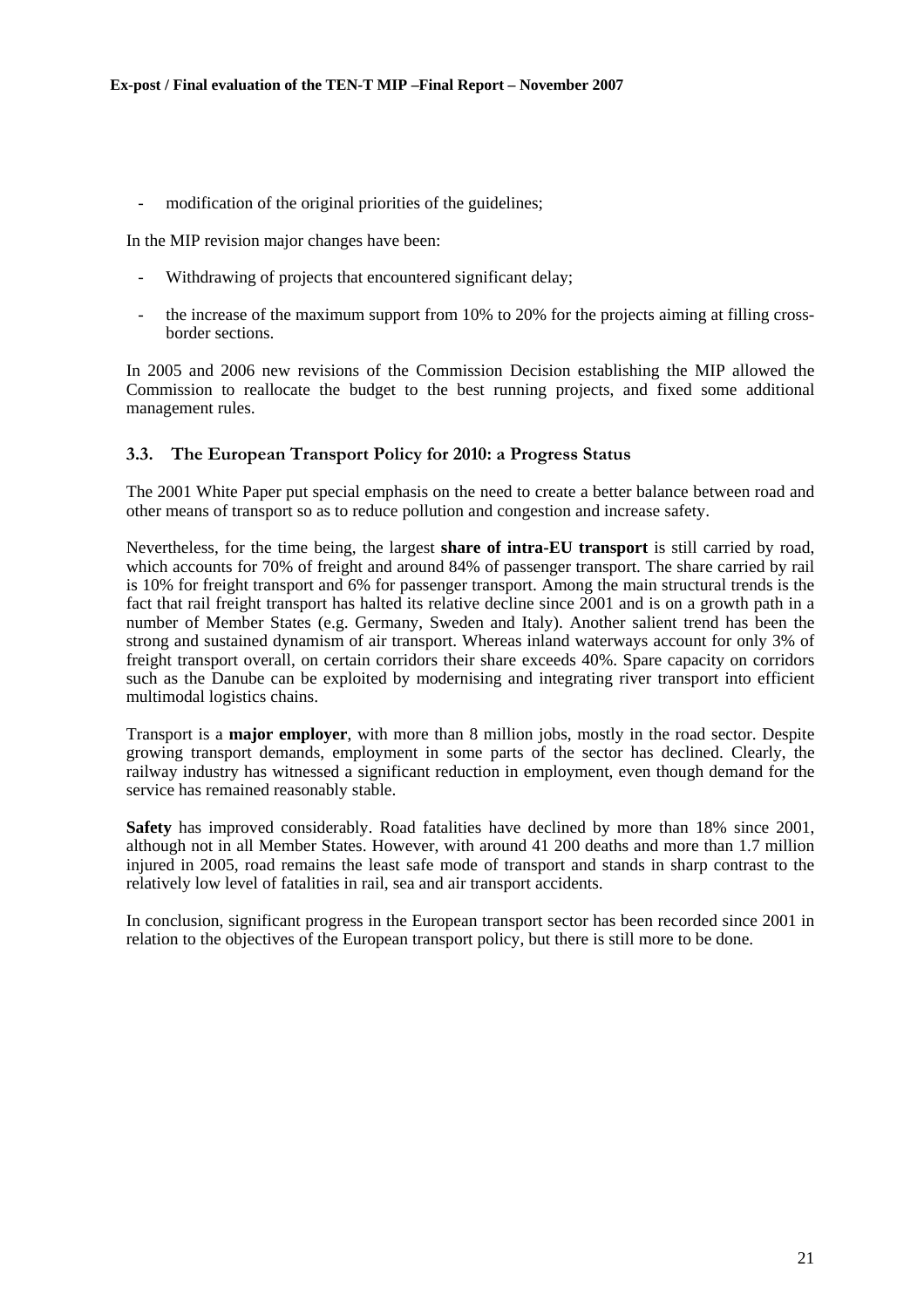- modification of the original priorities of the guidelines;

In the MIP revision major changes have been:

- Withdrawing of projects that encountered significant delay;
- the increase of the maximum support from 10% to 20% for the projects aiming at filling cross-border sections.

In 2005 and 2006 new revisions of the Commission Decision establishing the MIP allowed the Commission to reallocate the budget to the best running projects, and fixed some additional management rules.

### 3.3. The European Transport Policy for 2010: a Progress Status

The 2001 White Paper put special emphasis on the need to create a better balance between road and other means of transport so as to reduce pollution and congestion and increase safety.

Nevertheless, for the time being, the largest **share of intra-EU transport** is still carried by road, which accounts for 70% of freight and around 84% of passenger transport. The share carried by rail is 10% for freight transport and 6% for passenger transport. Among the main structural trends is the fact that rail freight transport has halted its relative decline since 2001 and is on a growth path in a number of Member States (e.g. Germany, Sweden and Italy). Another salient trend has been the strong and sustained dynamism of air transport. Whereas inland waterways account for only 3% of freight transport overall, on certain corridors their share exceeds 40%. Spare capacity on corridors such as the Danube can be exploited by modernising and integrating river transport into efficient multimodal logistics chains.

Transport is a **major employer**, with more than 8 million jobs, mostly in the road sector. Despite growing transport demands, employment in some parts of the sector has declined. Clearly, the railway industry has witnessed a significant reduction in employment, even though demand for the service has remained reasonably stable.

**Safety** has improved considerably. Road fatalities have declined by more than 18% since 2001, although not in all Member States. However, with around 41 200 deaths and more than 1.7 million injured in 2005, road remains the least safe mode of transport and stands in sharp contrast to the relatively low level of fatalities in rail, sea and air transport accidents.

In conclusion, significant progress in the European transport sector has been recorded since 2001 in relation to the objectives of the European transport policy, but there is still more to be done.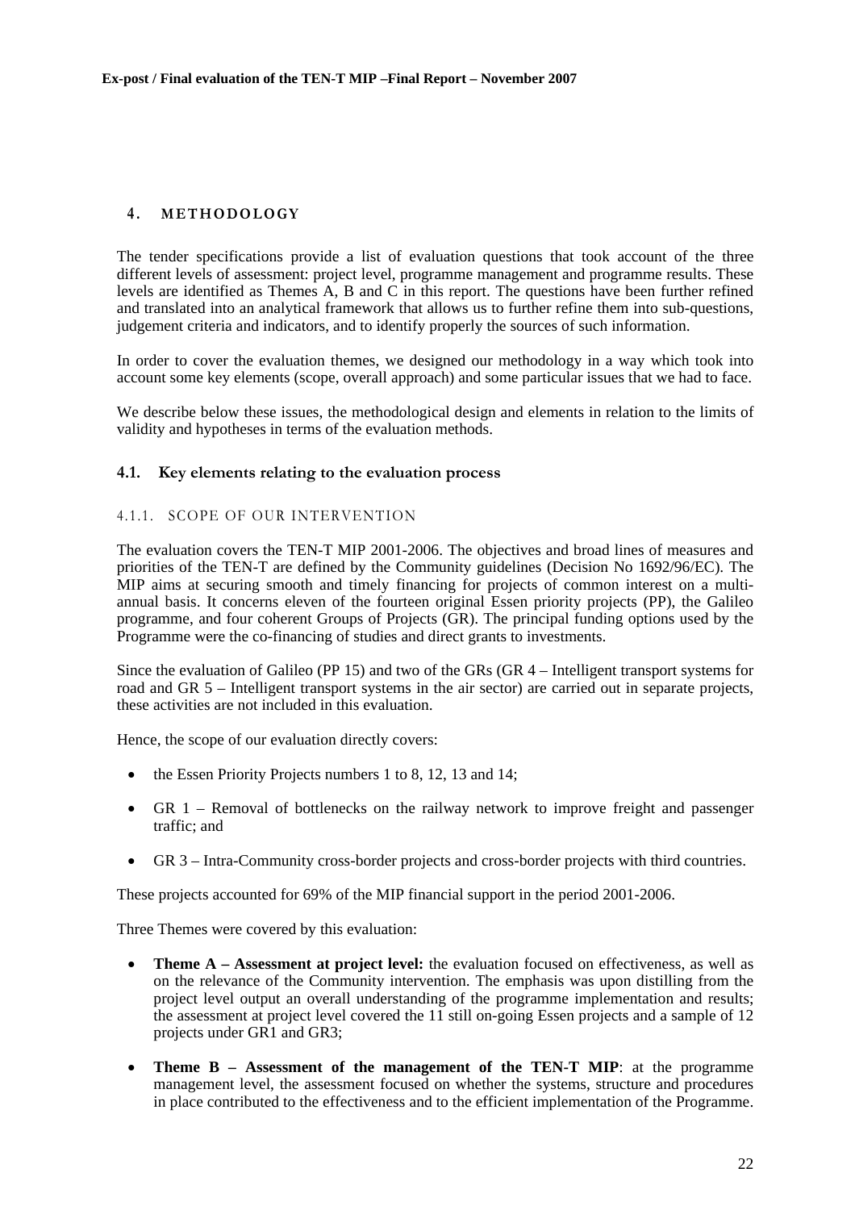# 4. METHODOLOGY

The tender specifications provide a list of evaluation questions that took account of the three different levels of assessment: project level, programme management and programme results. These levels are identified as Themes A, B and C in this report. The questions have been further refined and translated into an analytical framework that allows us to further refine them into sub-questions, judgement criteria and indicators, and to identify properly the sources of such information.

In order to cover the evaluation themes, we designed our methodology in a way which took into account some key elements (scope, overall approach) and some particular issues that we had to face.

We describe below these issues, the methodological design and elements in relation to the limits of validity and hypotheses in terms of the evaluation methods.

## 4.1. Key elements relating to the evaluation process

### 4.1.1. SCOPE OF OUR INTERVENTION

The evaluation covers the TEN-T MIP 2001-2006. The objectives and broad lines of measures and priorities of the TEN-T are defined by the Community guidelines (Decision No 1692/96/EC). The MIP aims at securing smooth and timely financing for projects of common interest on a multi-annual basis. It concerns eleven of the fourteen original Essen priority projects (PP), the Galileo programme, and four coherent Groups of Projects (GR). The principal funding options used by the Programme were the co-financing of studies and direct grants to investments.

Since the evaluation of Galileo (PP 15) and two of the GRs (GR 4 – Intelligent transport systems for road and GR 5 – Intelligent transport systems in the air sector) are carried out in separate projects, these activities are not included in this evaluation.

Hence, the scope of our evaluation directly covers:

- the Essen Priority Projects numbers 1 to 8, 12, 13 and 14;
- GR 1 – Removal of bottlenecks on the railway network to improve freight and passenger traffic; and
- GR 3 – Intra-Community cross-border projects and cross-border projects with third countries.

These projects accounted for 69% of the MIP financial support in the period 2001-2006.

Three Themes were covered by this evaluation:

- **Theme A – Assessment at project level:** the evaluation focused on effectiveness, as well as on the relevance of the Community intervention. The emphasis was upon distilling from the project level output an overall understanding of the programme implementation and results; the assessment at project level covered the 11 still on-going Essen projects and a sample of 12 projects under GR1 and GR3;
- **Theme B – Assessment of the management of the TEN-T MIP**: at the programme management level, the assessment focused on whether the systems, structure and procedures in place contributed to the effectiveness and to the efficient implementation of the Programme.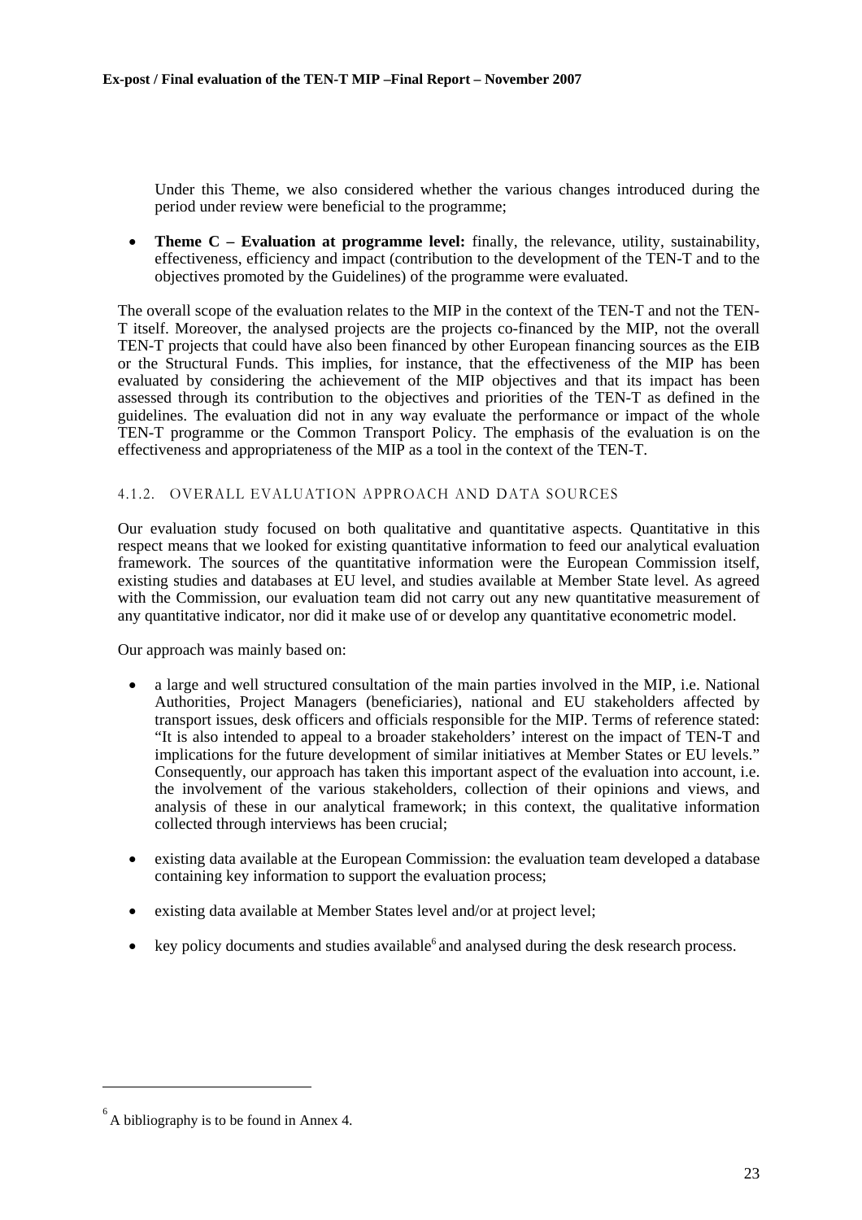Under this Theme, we also considered whether the various changes introduced during the period under review were beneficial to the programme;

- **Theme C – Evaluation at programme level:** finally, the relevance, utility, sustainability, effectiveness, efficiency and impact (contribution to the development of the TEN-T and to the objectives promoted by the Guidelines) of the programme were evaluated.

The overall scope of the evaluation relates to the MIP in the context of the TEN-T and not the TEN-T itself. Moreover, the analysed projects are the projects co-financed by the MIP, not the overall TEN-T projects that could have also been financed by other European financing sources as the EIB or the Structural Funds. This implies, for instance, that the effectiveness of the MIP has been evaluated by considering the achievement of the MIP objectives and that its impact has been assessed through its contribution to the objectives and priorities of the TEN-T as defined in the guidelines. The evaluation did not in any way evaluate the performance or impact of the whole TEN-T programme or the Common Transport Policy. The emphasis of the evaluation is on the effectiveness and appropriateness of the MIP as a tool in the context of the TEN-T.

#### 4.1.2. Overall evaluation approach and data sources

Our evaluation study focused on both qualitative and quantitative aspects. Quantitative in this respect means that we looked for existing quantitative information to feed our analytical evaluation framework. The sources of the quantitative information were the European Commission itself, existing studies and databases at EU level, and studies available at Member State level. As agreed with the Commission, our evaluation team did not carry out any new quantitative measurement of any quantitative indicator, nor did it make use of or develop any quantitative econometric model.

Our approach was mainly based on:

- a large and well structured consultation of the main parties involved in the MIP, i.e. National Authorities, Project Managers (beneficiaries), national and EU stakeholders affected by transport issues, desk officers and officials responsible for the MIP. Terms of reference stated: "It is also intended to appeal to a broader stakeholders' interest on the impact of TEN-T and implications for the future development of similar initiatives at Member States or EU levels." Consequently, our approach has taken this important aspect of the evaluation into account, i.e. the involvement of the various stakeholders, collection of their opinions and views, and analysis of these in our analytical framework; in this context, the qualitative information collected through interviews has been crucial;

- existing data available at the European Commission: the evaluation team developed a database containing key information to support the evaluation process;

- existing data available at Member States level and/or at project level;

- key policy documents and studies available[6] and analysed during the desk research process.

[6] A bibliography is to be found in Annex 4.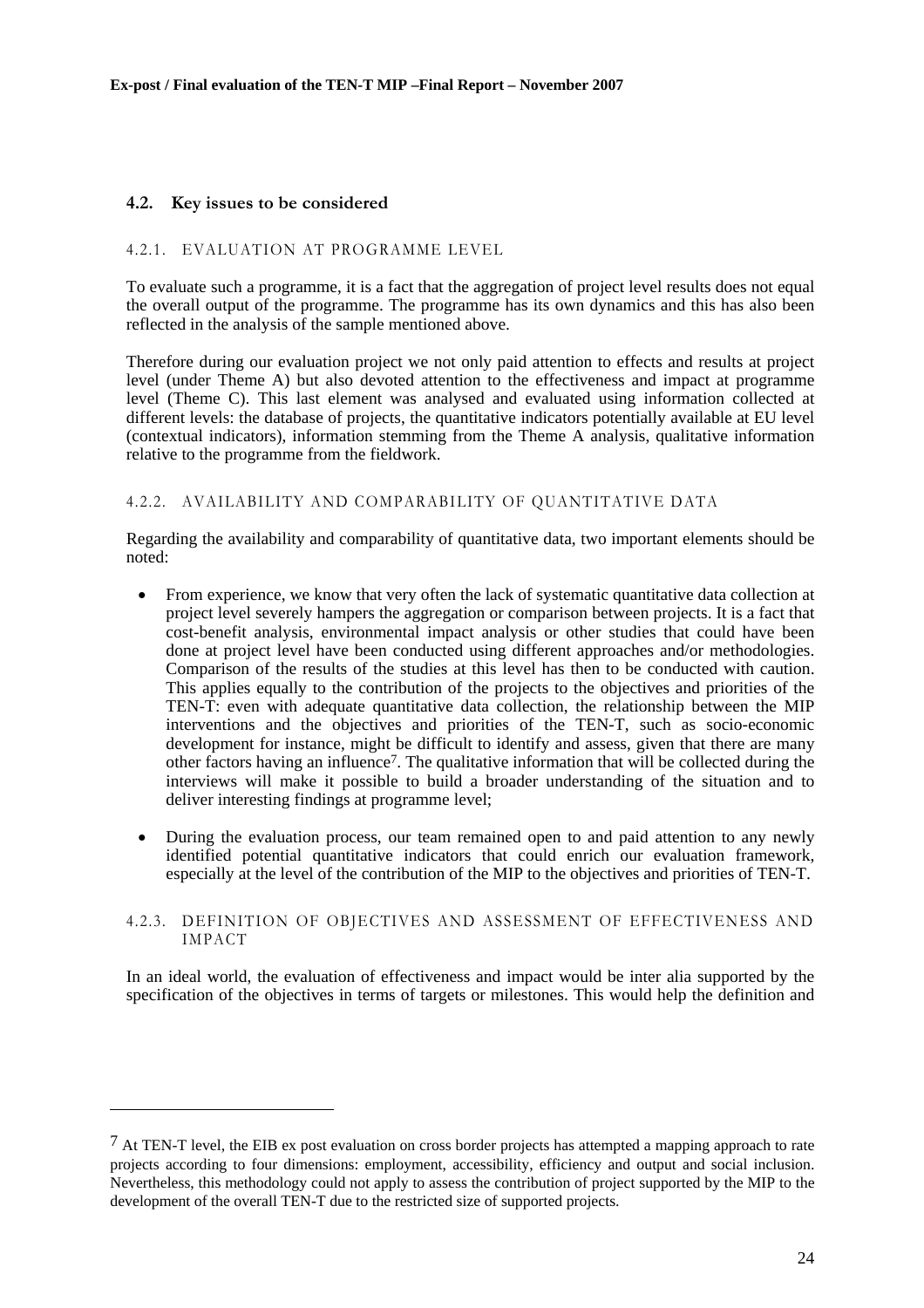## 4.2. Key issues to be considered

### 4.2.1. EVALUATION AT PROGRAMME LEVEL

To evaluate such a programme, it is a fact that the aggregation of project level results does not equal the overall output of the programme. The programme has its own dynamics and this has also been reflected in the analysis of the sample mentioned above.

Therefore during our evaluation project we not only paid attention to effects and results at project level (under Theme A) but also devoted attention to the effectiveness and impact at programme level (Theme C). This last element was analysed and evaluated using information collected at different levels: the database of projects, the quantitative indicators potentially available at EU level (contextual indicators), information stemming from the Theme A analysis, qualitative information relative to the programme from the fieldwork.

### 4.2.2. AVAILABILITY AND COMPARABILITY OF QUANTITATIVE DATA

Regarding the availability and comparability of quantitative data, two important elements should be noted:

- From experience, we know that very often the lack of systematic quantitative data collection at project level severely hampers the aggregation or comparison between projects. It is a fact that cost-benefit analysis, environmental impact analysis or other studies that could have been done at project level have been conducted using different approaches and/or methodologies. Comparison of the results of the studies at this level has then to be conducted with caution. This applies equally to the contribution of the projects to the objectives and priorities of the TEN-T: even with adequate quantitative data collection, the relationship between the MIP interventions and the objectives and priorities of the TEN-T, such as socio-economic development for instance, might be difficult to identify and assess, given that there are many other factors having an influence[7]. The qualitative information that will be collected during the interviews will make it possible to build a broader understanding of the situation and to deliver interesting findings at programme level;

- During the evaluation process, our team remained open to and paid attention to any newly identified potential quantitative indicators that could enrich our evaluation framework, especially at the level of the contribution of the MIP to the objectives and priorities of TEN-T.

### 4.2.3. DEFINITION OF OBJECTIVES AND ASSESSMENT OF EFFECTIVENESS AND IMPACT

In an ideal world, the evaluation of effectiveness and impact would be inter alia supported by the specification of the objectives in terms of targets or milestones. This would help the definition and

---

[7] At TEN-T level, the EIB ex post evaluation on cross border projects has attempted a mapping approach to rate projects according to four dimensions: employment, accessibility, efficiency and output and social inclusion. Nevertheless, this methodology could not apply to assess the contribution of project supported by the MIP to the development of the overall TEN-T due to the restricted size of supported projects.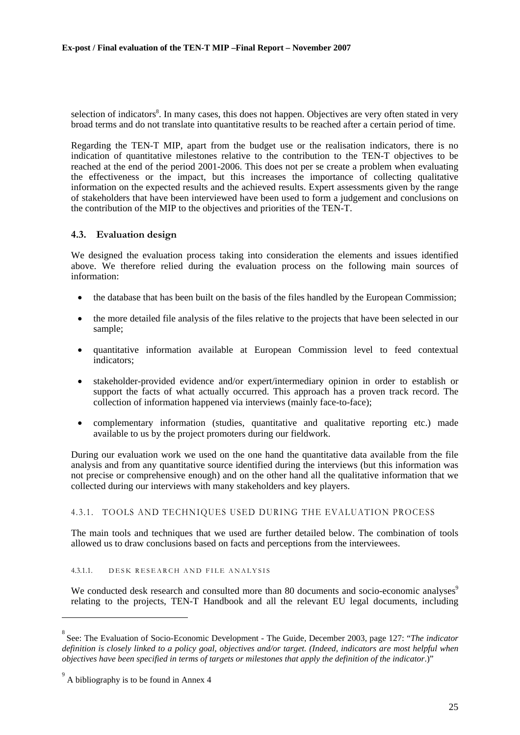selection of indicators[8]. In many cases, this does not happen. Objectives are very often stated in very broad terms and do not translate into quantitative results to be reached after a certain period of time.

Regarding the TEN-T MIP, apart from the budget use or the realisation indicators, there is no indication of quantitative milestones relative to the contribution to the TEN-T objectives to be reached at the end of the period 2001-2006. This does not per se create a problem when evaluating the effectiveness or the impact, but this increases the importance of collecting qualitative information on the expected results and the achieved results. Expert assessments given by the range of stakeholders that have been interviewed have been used to form a judgement and conclusions on the contribution of the MIP to the objectives and priorities of the TEN-T.

## 4.3. Evaluation design

We designed the evaluation process taking into consideration the elements and issues identified above. We therefore relied during the evaluation process on the following main sources of information:

- the database that has been built on the basis of the files handled by the European Commission;
- the more detailed file analysis of the files relative to the projects that have been selected in our sample;
- quantitative information available at European Commission level to feed contextual indicators;
- stakeholder-provided evidence and/or expert/intermediary opinion in order to establish or support the facts of what actually occurred. This approach has a proven track record. The collection of information happened via interviews (mainly face-to-face);
- complementary information (studies, quantitative and qualitative reporting etc.) made available to us by the project promoters during our fieldwork.

During our evaluation work we used on the one hand the quantitative data available from the file analysis and from any quantitative source identified during the interviews (but this information was not precise or comprehensive enough) and on the other hand all the qualitative information that we collected during our interviews with many stakeholders and key players.

### 4.3.1. Tools and techniques used during the evaluation process

The main tools and techniques that we used are further detailed below. The combination of tools allowed us to draw conclusions based on facts and perceptions from the interviewees.

#### 4.3.1.1. Desk research and file analysis

We conducted desk research and consulted more than 80 documents and socio-economic analyses[9] relating to the projects, TEN-T Handbook and all the relevant EU legal documents, including

---

[8] See: The Evaluation of Socio-Economic Development - The Guide, December 2003, page 127: "*The indicator definition is closely linked to a policy goal, objectives and/or target. (Indeed, indicators are most helpful when objectives have been specified in terms of targets or milestones that apply the definition of the indicator*.)"

[9] A bibliography is to be found in Annex 4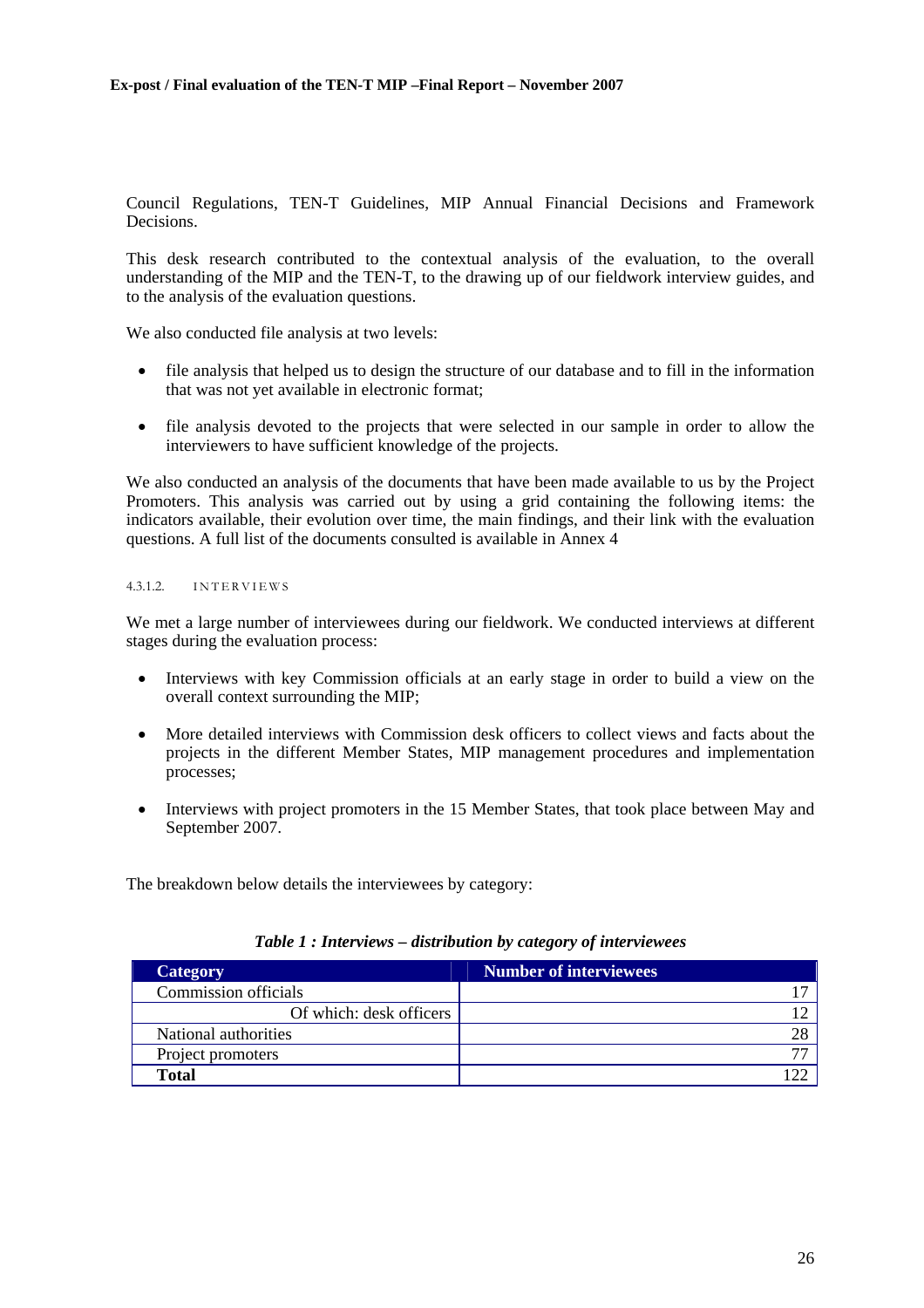Council Regulations, TEN-T Guidelines, MIP Annual Financial Decisions and Framework Decisions.

This desk research contributed to the contextual analysis of the evaluation, to the overall understanding of the MIP and the TEN-T, to the drawing up of our fieldwork interview guides, and to the analysis of the evaluation questions.

We also conducted file analysis at two levels:

- file analysis that helped us to design the structure of our database and to fill in the information that was not yet available in electronic format;
- file analysis devoted to the projects that were selected in our sample in order to allow the interviewers to have sufficient knowledge of the projects.

We also conducted an analysis of the documents that have been made available to us by the Project Promoters. This analysis was carried out by using a grid containing the following items: the indicators available, their evolution over time, the main findings, and their link with the evaluation questions. A full list of the documents consulted is available in Annex 4

#### 4.3.1.2. INTERVIEWS

We met a large number of interviewees during our fieldwork. We conducted interviews at different stages during the evaluation process:

- Interviews with key Commission officials at an early stage in order to build a view on the overall context surrounding the MIP;
- More detailed interviews with Commission desk officers to collect views and facts about the projects in the different Member States, MIP management procedures and implementation processes;
- Interviews with project promoters in the 15 Member States, that took place between May and September 2007.

The breakdown below details the interviewees by category:

***Table 1 : Interviews – distribution by category of interviewees***

| Category | Number of interviewees |
|---|---|
| Commission officials | 17 |
| Of which: desk officers | 12 |
| National authorities | 28 |
| Project promoters | 77 |
| **Total** | 122 |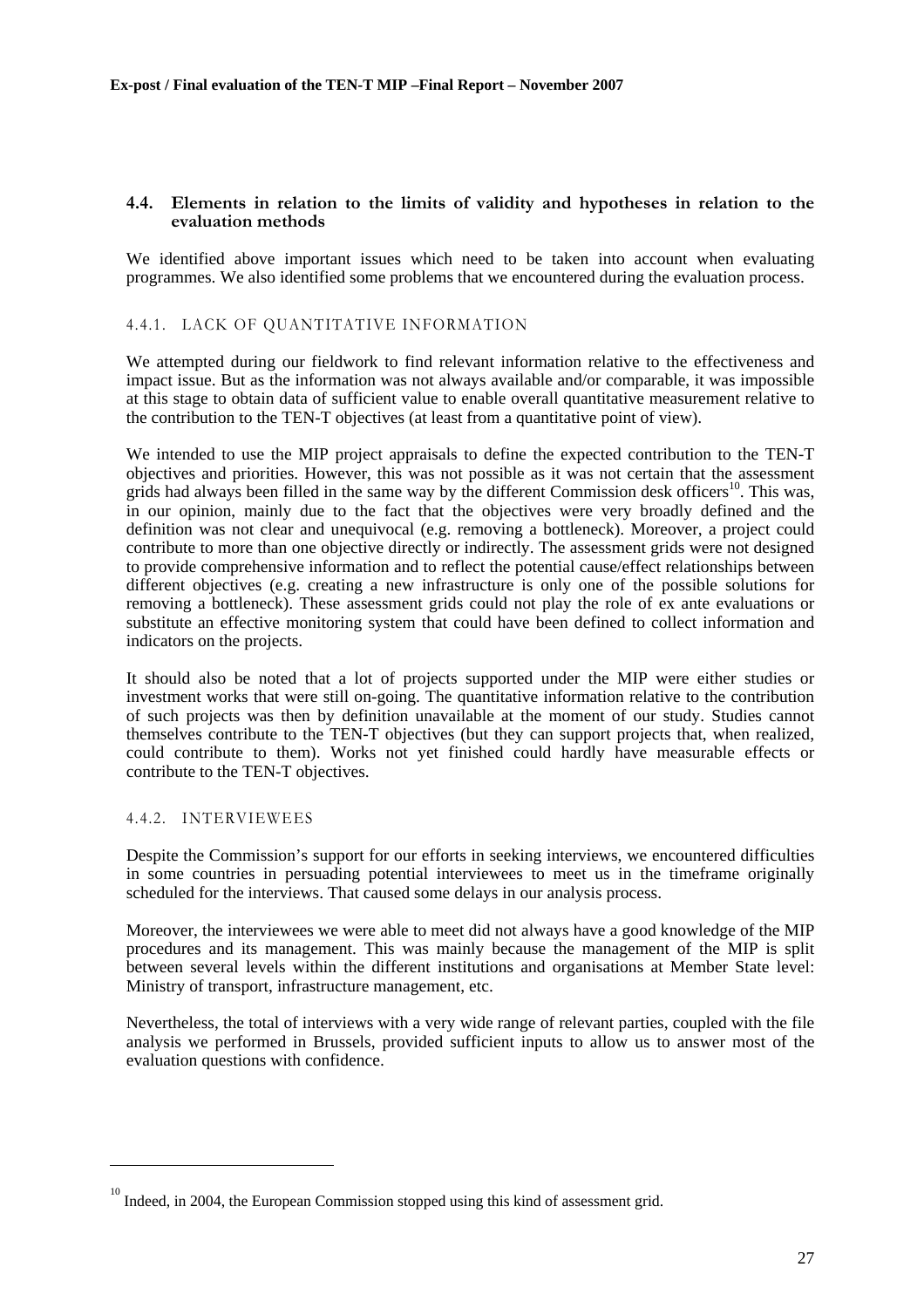### 4.4. Elements in relation to the limits of validity and hypotheses in relation to the evaluation methods

We identified above important issues which need to be taken into account when evaluating programmes. We also identified some problems that we encountered during the evaluation process.

#### 4.4.1. LACK OF QUANTITATIVE INFORMATION

We attempted during our fieldwork to find relevant information relative to the effectiveness and impact issue. But as the information was not always available and/or comparable, it was impossible at this stage to obtain data of sufficient value to enable overall quantitative measurement relative to the contribution to the TEN-T objectives (at least from a quantitative point of view).

We intended to use the MIP project appraisals to define the expected contribution to the TEN-T objectives and priorities. However, this was not possible as it was not certain that the assessment grids had always been filled in the same way by the different Commission desk officers[10]. This was, in our opinion, mainly due to the fact that the objectives were very broadly defined and the definition was not clear and unequivocal (e.g. removing a bottleneck). Moreover, a project could contribute to more than one objective directly or indirectly. The assessment grids were not designed to provide comprehensive information and to reflect the potential cause/effect relationships between different objectives (e.g. creating a new infrastructure is only one of the possible solutions for removing a bottleneck). These assessment grids could not play the role of ex ante evaluations or substitute an effective monitoring system that could have been defined to collect information and indicators on the projects.

It should also be noted that a lot of projects supported under the MIP were either studies or investment works that were still on-going. The quantitative information relative to the contribution of such projects was then by definition unavailable at the moment of our study. Studies cannot themselves contribute to the TEN-T objectives (but they can support projects that, when realized, could contribute to them). Works not yet finished could hardly have measurable effects or contribute to the TEN-T objectives.

#### 4.4.2. INTERVIEWEES

Despite the Commission's support for our efforts in seeking interviews, we encountered difficulties in some countries in persuading potential interviewees to meet us in the timeframe originally scheduled for the interviews. That caused some delays in our analysis process.

Moreover, the interviewees we were able to meet did not always have a good knowledge of the MIP procedures and its management. This was mainly because the management of the MIP is split between several levels within the different institutions and organisations at Member State level: Ministry of transport, infrastructure management, etc.

Nevertheless, the total of interviews with a very wide range of relevant parties, coupled with the file analysis we performed in Brussels, provided sufficient inputs to allow us to answer most of the evaluation questions with confidence.

---

[10] Indeed, in 2004, the European Commission stopped using this kind of assessment grid.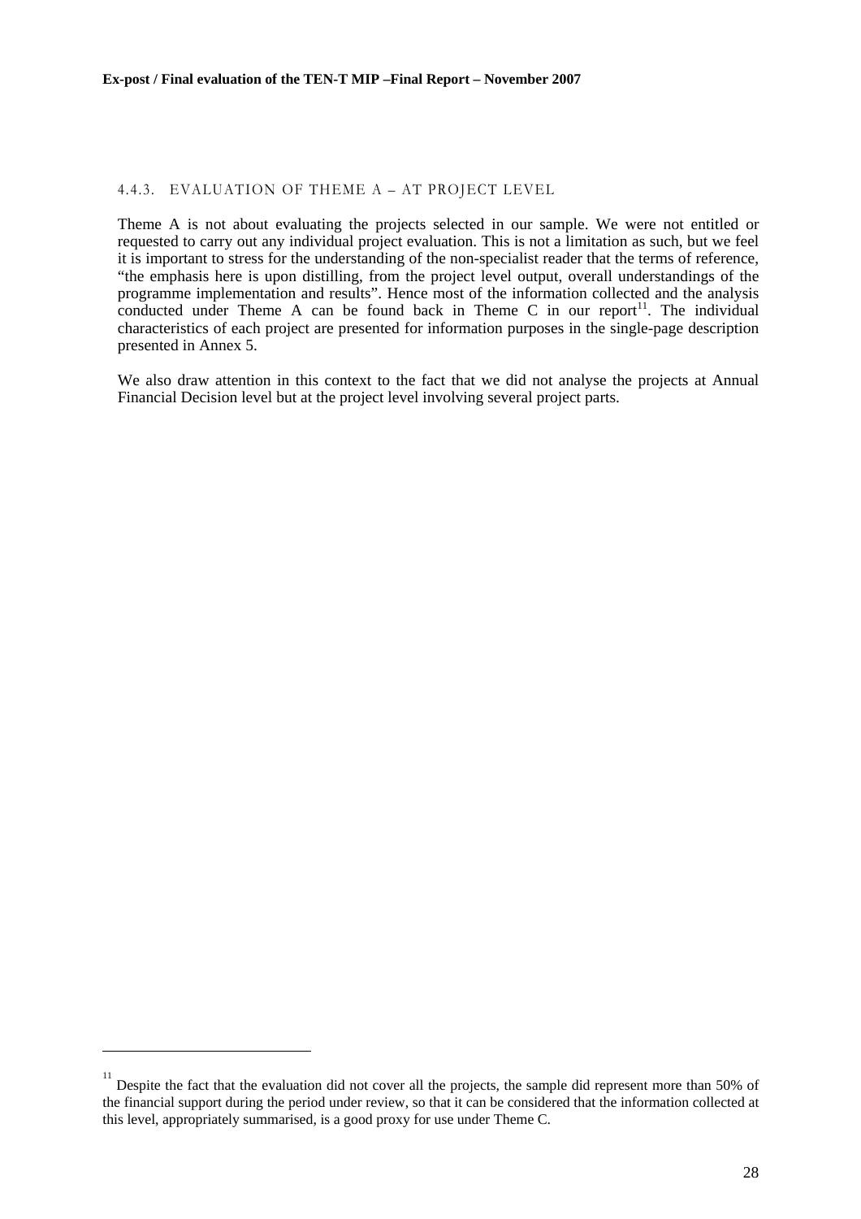#### 4.4.3. EVALUATION OF THEME A – AT PROJECT LEVEL

Theme A is not about evaluating the projects selected in our sample. We were not entitled or requested to carry out any individual project evaluation. This is not a limitation as such, but we feel it is important to stress for the understanding of the non-specialist reader that the terms of reference, "the emphasis here is upon distilling, from the project level output, overall understandings of the programme implementation and results". Hence most of the information collected and the analysis conducted under Theme A can be found back in Theme C in our report[11]. The individual characteristics of each project are presented for information purposes in the single-page description presented in Annex 5.

We also draw attention in this context to the fact that we did not analyse the projects at Annual Financial Decision level but at the project level involving several project parts.

[11] Despite the fact that the evaluation did not cover all the projects, the sample did represent more than 50% of the financial support during the period under review, so that it can be considered that the information collected at this level, appropriately summarised, is a good proxy for use under Theme C.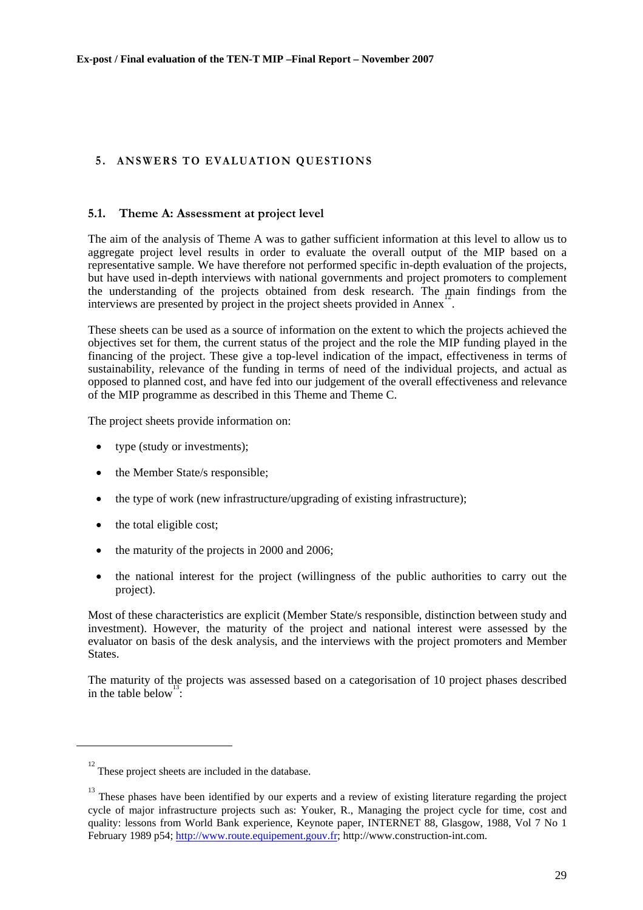## 5. ANSWERS TO EVALUATION QUESTIONS

### 5.1. Theme A: Assessment at project level

The aim of the analysis of Theme A was to gather sufficient information at this level to allow us to aggregate project level results in order to evaluate the overall output of the MIP based on a representative sample. We have therefore not performed specific in-depth evaluation of the projects, but have used in-depth interviews with national governments and project promoters to complement the understanding of the projects obtained from desk research. The main findings from the interviews are presented by project in the project sheets provided in Annex[12].

These sheets can be used as a source of information on the extent to which the projects achieved the objectives set for them, the current status of the project and the role the MIP funding played in the financing of the project. These give a top-level indication of the impact, effectiveness in terms of sustainability, relevance of the funding in terms of need of the individual projects, and actual as opposed to planned cost, and have fed into our judgement of the overall effectiveness and relevance of the MIP programme as described in this Theme and Theme C.

The project sheets provide information on:

- type (study or investments);
- the Member State/s responsible;
- the type of work (new infrastructure/upgrading of existing infrastructure);
- the total eligible cost;
- the maturity of the projects in 2000 and 2006;
- the national interest for the project (willingness of the public authorities to carry out the project).

Most of these characteristics are explicit (Member State/s responsible, distinction between study and investment). However, the maturity of the project and national interest were assessed by the evaluator on basis of the desk analysis, and the interviews with the project promoters and Member States.

The maturity of the projects was assessed based on a categorisation of 10 project phases described in the table below[13]:

---

[12] These project sheets are included in the database.

[13] These phases have been identified by our experts and a review of existing literature regarding the project cycle of major infrastructure projects such as: Youker, R., Managing the project cycle for time, cost and quality: lessons from World Bank experience, Keynote paper, INTERNET 88, Glasgow, 1988, Vol 7 No 1 February 1989 p54; http://www.route.equipement.gouv.fr; http://www.construction-int.com.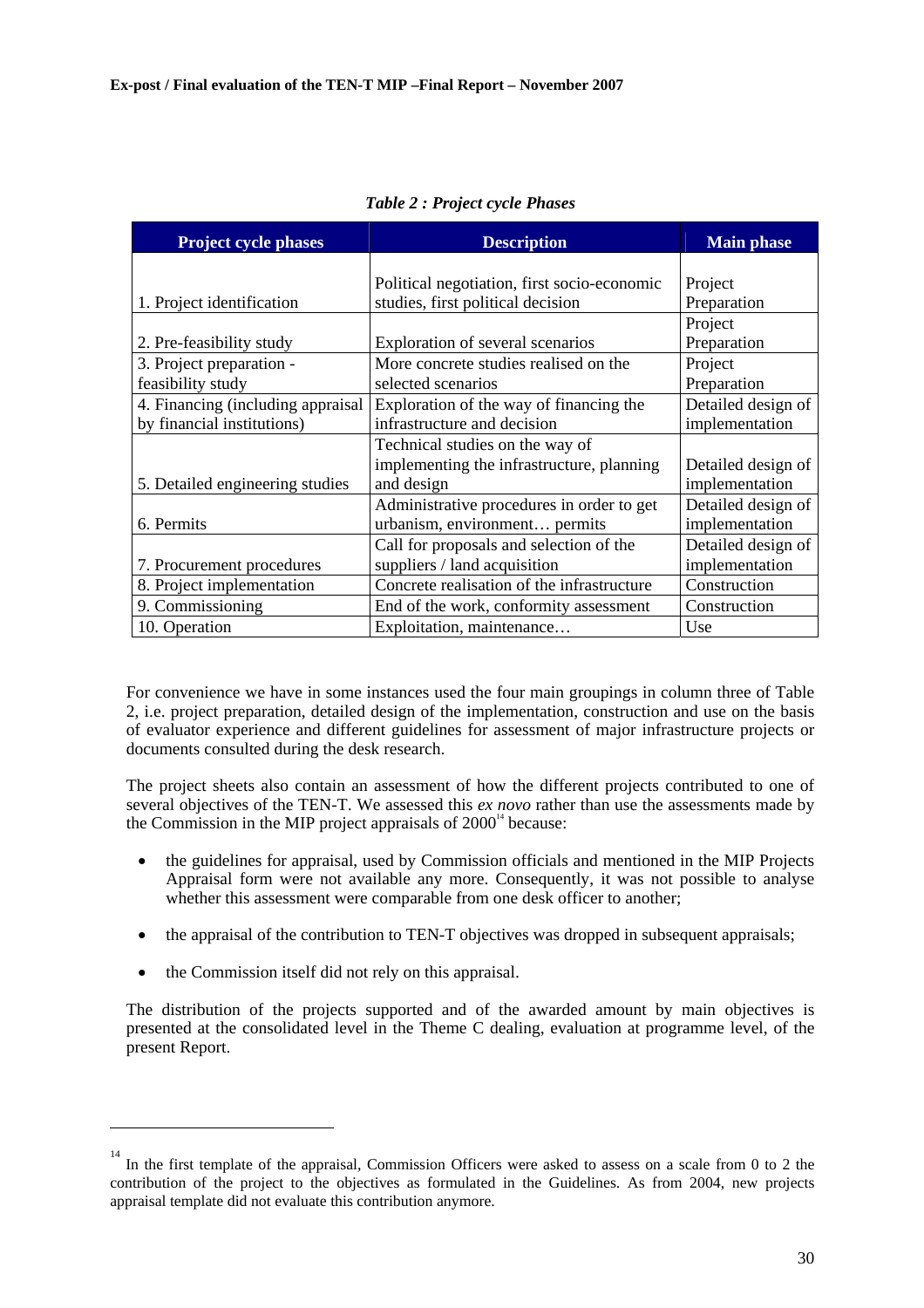*Table 2 : Project cycle Phases*

| Project cycle phases | Description | Main phase |
|---|---|---|
| 1. Project identification | Political negotiation, first socio-economic studies, first political decision | Project Preparation |
| 2. Pre-feasibility study | Exploration of several scenarios | Project Preparation |
| 3. Project preparation - feasibility study | More concrete studies realised on the selected scenarios | Project Preparation |
| 4. Financing (including appraisal by financial institutions) | Exploration of the way of financing the infrastructure and decision | Detailed design of implementation |
| 5. Detailed engineering studies | Technical studies on the way of implementing the infrastructure, planning and design | Detailed design of implementation |
| 6. Permits | Administrative procedures in order to get urbanism, environment… permits | Detailed design of implementation |
| 7. Procurement procedures | Call for proposals and selection of the suppliers / land acquisition | Detailed design of implementation |
| 8. Project implementation | Concrete realisation of the infrastructure | Construction |
| 9. Commissioning | End of the work, conformity assessment | Construction |
| 10. Operation | Exploitation, maintenance… | Use |

For convenience we have in some instances used the four main groupings in column three of Table 2, i.e. project preparation, detailed design of the implementation, construction and use on the basis of evaluator experience and different guidelines for assessment of major infrastructure projects or documents consulted during the desk research.

The project sheets also contain an assessment of how the different projects contributed to one of several objectives of the TEN-T. We assessed this *ex novo* rather than use the assessments made by the Commission in the MIP project appraisals of 2000[14] because:

- the guidelines for appraisal, used by Commission officials and mentioned in the MIP Projects Appraisal form were not available any more. Consequently, it was not possible to analyse whether this assessment were comparable from one desk officer to another;
- the appraisal of the contribution to TEN-T objectives was dropped in subsequent appraisals;
- the Commission itself did not rely on this appraisal.

The distribution of the projects supported and of the awarded amount by main objectives is presented at the consolidated level in the Theme C dealing, evaluation at programme level, of the present Report.

---

[14] In the first template of the appraisal, Commission Officers were asked to assess on a scale from 0 to 2 the contribution of the project to the objectives as formulated in the Guidelines. As from 2004, new projects appraisal template did not evaluate this contribution anymore.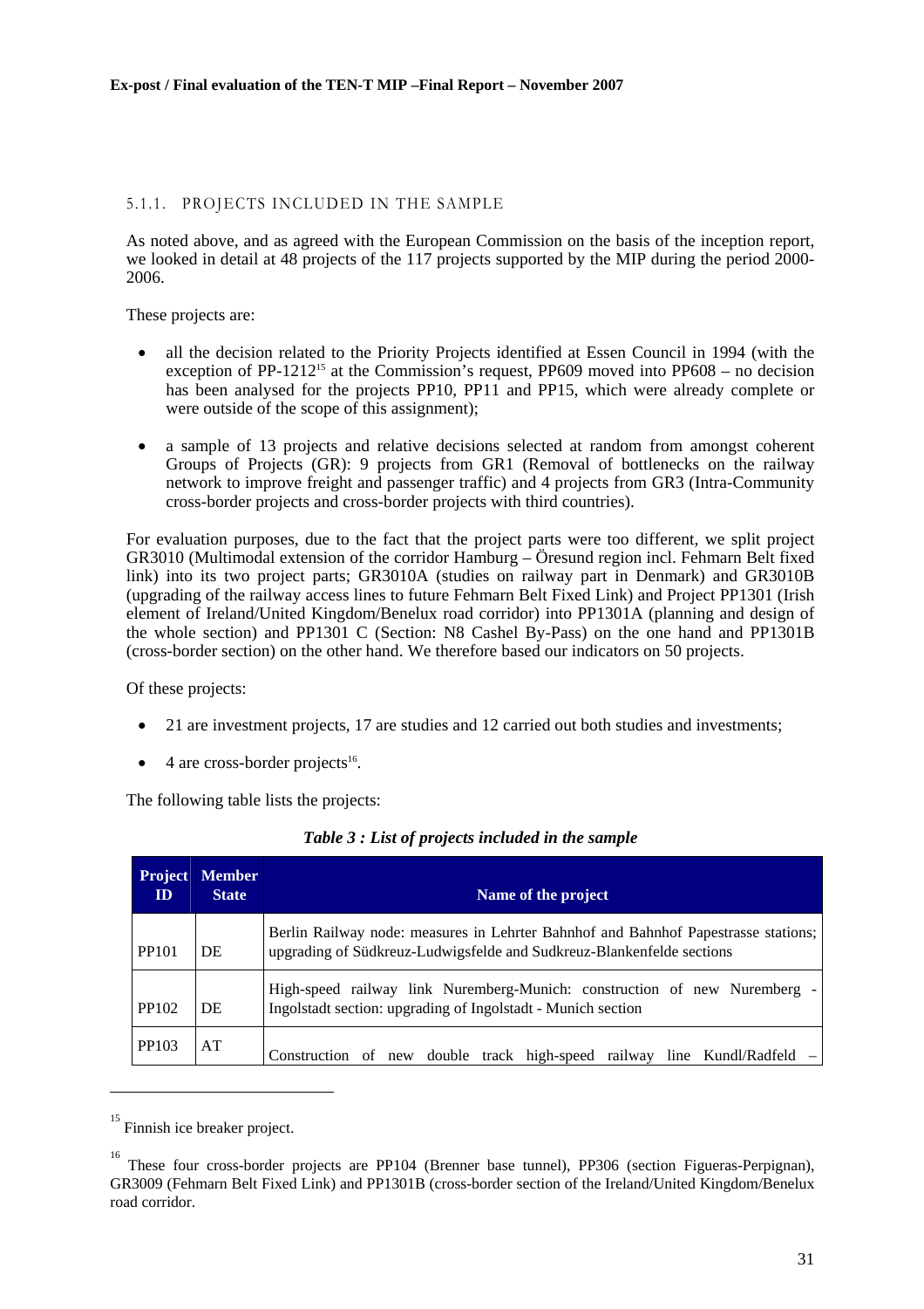#### 5.1.1. PROJECTS INCLUDED IN THE SAMPLE

As noted above, and as agreed with the European Commission on the basis of the inception report, we looked in detail at 48 projects of the 117 projects supported by the MIP during the period 2000-2006.

These projects are:

- all the decision related to the Priority Projects identified at Essen Council in 1994 (with the exception of PP-1212[15] at the Commission's request, PP609 moved into PP608 – no decision has been analysed for the projects PP10, PP11 and PP15, which were already complete or were outside of the scope of this assignment);
- a sample of 13 projects and relative decisions selected at random from amongst coherent Groups of Projects (GR): 9 projects from GR1 (Removal of bottlenecks on the railway network to improve freight and passenger traffic) and 4 projects from GR3 (Intra-Community cross-border projects and cross-border projects with third countries).

For evaluation purposes, due to the fact that the project parts were too different, we split project GR3010 (Multimodal extension of the corridor Hamburg – Öresund region incl. Fehmarn Belt fixed link) into its two project parts; GR3010A (studies on railway part in Denmark) and GR3010B (upgrading of the railway access lines to future Fehmarn Belt Fixed Link) and Project PP1301 (Irish element of Ireland/United Kingdom/Benelux road corridor) into PP1301A (planning and design of the whole section) and PP1301 C (Section: N8 Cashel By-Pass) on the one hand and PP1301B (cross-border section) on the other hand. We therefore based our indicators on 50 projects.

Of these projects:

- 21 are investment projects, 17 are studies and 12 carried out both studies and investments;
- 4 are cross-border projects[16].

The following table lists the projects:

***Table 3 : List of projects included in the sample***

| Project ID | Member State | Name of the project |
|---|---|---|
| PP101 | DE | Berlin Railway node: measures in Lehrter Bahnhof and Bahnhof Papestrasse stations; upgrading of Südkreuz-Ludwigsfelde and Sudkreuz-Blankenfelde sections |
| PP102 | DE | High-speed railway link Nuremberg-Munich: construction of new Nuremberg - Ingolstadt section: upgrading of Ingolstadt - Munich section |
| PP103 | AT | Construction of new double track high-speed railway line Kundl/Radfeld – |

[15] Finnish ice breaker project.

[16] These four cross-border projects are PP104 (Brenner base tunnel), PP306 (section Figueras-Perpignan), GR3009 (Fehmarn Belt Fixed Link) and PP1301B (cross-border section of the Ireland/United Kingdom/Benelux road corridor.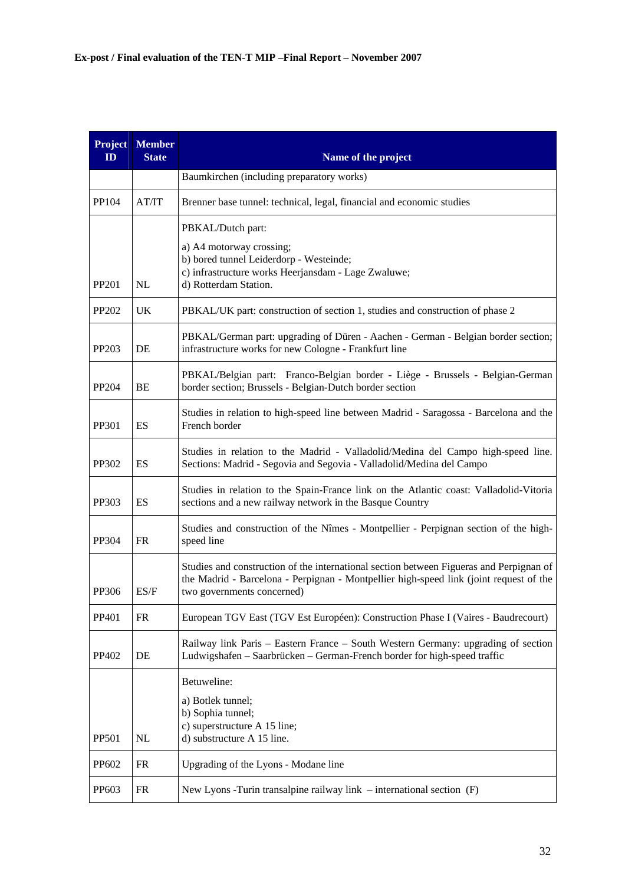| Project ID | Member State | Name of the project |
|---|---|---|
| | | Baumkirchen (including preparatory works) |
| PP104 | AT/IT | Brenner base tunnel: technical, legal, financial and economic studies |
| PP201 | NL | PBKAL/Dutch part:<br>a) A4 motorway crossing;<br>b) bored tunnel Leiderdorp - Westeinde;<br>c) infrastructure works Heerjansdam - Lage Zwaluwe;<br>d) Rotterdam Station. |
| PP202 | UK | PBKAL/UK part: construction of section 1, studies and construction of phase 2 |
| PP203 | DE | PBKAL/German part: upgrading of Düren - Aachen - German - Belgian border section; infrastructure works for new Cologne - Frankfurt line |
| PP204 | BE | PBKAL/Belgian part: Franco-Belgian border - Liège - Brussels - Belgian-German border section; Brussels - Belgian-Dutch border section |
| PP301 | ES | Studies in relation to high-speed line between Madrid - Saragossa - Barcelona and the French border |
| PP302 | ES | Studies in relation to the Madrid - Valladolid/Medina del Campo high-speed line. Sections: Madrid - Segovia and Segovia - Valladolid/Medina del Campo |
| PP303 | ES | Studies in relation to the Spain-France link on the Atlantic coast: Valladolid-Vitoria sections and a new railway network in the Basque Country |
| PP304 | FR | Studies and construction of the Nîmes - Montpellier - Perpignan section of the high-speed line |
| PP306 | ES/F | Studies and construction of the international section between Figueras and Perpignan of the Madrid - Barcelona - Perpignan - Montpellier high-speed link (joint request of the two governments concerned) |
| PP401 | FR | European TGV East (TGV Est Européen): Construction Phase I (Vaires - Baudrecourt) |
| PP402 | DE | Railway link Paris – Eastern France – South Western Germany: upgrading of section Ludwigshafen – Saarbrücken – German-French border for high-speed traffic |
| PP501 | NL | Betuweline:<br>a) Botlek tunnel;<br>b) Sophia tunnel;<br>c) superstructure A 15 line;<br>d) substructure A 15 line. |
| PP602 | FR | Upgrading of the Lyons - Modane line |
| PP603 | FR | New Lyons -Turin transalpine railway link – international section (F) |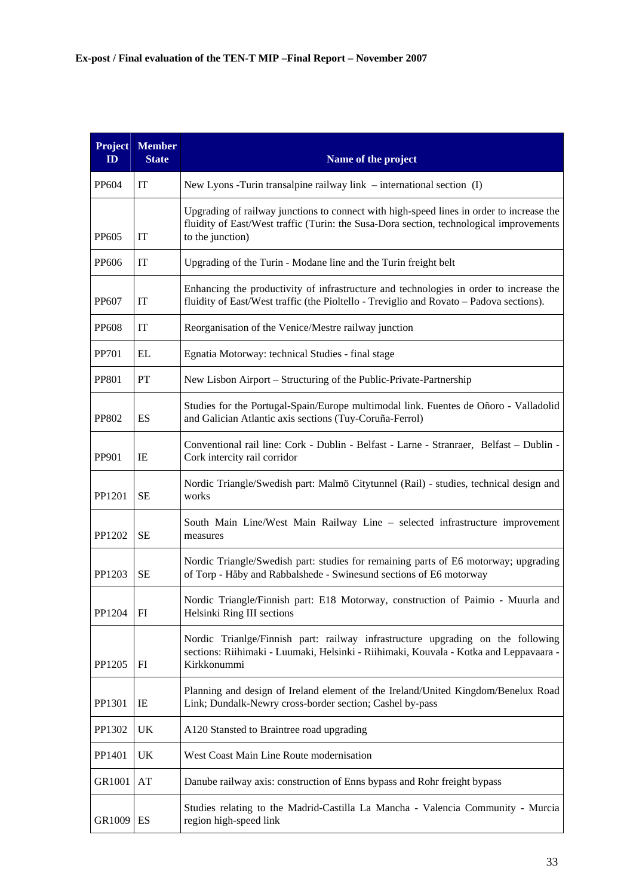| Project ID | Member State | Name of the project |
|---|---|---|
| PP604 | IT | New Lyons -Turin transalpine railway link – international section (I) |
| PP605 | IT | Upgrading of railway junctions to connect with high-speed lines in order to increase the fluidity of East/West traffic (Turin: the Susa-Dora section, technological improvements to the junction) |
| PP606 | IT | Upgrading of the Turin - Modane line and the Turin freight belt |
| PP607 | IT | Enhancing the productivity of infrastructure and technologies in order to increase the fluidity of East/West traffic (the Pioltello - Treviglio and Rovato – Padova sections). |
| PP608 | IT | Reorganisation of the Venice/Mestre railway junction |
| PP701 | EL | Egnatia Motorway: technical Studies - final stage |
| PP801 | PT | New Lisbon Airport – Structuring of the Public-Private-Partnership |
| PP802 | ES | Studies for the Portugal-Spain/Europe multimodal link. Fuentes de Oñoro - Valladolid and Galician Atlantic axis sections (Tuy-Coruña-Ferrol) |
| PP901 | IE | Conventional rail line: Cork - Dublin - Belfast - Larne - Stranraer, Belfast – Dublin - Cork intercity rail corridor |
| PP1201 | SE | Nordic Triangle/Swedish part: Malmö Citytunnel (Rail) - studies, technical design and works |
| PP1202 | SE | South Main Line/West Main Railway Line – selected infrastructure improvement measures |
| PP1203 | SE | Nordic Triangle/Swedish part: studies for remaining parts of E6 motorway; upgrading of Torp - Håby and Rabbalshede - Swinesund sections of E6 motorway |
| PP1204 | FI | Nordic Triangle/Finnish part: E18 Motorway, construction of Paimio - Muurla and Helsinki Ring III sections |
| PP1205 | FI | Nordic Trianlge/Finnish part: railway infrastructure upgrading on the following sections: Riihimaki - Luumaki, Helsinki - Riihimaki, Kouvala - Kotka and Leppavaara - Kirkkonummi |
| PP1301 | IE | Planning and design of Ireland element of the Ireland/United Kingdom/Benelux Road Link; Dundalk-Newry cross-border section; Cashel by-pass |
| PP1302 | UK | A120 Stansted to Braintree road upgrading |
| PP1401 | UK | West Coast Main Line Route modernisation |
| GR1001 | AT | Danube railway axis: construction of Enns bypass and Rohr freight bypass |
| GR1009 | ES | Studies relating to the Madrid-Castilla La Mancha - Valencia Community - Murcia region high-speed link |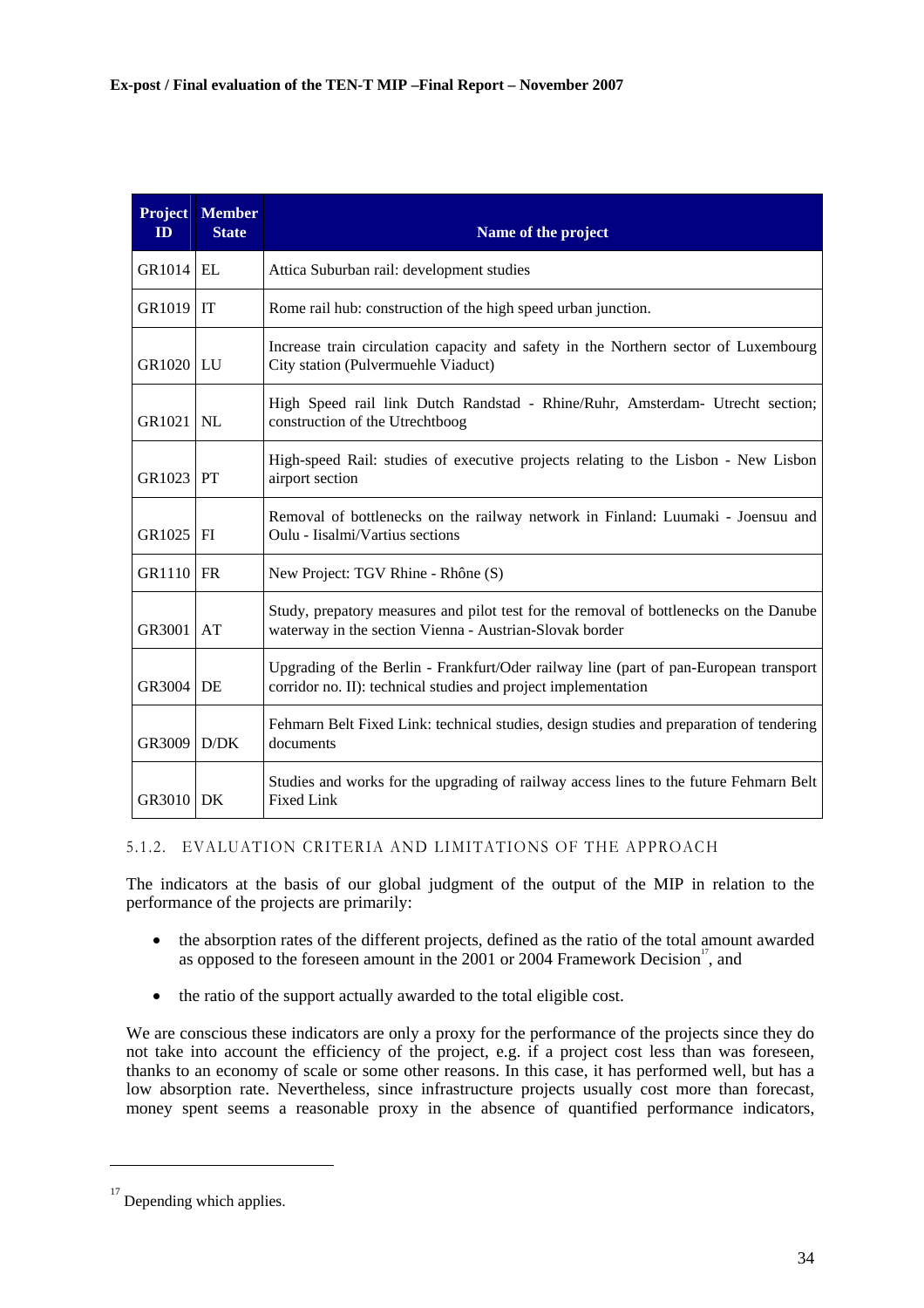| Project ID | Member State | Name of the project |
|---|---|---|
| GR1014 | EL | Attica Suburban rail: development studies |
| GR1019 | IT | Rome rail hub: construction of the high speed urban junction. |
| GR1020 | LU | Increase train circulation capacity and safety in the Northern sector of Luxembourg City station (Pulvermuehle Viaduct) |
| GR1021 | NL | High Speed rail link Dutch Randstad - Rhine/Ruhr, Amsterdam- Utrecht section; construction of the Utrechtboog |
| GR1023 | PT | High-speed Rail: studies of executive projects relating to the Lisbon - New Lisbon airport section |
| GR1025 | FI | Removal of bottlenecks on the railway network in Finland: Luumaki - Joensuu and Oulu - Iisalmi/Vartius sections |
| GR1110 | FR | New Project: TGV Rhine - Rhône (S) |
| GR3001 | AT | Study, prepatory measures and pilot test for the removal of bottlenecks on the Danube waterway in the section Vienna - Austrian-Slovak border |
| GR3004 | DE | Upgrading of the Berlin - Frankfurt/Oder railway line (part of pan-European transport corridor no. II): technical studies and project implementation |
| GR3009 | D/DK | Fehmarn Belt Fixed Link: technical studies, design studies and preparation of tendering documents |
| GR3010 | DK | Studies and works for the upgrading of railway access lines to the future Fehmarn Belt Fixed Link |

### 5.1.2. EVALUATION CRITERIA AND LIMITATIONS OF THE APPROACH

The indicators at the basis of our global judgment of the output of the MIP in relation to the performance of the projects are primarily:

- the absorption rates of the different projects, defined as the ratio of the total amount awarded as opposed to the foreseen amount in the 2001 or 2004 Framework Decision[17], and
- the ratio of the support actually awarded to the total eligible cost.

We are conscious these indicators are only a proxy for the performance of the projects since they do not take into account the efficiency of the project, e.g. if a project cost less than was foreseen, thanks to an economy of scale or some other reasons. In this case, it has performed well, but has a low absorption rate. Nevertheless, since infrastructure projects usually cost more than forecast, money spent seems a reasonable proxy in the absence of quantified performance indicators,

[17] Depending which applies.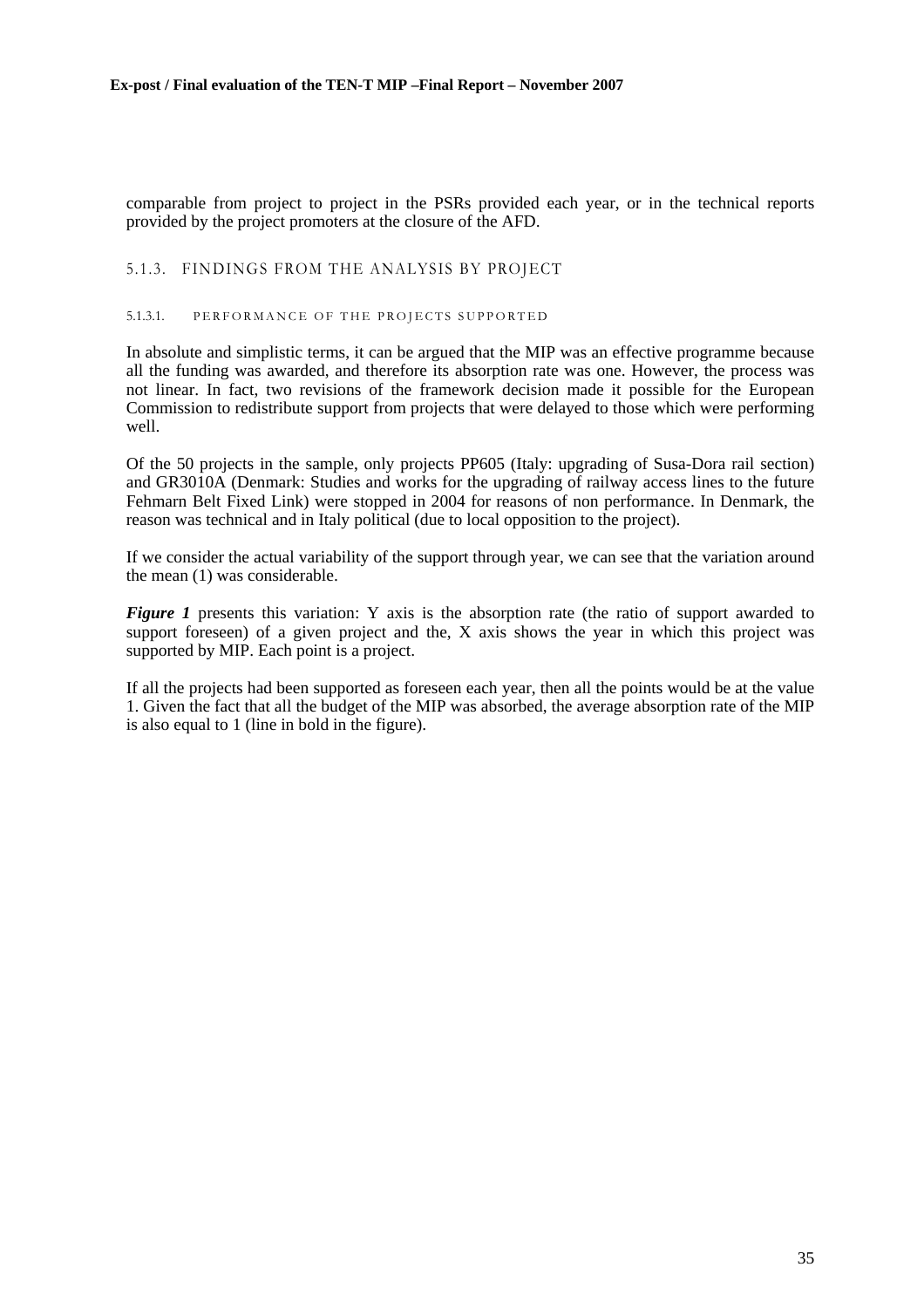comparable from project to project in the PSRs provided each year, or in the technical reports provided by the project promoters at the closure of the AFD.

### 5.1.3. FINDINGS FROM THE ANALYSIS BY PROJECT

#### 5.1.3.1. PERFORMANCE OF THE PROJECTS SUPPORTED

In absolute and simplistic terms, it can be argued that the MIP was an effective programme because all the funding was awarded, and therefore its absorption rate was one. However, the process was not linear. In fact, two revisions of the framework decision made it possible for the European Commission to redistribute support from projects that were delayed to those which were performing well.

Of the 50 projects in the sample, only projects PP605 (Italy: upgrading of Susa-Dora rail section) and GR3010A (Denmark: Studies and works for the upgrading of railway access lines to the future Fehmarn Belt Fixed Link) were stopped in 2004 for reasons of non performance. In Denmark, the reason was technical and in Italy political (due to local opposition to the project).

If we consider the actual variability of the support through year, we can see that the variation around the mean (1) was considerable.

***Figure 1*** presents this variation: Y axis is the absorption rate (the ratio of support awarded to support foreseen) of a given project and the, X axis shows the year in which this project was supported by MIP. Each point is a project.

If all the projects had been supported as foreseen each year, then all the points would be at the value 1. Given the fact that all the budget of the MIP was absorbed, the average absorption rate of the MIP is also equal to 1 (line in bold in the figure).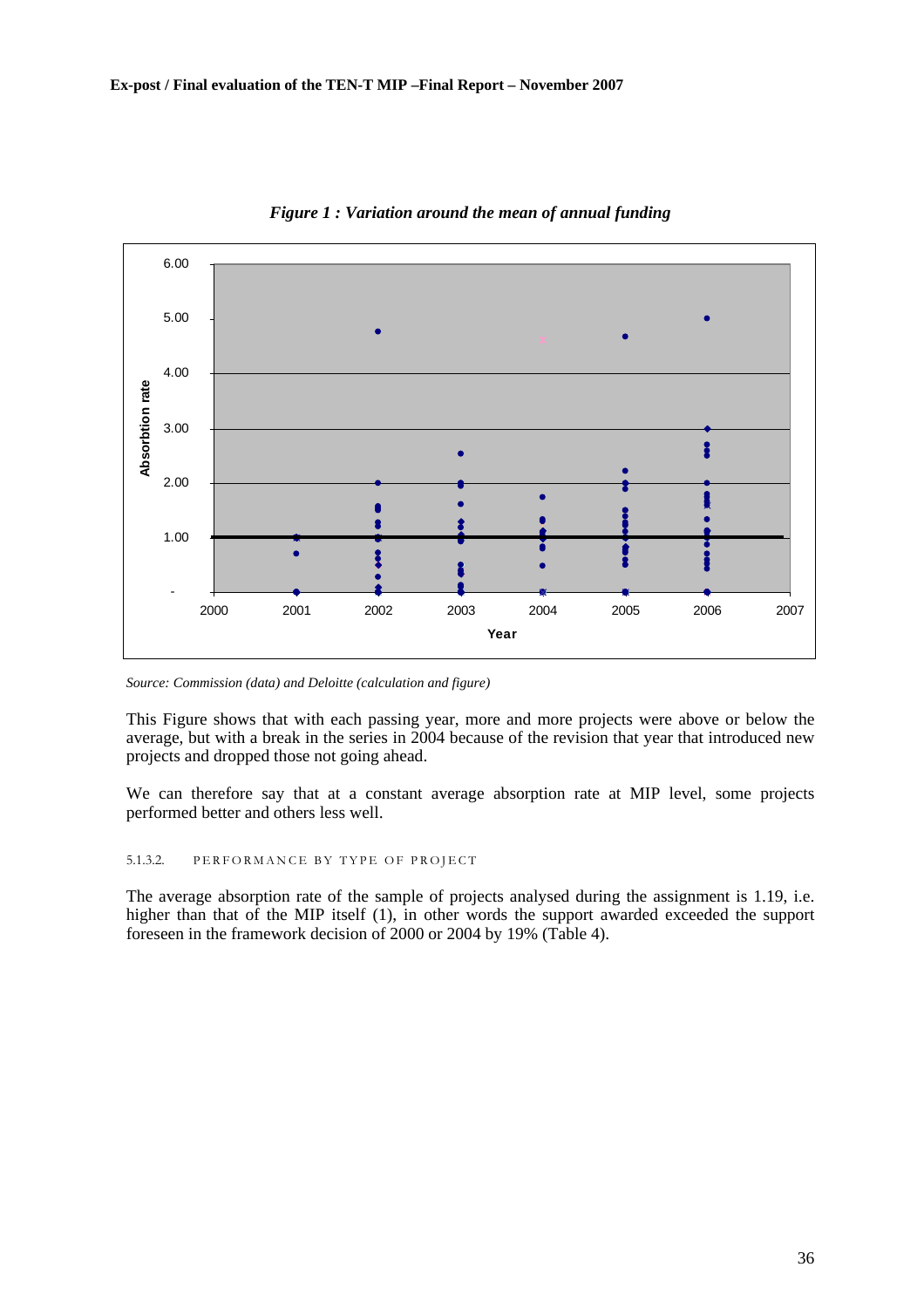*Figure 1 : Variation around the mean of annual funding*

*Source: Commission (data) and Deloitte (calculation and figure)*

This Figure shows that with each passing year, more and more projects were above or below the average, but with a break in the series in 2004 because of the revision that year that introduced new projects and dropped those not going ahead.

We can therefore say that at a constant average absorption rate at MIP level, some projects performed better and others less well.

#### 5.1.3.2. PERFORMANCE BY TYPE OF PROJECT

The average absorption rate of the sample of projects analysed during the assignment is 1.19, i.e. higher than that of the MIP itself (1), in other words the support awarded exceeded the support foreseen in the framework decision of 2000 or 2004 by 19% (Table 4).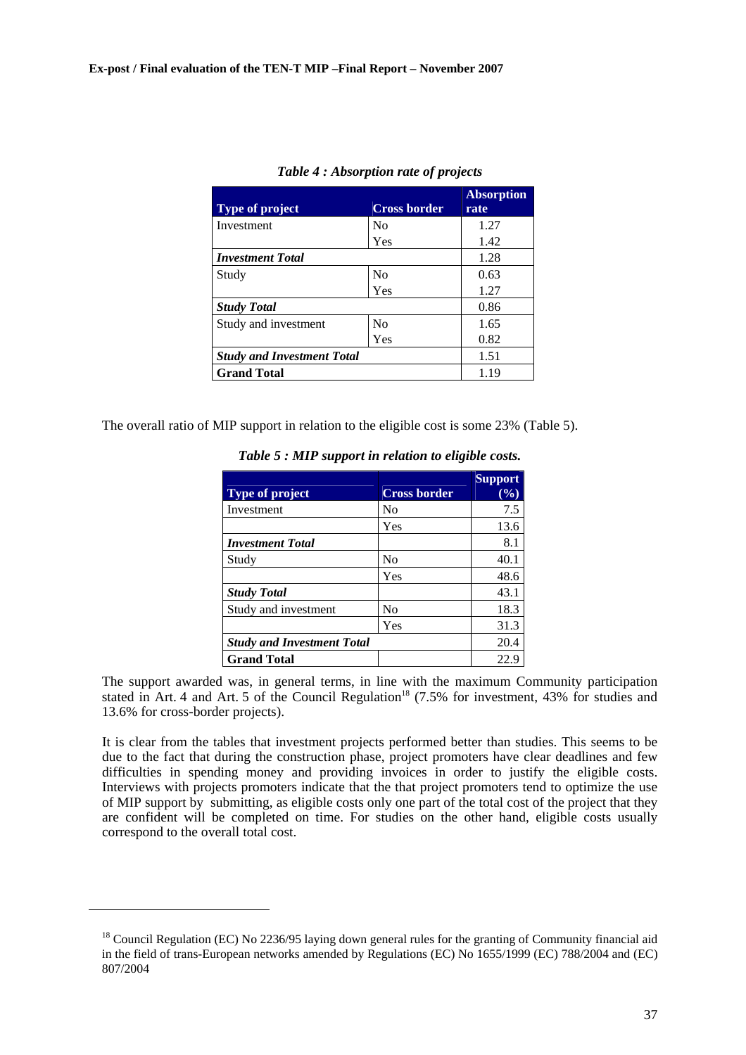*Table 4 : Absorption rate of projects*

| Type of project | Cross border | Absorption rate |
|---|---|---|
| Investment | No | 1.27 |
| | Yes | 1.42 |
| ***Investment Total*** | | 1.28 |
| Study | No | 0.63 |
| | Yes | 1.27 |
| ***Study Total*** | | 0.86 |
| Study and investment | No | 1.65 |
| | Yes | 0.82 |
| ***Study and Investment Total*** | | 1.51 |
| **Grand Total** | | 1.19 |

The overall ratio of MIP support in relation to the eligible cost is some 23% (Table 5).

*Table 5 : MIP support in relation to eligible costs.*

| Type of project | Cross border | Support (%) |
|---|---|---|
| Investment | No | 7.5 |
| | Yes | 13.6 |
| ***Investment Total*** | | 8.1 |
| Study | No | 40.1 |
| | Yes | 48.6 |
| ***Study Total*** | | 43.1 |
| Study and investment | No | 18.3 |
| | Yes | 31.3 |
| ***Study and Investment Total*** | | 20.4 |
| **Grand Total** | | 22.9 |

The support awarded was, in general terms, in line with the maximum Community participation stated in Art. 4 and Art. 5 of the Council Regulation[18] (7.5% for investment, 43% for studies and 13.6% for cross-border projects).

It is clear from the tables that investment projects performed better than studies. This seems to be due to the fact that during the construction phase, project promoters have clear deadlines and few difficulties in spending money and providing invoices in order to justify the eligible costs. Interviews with projects promoters indicate that the that project promoters tend to optimize the use of MIP support by submitting, as eligible costs only one part of the total cost of the project that they are confident will be completed on time. For studies on the other hand, eligible costs usually correspond to the overall total cost.

[18] Council Regulation (EC) No 2236/95 laying down general rules for the granting of Community financial aid in the field of trans-European networks amended by Regulations (EC) No 1655/1999 (EC) 788/2004 and (EC) 807/2004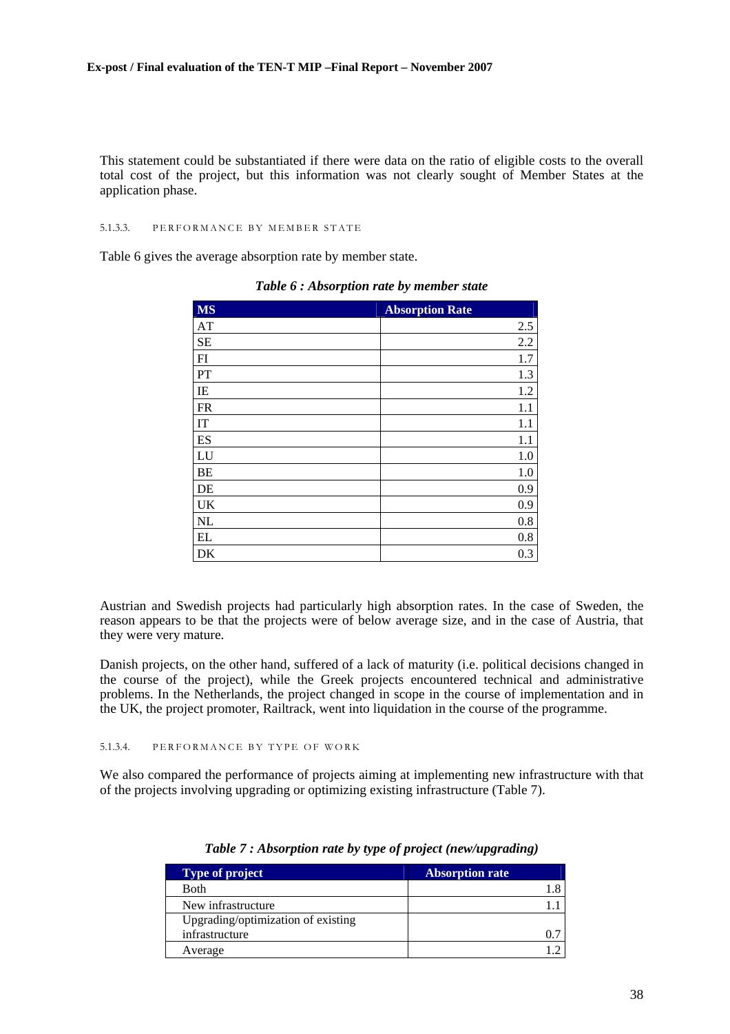This statement could be substantiated if there were data on the ratio of eligible costs to the overall total cost of the project, but this information was not clearly sought of Member States at the application phase.

##### 5.1.3.3. PERFORMANCE BY MEMBER STATE

Table 6 gives the average absorption rate by member state.

*Table 6 : Absorption rate by member state*

| MS | Absorption Rate |
|---|---|
| AT | 2.5 |
| SE | 2.2 |
| FI | 1.7 |
| PT | 1.3 |
| IE | 1.2 |
| FR | 1.1 |
| IT | 1.1 |
| ES | 1.1 |
| LU | 1.0 |
| BE | 1.0 |
| DE | 0.9 |
| UK | 0.9 |
| NL | 0.8 |
| EL | 0.8 |
| DK | 0.3 |

Austrian and Swedish projects had particularly high absorption rates. In the case of Sweden, the reason appears to be that the projects were of below average size, and in the case of Austria, that they were very mature.

Danish projects, on the other hand, suffered of a lack of maturity (i.e. political decisions changed in the course of the project), while the Greek projects encountered technical and administrative problems. In the Netherlands, the project changed in scope in the course of implementation and in the UK, the project promoter, Railtrack, went into liquidation in the course of the programme.

##### 5.1.3.4. PERFORMANCE BY TYPE OF WORK

We also compared the performance of projects aiming at implementing new infrastructure with that of the projects involving upgrading or optimizing existing infrastructure (Table 7).

*Table 7 : Absorption rate by type of project (new/upgrading)*

| Type of project | Absorption rate |
|---|---|
| Both | 1.8 |
| New infrastructure | 1.1 |
| Upgrading/optimization of existing infrastructure | 0.7 |
| Average | 1.2 |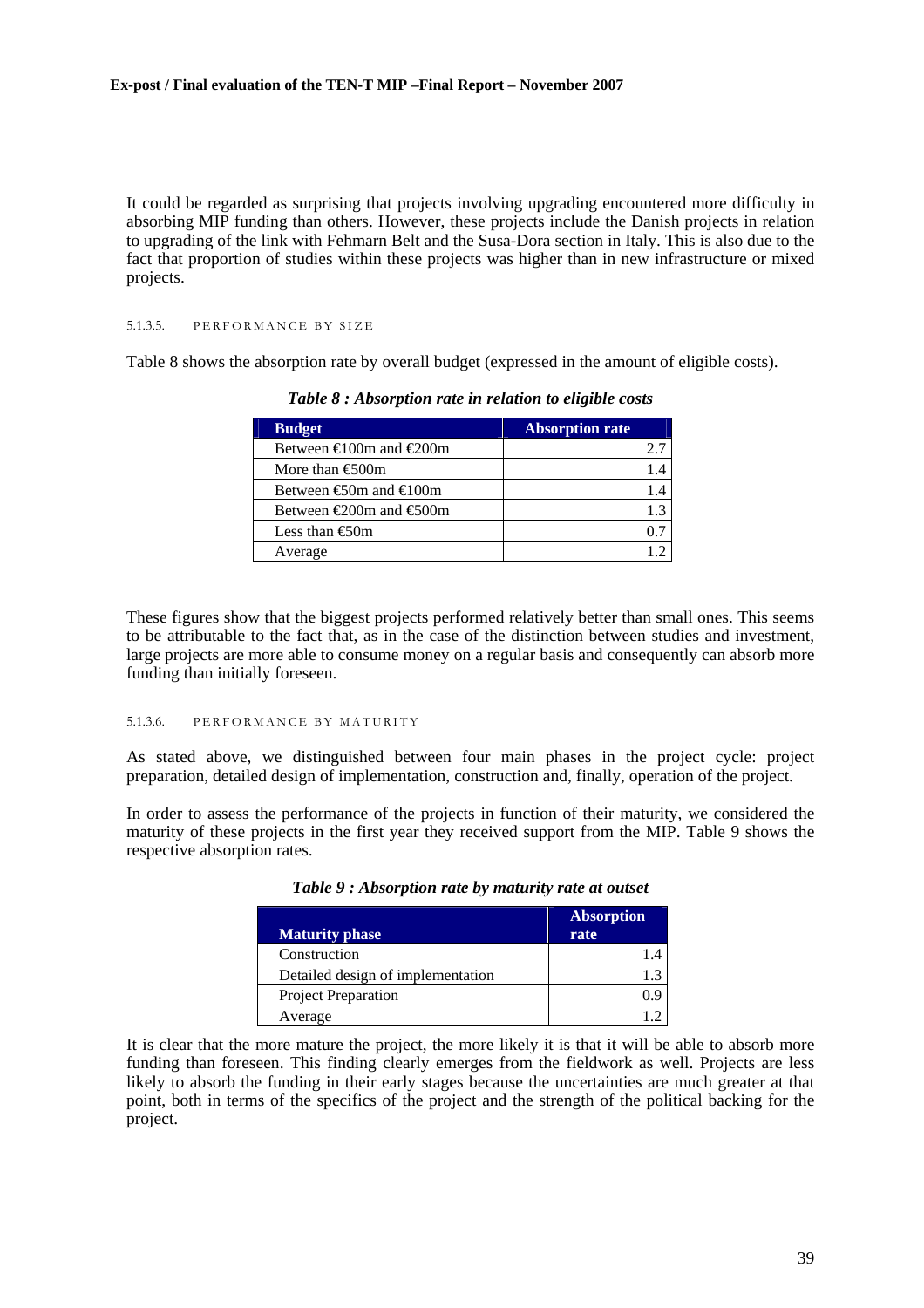It could be regarded as surprising that projects involving upgrading encountered more difficulty in absorbing MIP funding than others. However, these projects include the Danish projects in relation to upgrading of the link with Fehmarn Belt and the Susa-Dora section in Italy. This is also due to the fact that proportion of studies within these projects was higher than in new infrastructure or mixed projects.

#### 5.1.3.5. PERFORMANCE BY SIZE

Table 8 shows the absorption rate by overall budget (expressed in the amount of eligible costs).

***Table 8 : Absorption rate in relation to eligible costs***

| Budget | Absorption rate |
|---|---|
| Between €100m and €200m | 2.7 |
| More than €500m | 1.4 |
| Between €50m and €100m | 1.4 |
| Between €200m and €500m | 1.3 |
| Less than €50m | 0.7 |
| Average | 1.2 |

These figures show that the biggest projects performed relatively better than small ones. This seems to be attributable to the fact that, as in the case of the distinction between studies and investment, large projects are more able to consume money on a regular basis and consequently can absorb more funding than initially foreseen.

#### 5.1.3.6. PERFORMANCE BY MATURITY

As stated above, we distinguished between four main phases in the project cycle: project preparation, detailed design of implementation, construction and, finally, operation of the project.

In order to assess the performance of the projects in function of their maturity, we considered the maturity of these projects in the first year they received support from the MIP. Table 9 shows the respective absorption rates.

***Table 9 : Absorption rate by maturity rate at outset***

| Maturity phase | Absorption rate |
|---|---|
| Construction | 1.4 |
| Detailed design of implementation | 1.3 |
| Project Preparation | 0.9 |
| Average | 1.2 |

It is clear that the more mature the project, the more likely it is that it will be able to absorb more funding than foreseen. This finding clearly emerges from the fieldwork as well. Projects are less likely to absorb the funding in their early stages because the uncertainties are much greater at that point, both in terms of the specifics of the project and the strength of the political backing for the project.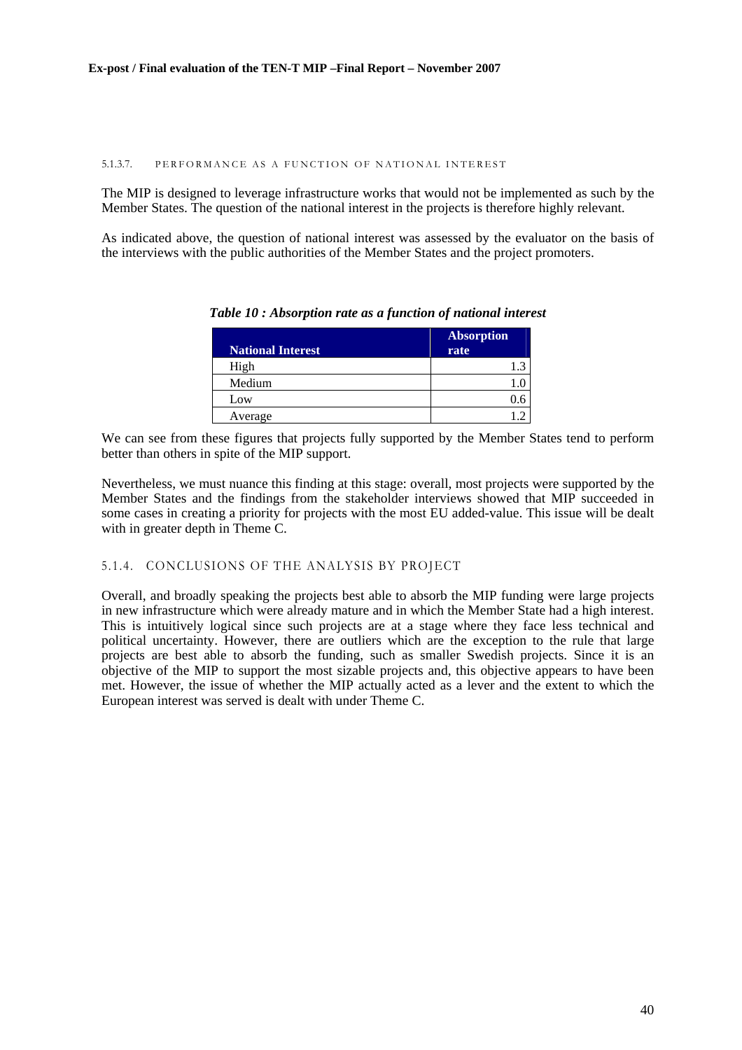#### 5.1.3.7. PERFORMANCE AS A FUNCTION OF NATIONAL INTEREST

The MIP is designed to leverage infrastructure works that would not be implemented as such by the Member States. The question of the national interest in the projects is therefore highly relevant.

As indicated above, the question of national interest was assessed by the evaluator on the basis of the interviews with the public authorities of the Member States and the project promoters.

***Table 10 : Absorption rate as a function of national interest***

| National Interest | Absorption rate |
|---|---|
| High | 1.3 |
| Medium | 1.0 |
| Low | 0.6 |
| Average | 1.2 |

We can see from these figures that projects fully supported by the Member States tend to perform better than others in spite of the MIP support.

Nevertheless, we must nuance this finding at this stage: overall, most projects were supported by the Member States and the findings from the stakeholder interviews showed that MIP succeeded in some cases in creating a priority for projects with the most EU added-value. This issue will be dealt with in greater depth in Theme C.

### 5.1.4. CONCLUSIONS OF THE ANALYSIS BY PROJECT

Overall, and broadly speaking the projects best able to absorb the MIP funding were large projects in new infrastructure which were already mature and in which the Member State had a high interest. This is intuitively logical since such projects are at a stage where they face less technical and political uncertainty. However, there are outliers which are the exception to the rule that large projects are best able to absorb the funding, such as smaller Swedish projects. Since it is an objective of the MIP to support the most sizable projects and, this objective appears to have been met. However, the issue of whether the MIP actually acted as a lever and the extent to which the European interest was served is dealt with under Theme C.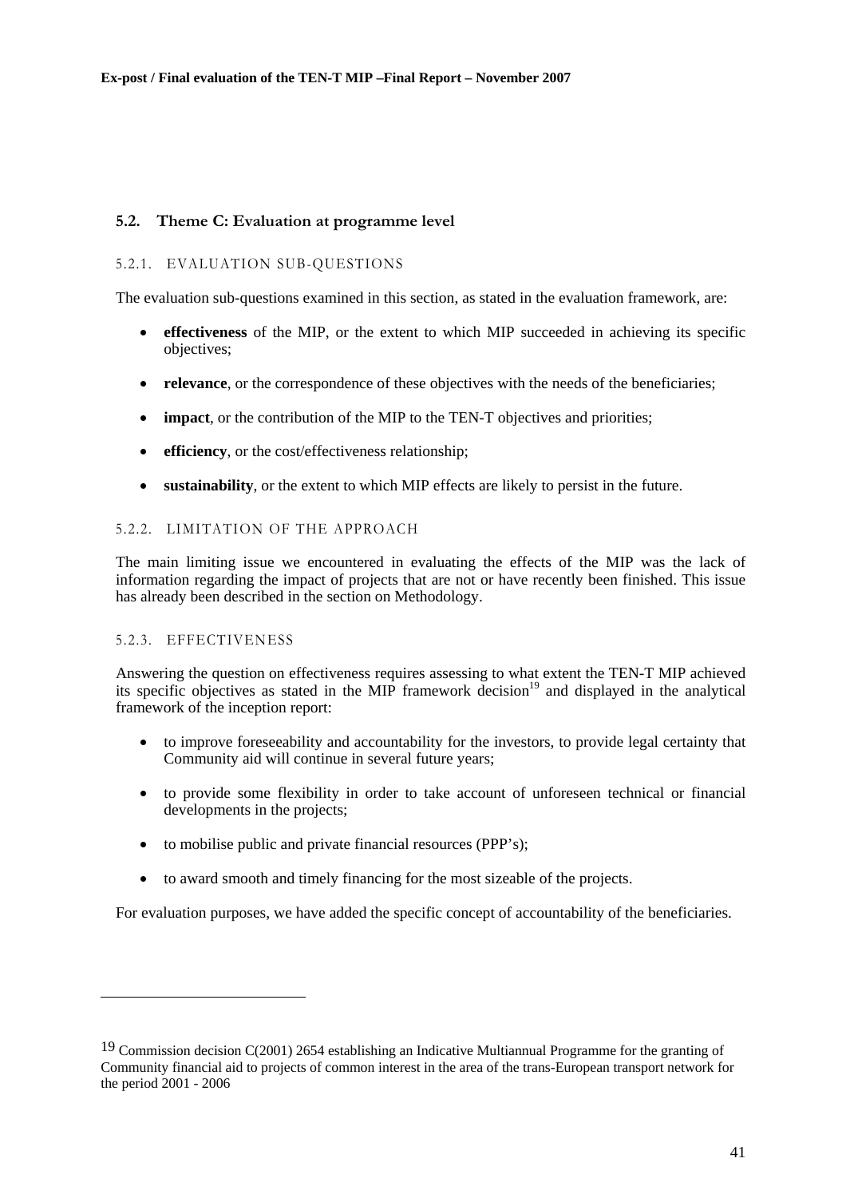## 5.2. Theme C: Evaluation at programme level

### 5.2.1. EVALUATION SUB-QUESTIONS

The evaluation sub-questions examined in this section, as stated in the evaluation framework, are:

- **effectiveness** of the MIP, or the extent to which MIP succeeded in achieving its specific objectives;
- **relevance**, or the correspondence of these objectives with the needs of the beneficiaries;
- **impact**, or the contribution of the MIP to the TEN-T objectives and priorities;
- **efficiency**, or the cost/effectiveness relationship;
- **sustainability**, or the extent to which MIP effects are likely to persist in the future.

### 5.2.2. LIMITATION OF THE APPROACH

The main limiting issue we encountered in evaluating the effects of the MIP was the lack of information regarding the impact of projects that are not or have recently been finished. This issue has already been described in the section on Methodology.

### 5.2.3. EFFECTIVENESS

Answering the question on effectiveness requires assessing to what extent the TEN-T MIP achieved its specific objectives as stated in the MIP framework decision[19] and displayed in the analytical framework of the inception report:

- to improve foreseeability and accountability for the investors, to provide legal certainty that Community aid will continue in several future years;
- to provide some flexibility in order to take account of unforeseen technical or financial developments in the projects;
- to mobilise public and private financial resources (PPP's);
- to award smooth and timely financing for the most sizeable of the projects.

For evaluation purposes, we have added the specific concept of accountability of the beneficiaries.

---

[19] Commission decision C(2001) 2654 establishing an Indicative Multiannual Programme for the granting of Community financial aid to projects of common interest in the area of the trans-European transport network for the period 2001 - 2006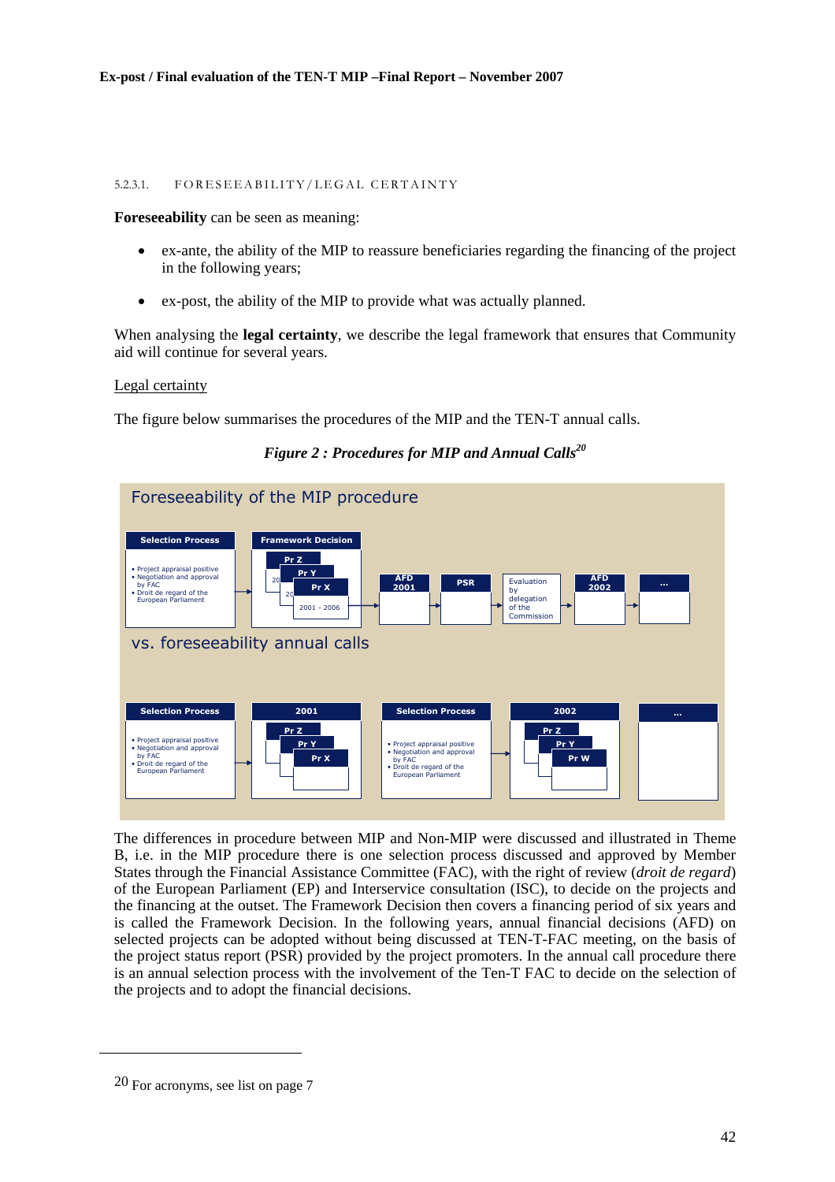#### 5.2.3.1. FORESEEABILITY/LEGAL CERTAINTY

**Foreseeability** can be seen as meaning:

- ex-ante, the ability of the MIP to reassure beneficiaries regarding the financing of the project in the following years;
- ex-post, the ability of the MIP to provide what was actually planned.

When analysing the **legal certainty**, we describe the legal framework that ensures that Community aid will continue for several years.

Legal certainty

The figure below summarises the procedures of the MIP and the TEN-T annual calls.

***Figure 2 : Procedures for MIP and Annual Calls***[20]

Foreseeability of the MIP procedure

Selection Process
- Project appraisal positive
- Negotiation and approval by FAC
- Droit de regard of the European Parliament

Framework Decision: Pr Z, Pr Y, Pr X, 2001 - 2006 → AFD 2001 → PSR → Evaluation by delegation of the Commission → AFD 2002 → ...

vs. foreseeability annual calls

Selection Process
- Project appraisal positive
- Negotiation and approval by FAC
- Droit de regard of the European Parliament

→ 2001: Pr Z, Pr Y, Pr X → Selection Process
- Project appraisal positive
- Negotiation and approval by FAC
- Droit de regard of the European Parliament

→ 2002: Pr Z, Pr Y, Pr W → ...

The differences in procedure between MIP and Non-MIP were discussed and illustrated in Theme B, i.e. in the MIP procedure there is one selection process discussed and approved by Member States through the Financial Assistance Committee (FAC), with the right of review (*droit de regard*) of the European Parliament (EP) and Interservice consultation (ISC), to decide on the projects and the financing at the outset. The Framework Decision then covers a financing period of six years and is called the Framework Decision. In the following years, annual financial decisions (AFD) on selected projects can be adopted without being discussed at TEN-T-FAC meeting, on the basis of the project status report (PSR) provided by the project promoters. In the annual call procedure there is an annual selection process with the involvement of the Ten-T FAC to decide on the selection of the projects and to adopt the financial decisions.

---

20 For acronyms, see list on page 7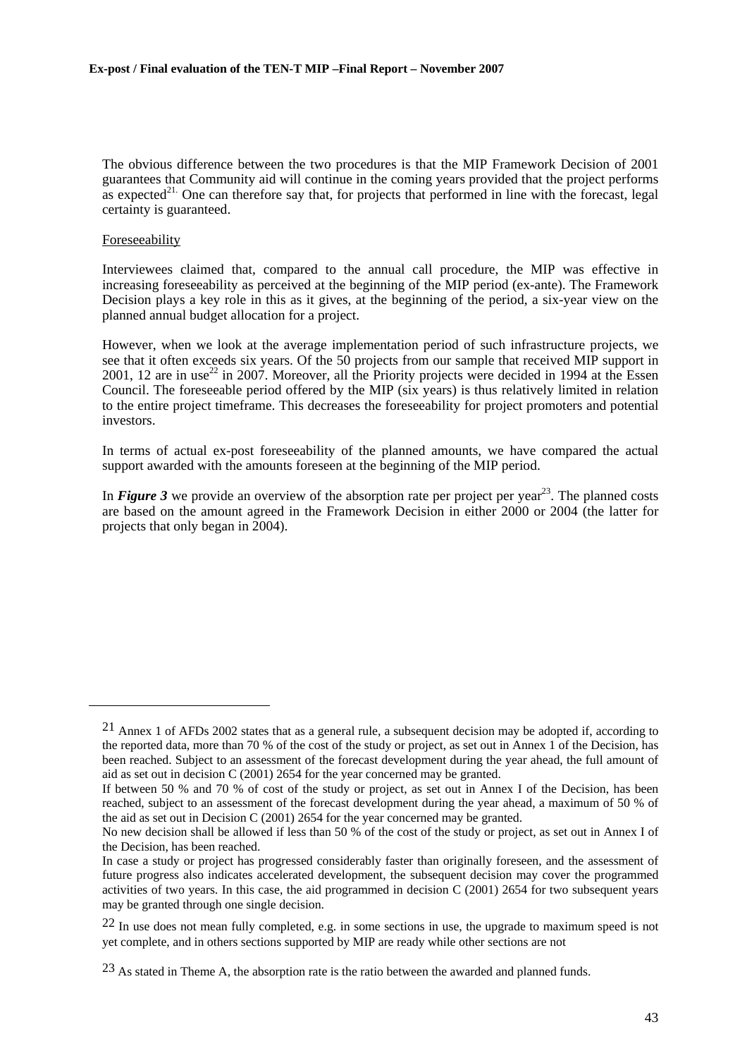The obvious difference between the two procedures is that the MIP Framework Decision of 2001 guarantees that Community aid will continue in the coming years provided that the project performs as expected[21]. One can therefore say that, for projects that performed in line with the forecast, legal certainty is guaranteed.

Foreseeability

Interviewees claimed that, compared to the annual call procedure, the MIP was effective in increasing foreseeability as perceived at the beginning of the MIP period (ex-ante). The Framework Decision plays a key role in this as it gives, at the beginning of the period, a six-year view on the planned annual budget allocation for a project.

However, when we look at the average implementation period of such infrastructure projects, we see that it often exceeds six years. Of the 50 projects from our sample that received MIP support in 2001, 12 are in use[22] in 2007. Moreover, all the Priority projects were decided in 1994 at the Essen Council. The foreseeable period offered by the MIP (six years) is thus relatively limited in relation to the entire project timeframe. This decreases the foreseeability for project promoters and potential investors.

In terms of actual ex-post foreseeability of the planned amounts, we have compared the actual support awarded with the amounts foreseen at the beginning of the MIP period.

In ***Figure 3*** we provide an overview of the absorption rate per project per year[23]. The planned costs are based on the amount agreed in the Framework Decision in either 2000 or 2004 (the latter for projects that only began in 2004).

---

[21] Annex 1 of AFDs 2002 states that as a general rule, a subsequent decision may be adopted if, according to the reported data, more than 70 % of the cost of the study or project, as set out in Annex 1 of the Decision, has been reached. Subject to an assessment of the forecast development during the year ahead, the full amount of aid as set out in decision C (2001) 2654 for the year concerned may be granted.

If between 50 % and 70 % of cost of the study or project, as set out in Annex I of the Decision, has been reached, subject to an assessment of the forecast development during the year ahead, a maximum of 50 % of the aid as set out in Decision C (2001) 2654 for the year concerned may be granted.

No new decision shall be allowed if less than 50 % of the cost of the study or project, as set out in Annex I of the Decision, has been reached.

In case a study or project has progressed considerably faster than originally foreseen, and the assessment of future progress also indicates accelerated development, the subsequent decision may cover the programmed activities of two years. In this case, the aid programmed in decision C (2001) 2654 for two subsequent years may be granted through one single decision.

[22] In use does not mean fully completed, e.g. in some sections in use, the upgrade to maximum speed is not yet complete, and in others sections supported by MIP are ready while other sections are not

[23] As stated in Theme A, the absorption rate is the ratio between the awarded and planned funds.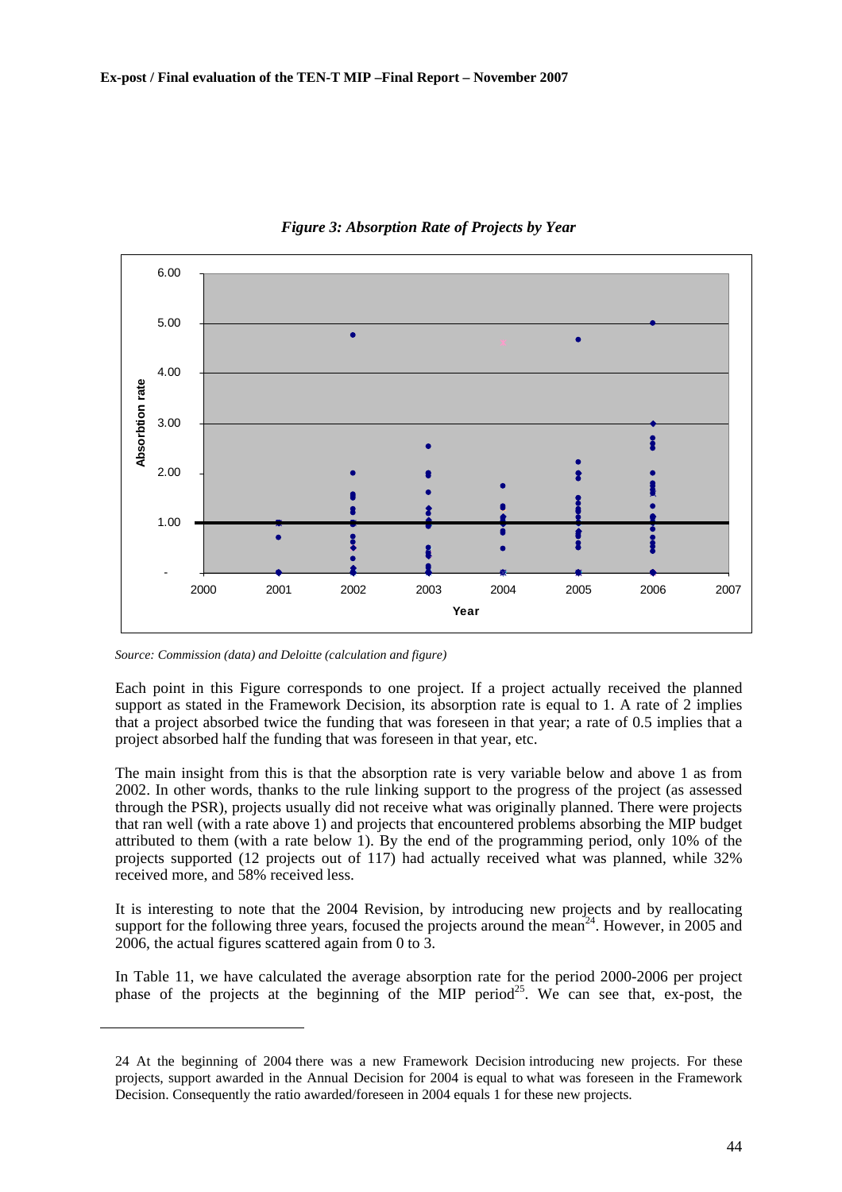*Figure 3: Absorption Rate of Projects by Year*

*Source: Commission (data) and Deloitte (calculation and figure)*

Each point in this Figure corresponds to one project. If a project actually received the planned support as stated in the Framework Decision, its absorption rate is equal to 1. A rate of 2 implies that a project absorbed twice the funding that was foreseen in that year; a rate of 0.5 implies that a project absorbed half the funding that was foreseen in that year, etc.

The main insight from this is that the absorption rate is very variable below and above 1 as from 2002. In other words, thanks to the rule linking support to the progress of the project (as assessed through the PSR), projects usually did not receive what was originally planned. There were projects that ran well (with a rate above 1) and projects that encountered problems absorbing the MIP budget attributed to them (with a rate below 1). By the end of the programming period, only 10% of the projects supported (12 projects out of 117) had actually received what was planned, while 32% received more, and 58% received less.

It is interesting to note that the 2004 Revision, by introducing new projects and by reallocating support for the following three years, focused the projects around the mean[24]. However, in 2005 and 2006, the actual figures scattered again from 0 to 3.

In Table 11, we have calculated the average absorption rate for the period 2000-2006 per project phase of the projects at the beginning of the MIP period[25]. We can see that, ex-post, the

---

24 At the beginning of 2004 there was a new Framework Decision introducing new projects. For these projects, support awarded in the Annual Decision for 2004 is equal to what was foreseen in the Framework Decision. Consequently the ratio awarded/foreseen in 2004 equals 1 for these new projects.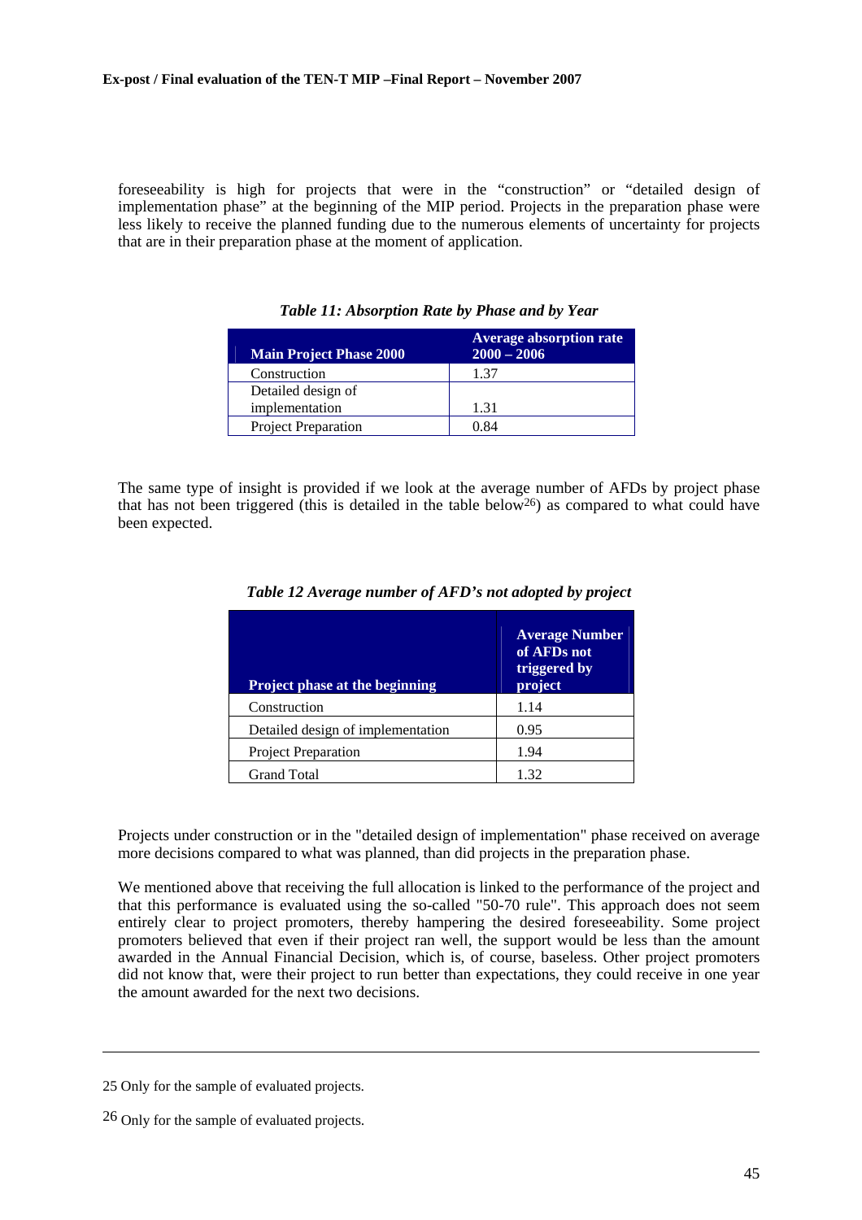foreseeability is high for projects that were in the "construction" or "detailed design of implementation phase" at the beginning of the MIP period. Projects in the preparation phase were less likely to receive the planned funding due to the numerous elements of uncertainty for projects that are in their preparation phase at the moment of application.

*Table 11: Absorption Rate by Phase and by Year*

| Main Project Phase 2000 | Average absorption rate 2000 – 2006 |
|---|---|
| Construction | 1.37 |
| Detailed design of implementation | 1.31 |
| Project Preparation | 0.84 |

The same type of insight is provided if we look at the average number of AFDs by project phase that has not been triggered (this is detailed in the table below[26]) as compared to what could have been expected.

*Table 12 Average number of AFD's not adopted by project*

| Project phase at the beginning | Average Number of AFDs not triggered by project |
|---|---|
| Construction | 1.14 |
| Detailed design of implementation | 0.95 |
| Project Preparation | 1.94 |
| Grand Total | 1.32 |

Projects under construction or in the "detailed design of implementation" phase received on average more decisions compared to what was planned, than did projects in the preparation phase.

We mentioned above that receiving the full allocation is linked to the performance of the project and that this performance is evaluated using the so-called "50-70 rule". This approach does not seem entirely clear to project promoters, thereby hampering the desired foreseeability. Some project promoters believed that even if their project ran well, the support would be less than the amount awarded in the Annual Financial Decision, which is, of course, baseless. Other project promoters did not know that, were their project to run better than expectations, they could receive in one year the amount awarded for the next two decisions.

---

25 Only for the sample of evaluated projects.

26 Only for the sample of evaluated projects.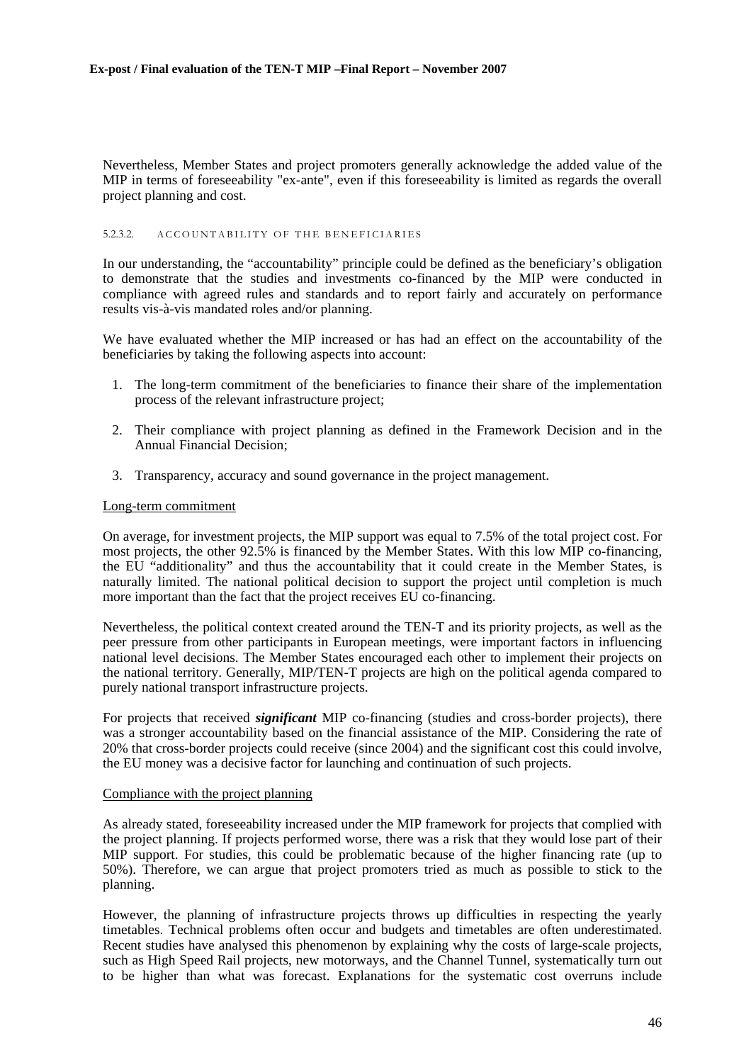Nevertheless, Member States and project promoters generally acknowledge the added value of the MIP in terms of foreseeability "ex-ante", even if this foreseeability is limited as regards the overall project planning and cost.

#### 5.2.3.2. ACCOUNTABILITY OF THE BENEFICIARIES

In our understanding, the "accountability" principle could be defined as the beneficiary's obligation to demonstrate that the studies and investments co-financed by the MIP were conducted in compliance with agreed rules and standards and to report fairly and accurately on performance results vis-à-vis mandated roles and/or planning.

We have evaluated whether the MIP increased or has had an effect on the accountability of the beneficiaries by taking the following aspects into account:

1. The long-term commitment of the beneficiaries to finance their share of the implementation process of the relevant infrastructure project;

2. Their compliance with project planning as defined in the Framework Decision and in the Annual Financial Decision;

3. Transparency, accuracy and sound governance in the project management.

<u>Long-term commitment</u>

On average, for investment projects, the MIP support was equal to 7.5% of the total project cost. For most projects, the other 92.5% is financed by the Member States. With this low MIP co-financing, the EU "additionality" and thus the accountability that it could create in the Member States, is naturally limited. The national political decision to support the project until completion is much more important than the fact that the project receives EU co-financing.

Nevertheless, the political context created around the TEN-T and its priority projects, as well as the peer pressure from other participants in European meetings, were important factors in influencing national level decisions. The Member States encouraged each other to implement their projects on the national territory. Generally, MIP/TEN-T projects are high on the political agenda compared to purely national transport infrastructure projects.

For projects that received ***significant*** MIP co-financing (studies and cross-border projects), there was a stronger accountability based on the financial assistance of the MIP. Considering the rate of 20% that cross-border projects could receive (since 2004) and the significant cost this could involve, the EU money was a decisive factor for launching and continuation of such projects.

<u>Compliance with the project planning</u>

As already stated, foreseeability increased under the MIP framework for projects that complied with the project planning. If projects performed worse, there was a risk that they would lose part of their MIP support. For studies, this could be problematic because of the higher financing rate (up to 50%). Therefore, we can argue that project promoters tried as much as possible to stick to the planning.

However, the planning of infrastructure projects throws up difficulties in respecting the yearly timetables. Technical problems often occur and budgets and timetables are often underestimated. Recent studies have analysed this phenomenon by explaining why the costs of large-scale projects, such as High Speed Rail projects, new motorways, and the Channel Tunnel, systematically turn out to be higher than what was forecast. Explanations for the systematic cost overruns include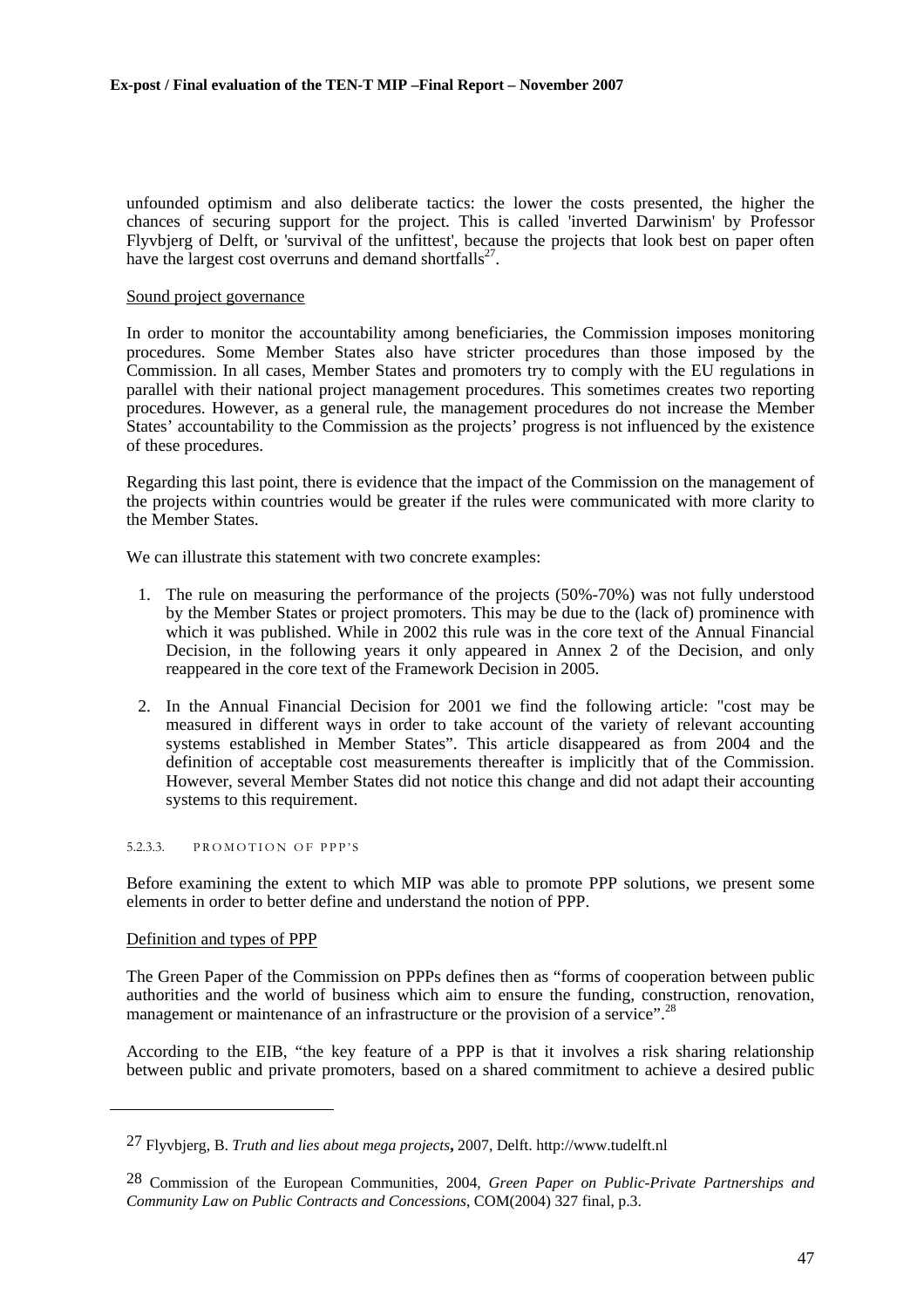unfounded optimism and also deliberate tactics: the lower the costs presented, the higher the chances of securing support for the project. This is called 'inverted Darwinism' by Professor Flyvbjerg of Delft, or 'survival of the unfittest', because the projects that look best on paper often have the largest cost overruns and demand shortfalls[27].

Sound project governance

In order to monitor the accountability among beneficiaries, the Commission imposes monitoring procedures. Some Member States also have stricter procedures than those imposed by the Commission. In all cases, Member States and promoters try to comply with the EU regulations in parallel with their national project management procedures. This sometimes creates two reporting procedures. However, as a general rule, the management procedures do not increase the Member States' accountability to the Commission as the projects' progress is not influenced by the existence of these procedures.

Regarding this last point, there is evidence that the impact of the Commission on the management of the projects within countries would be greater if the rules were communicated with more clarity to the Member States.

We can illustrate this statement with two concrete examples:

1. The rule on measuring the performance of the projects (50%-70%) was not fully understood by the Member States or project promoters. This may be due to the (lack of) prominence with which it was published. While in 2002 this rule was in the core text of the Annual Financial Decision, in the following years it only appeared in Annex 2 of the Decision, and only reappeared in the core text of the Framework Decision in 2005.
2. In the Annual Financial Decision for 2001 we find the following article: "cost may be measured in different ways in order to take account of the variety of relevant accounting systems established in Member States". This article disappeared as from 2004 and the definition of acceptable cost measurements thereafter is implicitly that of the Commission. However, several Member States did not notice this change and did not adapt their accounting systems to this requirement.

#### 5.2.3.3. PROMOTION OF PPP'S

Before examining the extent to which MIP was able to promote PPP solutions, we present some elements in order to better define and understand the notion of PPP.

Definition and types of PPP

The Green Paper of the Commission on PPPs defines then as "forms of cooperation between public authorities and the world of business which aim to ensure the funding, construction, renovation, management or maintenance of an infrastructure or the provision of a service".[28]

According to the EIB, "the key feature of a PPP is that it involves a risk sharing relationship between public and private promoters, based on a shared commitment to achieve a desired public

---

[27] Flyvbjerg, B. *Truth and lies about mega projects*, 2007, Delft. http://www.tudelft.nl

[28] Commission of the European Communities, 2004, *Green Paper on Public-Private Partnerships and Community Law on Public Contracts and Concessions*, COM(2004) 327 final, p.3.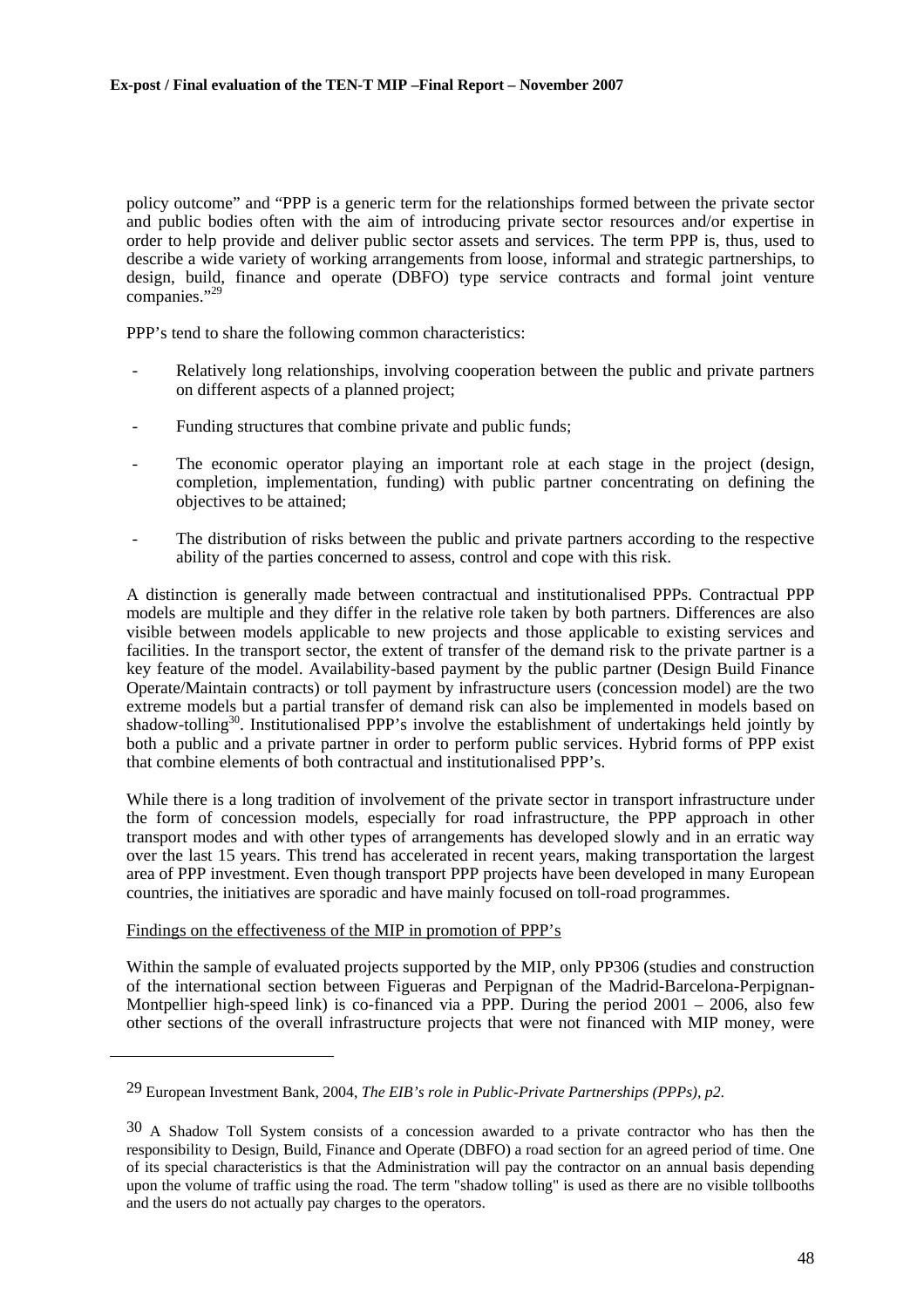policy outcome" and "PPP is a generic term for the relationships formed between the private sector and public bodies often with the aim of introducing private sector resources and/or expertise in order to help provide and deliver public sector assets and services. The term PPP is, thus, used to describe a wide variety of working arrangements from loose, informal and strategic partnerships, to design, build, finance and operate (DBFO) type service contracts and formal joint venture companies."[29]

PPP's tend to share the following common characteristics:

- Relatively long relationships, involving cooperation between the public and private partners on different aspects of a planned project;
- Funding structures that combine private and public funds;
- The economic operator playing an important role at each stage in the project (design, completion, implementation, funding) with public partner concentrating on defining the objectives to be attained;
- The distribution of risks between the public and private partners according to the respective ability of the parties concerned to assess, control and cope with this risk.

A distinction is generally made between contractual and institutionalised PPPs. Contractual PPP models are multiple and they differ in the relative role taken by both partners. Differences are also visible between models applicable to new projects and those applicable to existing services and facilities. In the transport sector, the extent of transfer of the demand risk to the private partner is a key feature of the model. Availability-based payment by the public partner (Design Build Finance Operate/Maintain contracts) or toll payment by infrastructure users (concession model) are the two extreme models but a partial transfer of demand risk can also be implemented in models based on shadow-tolling[30]. Institutionalised PPP's involve the establishment of undertakings held jointly by both a public and a private partner in order to perform public services. Hybrid forms of PPP exist that combine elements of both contractual and institutionalised PPP's.

While there is a long tradition of involvement of the private sector in transport infrastructure under the form of concession models, especially for road infrastructure, the PPP approach in other transport modes and with other types of arrangements has developed slowly and in an erratic way over the last 15 years. This trend has accelerated in recent years, making transportation the largest area of PPP investment. Even though transport PPP projects have been developed in many European countries, the initiatives are sporadic and have mainly focused on toll-road programmes.

Findings on the effectiveness of the MIP in promotion of PPP's

Within the sample of evaluated projects supported by the MIP, only PP306 (studies and construction of the international section between Figueras and Perpignan of the Madrid-Barcelona-Perpignan-Montpellier high-speed link) is co-financed via a PPP. During the period 2001 – 2006, also few other sections of the overall infrastructure projects that were not financed with MIP money, were

---

[29] European Investment Bank, 2004, *The EIB's role in Public-Private Partnerships (PPPs), p2.*

[30] A Shadow Toll System consists of a concession awarded to a private contractor who has then the responsibility to Design, Build, Finance and Operate (DBFO) a road section for an agreed period of time. One of its special characteristics is that the Administration will pay the contractor on an annual basis depending upon the volume of traffic using the road. The term "shadow tolling" is used as there are no visible tollbooths and the users do not actually pay charges to the operators.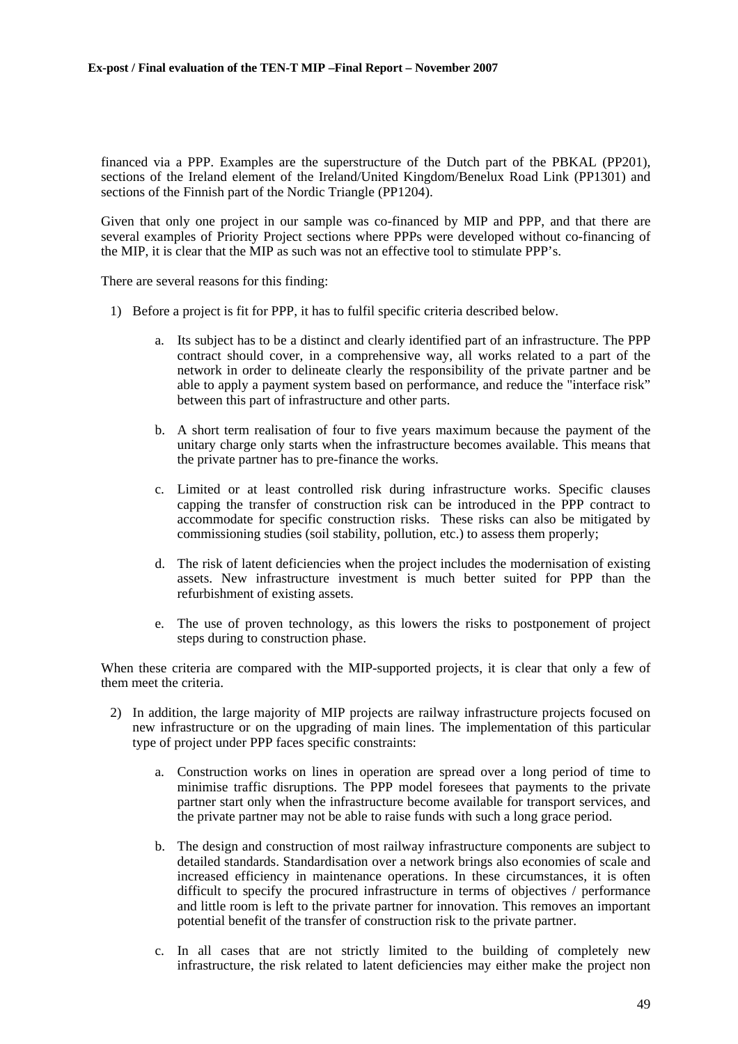financed via a PPP. Examples are the superstructure of the Dutch part of the PBKAL (PP201), sections of the Ireland element of the Ireland/United Kingdom/Benelux Road Link (PP1301) and sections of the Finnish part of the Nordic Triangle (PP1204).

Given that only one project in our sample was co-financed by MIP and PPP, and that there are several examples of Priority Project sections where PPPs were developed without co-financing of the MIP, it is clear that the MIP as such was not an effective tool to stimulate PPP's.

There are several reasons for this finding:

1) Before a project is fit for PPP, it has to fulfil specific criteria described below.

    a. Its subject has to be a distinct and clearly identified part of an infrastructure. The PPP contract should cover, in a comprehensive way, all works related to a part of the network in order to delineate clearly the responsibility of the private partner and be able to apply a payment system based on performance, and reduce the "interface risk" between this part of infrastructure and other parts.

    b. A short term realisation of four to five years maximum because the payment of the unitary charge only starts when the infrastructure becomes available. This means that the private partner has to pre-finance the works.

    c. Limited or at least controlled risk during infrastructure works. Specific clauses capping the transfer of construction risk can be introduced in the PPP contract to accommodate for specific construction risks. These risks can also be mitigated by commissioning studies (soil stability, pollution, etc.) to assess them properly;

    d. The risk of latent deficiencies when the project includes the modernisation of existing assets. New infrastructure investment is much better suited for PPP than the refurbishment of existing assets.

    e. The use of proven technology, as this lowers the risks to postponement of project steps during to construction phase.

When these criteria are compared with the MIP-supported projects, it is clear that only a few of them meet the criteria.

2) In addition, the large majority of MIP projects are railway infrastructure projects focused on new infrastructure or on the upgrading of main lines. The implementation of this particular type of project under PPP faces specific constraints:

    a. Construction works on lines in operation are spread over a long period of time to minimise traffic disruptions. The PPP model foresees that payments to the private partner start only when the infrastructure become available for transport services, and the private partner may not be able to raise funds with such a long grace period.

    b. The design and construction of most railway infrastructure components are subject to detailed standards. Standardisation over a network brings also economies of scale and increased efficiency in maintenance operations. In these circumstances, it is often difficult to specify the procured infrastructure in terms of objectives / performance and little room is left to the private partner for innovation. This removes an important potential benefit of the transfer of construction risk to the private partner.

    c. In all cases that are not strictly limited to the building of completely new infrastructure, the risk related to latent deficiencies may either make the project non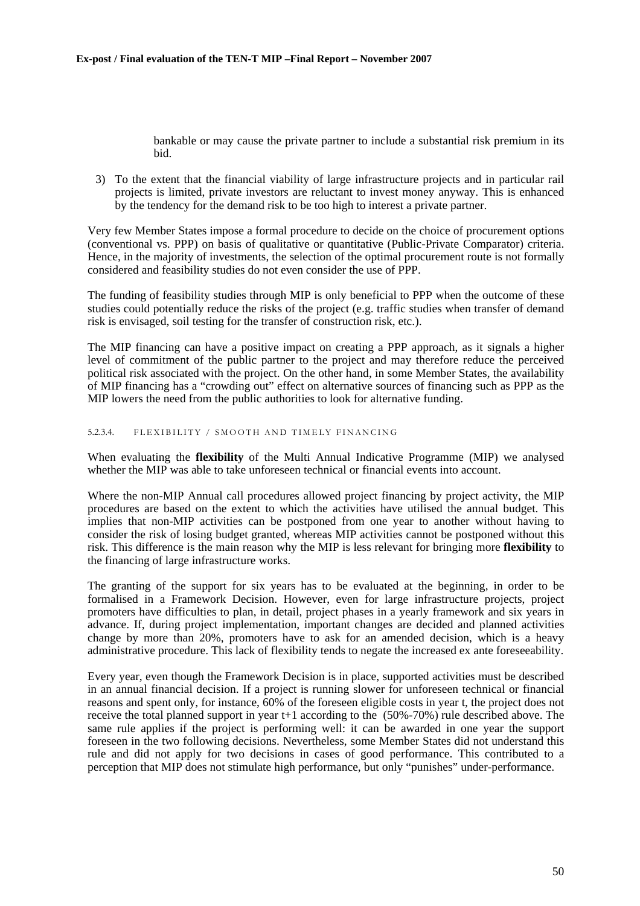bankable or may cause the private partner to include a substantial risk premium in its bid.

3) To the extent that the financial viability of large infrastructure projects and in particular rail projects is limited, private investors are reluctant to invest money anyway. This is enhanced by the tendency for the demand risk to be too high to interest a private partner.

Very few Member States impose a formal procedure to decide on the choice of procurement options (conventional vs. PPP) on basis of qualitative or quantitative (Public-Private Comparator) criteria. Hence, in the majority of investments, the selection of the optimal procurement route is not formally considered and feasibility studies do not even consider the use of PPP.

The funding of feasibility studies through MIP is only beneficial to PPP when the outcome of these studies could potentially reduce the risks of the project (e.g. traffic studies when transfer of demand risk is envisaged, soil testing for the transfer of construction risk, etc.).

The MIP financing can have a positive impact on creating a PPP approach, as it signals a higher level of commitment of the public partner to the project and may therefore reduce the perceived political risk associated with the project. On the other hand, in some Member States, the availability of MIP financing has a "crowding out" effect on alternative sources of financing such as PPP as the MIP lowers the need from the public authorities to look for alternative funding.

###### 5.2.3.4. FLEXIBILITY / SMOOTH AND TIMELY FINANCING

When evaluating the **flexibility** of the Multi Annual Indicative Programme (MIP) we analysed whether the MIP was able to take unforeseen technical or financial events into account.

Where the non-MIP Annual call procedures allowed project financing by project activity, the MIP procedures are based on the extent to which the activities have utilised the annual budget. This implies that non-MIP activities can be postponed from one year to another without having to consider the risk of losing budget granted, whereas MIP activities cannot be postponed without this risk. This difference is the main reason why the MIP is less relevant for bringing more **flexibility** to the financing of large infrastructure works.

The granting of the support for six years has to be evaluated at the beginning, in order to be formalised in a Framework Decision. However, even for large infrastructure projects, project promoters have difficulties to plan, in detail, project phases in a yearly framework and six years in advance. If, during project implementation, important changes are decided and planned activities change by more than 20%, promoters have to ask for an amended decision, which is a heavy administrative procedure. This lack of flexibility tends to negate the increased ex ante foreseeability.

Every year, even though the Framework Decision is in place, supported activities must be described in an annual financial decision. If a project is running slower for unforeseen technical or financial reasons and spent only, for instance, 60% of the foreseen eligible costs in year t, the project does not receive the total planned support in year t+1 according to the (50%-70%) rule described above. The same rule applies if the project is performing well: it can be awarded in one year the support foreseen in the two following decisions. Nevertheless, some Member States did not understand this rule and did not apply for two decisions in cases of good performance. This contributed to a perception that MIP does not stimulate high performance, but only "punishes" under-performance.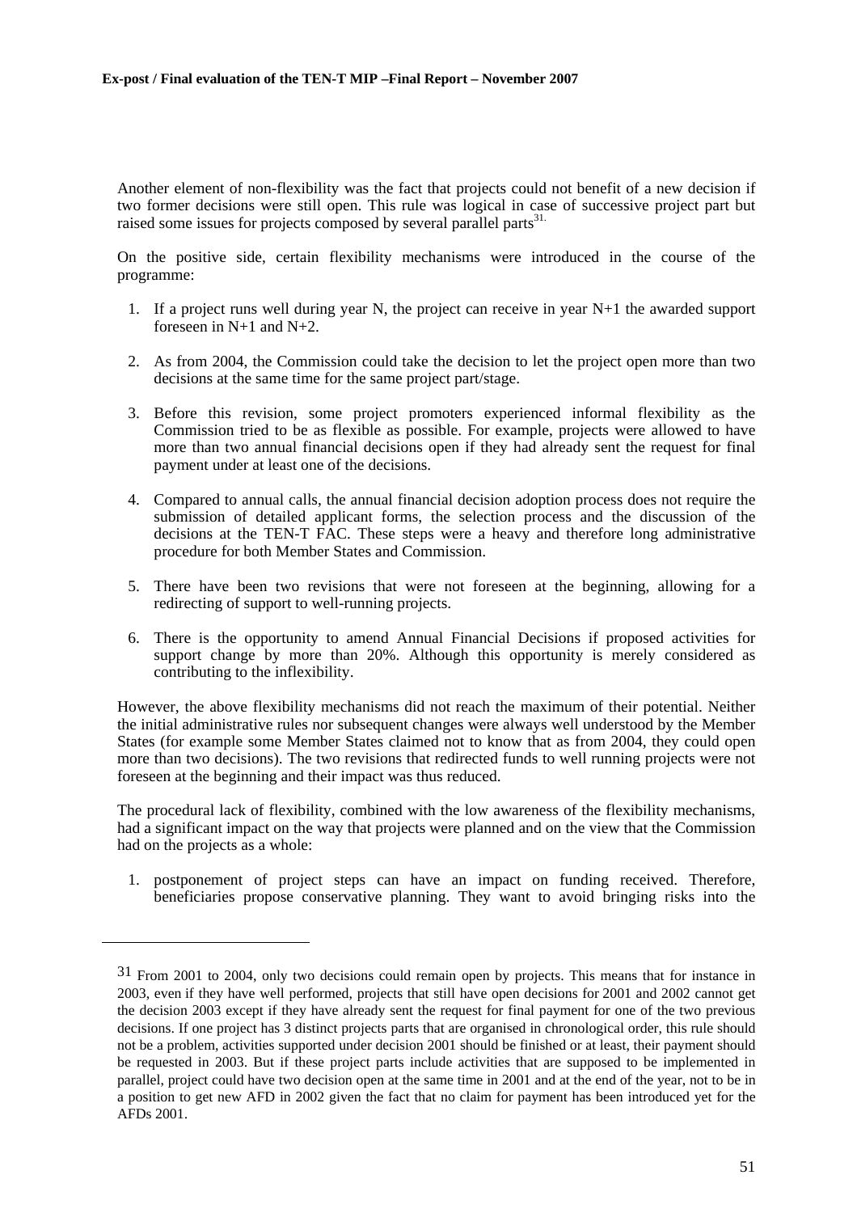Another element of non-flexibility was the fact that projects could not benefit of a new decision if two former decisions were still open. This rule was logical in case of successive project part but raised some issues for projects composed by several parallel parts[31].

On the positive side, certain flexibility mechanisms were introduced in the course of the programme:

1. If a project runs well during year N, the project can receive in year N+1 the awarded support foreseen in N+1 and N+2.

2. As from 2004, the Commission could take the decision to let the project open more than two decisions at the same time for the same project part/stage.

3. Before this revision, some project promoters experienced informal flexibility as the Commission tried to be as flexible as possible. For example, projects were allowed to have more than two annual financial decisions open if they had already sent the request for final payment under at least one of the decisions.

4. Compared to annual calls, the annual financial decision adoption process does not require the submission of detailed applicant forms, the selection process and the discussion of the decisions at the TEN-T FAC. These steps were a heavy and therefore long administrative procedure for both Member States and Commission.

5. There have been two revisions that were not foreseen at the beginning, allowing for a redirecting of support to well-running projects.

6. There is the opportunity to amend Annual Financial Decisions if proposed activities for support change by more than 20%. Although this opportunity is merely considered as contributing to the inflexibility.

However, the above flexibility mechanisms did not reach the maximum of their potential. Neither the initial administrative rules nor subsequent changes were always well understood by the Member States (for example some Member States claimed not to know that as from 2004, they could open more than two decisions). The two revisions that redirected funds to well running projects were not foreseen at the beginning and their impact was thus reduced.

The procedural lack of flexibility, combined with the low awareness of the flexibility mechanisms, had a significant impact on the way that projects were planned and on the view that the Commission had on the projects as a whole:

1. postponement of project steps can have an impact on funding received. Therefore, beneficiaries propose conservative planning. They want to avoid bringing risks into the

---

[31] From 2001 to 2004, only two decisions could remain open by projects. This means that for instance in 2003, even if they have well performed, projects that still have open decisions for 2001 and 2002 cannot get the decision 2003 except if they have already sent the request for final payment for one of the two previous decisions. If one project has 3 distinct projects parts that are organised in chronological order, this rule should not be a problem, activities supported under decision 2001 should be finished or at least, their payment should be requested in 2003. But if these project parts include activities that are supposed to be implemented in parallel, project could have two decision open at the same time in 2001 and at the end of the year, not to be in a position to get new AFD in 2002 given the fact that no claim for payment has been introduced yet for the AFDs 2001.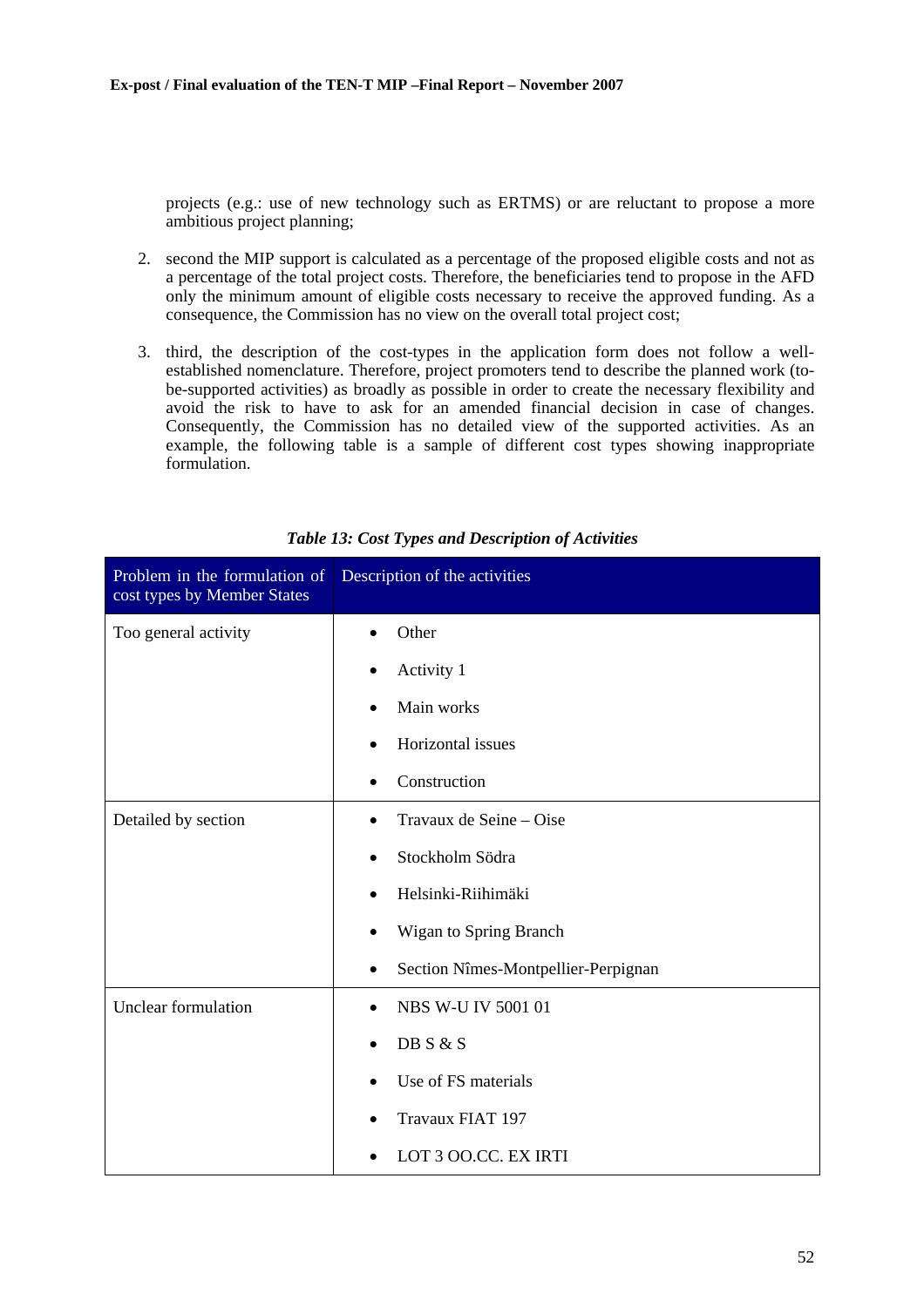projects (e.g.: use of new technology such as ERTMS) or are reluctant to propose a more ambitious project planning;

2. second the MIP support is calculated as a percentage of the proposed eligible costs and not as a percentage of the total project costs. Therefore, the beneficiaries tend to propose in the AFD only the minimum amount of eligible costs necessary to receive the approved funding. As a consequence, the Commission has no view on the overall total project cost;

3. third, the description of the cost-types in the application form does not follow a well-established nomenclature. Therefore, project promoters tend to describe the planned work (to-be-supported activities) as broadly as possible in order to create the necessary flexibility and avoid the risk to have to ask for an amended financial decision in case of changes. Consequently, the Commission has no detailed view of the supported activities. As an example, the following table is a sample of different cost types showing inappropriate formulation.

*Table 13: Cost Types and Description of Activities*

| Problem in the formulation of cost types by Member States | Description of the activities |
|---|---|
| Too general activity | • Other<br>• Activity 1<br>• Main works<br>• Horizontal issues<br>• Construction |
| Detailed by section | • Travaux de Seine – Oise<br>• Stockholm Södra<br>• Helsinki-Riihimäki<br>• Wigan to Spring Branch<br>• Section Nîmes-Montpellier-Perpignan |
| Unclear formulation | • NBS W-U IV 5001 01<br>• DB S & S<br>• Use of FS materials<br>• Travaux FIAT 197<br>• LOT 3 OO.CC. EX IRTI |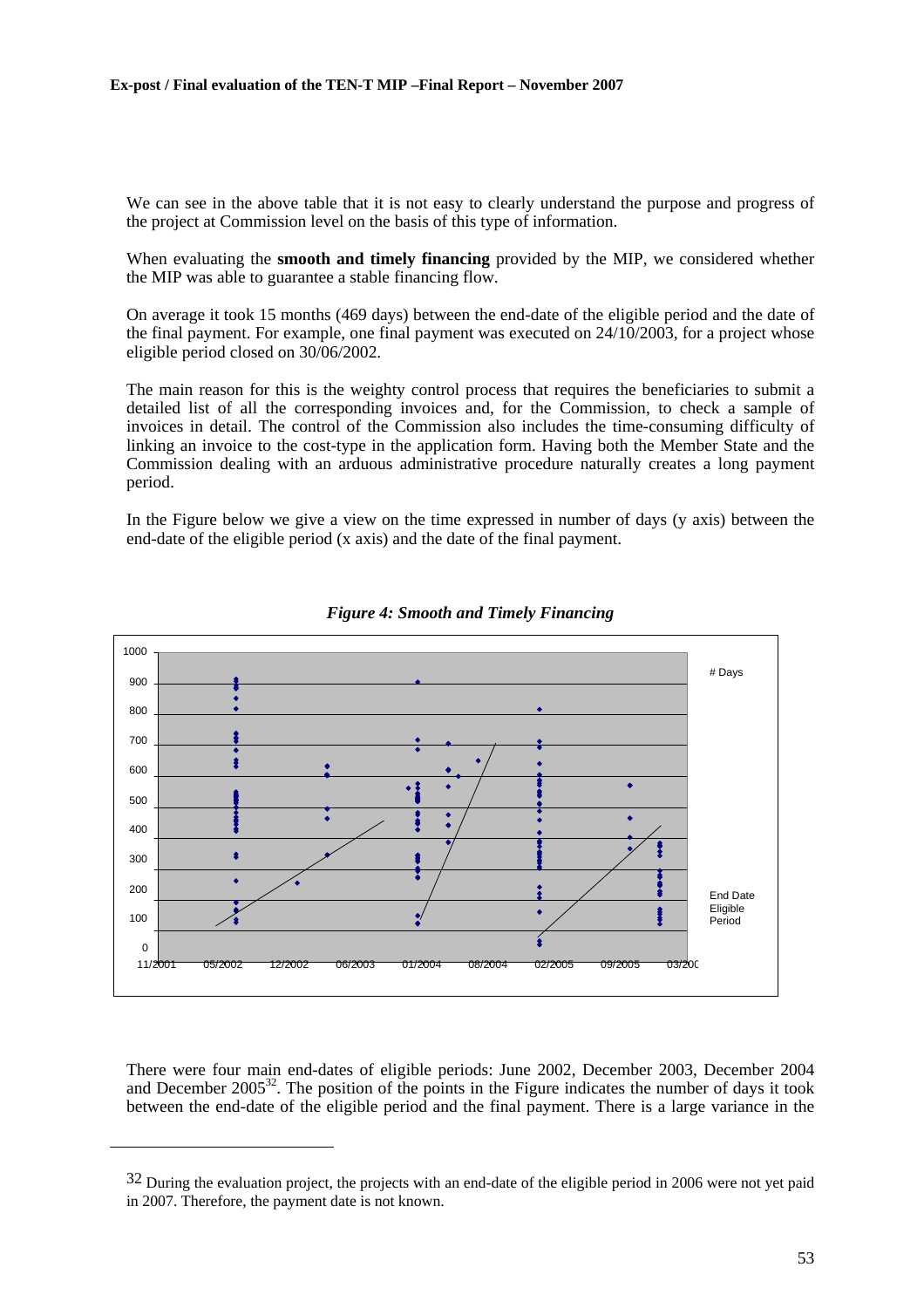We can see in the above table that it is not easy to clearly understand the purpose and progress of the project at Commission level on the basis of this type of information.

When evaluating the **smooth and timely financing** provided by the MIP, we considered whether the MIP was able to guarantee a stable financing flow.

On average it took 15 months (469 days) between the end-date of the eligible period and the date of the final payment. For example, one final payment was executed on 24/10/2003, for a project whose eligible period closed on 30/06/2002.

The main reason for this is the weighty control process that requires the beneficiaries to submit a detailed list of all the corresponding invoices and, for the Commission, to check a sample of invoices in detail. The control of the Commission also includes the time-consuming difficulty of linking an invoice to the cost-type in the application form. Having both the Member State and the Commission dealing with an arduous administrative procedure naturally creates a long payment period.

In the Figure below we give a view on the time expressed in number of days (y axis) between the end-date of the eligible period (x axis) and the date of the final payment.

*Figure 4: Smooth and Timely Financing*

There were four main end-dates of eligible periods: June 2002, December 2003, December 2004 and December 2005[32]. The position of the points in the Figure indicates the number of days it took between the end-date of the eligible period and the final payment. There is a large variance in the

---

[32] During the evaluation project, the projects with an end-date of the eligible period in 2006 were not yet paid in 2007. Therefore, the payment date is not known.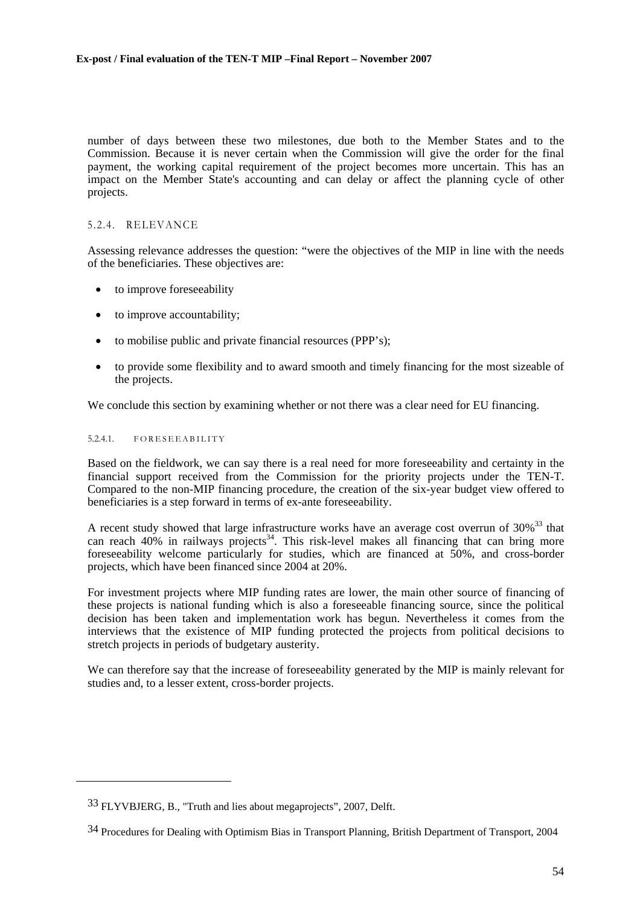number of days between these two milestones, due both to the Member States and to the Commission. Because it is never certain when the Commission will give the order for the final payment, the working capital requirement of the project becomes more uncertain. This has an impact on the Member State's accounting and can delay or affect the planning cycle of other projects.

### 5.2.4. RELEVANCE

Assessing relevance addresses the question: "were the objectives of the MIP in line with the needs of the beneficiaries. These objectives are:

- to improve foreseeability
- to improve accountability;
- to mobilise public and private financial resources (PPP's);
- to provide some flexibility and to award smooth and timely financing for the most sizeable of the projects.

We conclude this section by examining whether or not there was a clear need for EU financing.

#### 5.2.4.1. FORESEEABILITY

Based on the fieldwork, we can say there is a real need for more foreseeability and certainty in the financial support received from the Commission for the priority projects under the TEN-T. Compared to the non-MIP financing procedure, the creation of the six-year budget view offered to beneficiaries is a step forward in terms of ex-ante foreseeability.

A recent study showed that large infrastructure works have an average cost overrun of 30%[33] that can reach 40% in railways projects[34]. This risk-level makes all financing that can bring more foreseeability welcome particularly for studies, which are financed at 50%, and cross-border projects, which have been financed since 2004 at 20%.

For investment projects where MIP funding rates are lower, the main other source of financing of these projects is national funding which is also a foreseeable financing source, since the political decision has been taken and implementation work has begun. Nevertheless it comes from the interviews that the existence of MIP funding protected the projects from political decisions to stretch projects in periods of budgetary austerity.

We can therefore say that the increase of foreseeability generated by the MIP is mainly relevant for studies and, to a lesser extent, cross-border projects.

---

33 FLYVBJERG, B., "Truth and lies about megaprojects", 2007, Delft.

34 Procedures for Dealing with Optimism Bias in Transport Planning, British Department of Transport, 2004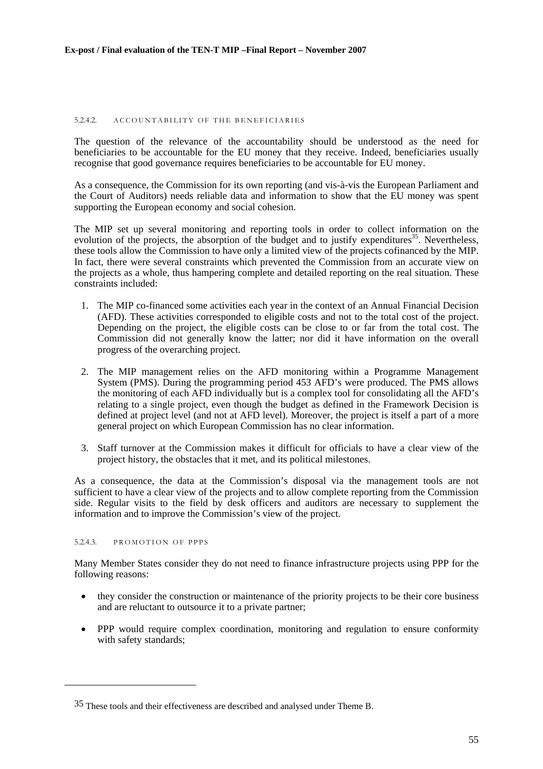#### 5.2.4.2. ACCOUNTABILITY OF THE BENEFICIARIES

The question of the relevance of the accountability should be understood as the need for beneficiaries to be accountable for the EU money that they receive. Indeed, beneficiaries usually recognise that good governance requires beneficiaries to be accountable for EU money.

As a consequence, the Commission for its own reporting (and vis-à-vis the European Parliament and the Court of Auditors) needs reliable data and information to show that the EU money was spent supporting the European economy and social cohesion.

The MIP set up several monitoring and reporting tools in order to collect information on the evolution of the projects, the absorption of the budget and to justify expenditures[35]. Nevertheless, these tools allow the Commission to have only a limited view of the projects cofinanced by the MIP. In fact, there were several constraints which prevented the Commission from an accurate view on the projects as a whole, thus hampering complete and detailed reporting on the real situation. These constraints included:

1. The MIP co-financed some activities each year in the context of an Annual Financial Decision (AFD). These activities corresponded to eligible costs and not to the total cost of the project. Depending on the project, the eligible costs can be close to or far from the total cost. The Commission did not generally know the latter; nor did it have information on the overall progress of the overarching project.

2. The MIP management relies on the AFD monitoring within a Programme Management System (PMS). During the programming period 453 AFD's were produced. The PMS allows the monitoring of each AFD individually but is a complex tool for consolidating all the AFD's relating to a single project, even though the budget as defined in the Framework Decision is defined at project level (and not at AFD level). Moreover, the project is itself a part of a more general project on which European Commission has no clear information.

3. Staff turnover at the Commission makes it difficult for officials to have a clear view of the project history, the obstacles that it met, and its political milestones.

As a consequence, the data at the Commission's disposal via the management tools are not sufficient to have a clear view of the projects and to allow complete reporting from the Commission side. Regular visits to the field by desk officers and auditors are necessary to supplement the information and to improve the Commission's view of the project.

#### 5.2.4.3. PROMOTION OF PPPS

Many Member States consider they do not need to finance infrastructure projects using PPP for the following reasons:

- they consider the construction or maintenance of the priority projects to be their core business and are reluctant to outsource it to a private partner;
- PPP would require complex coordination, monitoring and regulation to ensure conformity with safety standards;

---

[35] These tools and their effectiveness are described and analysed under Theme B.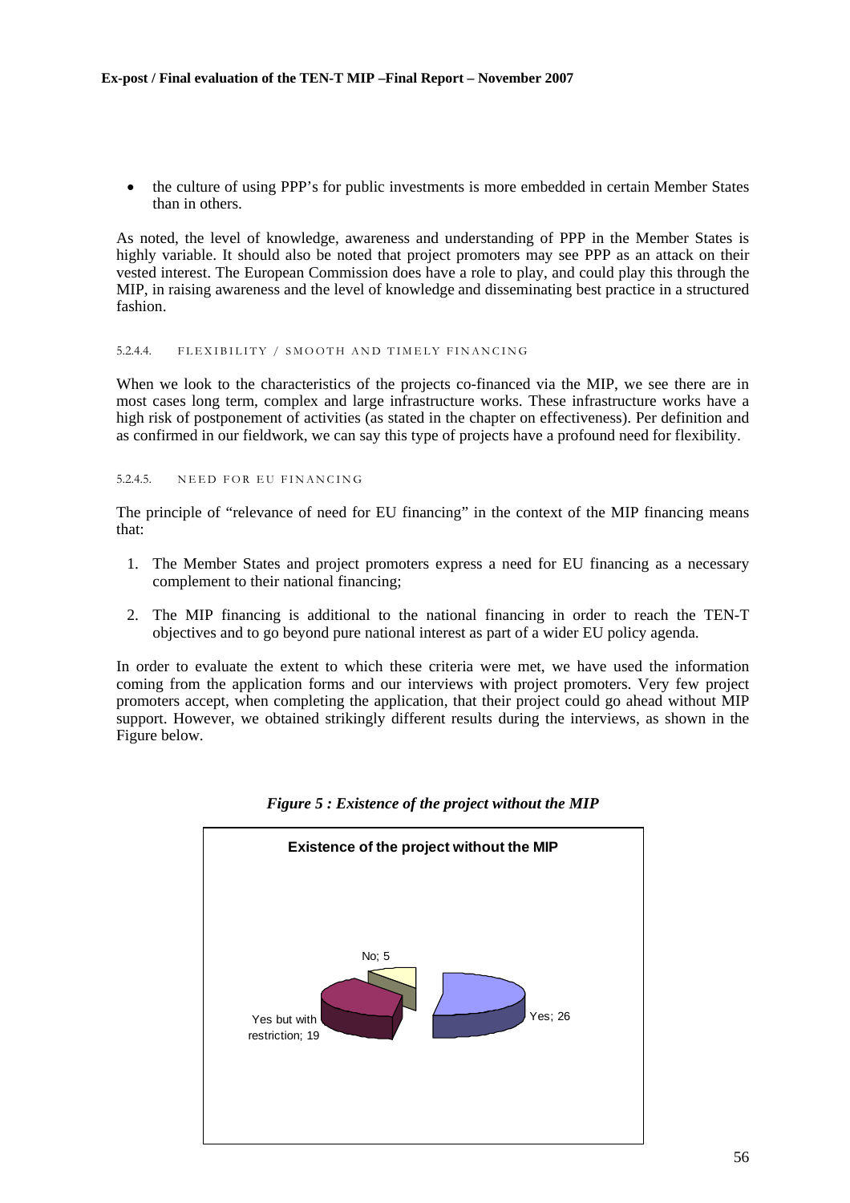- the culture of using PPP's for public investments is more embedded in certain Member States than in others.

As noted, the level of knowledge, awareness and understanding of PPP in the Member States is highly variable. It should also be noted that project promoters may see PPP as an attack on their vested interest. The European Commission does have a role to play, and could play this through the MIP, in raising awareness and the level of knowledge and disseminating best practice in a structured fashion.

#### 5.2.4.4. FLEXIBILITY / SMOOTH AND TIMELY FINANCING

When we look to the characteristics of the projects co-financed via the MIP, we see there are in most cases long term, complex and large infrastructure works. These infrastructure works have a high risk of postponement of activities (as stated in the chapter on effectiveness). Per definition and as confirmed in our fieldwork, we can say this type of projects have a profound need for flexibility.

#### 5.2.4.5. NEED FOR EU FINANCING

The principle of "relevance of need for EU financing" in the context of the MIP financing means that:

1. The Member States and project promoters express a need for EU financing as a necessary complement to their national financing;
2. The MIP financing is additional to the national financing in order to reach the TEN-T objectives and to go beyond pure national interest as part of a wider EU policy agenda.

In order to evaluate the extent to which these criteria were met, we have used the information coming from the application forms and our interviews with project promoters. Very few project promoters accept, when completing the application, that their project could go ahead without MIP support. However, we obtained strikingly different results during the interviews, as shown in the Figure below.

***Figure 5 : Existence of the project without the MIP***

**Existence of the project without the MIP**

| Response | Number |
|---|---|
| Yes | 26 |
| Yes but with restriction | 19 |
| No | 5 |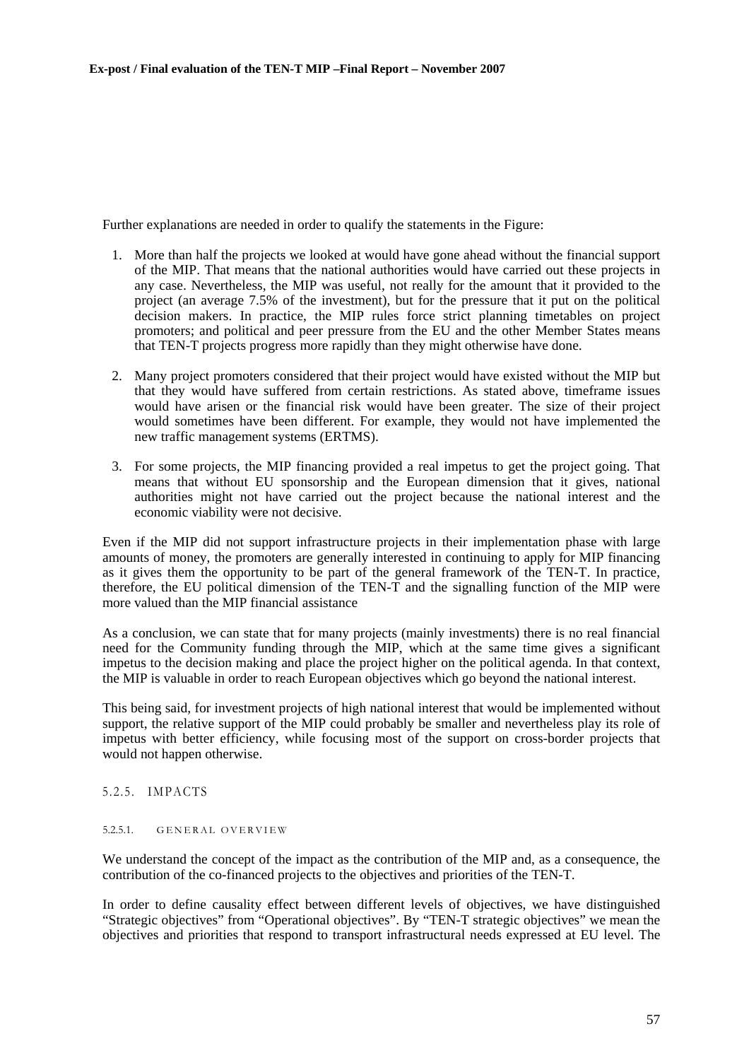Further explanations are needed in order to qualify the statements in the Figure:

1. More than half the projects we looked at would have gone ahead without the financial support of the MIP. That means that the national authorities would have carried out these projects in any case. Nevertheless, the MIP was useful, not really for the amount that it provided to the project (an average 7.5% of the investment), but for the pressure that it put on the political decision makers. In practice, the MIP rules force strict planning timetables on project promoters; and political and peer pressure from the EU and the other Member States means that TEN-T projects progress more rapidly than they might otherwise have done.

2. Many project promoters considered that their project would have existed without the MIP but that they would have suffered from certain restrictions. As stated above, timeframe issues would have arisen or the financial risk would have been greater. The size of their project would sometimes have been different. For example, they would not have implemented the new traffic management systems (ERTMS).

3. For some projects, the MIP financing provided a real impetus to get the project going. That means that without EU sponsorship and the European dimension that it gives, national authorities might not have carried out the project because the national interest and the economic viability were not decisive.

Even if the MIP did not support infrastructure projects in their implementation phase with large amounts of money, the promoters are generally interested in continuing to apply for MIP financing as it gives them the opportunity to be part of the general framework of the TEN-T. In practice, therefore, the EU political dimension of the TEN-T and the signalling function of the MIP were more valued than the MIP financial assistance

As a conclusion, we can state that for many projects (mainly investments) there is no real financial need for the Community funding through the MIP, which at the same time gives a significant impetus to the decision making and place the project higher on the political agenda. In that context, the MIP is valuable in order to reach European objectives which go beyond the national interest.

This being said, for investment projects of high national interest that would be implemented without support, the relative support of the MIP could probably be smaller and nevertheless play its role of impetus with better efficiency, while focusing most of the support on cross-border projects that would not happen otherwise.

### 5.2.5. IMPACTS

#### 5.2.5.1. GENERAL OVERVIEW

We understand the concept of the impact as the contribution of the MIP and, as a consequence, the contribution of the co-financed projects to the objectives and priorities of the TEN-T.

In order to define causality effect between different levels of objectives, we have distinguished "Strategic objectives" from "Operational objectives". By "TEN-T strategic objectives" we mean the objectives and priorities that respond to transport infrastructural needs expressed at EU level. The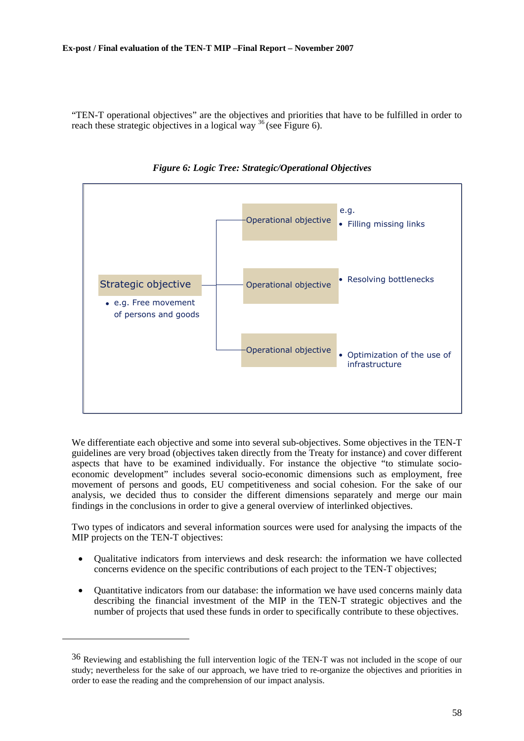"TEN-T operational objectives" are the objectives and priorities that have to be fulfilled in order to reach these strategic objectives in a logical way [36] (see Figure 6).

*Figure 6: Logic Tree: Strategic/Operational Objectives*

Strategic objective

- e.g. Free movement of persons and goods

Operational objective — e.g.
- Filling missing links

Operational objective
- Resolving bottlenecks

Operational objective
- Optimization of the use of infrastructure

We differentiate each objective and some into several sub-objectives. Some objectives in the TEN-T guidelines are very broad (objectives taken directly from the Treaty for instance) and cover different aspects that have to be examined individually. For instance the objective "to stimulate socio-economic development" includes several socio-economic dimensions such as employment, free movement of persons and goods, EU competitiveness and social cohesion. For the sake of our analysis, we decided thus to consider the different dimensions separately and merge our main findings in the conclusions in order to give a general overview of interlinked objectives.

Two types of indicators and several information sources were used for analysing the impacts of the MIP projects on the TEN-T objectives:

- Qualitative indicators from interviews and desk research: the information we have collected concerns evidence on the specific contributions of each project to the TEN-T objectives;
- Quantitative indicators from our database: the information we have used concerns mainly data describing the financial investment of the MIP in the TEN-T strategic objectives and the number of projects that used these funds in order to specifically contribute to these objectives.

---

[36] Reviewing and establishing the full intervention logic of the TEN-T was not included in the scope of our study; nevertheless for the sake of our approach, we have tried to re-organize the objectives and priorities in order to ease the reading and the comprehension of our impact analysis.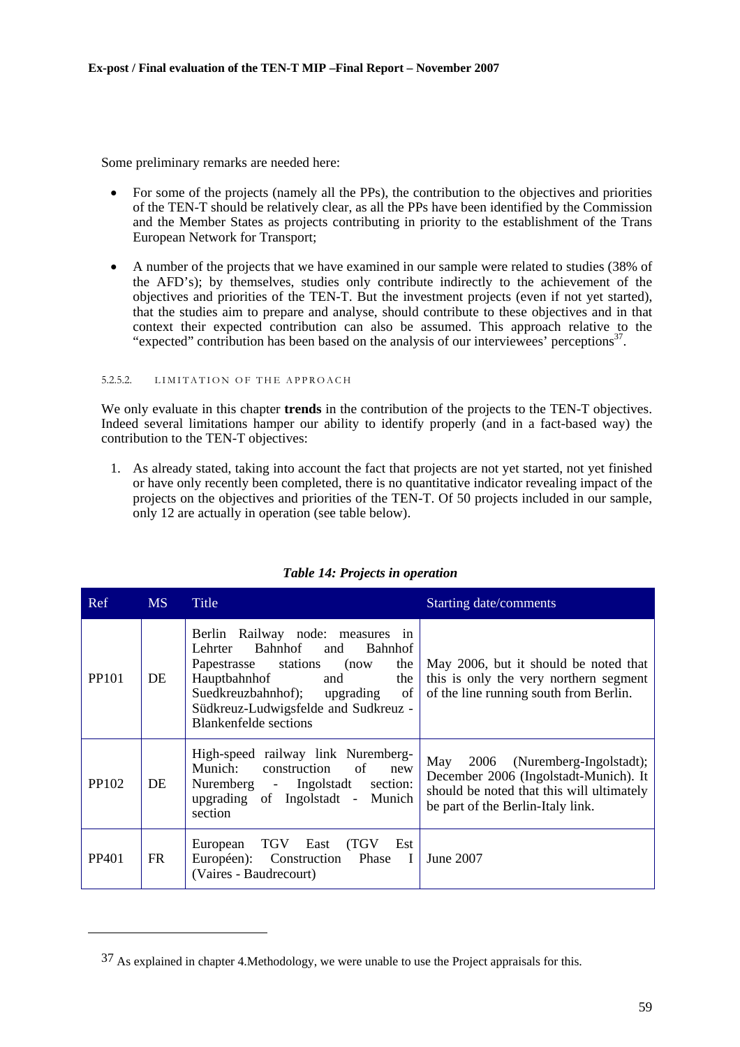Some preliminary remarks are needed here:

- For some of the projects (namely all the PPs), the contribution to the objectives and priorities of the TEN-T should be relatively clear, as all the PPs have been identified by the Commission and the Member States as projects contributing in priority to the establishment of the Trans European Network for Transport;

- A number of the projects that we have examined in our sample were related to studies (38% of the AFD's); by themselves, studies only contribute indirectly to the achievement of the objectives and priorities of the TEN-T. But the investment projects (even if not yet started), that the studies aim to prepare and analyse, should contribute to these objectives and in that context their expected contribution can also be assumed. This approach relative to the "expected" contribution has been based on the analysis of our interviewees' perceptions[37].

#### 5.2.5.2. LIMITATION OF THE APPROACH

We only evaluate in this chapter **trends** in the contribution of the projects to the TEN-T objectives. Indeed several limitations hamper our ability to identify properly (and in a fact-based way) the contribution to the TEN-T objectives:

1. As already stated, taking into account the fact that projects are not yet started, not yet finished or have only recently been completed, there is no quantitative indicator revealing impact of the projects on the objectives and priorities of the TEN-T. Of 50 projects included in our sample, only 12 are actually in operation (see table below).

*Table 14: Projects in operation*

| Ref | MS | Title | Starting date/comments |
|---|---|---|---|
| PP101 | DE | Berlin Railway node: measures in Lehrter Bahnhof and Bahnhof Papestrasse stations (now the Hauptbahnhof and the Suedkreuzbahnhof); upgrading of Südkreuz-Ludwigsfelde and Sudkreuz - Blankenfelde sections | May 2006, but it should be noted that this is only the very northern segment of the line running south from Berlin. |
| PP102 | DE | High-speed railway link Nuremberg-Munich: construction of new Nuremberg - Ingolstadt section: upgrading of Ingolstadt - Munich section | May 2006 (Nuremberg-Ingolstadt); December 2006 (Ingolstadt-Munich). It should be noted that this will ultimately be part of the Berlin-Italy link. |
| PP401 | FR | European TGV East (TGV Est Européen): Construction Phase I (Vaires - Baudrecourt) | June 2007 |

[37] As explained in chapter 4.Methodology, we were unable to use the Project appraisals for this.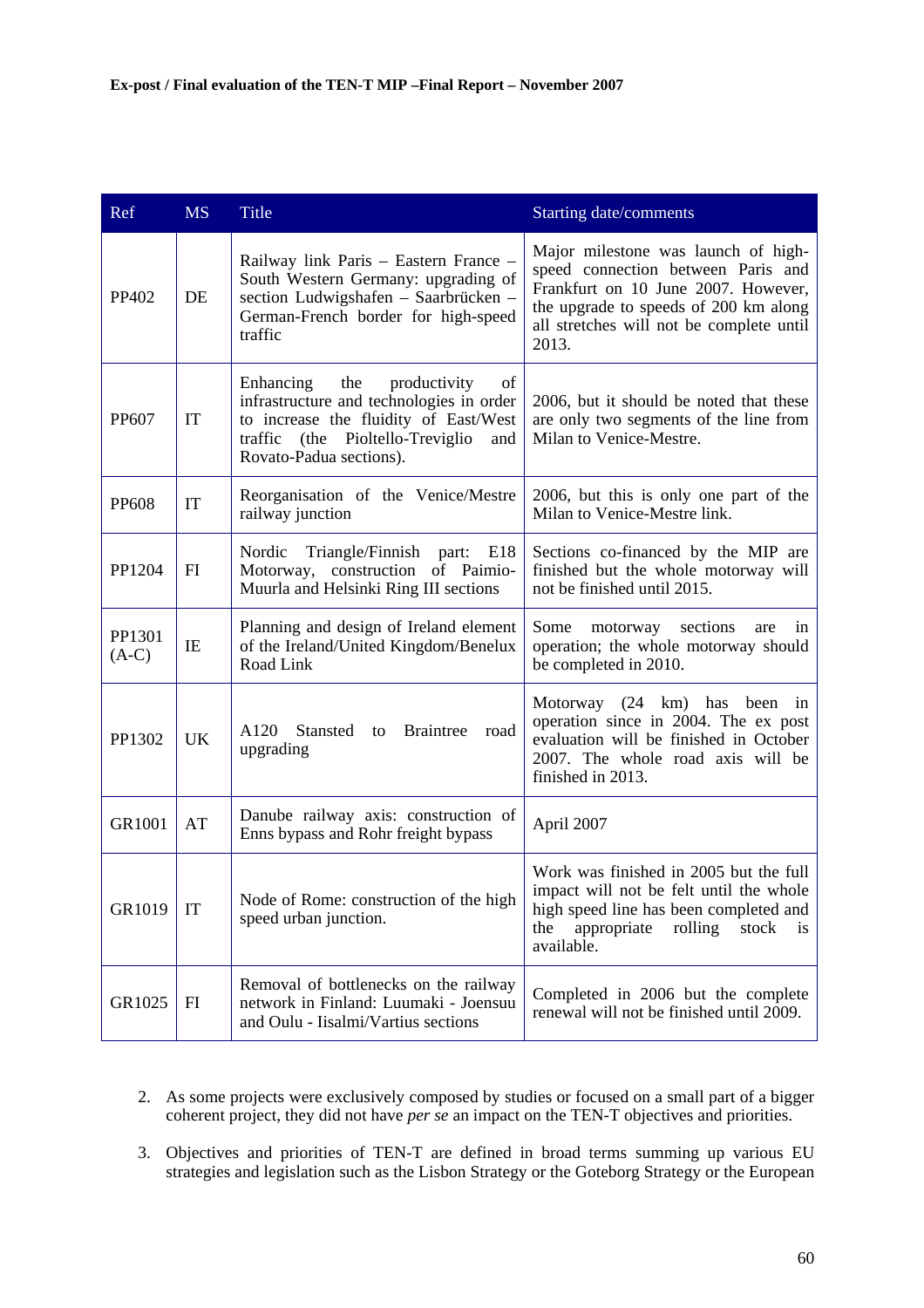| Ref | MS | Title | Starting date/comments |
|---|---|---|---|
| PP402 | DE | Railway link Paris – Eastern France – South Western Germany: upgrading of section Ludwigshafen – Saarbrücken – German-French border for high-speed traffic | Major milestone was launch of high-speed connection between Paris and Frankfurt on 10 June 2007. However, the upgrade to speeds of 200 km along all stretches will not be complete until 2013. |
| PP607 | IT | Enhancing the productivity of infrastructure and technologies in order to increase the fluidity of East/West traffic (the Pioltello-Treviglio and Rovato-Padua sections). | 2006, but it should be noted that these are only two segments of the line from Milan to Venice-Mestre. |
| PP608 | IT | Reorganisation of the Venice/Mestre railway junction | 2006, but this is only one part of the Milan to Venice-Mestre link. |
| PP1204 | FI | Nordic Triangle/Finnish part: E18 Motorway, construction of Paimio-Muurla and Helsinki Ring III sections | Sections co-financed by the MIP are finished but the whole motorway will not be finished until 2015. |
| PP1301 (A-C) | IE | Planning and design of Ireland element of the Ireland/United Kingdom/Benelux Road Link | Some motorway sections are in operation; the whole motorway should be completed in 2010. |
| PP1302 | UK | A120 Stansted to Braintree road upgrading | Motorway (24 km) has been in operation since in 2004. The ex post evaluation will be finished in October 2007. The whole road axis will be finished in 2013. |
| GR1001 | AT | Danube railway axis: construction of Enns bypass and Rohr freight bypass | April 2007 |
| GR1019 | IT | Node of Rome: construction of the high speed urban junction. | Work was finished in 2005 but the full impact will not be felt until the whole high speed line has been completed and the appropriate rolling stock is available. |
| GR1025 | FI | Removal of bottlenecks on the railway network in Finland: Luumaki - Joensuu and Oulu - Iisalmi/Vartius sections | Completed in 2006 but the complete renewal will not be finished until 2009. |

2. As some projects were exclusively composed by studies or focused on a small part of a bigger coherent project, they did not have *per se* an impact on the TEN-T objectives and priorities.

3. Objectives and priorities of TEN-T are defined in broad terms summing up various EU strategies and legislation such as the Lisbon Strategy or the Goteborg Strategy or the European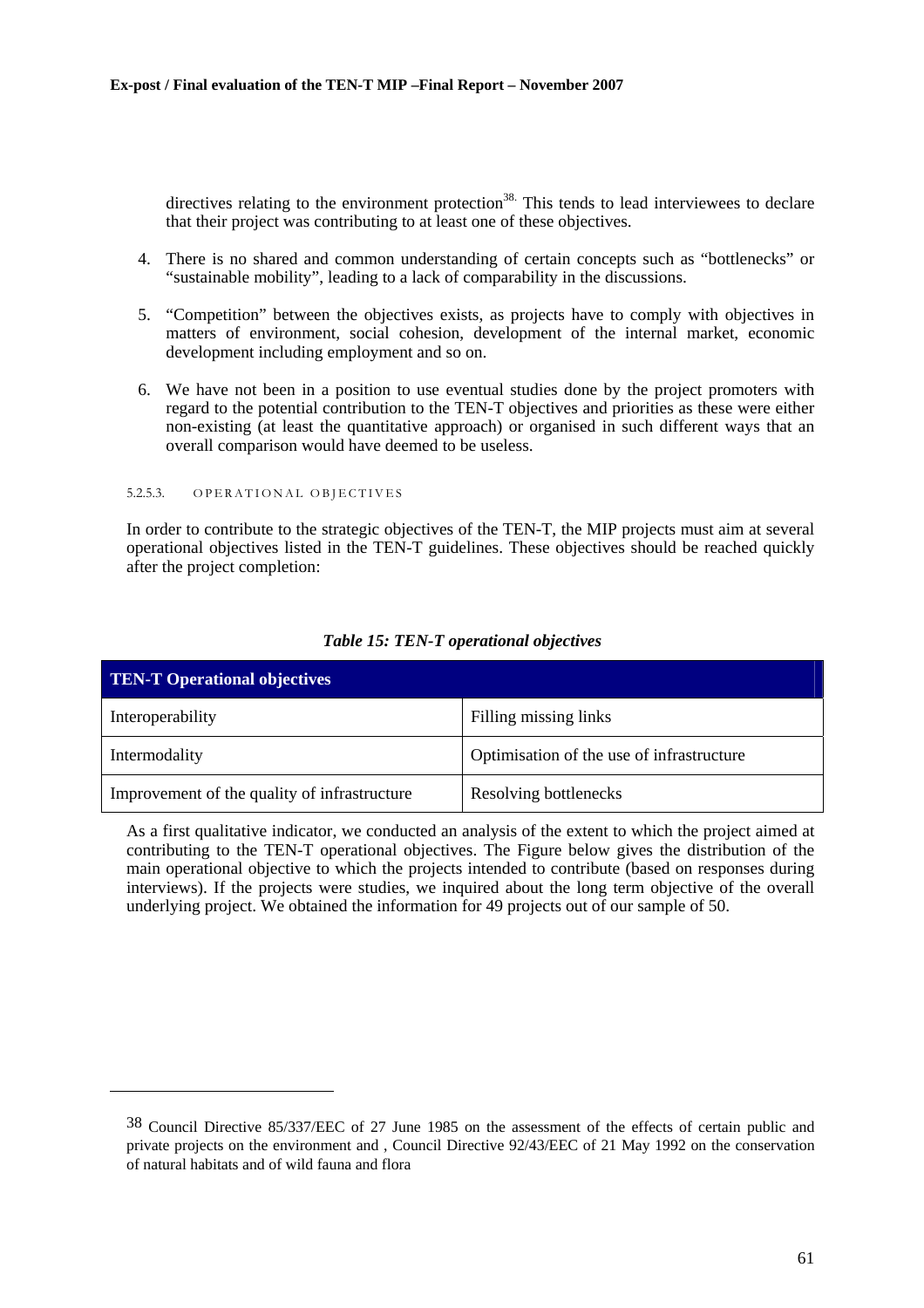directives relating to the environment protection[38]. This tends to lead interviewees to declare that their project was contributing to at least one of these objectives.

4. There is no shared and common understanding of certain concepts such as "bottlenecks" or "sustainable mobility", leading to a lack of comparability in the discussions.

5. "Competition" between the objectives exists, as projects have to comply with objectives in matters of environment, social cohesion, development of the internal market, economic development including employment and so on.

6. We have not been in a position to use eventual studies done by the project promoters with regard to the potential contribution to the TEN-T objectives and priorities as these were either non-existing (at least the quantitative approach) or organised in such different ways that an overall comparison would have deemed to be useless.

#### 5.2.5.3. OPERATIONAL OBJECTIVES

In order to contribute to the strategic objectives of the TEN-T, the MIP projects must aim at several operational objectives listed in the TEN-T guidelines. These objectives should be reached quickly after the project completion:

***Table 15: TEN-T operational objectives***

| **TEN-T Operational objectives** | |
|---|---|
| Interoperability | Filling missing links |
| Intermodality | Optimisation of the use of infrastructure |
| Improvement of the quality of infrastructure | Resolving bottlenecks |

As a first qualitative indicator, we conducted an analysis of the extent to which the project aimed at contributing to the TEN-T operational objectives. The Figure below gives the distribution of the main operational objective to which the projects intended to contribute (based on responses during interviews). If the projects were studies, we inquired about the long term objective of the overall underlying project. We obtained the information for 49 projects out of our sample of 50.

---

[38] Council Directive 85/337/EEC of 27 June 1985 on the assessment of the effects of certain public and private projects on the environment and , Council Directive 92/43/EEC of 21 May 1992 on the conservation of natural habitats and of wild fauna and flora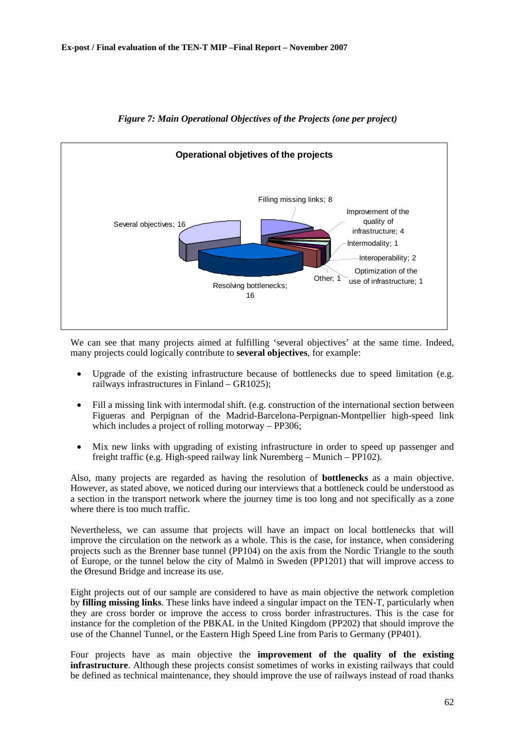*Figure 7: Main Operational Objectives of the Projects (one per project)*

**Operational objetives of the projects**

| Objective | Number of projects |
| --- | --- |
| Filling missing links | 8 |
| Improvement of the quality of infrastructure | 4 |
| Intermodality | 1 |
| Interoperability | 2 |
| Optimization of the use of infrastructure | 1 |
| Other | 1 |
| Resolving bottlenecks | 16 |
| Several objectives | 16 |

We can see that many projects aimed at fulfilling 'several objectives' at the same time. Indeed, many projects could logically contribute to **several objectives**, for example:

- Upgrade of the existing infrastructure because of bottlenecks due to speed limitation (e.g. railways infrastructures in Finland – GR1025);
- Fill a missing link with intermodal shift. (e.g. construction of the international section between Figueras and Perpignan of the Madrid-Barcelona-Perpignan-Montpellier high-speed link which includes a project of rolling motorway – PP306;
- Mix new links with upgrading of existing infrastructure in order to speed up passenger and freight traffic (e.g. High-speed railway link Nuremberg – Munich – PP102).

Also, many projects are regarded as having the resolution of **bottlenecks** as a main objective. However, as stated above, we noticed during our interviews that a bottleneck could be understood as a section in the transport network where the journey time is too long and not specifically as a zone where there is too much traffic.

Nevertheless, we can assume that projects will have an impact on local bottlenecks that will improve the circulation on the network as a whole. This is the case, for instance, when considering projects such as the Brenner base tunnel (PP104) on the axis from the Nordic Triangle to the south of Europe, or the tunnel below the city of Malmö in Sweden (PP1201) that will improve access to the Øresund Bridge and increase its use.

Eight projects out of our sample are considered to have as main objective the network completion by **filling missing links**. These links have indeed a singular impact on the TEN-T, particularly when they are cross border or improve the access to cross border infrastructures. This is the case for instance for the completion of the PBKAL in the United Kingdom (PP202) that should improve the use of the Channel Tunnel, or the Eastern High Speed Line from Paris to Germany (PP401).

Four projects have as main objective the **improvement of the quality of the existing infrastructure**. Although these projects consist sometimes of works in existing railways that could be defined as technical maintenance, they should improve the use of railways instead of road thanks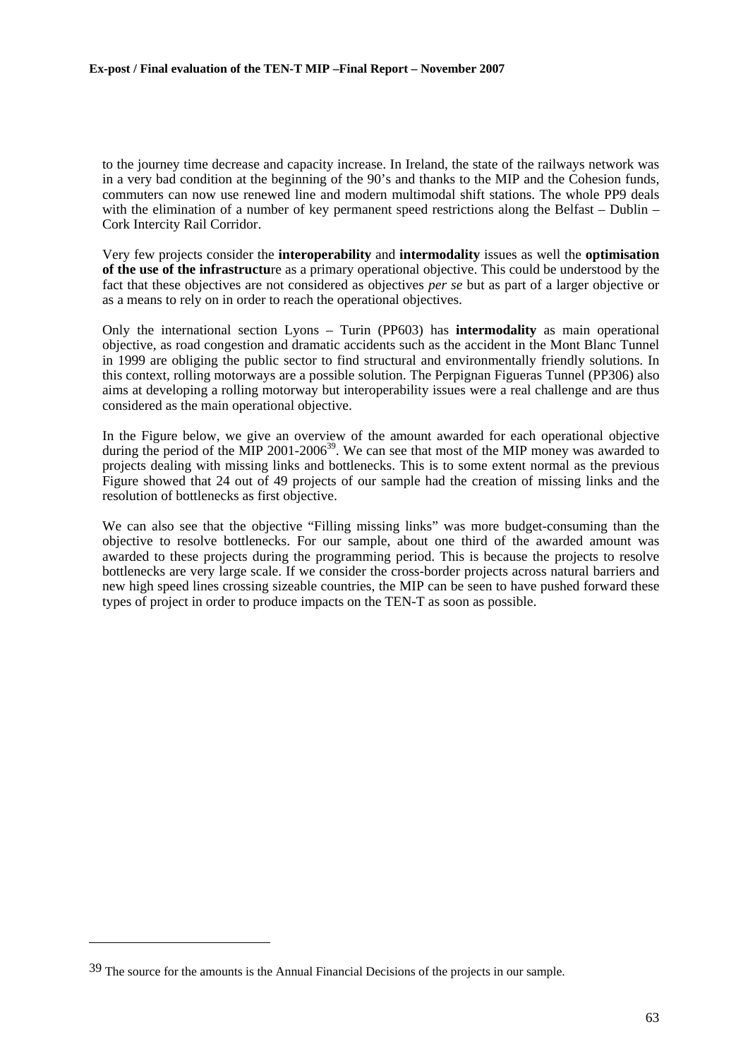to the journey time decrease and capacity increase. In Ireland, the state of the railways network was in a very bad condition at the beginning of the 90's and thanks to the MIP and the Cohesion funds, commuters can now use renewed line and modern multimodal shift stations. The whole PP9 deals with the elimination of a number of key permanent speed restrictions along the Belfast – Dublin – Cork Intercity Rail Corridor.

Very few projects consider the **interoperability** and **intermodality** issues as well the **optimisation of the use of the infrastructu**re as a primary operational objective. This could be understood by the fact that these objectives are not considered as objectives *per se* but as part of a larger objective or as a means to rely on in order to reach the operational objectives.

Only the international section Lyons – Turin (PP603) has **intermodality** as main operational objective, as road congestion and dramatic accidents such as the accident in the Mont Blanc Tunnel in 1999 are obliging the public sector to find structural and environmentally friendly solutions. In this context, rolling motorways are a possible solution. The Perpignan Figueras Tunnel (PP306) also aims at developing a rolling motorway but interoperability issues were a real challenge and are thus considered as the main operational objective.

In the Figure below, we give an overview of the amount awarded for each operational objective during the period of the MIP 2001-2006[39]. We can see that most of the MIP money was awarded to projects dealing with missing links and bottlenecks. This is to some extent normal as the previous Figure showed that 24 out of 49 projects of our sample had the creation of missing links and the resolution of bottlenecks as first objective.

We can also see that the objective "Filling missing links" was more budget-consuming than the objective to resolve bottlenecks. For our sample, about one third of the awarded amount was awarded to these projects during the programming period. This is because the projects to resolve bottlenecks are very large scale. If we consider the cross-border projects across natural barriers and new high speed lines crossing sizeable countries, the MIP can be seen to have pushed forward these types of project in order to produce impacts on the TEN-T as soon as possible.

---

[39] The source for the amounts is the Annual Financial Decisions of the projects in our sample.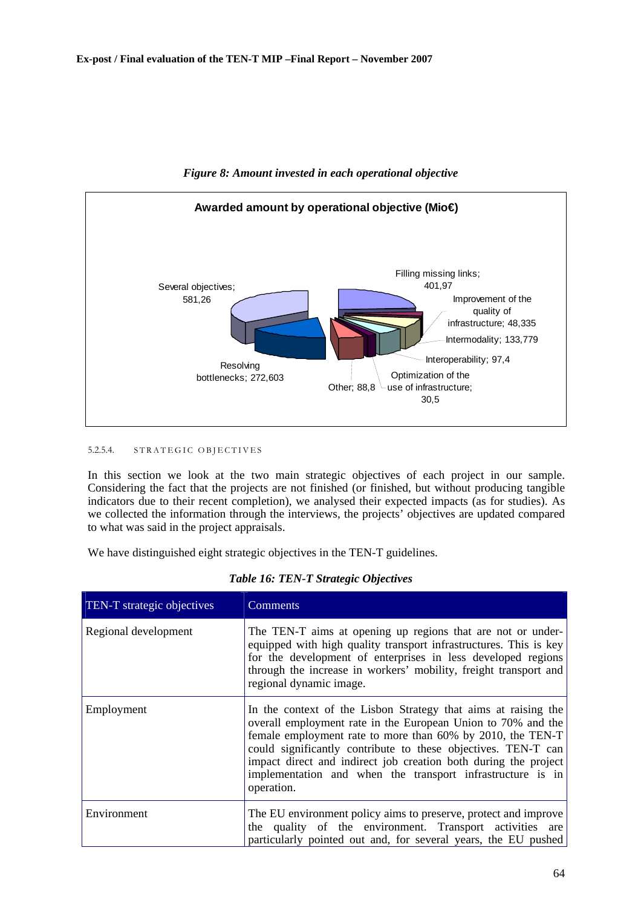*Figure 8: Amount invested in each operational objective*

**Awarded amount by operational objective (Mio€)**

Several objectives; 581,26

Filling missing links; 401,97

Improvement of the quality of infrastructure; 48,335

Intermodality; 133,779

Interoperability; 97,4

Optimization of the use of infrastructure; 30,5

Other; 88,8

Resolving bottlenecks; 272,603

5.2.5.4. STRATEGIC OBJECTIVES

In this section we look at the two main strategic objectives of each project in our sample. Considering the fact that the projects are not finished (or finished, but without producing tangible indicators due to their recent completion), we analysed their expected impacts (as for studies). As we collected the information through the interviews, the projects' objectives are updated compared to what was said in the project appraisals.

We have distinguished eight strategic objectives in the TEN-T guidelines.

*Table 16: TEN-T Strategic Objectives*

| TEN-T strategic objectives | Comments |
|---|---|
| Regional development | The TEN-T aims at opening up regions that are not or under-equipped with high quality transport infrastructures. This is key for the development of enterprises in less developed regions through the increase in workers' mobility, freight transport and regional dynamic image. |
| Employment | In the context of the Lisbon Strategy that aims at raising the overall employment rate in the European Union to 70% and the female employment rate to more than 60% by 2010, the TEN-T could significantly contribute to these objectives. TEN-T can impact direct and indirect job creation both during the project implementation and when the transport infrastructure is in operation. |
| Environment | The EU environment policy aims to preserve, protect and improve the quality of the environment. Transport activities are particularly pointed out and, for several years, the EU pushed |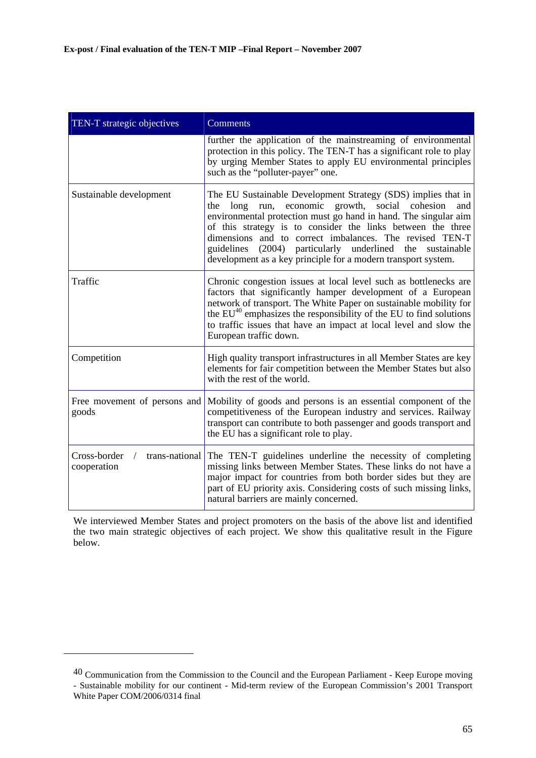| TEN-T strategic objectives | Comments |
|---|---|
| | further the application of the mainstreaming of environmental protection in this policy. The TEN-T has a significant role to play by urging Member States to apply EU environmental principles such as the "polluter-payer" one. |
| Sustainable development | The EU Sustainable Development Strategy (SDS) implies that in the long run, economic growth, social cohesion and environmental protection must go hand in hand. The singular aim of this strategy is to consider the links between the three dimensions and to correct imbalances. The revised TEN-T guidelines (2004) particularly underlined the sustainable development as a key principle for a modern transport system. |
| Traffic | Chronic congestion issues at local level such as bottlenecks are factors that significantly hamper development of a European network of transport. The White Paper on sustainable mobility for the EU[40] emphasizes the responsibility of the EU to find solutions to traffic issues that have an impact at local level and slow the European traffic down. |
| Competition | High quality transport infrastructures in all Member States are key elements for fair competition between the Member States but also with the rest of the world. |
| Free movement of persons and goods | Mobility of goods and persons is an essential component of the competitiveness of the European industry and services. Railway transport can contribute to both passenger and goods transport and the EU has a significant role to play. |
| Cross-border / trans-national cooperation | The TEN-T guidelines underline the necessity of completing missing links between Member States. These links do not have a major impact for countries from both border sides but they are part of EU priority axis. Considering costs of such missing links, natural barriers are mainly concerned. |

We interviewed Member States and project promoters on the basis of the above list and identified the two main strategic objectives of each project. We show this qualitative result in the Figure below.

[40] Communication from the Commission to the Council and the European Parliament - Keep Europe moving - Sustainable mobility for our continent - Mid-term review of the European Commission's 2001 Transport White Paper COM/2006/0314 final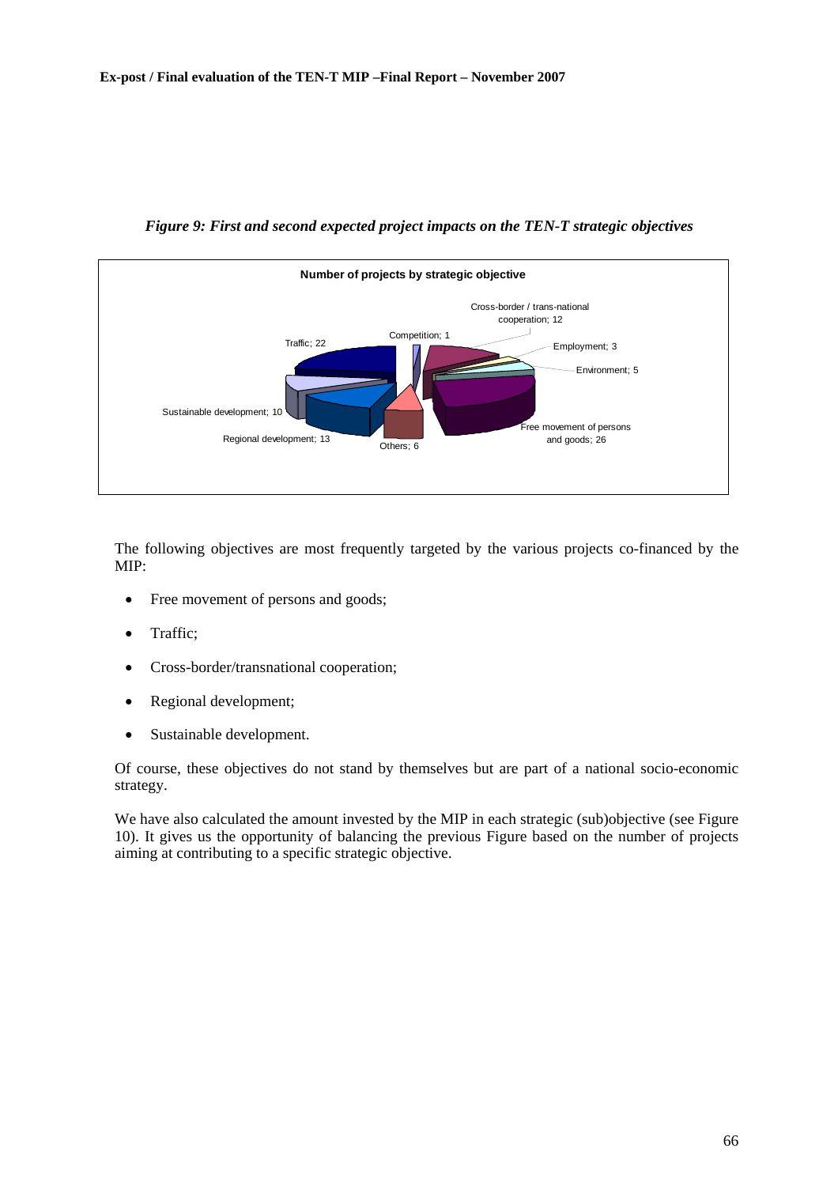*Figure 9: First and second expected project impacts on the TEN-T strategic objectives*

**Number of projects by strategic objective**

Competition; 1
Cross-border / trans-national cooperation; 12
Employment; 3
Environment; 5
Free movement of persons and goods; 26
Others; 6
Regional development; 13
Sustainable development; 10
Traffic; 22

The following objectives are most frequently targeted by the various projects co-financed by the MIP:

- Free movement of persons and goods;
- Traffic;
- Cross-border/transnational cooperation;
- Regional development;
- Sustainable development.

Of course, these objectives do not stand by themselves but are part of a national socio-economic strategy.

We have also calculated the amount invested by the MIP in each strategic (sub)objective (see Figure 10). It gives us the opportunity of balancing the previous Figure based on the number of projects aiming at contributing to a specific strategic objective.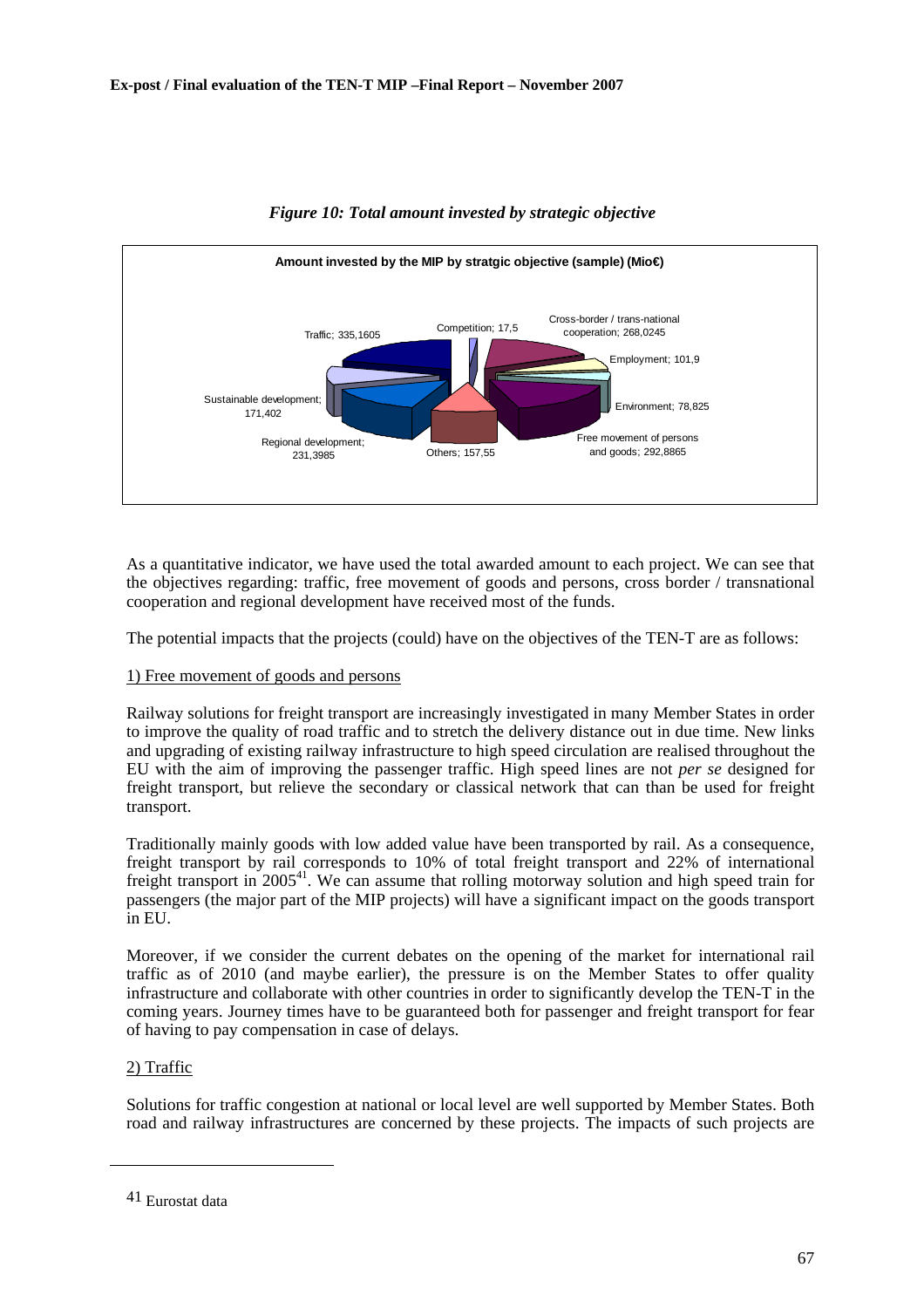*Figure 10: Total amount invested by strategic objective*

**Amount invested by the MIP by stratgic objective (sample) (Mio€)**

| Strategic objective | Amount (Mio€) |
|---|---|
| Competition | 17,5 |
| Cross-border / trans-national cooperation | 268,0245 |
| Employment | 101,9 |
| Environment | 78,825 |
| Free movement of persons and goods | 292,8865 |
| Others | 157,55 |
| Regional development | 231,3985 |
| Sustainable development | 171,402 |
| Traffic | 335,1605 |

As a quantitative indicator, we have used the total awarded amount to each project. We can see that the objectives regarding: traffic, free movement of goods and persons, cross border / transnational cooperation and regional development have received most of the funds.

The potential impacts that the projects (could) have on the objectives of the TEN-T are as follows:

1) Free movement of goods and persons

Railway solutions for freight transport are increasingly investigated in many Member States in order to improve the quality of road traffic and to stretch the delivery distance out in due time. New links and upgrading of existing railway infrastructure to high speed circulation are realised throughout the EU with the aim of improving the passenger traffic. High speed lines are not *per se* designed for freight transport, but relieve the secondary or classical network that can than be used for freight transport.

Traditionally mainly goods with low added value have been transported by rail. As a consequence, freight transport by rail corresponds to 10% of total freight transport and 22% of international freight transport in 2005[41]. We can assume that rolling motorway solution and high speed train for passengers (the major part of the MIP projects) will have a significant impact on the goods transport in EU.

Moreover, if we consider the current debates on the opening of the market for international rail traffic as of 2010 (and maybe earlier), the pressure is on the Member States to offer quality infrastructure and collaborate with other countries in order to significantly develop the TEN-T in the coming years. Journey times have to be guaranteed both for passenger and freight transport for fear of having to pay compensation in case of delays.

2) Traffic

Solutions for traffic congestion at national or local level are well supported by Member States. Both road and railway infrastructures are concerned by these projects. The impacts of such projects are

[41] Eurostat data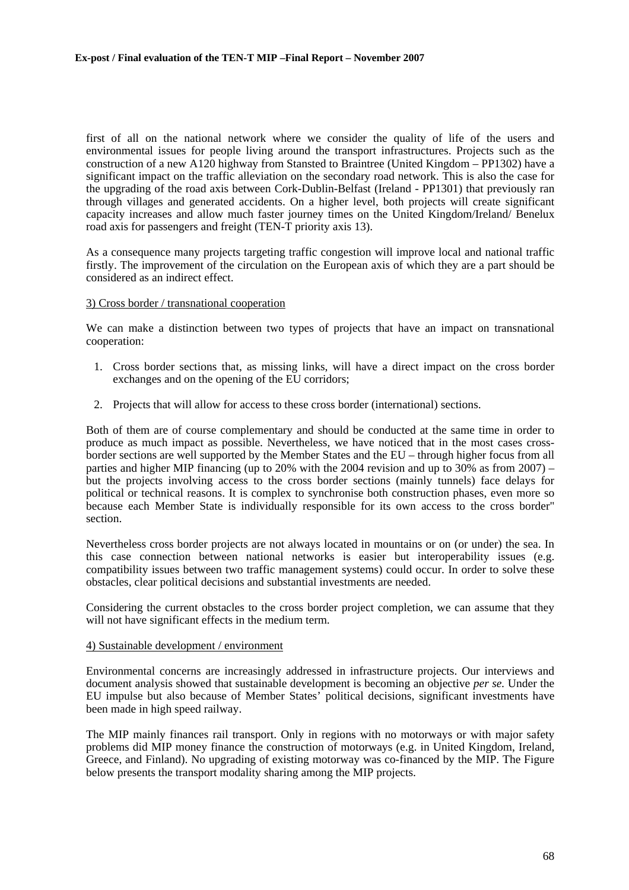first of all on the national network where we consider the quality of life of the users and environmental issues for people living around the transport infrastructures. Projects such as the construction of a new A120 highway from Stansted to Braintree (United Kingdom – PP1302) have a significant impact on the traffic alleviation on the secondary road network. This is also the case for the upgrading of the road axis between Cork-Dublin-Belfast (Ireland - PP1301) that previously ran through villages and generated accidents. On a higher level, both projects will create significant capacity increases and allow much faster journey times on the United Kingdom/Ireland/ Benelux road axis for passengers and freight (TEN-T priority axis 13).

As a consequence many projects targeting traffic congestion will improve local and national traffic firstly. The improvement of the circulation on the European axis of which they are a part should be considered as an indirect effect.

3) Cross border / transnational cooperation

We can make a distinction between two types of projects that have an impact on transnational cooperation:

1. Cross border sections that, as missing links, will have a direct impact on the cross border exchanges and on the opening of the EU corridors;

2. Projects that will allow for access to these cross border (international) sections.

Both of them are of course complementary and should be conducted at the same time in order to produce as much impact as possible. Nevertheless, we have noticed that in the most cases cross-border sections are well supported by the Member States and the EU – through higher focus from all parties and higher MIP financing (up to 20% with the 2004 revision and up to 30% as from 2007) – but the projects involving access to the cross border sections (mainly tunnels) face delays for political or technical reasons. It is complex to synchronise both construction phases, even more so because each Member State is individually responsible for its own access to the cross border" section.

Nevertheless cross border projects are not always located in mountains or on (or under) the sea. In this case connection between national networks is easier but interoperability issues (e.g. compatibility issues between two traffic management systems) could occur. In order to solve these obstacles, clear political decisions and substantial investments are needed.

Considering the current obstacles to the cross border project completion, we can assume that they will not have significant effects in the medium term.

4) Sustainable development / environment

Environmental concerns are increasingly addressed in infrastructure projects. Our interviews and document analysis showed that sustainable development is becoming an objective *per se.* Under the EU impulse but also because of Member States' political decisions, significant investments have been made in high speed railway.

The MIP mainly finances rail transport. Only in regions with no motorways or with major safety problems did MIP money finance the construction of motorways (e.g. in United Kingdom, Ireland, Greece, and Finland). No upgrading of existing motorway was co-financed by the MIP. The Figure below presents the transport modality sharing among the MIP projects.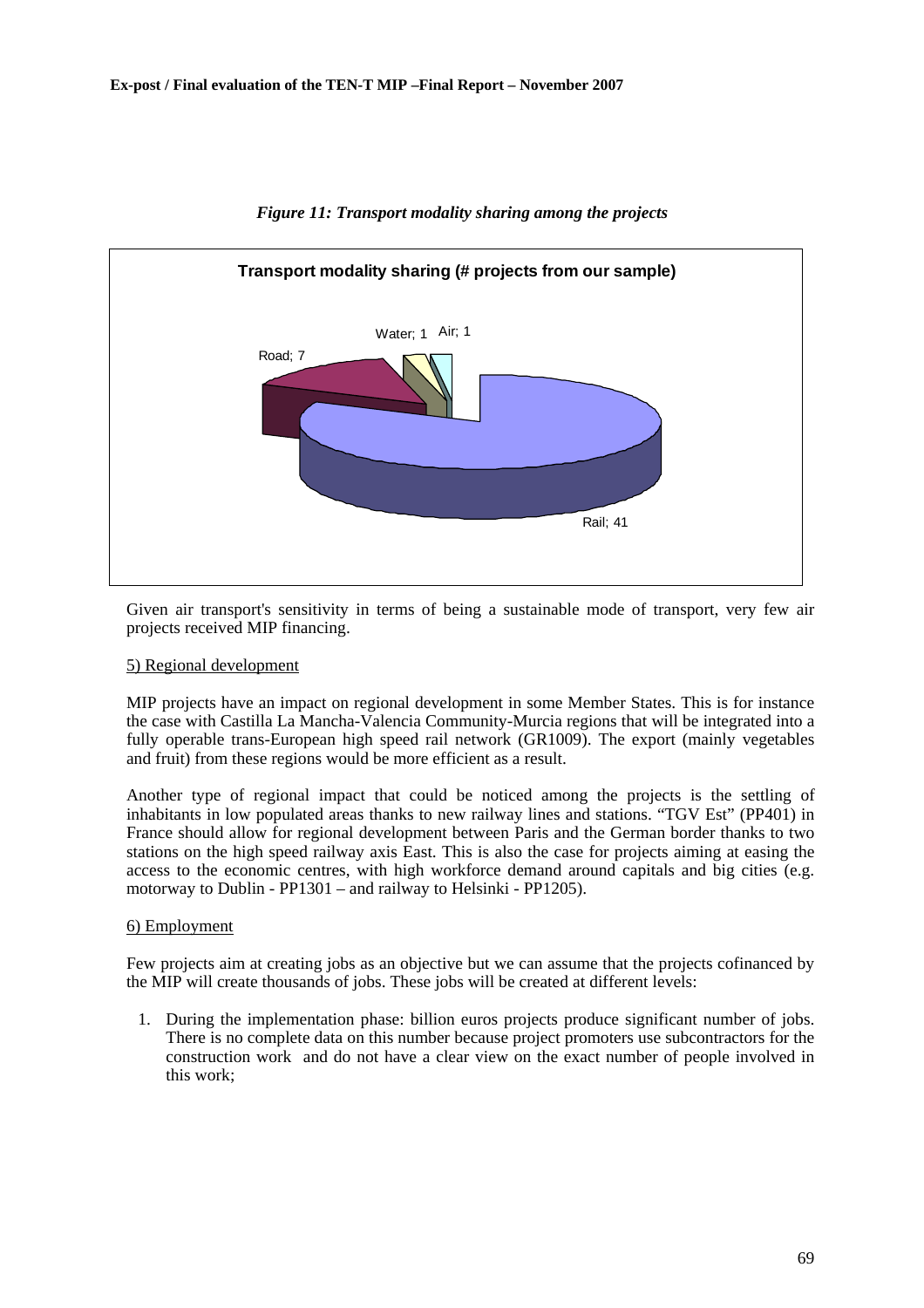*Figure 11: Transport modality sharing among the projects*

**Transport modality sharing (# projects from our sample)**

Road; 7 — Water; 1 — Air; 1 — Rail; 41

Given air transport's sensitivity in terms of being a sustainable mode of transport, very few air projects received MIP financing.

5) Regional development

MIP projects have an impact on regional development in some Member States. This is for instance the case with Castilla La Mancha-Valencia Community-Murcia regions that will be integrated into a fully operable trans-European high speed rail network (GR1009). The export (mainly vegetables and fruit) from these regions would be more efficient as a result.

Another type of regional impact that could be noticed among the projects is the settling of inhabitants in low populated areas thanks to new railway lines and stations. "TGV Est" (PP401) in France should allow for regional development between Paris and the German border thanks to two stations on the high speed railway axis East. This is also the case for projects aiming at easing the access to the economic centres, with high workforce demand around capitals and big cities (e.g. motorway to Dublin - PP1301 – and railway to Helsinki - PP1205).

6) Employment

Few projects aim at creating jobs as an objective but we can assume that the projects cofinanced by the MIP will create thousands of jobs. These jobs will be created at different levels:

1. During the implementation phase: billion euros projects produce significant number of jobs. There is no complete data on this number because project promoters use subcontractors for the construction work and do not have a clear view on the exact number of people involved in this work;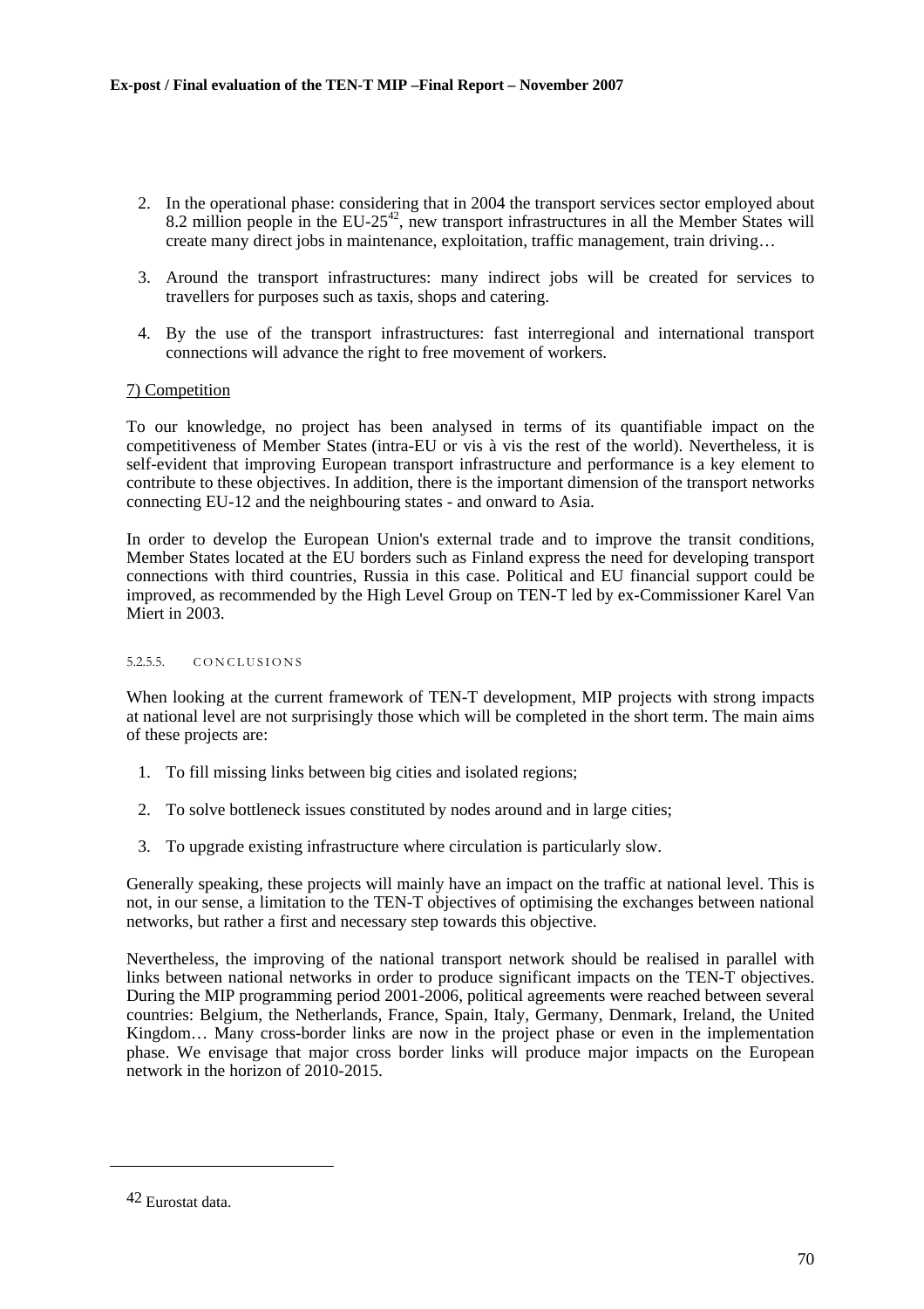2. In the operational phase: considering that in 2004 the transport services sector employed about 8.2 million people in the EU-25[42], new transport infrastructures in all the Member States will create many direct jobs in maintenance, exploitation, traffic management, train driving…

3. Around the transport infrastructures: many indirect jobs will be created for services to travellers for purposes such as taxis, shops and catering.

4. By the use of the transport infrastructures: fast interregional and international transport connections will advance the right to free movement of workers.

7) Competition

To our knowledge, no project has been analysed in terms of its quantifiable impact on the competitiveness of Member States (intra-EU or vis à vis the rest of the world). Nevertheless, it is self-evident that improving European transport infrastructure and performance is a key element to contribute to these objectives. In addition, there is the important dimension of the transport networks connecting EU-12 and the neighbouring states - and onward to Asia.

In order to develop the European Union's external trade and to improve the transit conditions, Member States located at the EU borders such as Finland express the need for developing transport connections with third countries, Russia in this case. Political and EU financial support could be improved, as recommended by the High Level Group on TEN-T led by ex-Commissioner Karel Van Miert in 2003.

#### 5.2.5.5. CONCLUSIONS

When looking at the current framework of TEN-T development, MIP projects with strong impacts at national level are not surprisingly those which will be completed in the short term. The main aims of these projects are:

1. To fill missing links between big cities and isolated regions;

2. To solve bottleneck issues constituted by nodes around and in large cities;

3. To upgrade existing infrastructure where circulation is particularly slow.

Generally speaking, these projects will mainly have an impact on the traffic at national level. This is not, in our sense, a limitation to the TEN-T objectives of optimising the exchanges between national networks, but rather a first and necessary step towards this objective.

Nevertheless, the improving of the national transport network should be realised in parallel with links between national networks in order to produce significant impacts on the TEN-T objectives. During the MIP programming period 2001-2006, political agreements were reached between several countries: Belgium, the Netherlands, France, Spain, Italy, Germany, Denmark, Ireland, the United Kingdom… Many cross-border links are now in the project phase or even in the implementation phase. We envisage that major cross border links will produce major impacts on the European network in the horizon of 2010-2015.

---

[42] Eurostat data.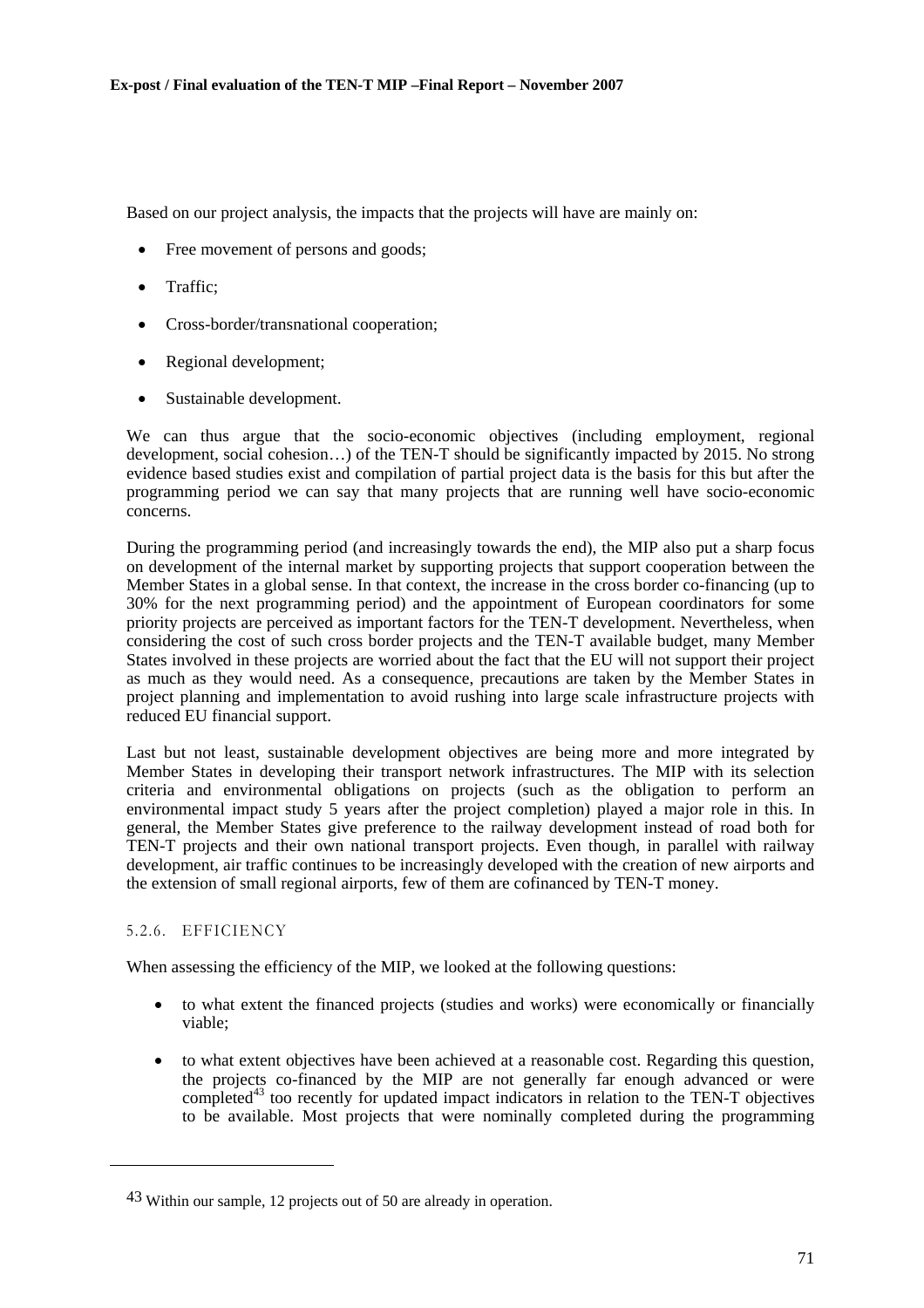Based on our project analysis, the impacts that the projects will have are mainly on:

- Free movement of persons and goods;
- Traffic;
- Cross-border/transnational cooperation;
- Regional development;
- Sustainable development.

We can thus argue that the socio-economic objectives (including employment, regional development, social cohesion…) of the TEN-T should be significantly impacted by 2015. No strong evidence based studies exist and compilation of partial project data is the basis for this but after the programming period we can say that many projects that are running well have socio-economic concerns.

During the programming period (and increasingly towards the end), the MIP also put a sharp focus on development of the internal market by supporting projects that support cooperation between the Member States in a global sense. In that context, the increase in the cross border co-financing (up to 30% for the next programming period) and the appointment of European coordinators for some priority projects are perceived as important factors for the TEN-T development. Nevertheless, when considering the cost of such cross border projects and the TEN-T available budget, many Member States involved in these projects are worried about the fact that the EU will not support their project as much as they would need. As a consequence, precautions are taken by the Member States in project planning and implementation to avoid rushing into large scale infrastructure projects with reduced EU financial support.

Last but not least, sustainable development objectives are being more and more integrated by Member States in developing their transport network infrastructures. The MIP with its selection criteria and environmental obligations on projects (such as the obligation to perform an environmental impact study 5 years after the project completion) played a major role in this. In general, the Member States give preference to the railway development instead of road both for TEN-T projects and their own national transport projects. Even though, in parallel with railway development, air traffic continues to be increasingly developed with the creation of new airports and the extension of small regional airports, few of them are cofinanced by TEN-T money.

#### 5.2.6. EFFICIENCY

When assessing the efficiency of the MIP, we looked at the following questions:

- to what extent the financed projects (studies and works) were economically or financially viable;
- to what extent objectives have been achieved at a reasonable cost. Regarding this question, the projects co-financed by the MIP are not generally far enough advanced or were completed[43] too recently for updated impact indicators in relation to the TEN-T objectives to be available. Most projects that were nominally completed during the programming

---

[43] Within our sample, 12 projects out of 50 are already in operation.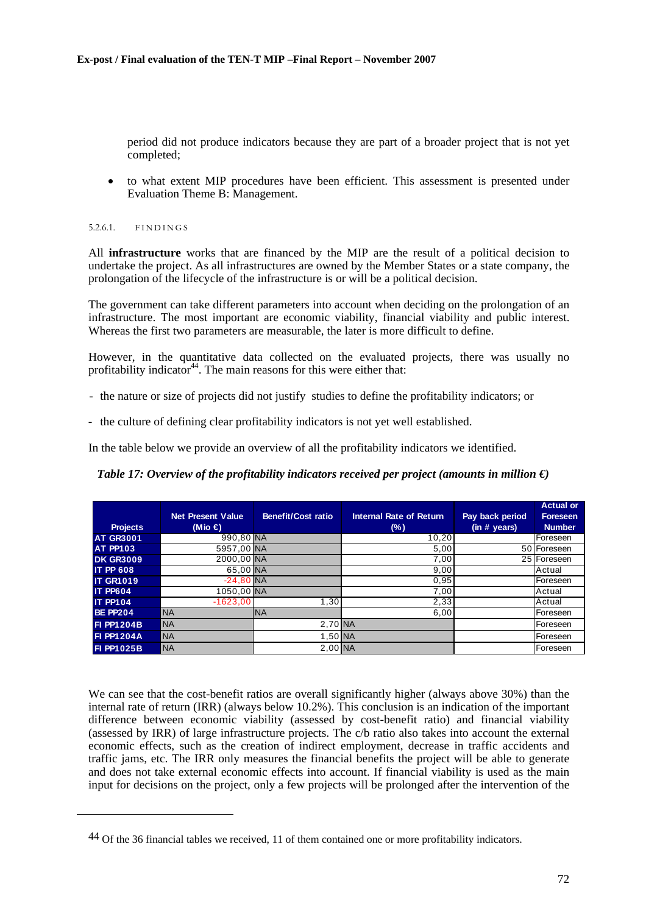period did not produce indicators because they are part of a broader project that is not yet completed;

- to what extent MIP procedures have been efficient. This assessment is presented under Evaluation Theme B: Management.

5.2.6.1. FINDINGS

All **infrastructure** works that are financed by the MIP are the result of a political decision to undertake the project. As all infrastructures are owned by the Member States or a state company, the prolongation of the lifecycle of the infrastructure is or will be a political decision.

The government can take different parameters into account when deciding on the prolongation of an infrastructure. The most important are economic viability, financial viability and public interest. Whereas the first two parameters are measurable, the later is more difficult to define.

However, in the quantitative data collected on the evaluated projects, there was usually no profitability indicator[44]. The main reasons for this were either that:

- the nature or size of projects did not justify studies to define the profitability indicators; or
- the culture of defining clear profitability indicators is not yet well established.

In the table below we provide an overview of all the profitability indicators we identified.

*Table 17: Overview of the profitability indicators received per project (amounts in million €)*

| Projects | Net Present Value (Mio €) | Benefit/Cost ratio | Internal Rate of Return (%) | Pay back period (in # years) | Actual or Foreseen Number |
|---|---|---|---|---|---|
| AT GR3001 | 990,80 | NA | 10,20 | | Foreseen |
| AT PP103 | 5957,00 | NA | 5,00 | 50 | Foreseen |
| DK GR3009 | 2000,00 | NA | 7,00 | 25 | Foreseen |
| IT PP 608 | 65,00 | NA | 9,00 | | Actual |
| IT GR1019 | -24,80 | NA | 0,95 | | Foreseen |
| IT PP604 | 1050,00 | NA | 7,00 | | Actual |
| IT PP104 | -1623,00 | 1,30 | 2,33 | | Actual |
| BE PP204 | NA | NA | 6,00 | | Foreseen |
| FI PP1204B | NA | 2,70 | NA | | Foreseen |
| FI PP1204A | NA | 1,50 | NA | | Foreseen |
| FI PP1025B | NA | 2,00 | NA | | Foreseen |

We can see that the cost-benefit ratios are overall significantly higher (always above 30%) than the internal rate of return (IRR) (always below 10.2%). This conclusion is an indication of the important difference between economic viability (assessed by cost-benefit ratio) and financial viability (assessed by IRR) of large infrastructure projects. The c/b ratio also takes into account the external economic effects, such as the creation of indirect employment, decrease in traffic accidents and traffic jams, etc. The IRR only measures the financial benefits the project will be able to generate and does not take external economic effects into account. If financial viability is used as the main input for decisions on the project, only a few projects will be prolonged after the intervention of the

[44] Of the 36 financial tables we received, 11 of them contained one or more profitability indicators.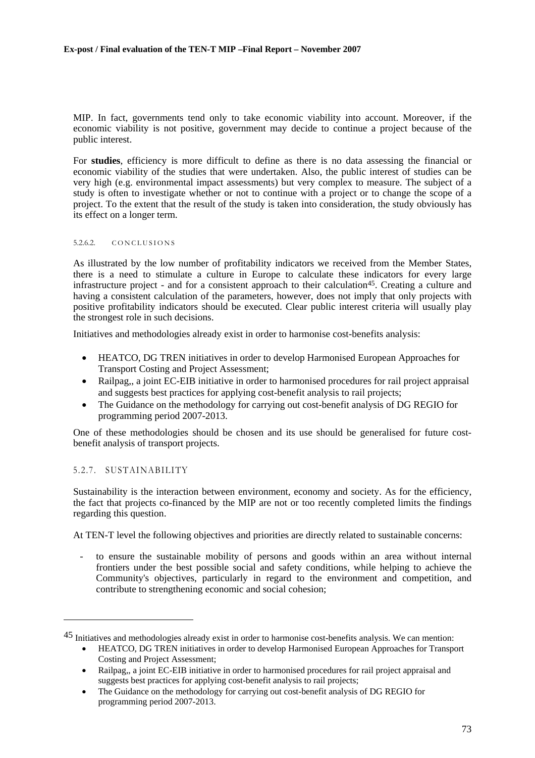MIP. In fact, governments tend only to take economic viability into account. Moreover, if the economic viability is not positive, government may decide to continue a project because of the public interest.

For **studies**, efficiency is more difficult to define as there is no data assessing the financial or economic viability of the studies that were undertaken. Also, the public interest of studies can be very high (e.g. environmental impact assessments) but very complex to measure. The subject of a study is often to investigate whether or not to continue with a project or to change the scope of a project. To the extent that the result of the study is taken into consideration, the study obviously has its effect on a longer term.

#### 5.2.6.2. CONCLUSIONS

As illustrated by the low number of profitability indicators we received from the Member States, there is a need to stimulate a culture in Europe to calculate these indicators for every large infrastructure project - and for a consistent approach to their calculation[45]. Creating a culture and having a consistent calculation of the parameters, however, does not imply that only projects with positive profitability indicators should be executed. Clear public interest criteria will usually play the strongest role in such decisions.

Initiatives and methodologies already exist in order to harmonise cost-benefits analysis:

- HEATCO, DG TREN initiatives in order to develop Harmonised European Approaches for Transport Costing and Project Assessment;
- Railpag,, a joint EC-EIB initiative in order to harmonised procedures for rail project appraisal and suggests best practices for applying cost-benefit analysis to rail projects;
- The Guidance on the methodology for carrying out cost-benefit analysis of DG REGIO for programming period 2007-2013.

One of these methodologies should be chosen and its use should be generalised for future cost-benefit analysis of transport projects.

### 5.2.7. SUSTAINABILITY

Sustainability is the interaction between environment, economy and society. As for the efficiency, the fact that projects co-financed by the MIP are not or too recently completed limits the findings regarding this question.

At TEN-T level the following objectives and priorities are directly related to sustainable concerns:

- to ensure the sustainable mobility of persons and goods within an area without internal frontiers under the best possible social and safety conditions, while helping to achieve the Community's objectives, particularly in regard to the environment and competition, and contribute to strengthening economic and social cohesion;

---

[45] Initiatives and methodologies already exist in order to harmonise cost-benefits analysis. We can mention:

- HEATCO, DG TREN initiatives in order to develop Harmonised European Approaches for Transport Costing and Project Assessment;
- Railpag,, a joint EC-EIB initiative in order to harmonised procedures for rail project appraisal and suggests best practices for applying cost-benefit analysis to rail projects;
- The Guidance on the methodology for carrying out cost-benefit analysis of DG REGIO for programming period 2007-2013.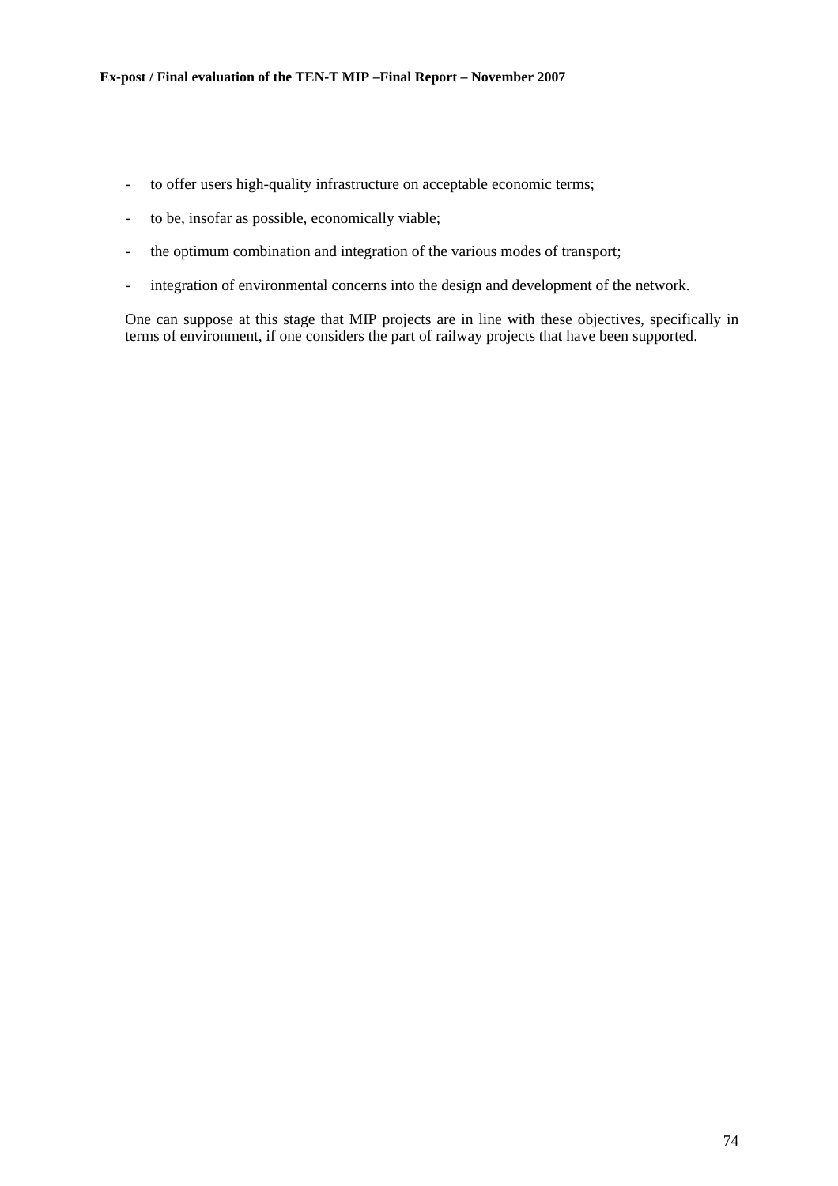- to offer users high-quality infrastructure on acceptable economic terms;
- to be, insofar as possible, economically viable;
- the optimum combination and integration of the various modes of transport;
- integration of environmental concerns into the design and development of the network.

One can suppose at this stage that MIP projects are in line with these objectives, specifically in terms of environment, if one considers the part of railway projects that have been supported.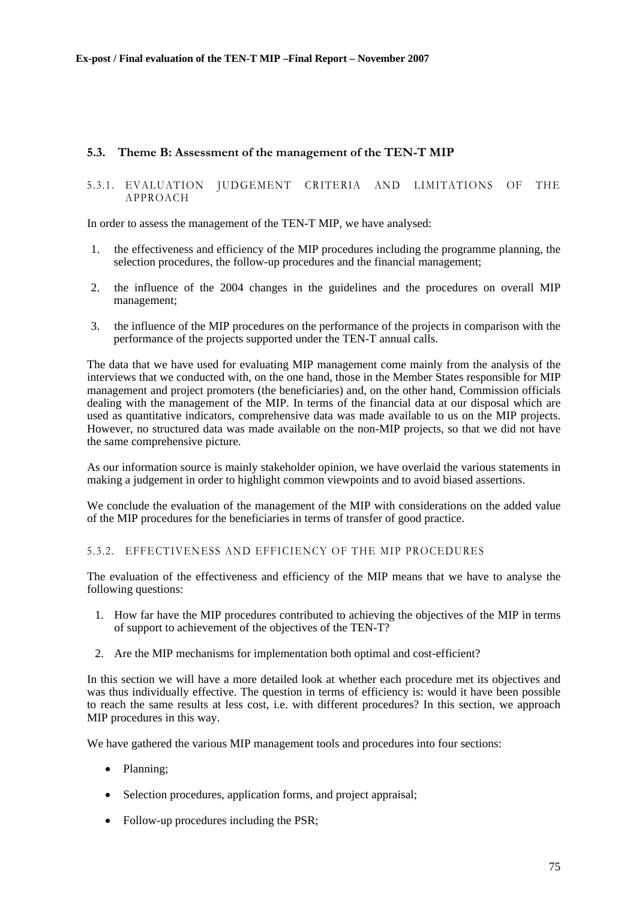## 5.3. Theme B: Assessment of the management of the TEN-T MIP

### 5.3.1. EVALUATION JUDGEMENT CRITERIA AND LIMITATIONS OF THE APPROACH

In order to assess the management of the TEN-T MIP, we have analysed:

1. the effectiveness and efficiency of the MIP procedures including the programme planning, the selection procedures, the follow-up procedures and the financial management;

2. the influence of the 2004 changes in the guidelines and the procedures on overall MIP management;

3. the influence of the MIP procedures on the performance of the projects in comparison with the performance of the projects supported under the TEN-T annual calls.

The data that we have used for evaluating MIP management come mainly from the analysis of the interviews that we conducted with, on the one hand, those in the Member States responsible for MIP management and project promoters (the beneficiaries) and, on the other hand, Commission officials dealing with the management of the MIP. In terms of the financial data at our disposal which are used as quantitative indicators, comprehensive data was made available to us on the MIP projects. However, no structured data was made available on the non-MIP projects, so that we did not have the same comprehensive picture.

As our information source is mainly stakeholder opinion, we have overlaid the various statements in making a judgement in order to highlight common viewpoints and to avoid biased assertions.

We conclude the evaluation of the management of the MIP with considerations on the added value of the MIP procedures for the beneficiaries in terms of transfer of good practice.

### 5.3.2. EFFECTIVENESS AND EFFICIENCY OF THE MIP PROCEDURES

The evaluation of the effectiveness and efficiency of the MIP means that we have to analyse the following questions:

1. How far have the MIP procedures contributed to achieving the objectives of the MIP in terms of support to achievement of the objectives of the TEN-T?

2. Are the MIP mechanisms for implementation both optimal and cost-efficient?

In this section we will have a more detailed look at whether each procedure met its objectives and was thus individually effective. The question in terms of efficiency is: would it have been possible to reach the same results at less cost, i.e. with different procedures? In this section, we approach MIP procedures in this way.

We have gathered the various MIP management tools and procedures into four sections:

- Planning;
- Selection procedures, application forms, and project appraisal;
- Follow-up procedures including the PSR;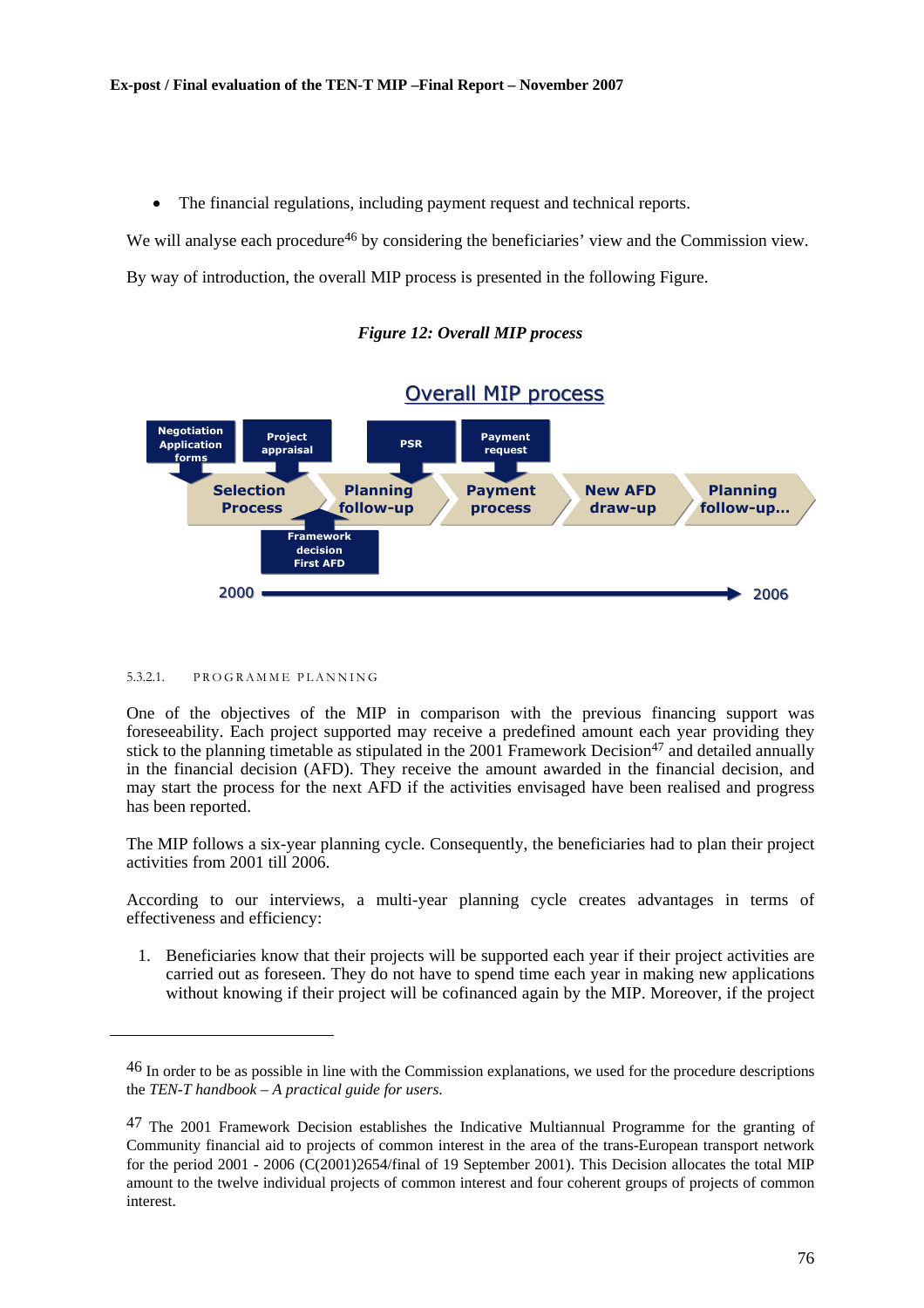- The financial regulations, including payment request and technical reports.

We will analyse each procedure[46] by considering the beneficiaries' view and the Commission view.

By way of introduction, the overall MIP process is presented in the following Figure.

*Figure 12: Overall MIP process*

Overall MIP process

Negotiation Application forms | Project appraisal | PSR | Payment request

Selection Process → Planning follow-up → Payment process → New AFD draw-up → Planning follow-up…

Framework decision First AFD

2000 → 2006

##### 5.3.2.1. PROGRAMME PLANNING

One of the objectives of the MIP in comparison with the previous financing support was foreseeability. Each project supported may receive a predefined amount each year providing they stick to the planning timetable as stipulated in the 2001 Framework Decision[47] and detailed annually in the financial decision (AFD). They receive the amount awarded in the financial decision, and may start the process for the next AFD if the activities envisaged have been realised and progress has been reported.

The MIP follows a six-year planning cycle. Consequently, the beneficiaries had to plan their project activities from 2001 till 2006.

According to our interviews, a multi-year planning cycle creates advantages in terms of effectiveness and efficiency:

1. Beneficiaries know that their projects will be supported each year if their project activities are carried out as foreseen. They do not have to spend time each year in making new applications without knowing if their project will be cofinanced again by the MIP. Moreover, if the project

---

[46] In order to be as possible in line with the Commission explanations, we used for the procedure descriptions the *TEN-T handbook – A practical guide for users.*

[47] The 2001 Framework Decision establishes the Indicative Multiannual Programme for the granting of Community financial aid to projects of common interest in the area of the trans-European transport network for the period 2001 - 2006 (C(2001)2654/final of 19 September 2001). This Decision allocates the total MIP amount to the twelve individual projects of common interest and four coherent groups of projects of common interest.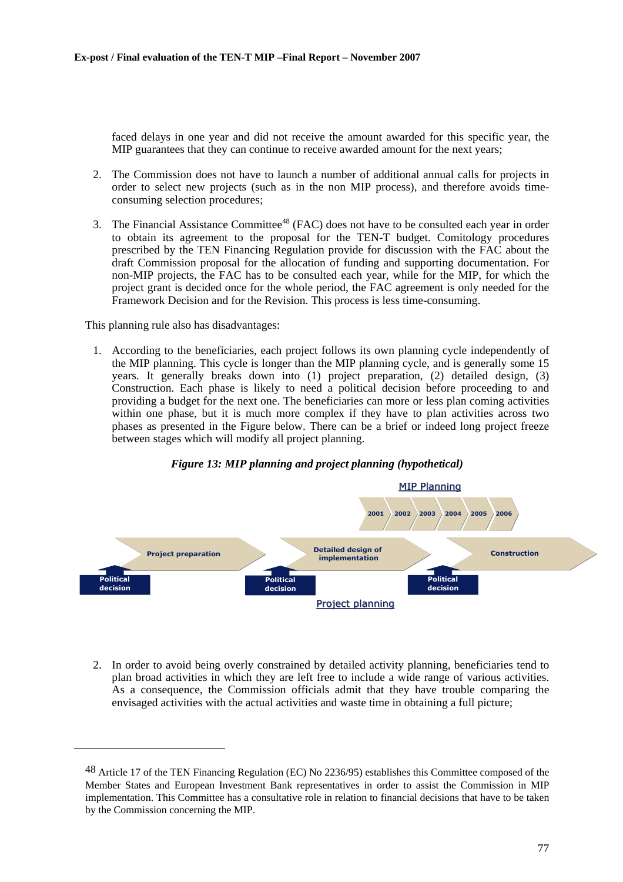faced delays in one year and did not receive the amount awarded for this specific year, the MIP guarantees that they can continue to receive awarded amount for the next years;

2. The Commission does not have to launch a number of additional annual calls for projects in order to select new projects (such as in the non MIP process), and therefore avoids time-consuming selection procedures;

3. The Financial Assistance Committee[48] (FAC) does not have to be consulted each year in order to obtain its agreement to the proposal for the TEN-T budget. Comitology procedures prescribed by the TEN Financing Regulation provide for discussion with the FAC about the draft Commission proposal for the allocation of funding and supporting documentation. For non-MIP projects, the FAC has to be consulted each year, while for the MIP, for which the project grant is decided once for the whole period, the FAC agreement is only needed for the Framework Decision and for the Revision. This process is less time-consuming.

This planning rule also has disadvantages:

1. According to the beneficiaries, each project follows its own planning cycle independently of the MIP planning. This cycle is longer than the MIP planning cycle, and is generally some 15 years. It generally breaks down into (1) project preparation, (2) detailed design, (3) Construction. Each phase is likely to need a political decision before proceeding to and providing a budget for the next one. The beneficiaries can more or less plan coming activities within one phase, but it is much more complex if they have to plan activities across two phases as presented in the Figure below. There can be a brief or indeed long project freeze between stages which will modify all project planning.

***Figure 13: MIP planning and project planning (hypothetical)***

MIP Planning

2001 | 2002 | 2003 | 2004 | 2005 | 2006

Project preparation → Detailed design of implementation → Construction

Political decision | Political decision | Political decision

Project planning

2. In order to avoid being overly constrained by detailed activity planning, beneficiaries tend to plan broad activities in which they are left free to include a wide range of various activities. As a consequence, the Commission officials admit that they have trouble comparing the envisaged activities with the actual activities and waste time in obtaining a full picture;

---

[48] Article 17 of the TEN Financing Regulation (EC) No 2236/95) establishes this Committee composed of the Member States and European Investment Bank representatives in order to assist the Commission in MIP implementation. This Committee has a consultative role in relation to financial decisions that have to be taken by the Commission concerning the MIP.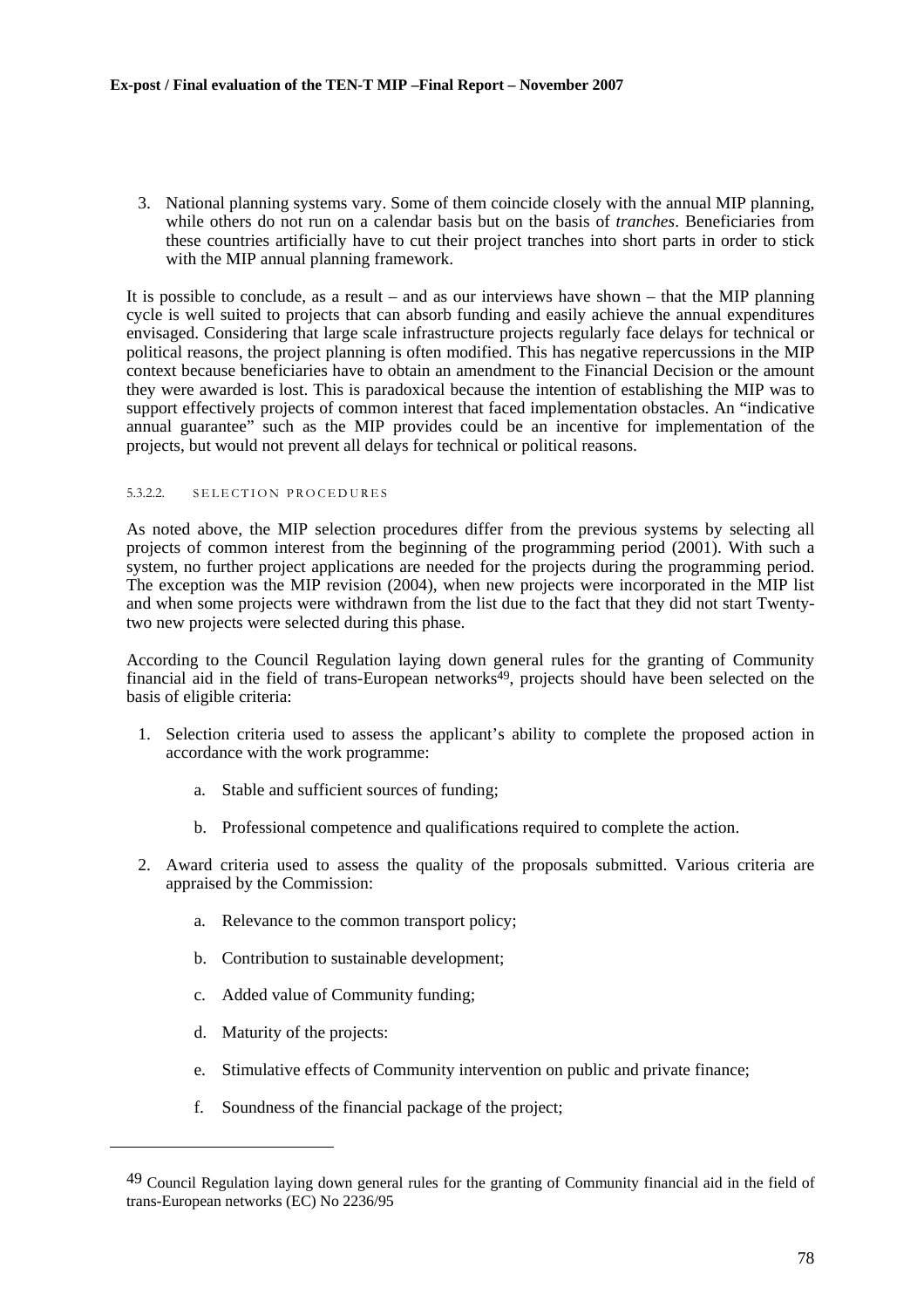3. National planning systems vary. Some of them coincide closely with the annual MIP planning, while others do not run on a calendar basis but on the basis of *tranches*. Beneficiaries from these countries artificially have to cut their project tranches into short parts in order to stick with the MIP annual planning framework.

It is possible to conclude, as a result – and as our interviews have shown – that the MIP planning cycle is well suited to projects that can absorb funding and easily achieve the annual expenditures envisaged. Considering that large scale infrastructure projects regularly face delays for technical or political reasons, the project planning is often modified. This has negative repercussions in the MIP context because beneficiaries have to obtain an amendment to the Financial Decision or the amount they were awarded is lost. This is paradoxical because the intention of establishing the MIP was to support effectively projects of common interest that faced implementation obstacles. An "indicative annual guarantee" such as the MIP provides could be an incentive for implementation of the projects, but would not prevent all delays for technical or political reasons.

##### 5.3.2.2. SELECTION PROCEDURES

As noted above, the MIP selection procedures differ from the previous systems by selecting all projects of common interest from the beginning of the programming period (2001). With such a system, no further project applications are needed for the projects during the programming period. The exception was the MIP revision (2004), when new projects were incorporated in the MIP list and when some projects were withdrawn from the list due to the fact that they did not start Twenty-two new projects were selected during this phase.

According to the Council Regulation laying down general rules for the granting of Community financial aid in the field of trans-European networks[49], projects should have been selected on the basis of eligible criteria:

1. Selection criteria used to assess the applicant's ability to complete the proposed action in accordance with the work programme:
   a. Stable and sufficient sources of funding;
   b. Professional competence and qualifications required to complete the action.
2. Award criteria used to assess the quality of the proposals submitted. Various criteria are appraised by the Commission:
   a. Relevance to the common transport policy;
   b. Contribution to sustainable development;
   c. Added value of Community funding;
   d. Maturity of the projects:
   e. Stimulative effects of Community intervention on public and private finance;
   f. Soundness of the financial package of the project;

---

[49] Council Regulation laying down general rules for the granting of Community financial aid in the field of trans-European networks (EC) No 2236/95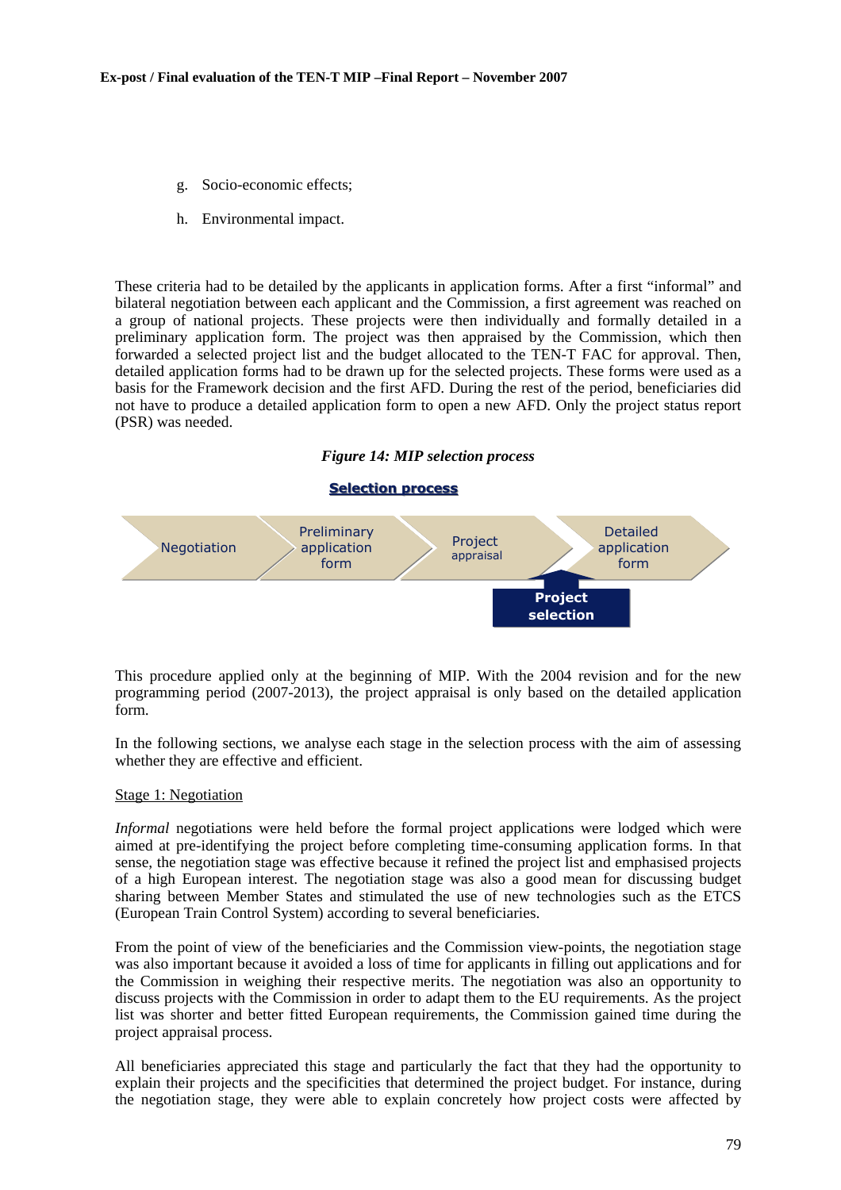g. Socio-economic effects;

h. Environmental impact.

These criteria had to be detailed by the applicants in application forms. After a first "informal" and bilateral negotiation between each applicant and the Commission, a first agreement was reached on a group of national projects. These projects were then individually and formally detailed in a preliminary application form. The project was then appraised by the Commission, which then forwarded a selected project list and the budget allocated to the TEN-T FAC for approval. Then, detailed application forms had to be drawn up for the selected projects. These forms were used as a basis for the Framework decision and the first AFD. During the rest of the period, beneficiaries did not have to produce a detailed application form to open a new AFD. Only the project status report (PSR) was needed.

*Figure 14: MIP selection process*

**Selection process**

Negotiation → Preliminary application form → Project appraisal → Detailed application form

Project selection

This procedure applied only at the beginning of MIP. With the 2004 revision and for the new programming period (2007-2013), the project appraisal is only based on the detailed application form.

In the following sections, we analyse each stage in the selection process with the aim of assessing whether they are effective and efficient.

Stage 1: Negotiation

*Informal* negotiations were held before the formal project applications were lodged which were aimed at pre-identifying the project before completing time-consuming application forms. In that sense, the negotiation stage was effective because it refined the project list and emphasised projects of a high European interest. The negotiation stage was also a good mean for discussing budget sharing between Member States and stimulated the use of new technologies such as the ETCS (European Train Control System) according to several beneficiaries.

From the point of view of the beneficiaries and the Commission view-points, the negotiation stage was also important because it avoided a loss of time for applicants in filling out applications and for the Commission in weighing their respective merits. The negotiation was also an opportunity to discuss projects with the Commission in order to adapt them to the EU requirements. As the project list was shorter and better fitted European requirements, the Commission gained time during the project appraisal process.

All beneficiaries appreciated this stage and particularly the fact that they had the opportunity to explain their projects and the specificities that determined the project budget. For instance, during the negotiation stage, they were able to explain concretely how project costs were affected by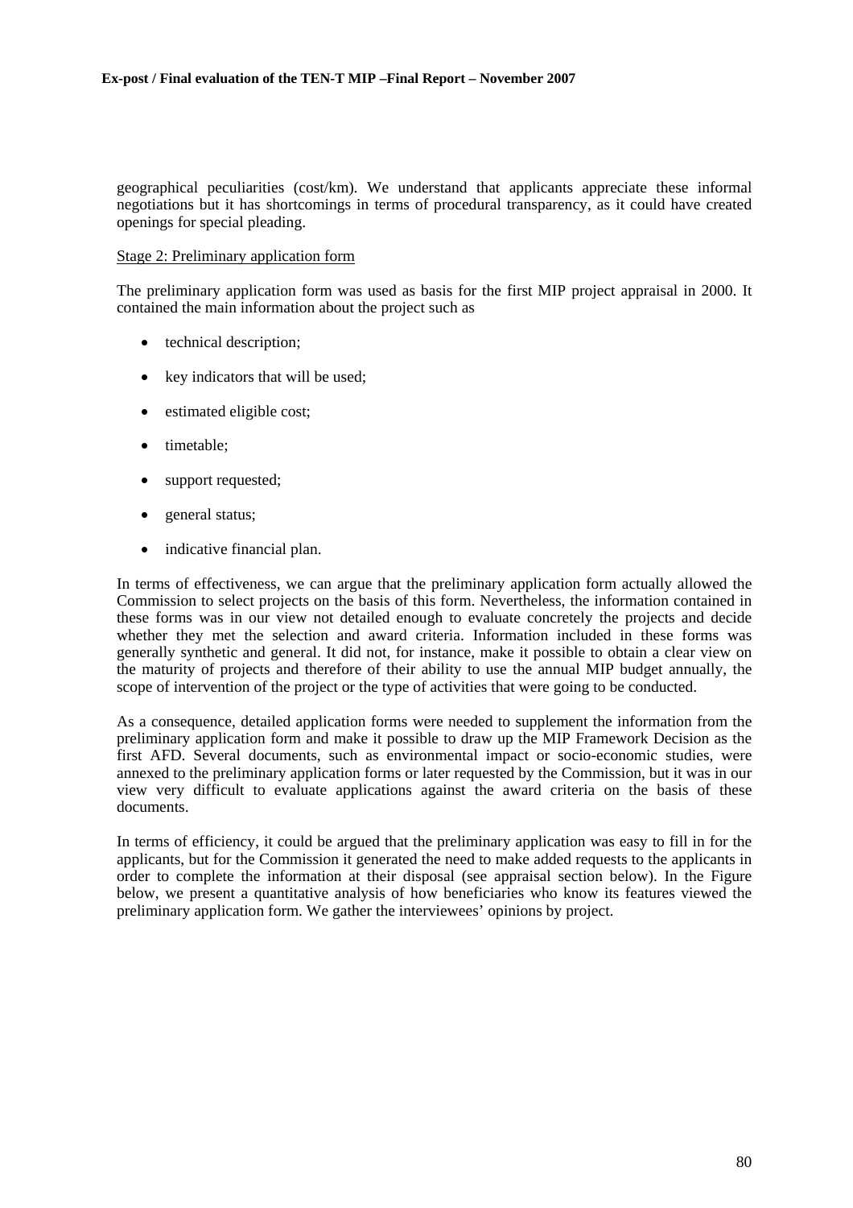geographical peculiarities (cost/km). We understand that applicants appreciate these informal negotiations but it has shortcomings in terms of procedural transparency, as it could have created openings for special pleading.

Stage 2: Preliminary application form

The preliminary application form was used as basis for the first MIP project appraisal in 2000. It contained the main information about the project such as

- technical description;
- key indicators that will be used;
- estimated eligible cost;
- timetable;
- support requested;
- general status;
- indicative financial plan.

In terms of effectiveness, we can argue that the preliminary application form actually allowed the Commission to select projects on the basis of this form. Nevertheless, the information contained in these forms was in our view not detailed enough to evaluate concretely the projects and decide whether they met the selection and award criteria. Information included in these forms was generally synthetic and general. It did not, for instance, make it possible to obtain a clear view on the maturity of projects and therefore of their ability to use the annual MIP budget annually, the scope of intervention of the project or the type of activities that were going to be conducted.

As a consequence, detailed application forms were needed to supplement the information from the preliminary application form and make it possible to draw up the MIP Framework Decision as the first AFD. Several documents, such as environmental impact or socio-economic studies, were annexed to the preliminary application forms or later requested by the Commission, but it was in our view very difficult to evaluate applications against the award criteria on the basis of these documents.

In terms of efficiency, it could be argued that the preliminary application was easy to fill in for the applicants, but for the Commission it generated the need to make added requests to the applicants in order to complete the information at their disposal (see appraisal section below). In the Figure below, we present a quantitative analysis of how beneficiaries who know its features viewed the preliminary application form. We gather the interviewees' opinions by project.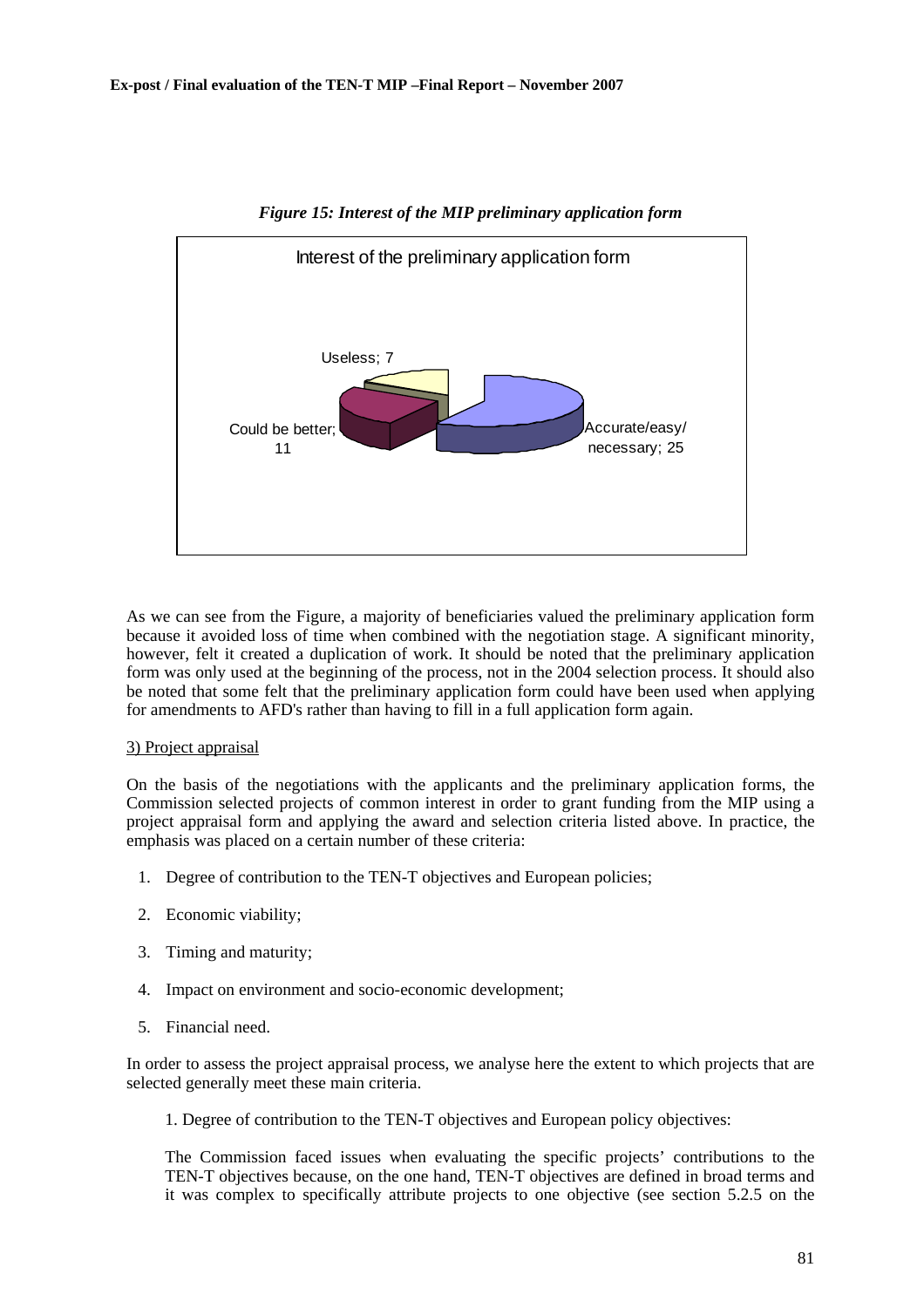*Figure 15: Interest of the MIP preliminary application form*

Interest of the preliminary application form

| Category | Count |
|---|---|
| Accurate/easy/necessary | 25 |
| Could be better | 11 |
| Useless | 7 |

As we can see from the Figure, a majority of beneficiaries valued the preliminary application form because it avoided loss of time when combined with the negotiation stage. A significant minority, however, felt it created a duplication of work. It should be noted that the preliminary application form was only used at the beginning of the process, not in the 2004 selection process. It should also be noted that some felt that the preliminary application form could have been used when applying for amendments to AFD's rather than having to fill in a full application form again.

3) Project appraisal

On the basis of the negotiations with the applicants and the preliminary application forms, the Commission selected projects of common interest in order to grant funding from the MIP using a project appraisal form and applying the award and selection criteria listed above. In practice, the emphasis was placed on a certain number of these criteria:

1. Degree of contribution to the TEN-T objectives and European policies;
2. Economic viability;
3. Timing and maturity;
4. Impact on environment and socio-economic development;
5. Financial need.

In order to assess the project appraisal process, we analyse here the extent to which projects that are selected generally meet these main criteria.

1. Degree of contribution to the TEN-T objectives and European policy objectives:

The Commission faced issues when evaluating the specific projects' contributions to the TEN-T objectives because, on the one hand, TEN-T objectives are defined in broad terms and it was complex to specifically attribute projects to one objective (see section 5.2.5 on the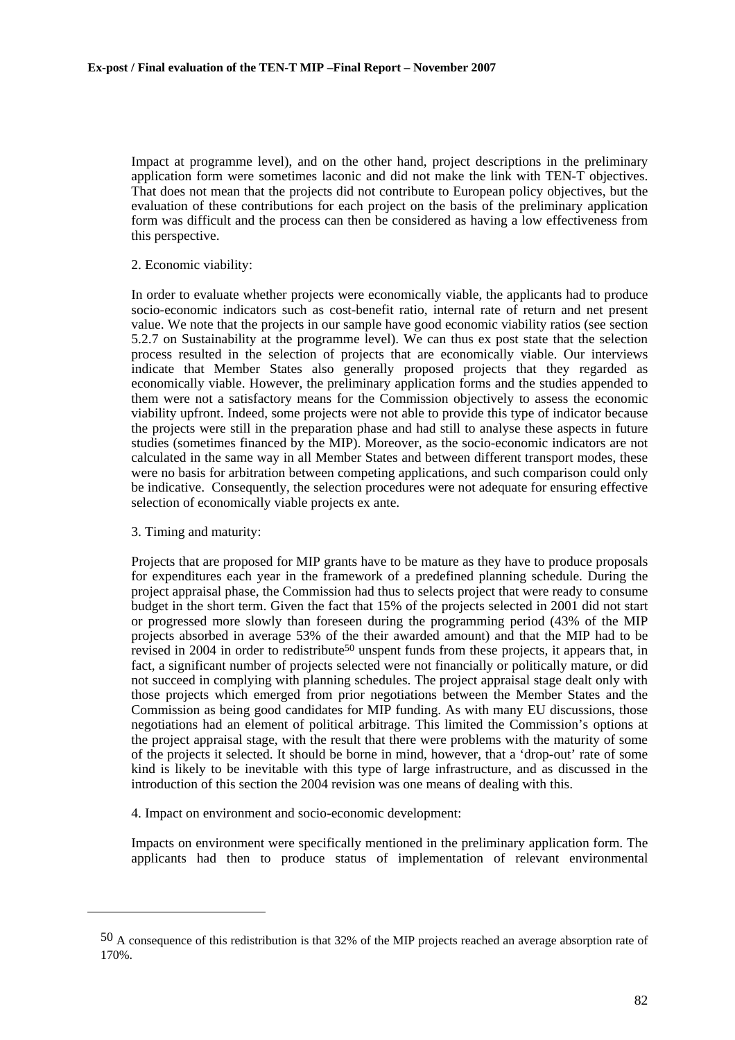Impact at programme level), and on the other hand, project descriptions in the preliminary application form were sometimes laconic and did not make the link with TEN-T objectives. That does not mean that the projects did not contribute to European policy objectives, but the evaluation of these contributions for each project on the basis of the preliminary application form was difficult and the process can then be considered as having a low effectiveness from this perspective.

2. Economic viability:

In order to evaluate whether projects were economically viable, the applicants had to produce socio-economic indicators such as cost-benefit ratio, internal rate of return and net present value. We note that the projects in our sample have good economic viability ratios (see section 5.2.7 on Sustainability at the programme level). We can thus ex post state that the selection process resulted in the selection of projects that are economically viable. Our interviews indicate that Member States also generally proposed projects that they regarded as economically viable. However, the preliminary application forms and the studies appended to them were not a satisfactory means for the Commission objectively to assess the economic viability upfront. Indeed, some projects were not able to provide this type of indicator because the projects were still in the preparation phase and had still to analyse these aspects in future studies (sometimes financed by the MIP). Moreover, as the socio-economic indicators are not calculated in the same way in all Member States and between different transport modes, these were no basis for arbitration between competing applications, and such comparison could only be indicative. Consequently, the selection procedures were not adequate for ensuring effective selection of economically viable projects ex ante.

3. Timing and maturity:

Projects that are proposed for MIP grants have to be mature as they have to produce proposals for expenditures each year in the framework of a predefined planning schedule. During the project appraisal phase, the Commission had thus to selects project that were ready to consume budget in the short term. Given the fact that 15% of the projects selected in 2001 did not start or progressed more slowly than foreseen during the programming period (43% of the MIP projects absorbed in average 53% of the their awarded amount) and that the MIP had to be revised in 2004 in order to redistribute[50] unspent funds from these projects, it appears that, in fact, a significant number of projects selected were not financially or politically mature, or did not succeed in complying with planning schedules. The project appraisal stage dealt only with those projects which emerged from prior negotiations between the Member States and the Commission as being good candidates for MIP funding. As with many EU discussions, those negotiations had an element of political arbitrage. This limited the Commission's options at the project appraisal stage, with the result that there were problems with the maturity of some of the projects it selected. It should be borne in mind, however, that a 'drop-out' rate of some kind is likely to be inevitable with this type of large infrastructure, and as discussed in the introduction of this section the 2004 revision was one means of dealing with this.

4. Impact on environment and socio-economic development:

Impacts on environment were specifically mentioned in the preliminary application form. The applicants had then to produce status of implementation of relevant environmental

---

[50] A consequence of this redistribution is that 32% of the MIP projects reached an average absorption rate of 170%.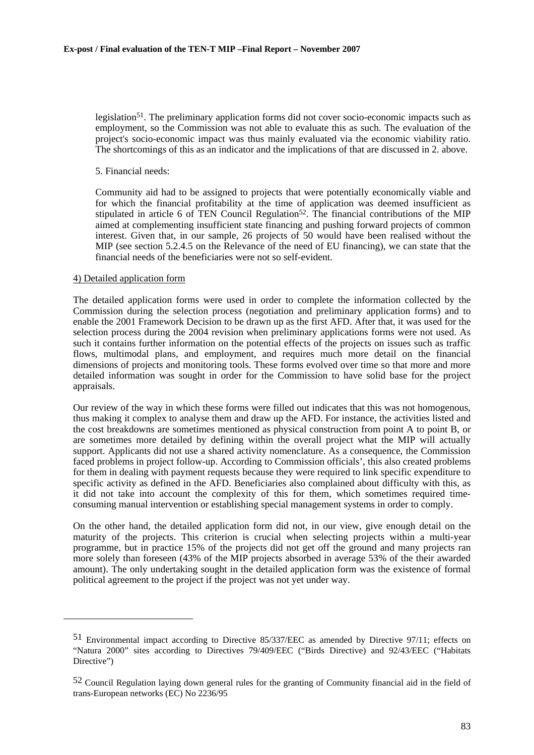legislation[51]. The preliminary application forms did not cover socio-economic impacts such as employment, so the Commission was not able to evaluate this as such. The evaluation of the project's socio-economic impact was thus mainly evaluated via the economic viability ratio. The shortcomings of this as an indicator and the implications of that are discussed in 2. above.

5. Financial needs:

Community aid had to be assigned to projects that were potentially economically viable and for which the financial profitability at the time of application was deemed insufficient as stipulated in article 6 of TEN Council Regulation[52]. The financial contributions of the MIP aimed at complementing insufficient state financing and pushing forward projects of common interest. Given that, in our sample, 26 projects of 50 would have been realised without the MIP (see section 5.2.4.5 on the Relevance of the need of EU financing), we can state that the financial needs of the beneficiaries were not so self-evident.

4) Detailed application form

The detailed application forms were used in order to complete the information collected by the Commission during the selection process (negotiation and preliminary application forms) and to enable the 2001 Framework Decision to be drawn up as the first AFD. After that, it was used for the selection process during the 2004 revision when preliminary applications forms were not used. As such it contains further information on the potential effects of the projects on issues such as traffic flows, multimodal plans, and employment, and requires much more detail on the financial dimensions of projects and monitoring tools. These forms evolved over time so that more and more detailed information was sought in order for the Commission to have solid base for the project appraisals.

Our review of the way in which these forms were filled out indicates that this was not homogenous, thus making it complex to analyse them and draw up the AFD. For instance, the activities listed and the cost breakdowns are sometimes mentioned as physical construction from point A to point B, or are sometimes more detailed by defining within the overall project what the MIP will actually support. Applicants did not use a shared activity nomenclature. As a consequence, the Commission faced problems in project follow-up. According to Commission officials', this also created problems for them in dealing with payment requests because they were required to link specific expenditure to specific activity as defined in the AFD. Beneficiaries also complained about difficulty with this, as it did not take into account the complexity of this for them, which sometimes required time-consuming manual intervention or establishing special management systems in order to comply.

On the other hand, the detailed application form did not, in our view, give enough detail on the maturity of the projects. This criterion is crucial when selecting projects within a multi-year programme, but in practice 15% of the projects did not get off the ground and many projects ran more solely than foreseen (43% of the MIP projects absorbed in average 53% of the their awarded amount). The only undertaking sought in the detailed application form was the existence of formal political agreement to the project if the project was not yet under way.

---

[51] Environmental impact according to Directive 85/337/EEC as amended by Directive 97/11; effects on "Natura 2000" sites according to Directives 79/409/EEC ("Birds Directive) and 92/43/EEC ("Habitats Directive")

[52] Council Regulation laying down general rules for the granting of Community financial aid in the field of trans-European networks (EC) No 2236/95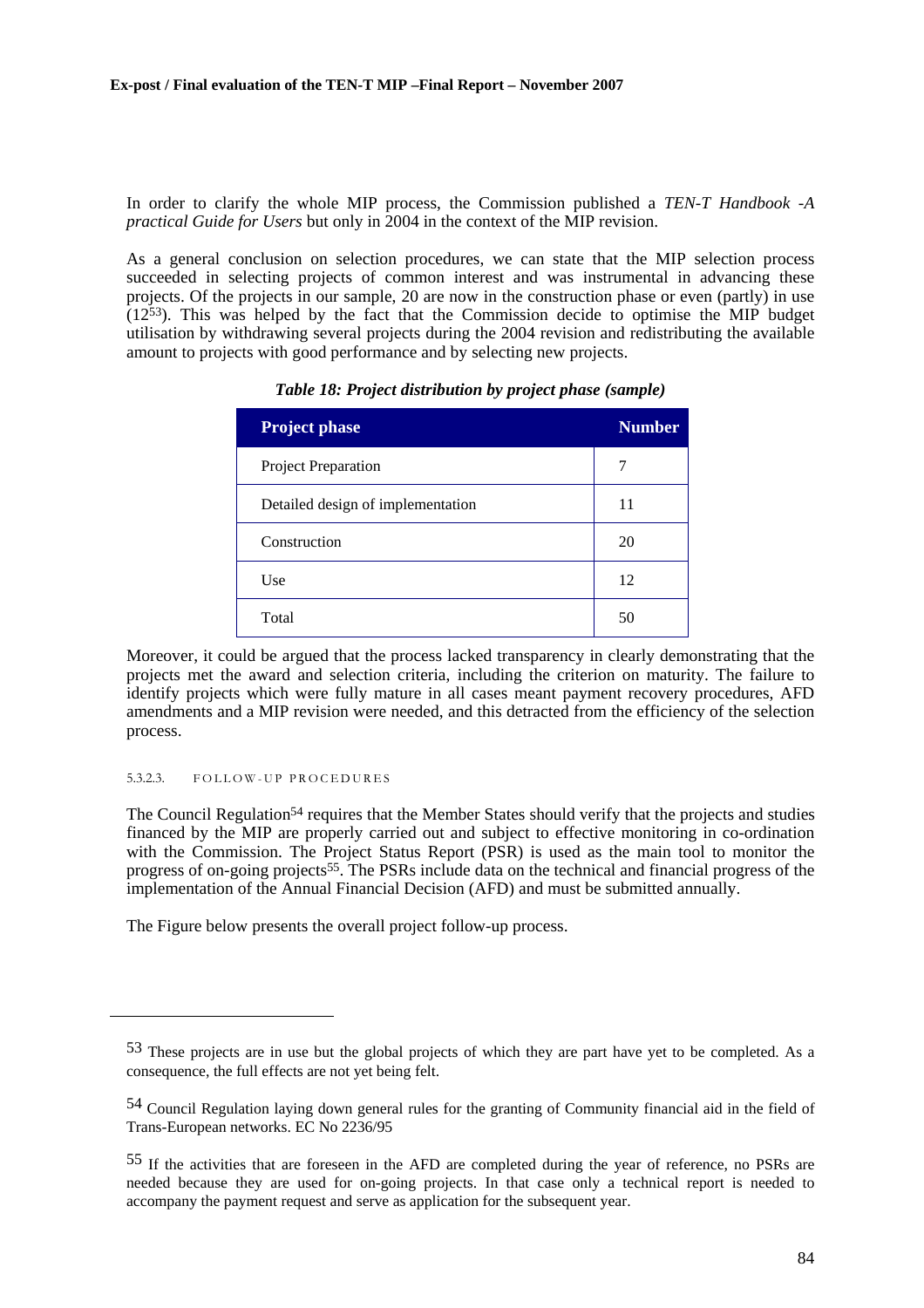In order to clarify the whole MIP process, the Commission published a *TEN-T Handbook -A practical Guide for Users* but only in 2004 in the context of the MIP revision.

As a general conclusion on selection procedures, we can state that the MIP selection process succeeded in selecting projects of common interest and was instrumental in advancing these projects. Of the projects in our sample, 20 are now in the construction phase or even (partly) in use (12[53]). This was helped by the fact that the Commission decide to optimise the MIP budget utilisation by withdrawing several projects during the 2004 revision and redistributing the available amount to projects with good performance and by selecting new projects.

***Table 18: Project distribution by project phase (sample)***

| Project phase | Number |
| --- | --- |
| Project Preparation | 7 |
| Detailed design of implementation | 11 |
| Construction | 20 |
| Use | 12 |
| Total | 50 |

Moreover, it could be argued that the process lacked transparency in clearly demonstrating that the projects met the award and selection criteria, including the criterion on maturity. The failure to identify projects which were fully mature in all cases meant payment recovery procedures, AFD amendments and a MIP revision were needed, and this detracted from the efficiency of the selection process.

##### 5.3.2.3. FOLLOW-UP PROCEDURES

The Council Regulation[54] requires that the Member States should verify that the projects and studies financed by the MIP are properly carried out and subject to effective monitoring in co-ordination with the Commission. The Project Status Report (PSR) is used as the main tool to monitor the progress of on-going projects[55]. The PSRs include data on the technical and financial progress of the implementation of the Annual Financial Decision (AFD) and must be submitted annually.

The Figure below presents the overall project follow-up process.

---

[53] These projects are in use but the global projects of which they are part have yet to be completed. As a consequence, the full effects are not yet being felt.

[54] Council Regulation laying down general rules for the granting of Community financial aid in the field of Trans-European networks. EC No 2236/95

[55] If the activities that are foreseen in the AFD are completed during the year of reference, no PSRs are needed because they are used for on-going projects. In that case only a technical report is needed to accompany the payment request and serve as application for the subsequent year.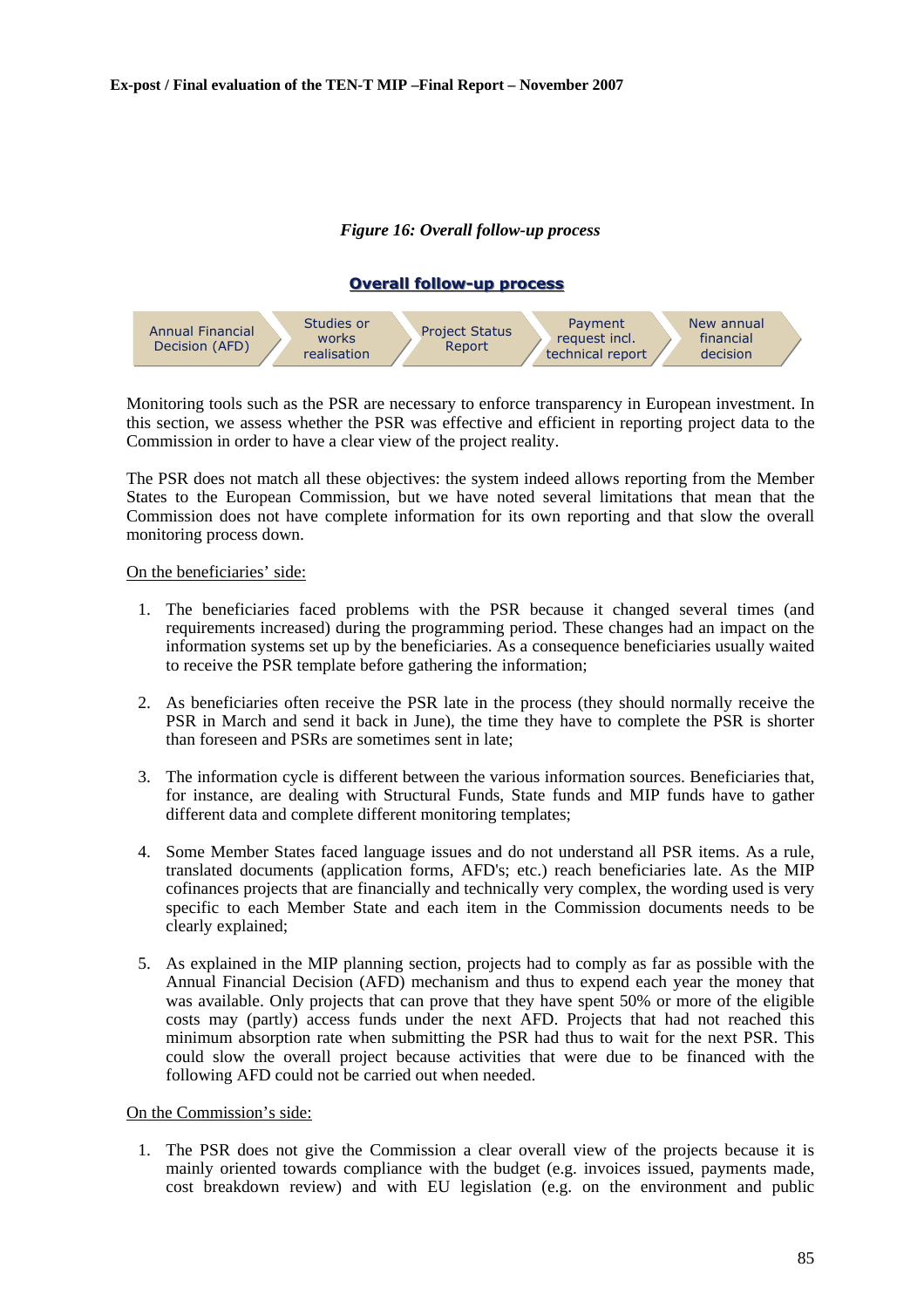*Figure 16: Overall follow-up process*

**Overall follow-up process**

Annual Financial Decision (AFD) → Studies or works realisation → Project Status Report → Payment request incl. technical report → New annual financial decision

Monitoring tools such as the PSR are necessary to enforce transparency in European investment. In this section, we assess whether the PSR was effective and efficient in reporting project data to the Commission in order to have a clear view of the project reality.

The PSR does not match all these objectives: the system indeed allows reporting from the Member States to the European Commission, but we have noted several limitations that mean that the Commission does not have complete information for its own reporting and that slow the overall monitoring process down.

On the beneficiaries' side:

1. The beneficiaries faced problems with the PSR because it changed several times (and requirements increased) during the programming period. These changes had an impact on the information systems set up by the beneficiaries. As a consequence beneficiaries usually waited to receive the PSR template before gathering the information;

2. As beneficiaries often receive the PSR late in the process (they should normally receive the PSR in March and send it back in June), the time they have to complete the PSR is shorter than foreseen and PSRs are sometimes sent in late;

3. The information cycle is different between the various information sources. Beneficiaries that, for instance, are dealing with Structural Funds, State funds and MIP funds have to gather different data and complete different monitoring templates;

4. Some Member States faced language issues and do not understand all PSR items. As a rule, translated documents (application forms, AFD's; etc.) reach beneficiaries late. As the MIP cofinances projects that are financially and technically very complex, the wording used is very specific to each Member State and each item in the Commission documents needs to be clearly explained;

5. As explained in the MIP planning section, projects had to comply as far as possible with the Annual Financial Decision (AFD) mechanism and thus to expend each year the money that was available. Only projects that can prove that they have spent 50% or more of the eligible costs may (partly) access funds under the next AFD. Projects that had not reached this minimum absorption rate when submitting the PSR had thus to wait for the next PSR. This could slow the overall project because activities that were due to be financed with the following AFD could not be carried out when needed.

On the Commission's side:

1. The PSR does not give the Commission a clear overall view of the projects because it is mainly oriented towards compliance with the budget (e.g. invoices issued, payments made, cost breakdown review) and with EU legislation (e.g. on the environment and public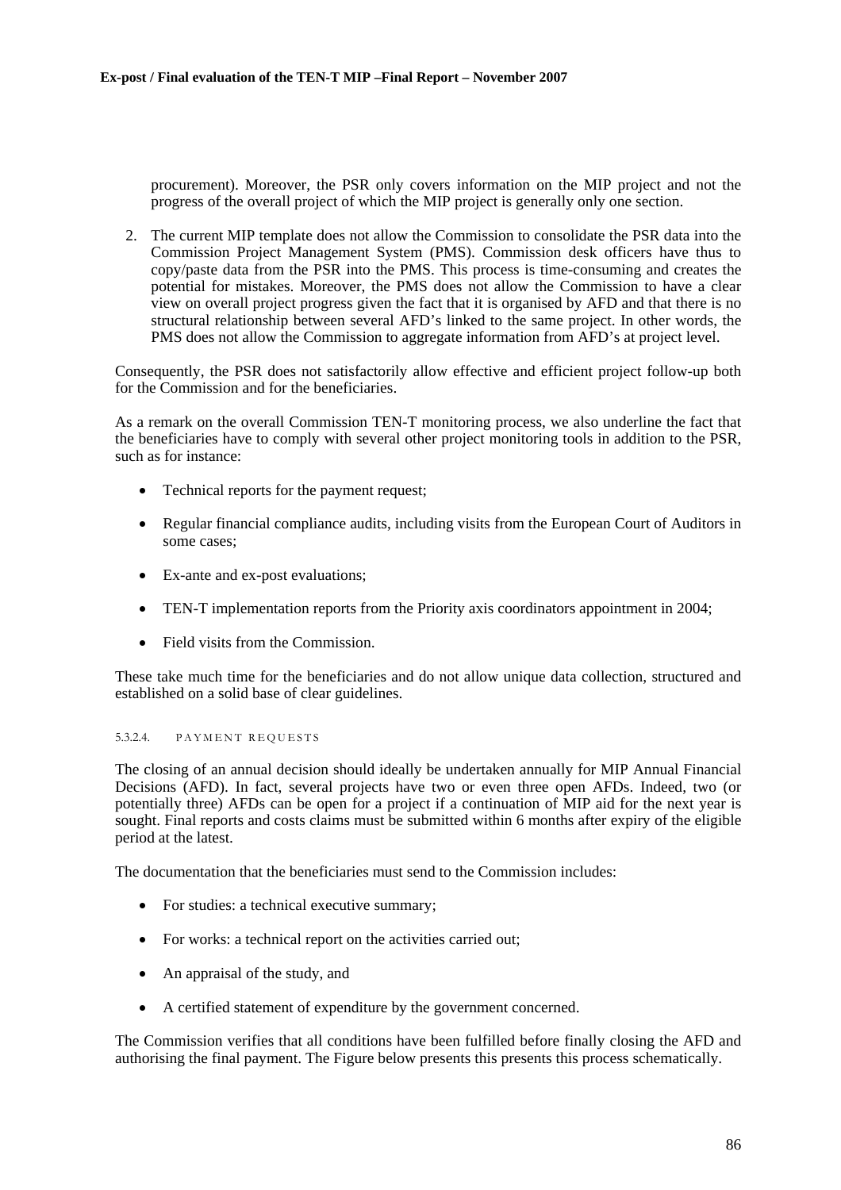procurement). Moreover, the PSR only covers information on the MIP project and not the progress of the overall project of which the MIP project is generally only one section.

2. The current MIP template does not allow the Commission to consolidate the PSR data into the Commission Project Management System (PMS). Commission desk officers have thus to copy/paste data from the PSR into the PMS. This process is time-consuming and creates the potential for mistakes. Moreover, the PMS does not allow the Commission to have a clear view on overall project progress given the fact that it is organised by AFD and that there is no structural relationship between several AFD's linked to the same project. In other words, the PMS does not allow the Commission to aggregate information from AFD's at project level.

Consequently, the PSR does not satisfactorily allow effective and efficient project follow-up both for the Commission and for the beneficiaries.

As a remark on the overall Commission TEN-T monitoring process, we also underline the fact that the beneficiaries have to comply with several other project monitoring tools in addition to the PSR, such as for instance:

- Technical reports for the payment request;
- Regular financial compliance audits, including visits from the European Court of Auditors in some cases;
- Ex-ante and ex-post evaluations;
- TEN-T implementation reports from the Priority axis coordinators appointment in 2004;
- Field visits from the Commission.

These take much time for the beneficiaries and do not allow unique data collection, structured and established on a solid base of clear guidelines.

##### 5.3.2.4. PAYMENT REQUESTS

The closing of an annual decision should ideally be undertaken annually for MIP Annual Financial Decisions (AFD). In fact, several projects have two or even three open AFDs. Indeed, two (or potentially three) AFDs can be open for a project if a continuation of MIP aid for the next year is sought. Final reports and costs claims must be submitted within 6 months after expiry of the eligible period at the latest.

The documentation that the beneficiaries must send to the Commission includes:

- For studies: a technical executive summary;
- For works: a technical report on the activities carried out;
- An appraisal of the study, and
- A certified statement of expenditure by the government concerned.

The Commission verifies that all conditions have been fulfilled before finally closing the AFD and authorising the final payment. The Figure below presents this presents this process schematically.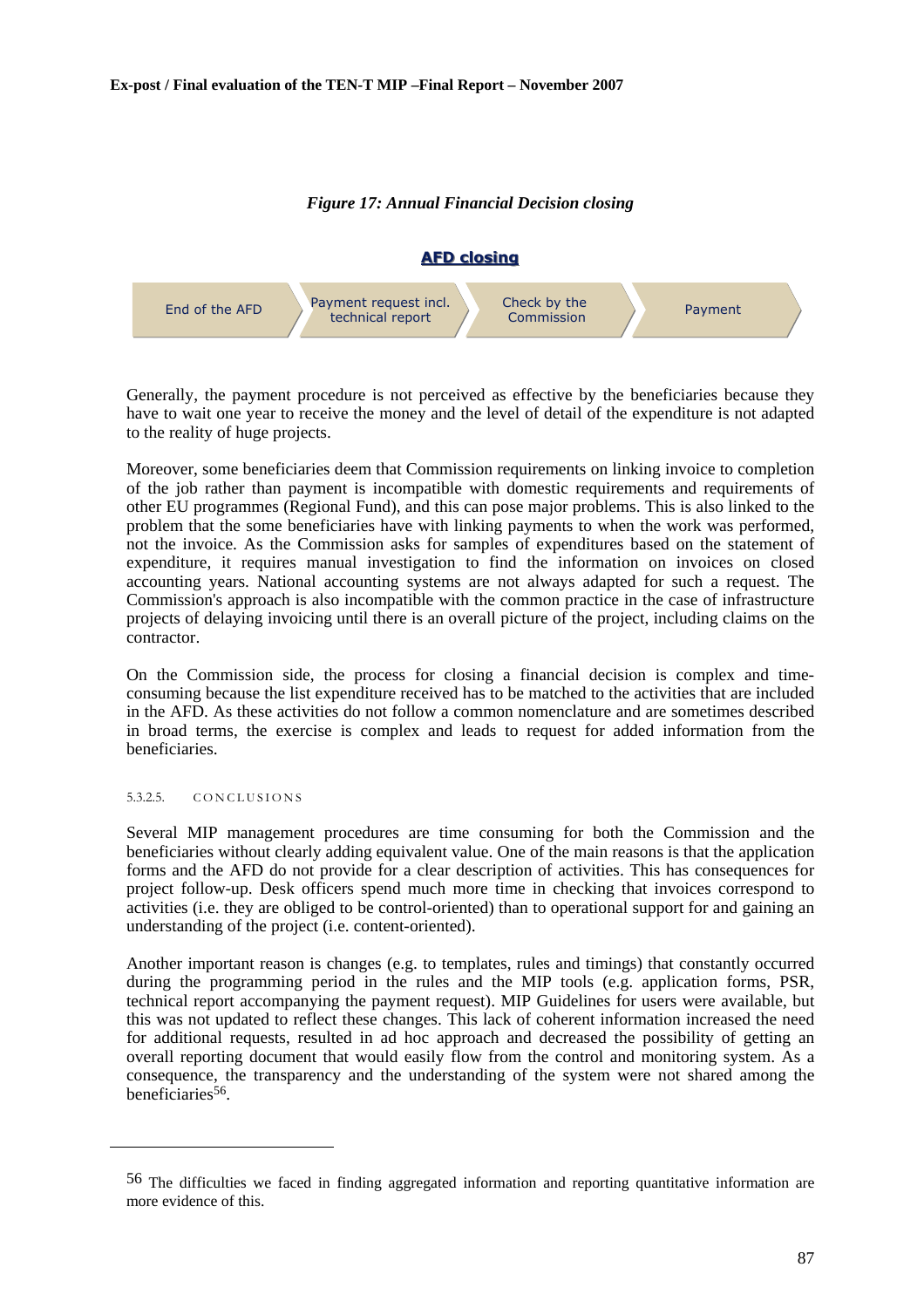*Figure 17: Annual Financial Decision closing*

**AFD closing**

End of the AFD → Payment request incl. technical report → Check by the Commission → Payment

Generally, the payment procedure is not perceived as effective by the beneficiaries because they have to wait one year to receive the money and the level of detail of the expenditure is not adapted to the reality of huge projects.

Moreover, some beneficiaries deem that Commission requirements on linking invoice to completion of the job rather than payment is incompatible with domestic requirements and requirements of other EU programmes (Regional Fund), and this can pose major problems. This is also linked to the problem that the some beneficiaries have with linking payments to when the work was performed, not the invoice. As the Commission asks for samples of expenditures based on the statement of expenditure, it requires manual investigation to find the information on invoices on closed accounting years. National accounting systems are not always adapted for such a request. The Commission's approach is also incompatible with the common practice in the case of infrastructure projects of delaying invoicing until there is an overall picture of the project, including claims on the contractor.

On the Commission side, the process for closing a financial decision is complex and time-consuming because the list expenditure received has to be matched to the activities that are included in the AFD. As these activities do not follow a common nomenclature and are sometimes described in broad terms, the exercise is complex and leads to request for added information from the beneficiaries.

##### 5.3.2.5. CONCLUSIONS

Several MIP management procedures are time consuming for both the Commission and the beneficiaries without clearly adding equivalent value. One of the main reasons is that the application forms and the AFD do not provide for a clear description of activities. This has consequences for project follow-up. Desk officers spend much more time in checking that invoices correspond to activities (i.e. they are obliged to be control-oriented) than to operational support for and gaining an understanding of the project (i.e. content-oriented).

Another important reason is changes (e.g. to templates, rules and timings) that constantly occurred during the programming period in the rules and the MIP tools (e.g. application forms, PSR, technical report accompanying the payment request). MIP Guidelines for users were available, but this was not updated to reflect these changes. This lack of coherent information increased the need for additional requests, resulted in ad hoc approach and decreased the possibility of getting an overall reporting document that would easily flow from the control and monitoring system. As a consequence, the transparency and the understanding of the system were not shared among the beneficiaries[56].

---

[56] The difficulties we faced in finding aggregated information and reporting quantitative information are more evidence of this.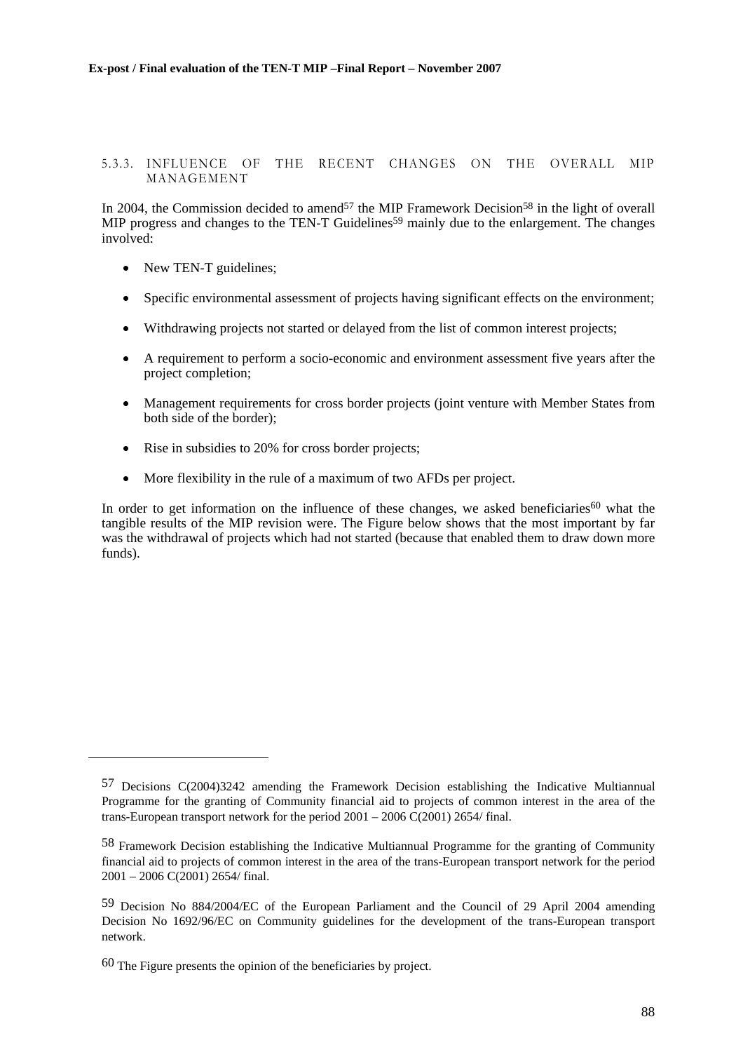### 5.3.3. INFLUENCE OF THE RECENT CHANGES ON THE OVERALL MIP MANAGEMENT

In 2004, the Commission decided to amend[57] the MIP Framework Decision[58] in the light of overall MIP progress and changes to the TEN-T Guidelines[59] mainly due to the enlargement. The changes involved:

- New TEN-T guidelines;
- Specific environmental assessment of projects having significant effects on the environment;
- Withdrawing projects not started or delayed from the list of common interest projects;
- A requirement to perform a socio-economic and environment assessment five years after the project completion;
- Management requirements for cross border projects (joint venture with Member States from both side of the border);
- Rise in subsidies to 20% for cross border projects;
- More flexibility in the rule of a maximum of two AFDs per project.

In order to get information on the influence of these changes, we asked beneficiaries[60] what the tangible results of the MIP revision were. The Figure below shows that the most important by far was the withdrawal of projects which had not started (because that enabled them to draw down more funds).

---

[57] Decisions C(2004)3242 amending the Framework Decision establishing the Indicative Multiannual Programme for the granting of Community financial aid to projects of common interest in the area of the trans-European transport network for the period 2001 – 2006 C(2001) 2654/ final.

[58] Framework Decision establishing the Indicative Multiannual Programme for the granting of Community financial aid to projects of common interest in the area of the trans-European transport network for the period 2001 – 2006 C(2001) 2654/ final.

[59] Decision No 884/2004/EC of the European Parliament and the Council of 29 April 2004 amending Decision No 1692/96/EC on Community guidelines for the development of the trans-European transport network.

[60] The Figure presents the opinion of the beneficiaries by project.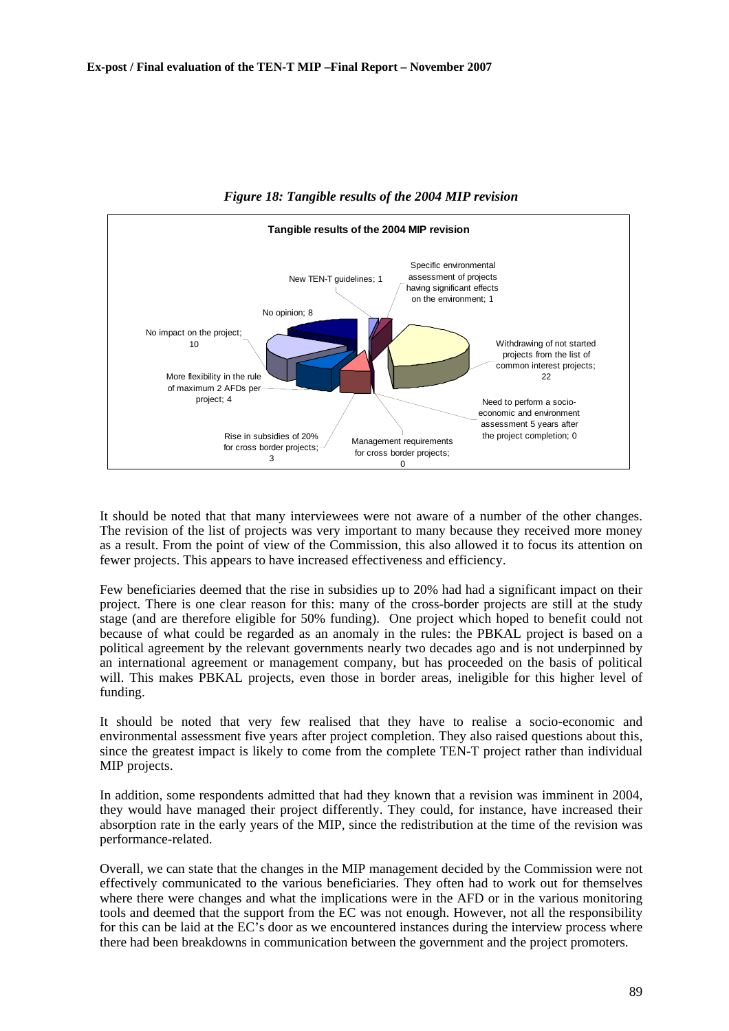*Figure 18: Tangible results of the 2004 MIP revision*

**Tangible results of the 2004 MIP revision**

| Category | Count |
|---|---|
| New TEN-T guidelines | 1 |
| Specific environmental assessment of projects having significant effects on the environment | 1 |
| Withdrawing of not started projects from the list of common interest projects | 22 |
| Need to perform a socio-economic and environment assessment 5 years after the project completion | 0 |
| Management requirements for cross border projects | 0 |
| Rise in subsidies of 20% for cross border projects | 3 |
| More flexibility in the rule of maximum 2 AFDs per project | 4 |
| No impact on the project | 10 |
| No opinion | 8 |

It should be noted that that many interviewees were not aware of a number of the other changes. The revision of the list of projects was very important to many because they received more money as a result. From the point of view of the Commission, this also allowed it to focus its attention on fewer projects. This appears to have increased effectiveness and efficiency.

Few beneficiaries deemed that the rise in subsidies up to 20% had had a significant impact on their project. There is one clear reason for this: many of the cross-border projects are still at the study stage (and are therefore eligible for 50% funding). One project which hoped to benefit could not because of what could be regarded as an anomaly in the rules: the PBKAL project is based on a political agreement by the relevant governments nearly two decades ago and is not underpinned by an international agreement or management company, but has proceeded on the basis of political will. This makes PBKAL projects, even those in border areas, ineligible for this higher level of funding.

It should be noted that very few realised that they have to realise a socio-economic and environmental assessment five years after project completion. They also raised questions about this, since the greatest impact is likely to come from the complete TEN-T project rather than individual MIP projects.

In addition, some respondents admitted that had they known that a revision was imminent in 2004, they would have managed their project differently. They could, for instance, have increased their absorption rate in the early years of the MIP, since the redistribution at the time of the revision was performance-related.

Overall, we can state that the changes in the MIP management decided by the Commission were not effectively communicated to the various beneficiaries. They often had to work out for themselves where there were changes and what the implications were in the AFD or in the various monitoring tools and deemed that the support from the EC was not enough. However, not all the responsibility for this can be laid at the EC's door as we encountered instances during the interview process where there had been breakdowns in communication between the government and the project promoters.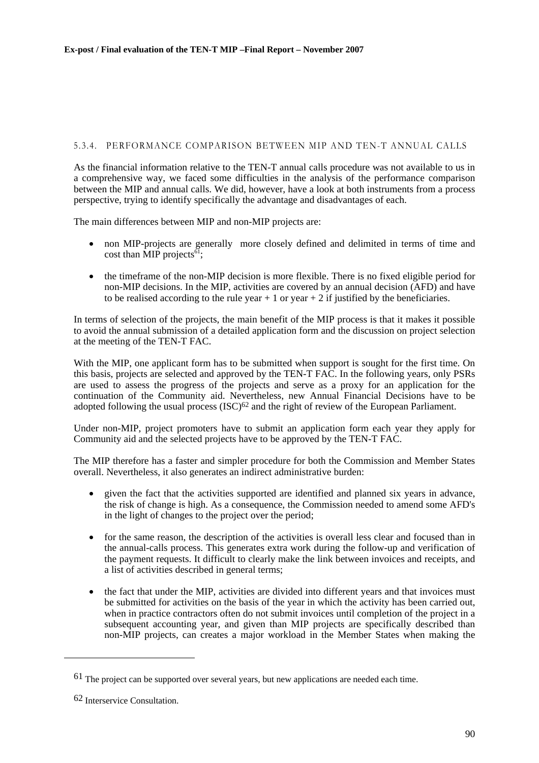#### 5.3.4. PERFORMANCE COMPARISON BETWEEN MIP AND TEN-T ANNUAL CALLS

As the financial information relative to the TEN-T annual calls procedure was not available to us in a comprehensive way, we faced some difficulties in the analysis of the performance comparison between the MIP and annual calls. We did, however, have a look at both instruments from a process perspective, trying to identify specifically the advantage and disadvantages of each.

The main differences between MIP and non-MIP projects are:

- non MIP-projects are generally more closely defined and delimited in terms of time and cost than MIP projects[61];
- the timeframe of the non-MIP decision is more flexible. There is no fixed eligible period for non-MIP decisions. In the MIP, activities are covered by an annual decision (AFD) and have to be realised according to the rule year + 1 or year + 2 if justified by the beneficiaries.

In terms of selection of the projects, the main benefit of the MIP process is that it makes it possible to avoid the annual submission of a detailed application form and the discussion on project selection at the meeting of the TEN-T FAC.

With the MIP, one applicant form has to be submitted when support is sought for the first time. On this basis, projects are selected and approved by the TEN-T FAC. In the following years, only PSRs are used to assess the progress of the projects and serve as a proxy for an application for the continuation of the Community aid. Nevertheless, new Annual Financial Decisions have to be adopted following the usual process (ISC)[62] and the right of review of the European Parliament.

Under non-MIP, project promoters have to submit an application form each year they apply for Community aid and the selected projects have to be approved by the TEN-T FAC.

The MIP therefore has a faster and simpler procedure for both the Commission and Member States overall. Nevertheless, it also generates an indirect administrative burden:

- given the fact that the activities supported are identified and planned six years in advance, the risk of change is high. As a consequence, the Commission needed to amend some AFD's in the light of changes to the project over the period;
- for the same reason, the description of the activities is overall less clear and focused than in the annual-calls process. This generates extra work during the follow-up and verification of the payment requests. It difficult to clearly make the link between invoices and receipts, and a list of activities described in general terms;
- the fact that under the MIP, activities are divided into different years and that invoices must be submitted for activities on the basis of the year in which the activity has been carried out, when in practice contractors often do not submit invoices until completion of the project in a subsequent accounting year, and given than MIP projects are specifically described than non-MIP projects, can creates a major workload in the Member States when making the

---

[61] The project can be supported over several years, but new applications are needed each time.

[62] Interservice Consultation.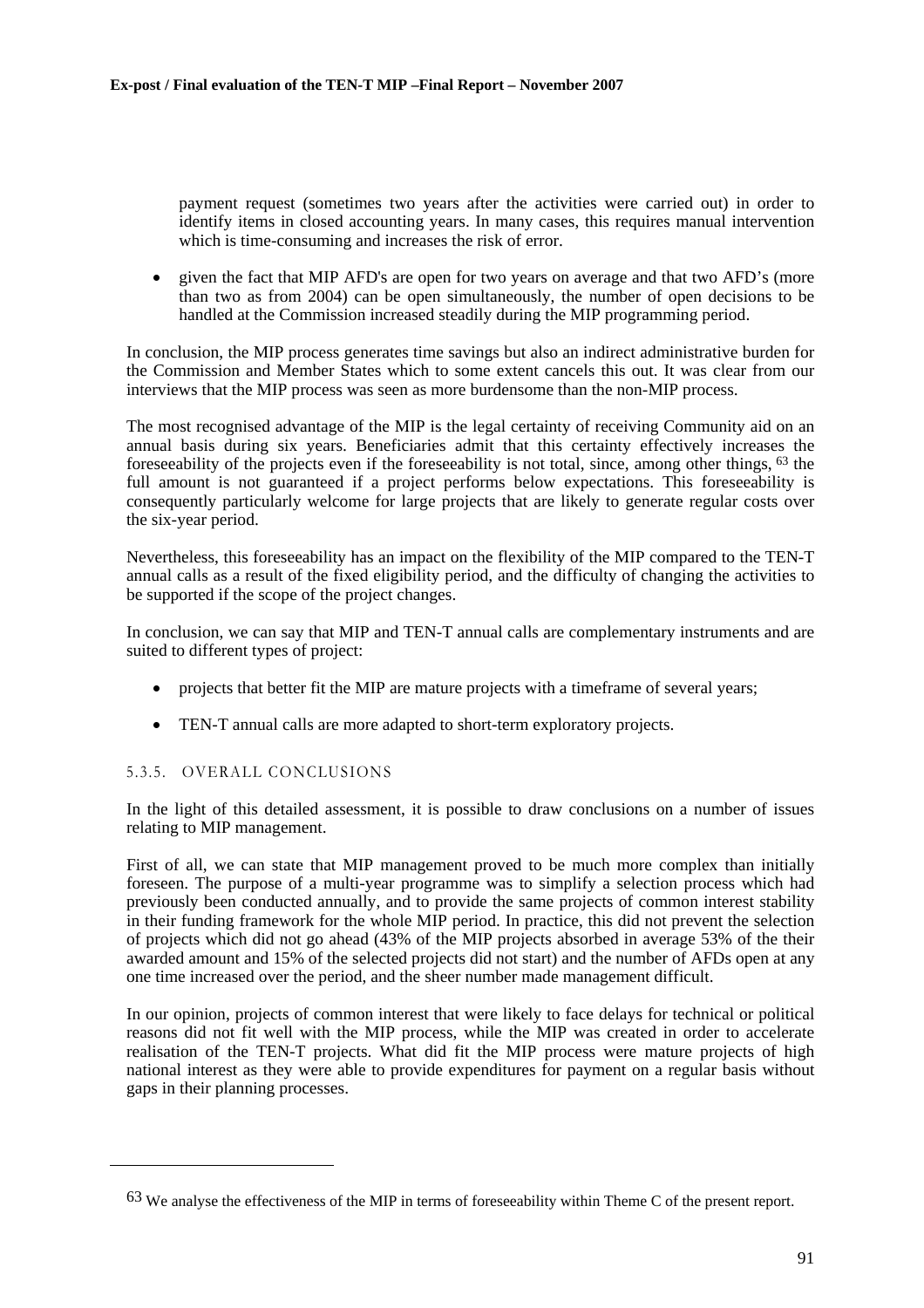payment request (sometimes two years after the activities were carried out) in order to identify items in closed accounting years. In many cases, this requires manual intervention which is time-consuming and increases the risk of error.

- given the fact that MIP AFD's are open for two years on average and that two AFD's (more than two as from 2004) can be open simultaneously, the number of open decisions to be handled at the Commission increased steadily during the MIP programming period.

In conclusion, the MIP process generates time savings but also an indirect administrative burden for the Commission and Member States which to some extent cancels this out. It was clear from our interviews that the MIP process was seen as more burdensome than the non-MIP process.

The most recognised advantage of the MIP is the legal certainty of receiving Community aid on an annual basis during six years. Beneficiaries admit that this certainty effectively increases the foreseeability of the projects even if the foreseeability is not total, since, among other things, [63] the full amount is not guaranteed if a project performs below expectations. This foreseeability is consequently particularly welcome for large projects that are likely to generate regular costs over the six-year period.

Nevertheless, this foreseeability has an impact on the flexibility of the MIP compared to the TEN-T annual calls as a result of the fixed eligibility period, and the difficulty of changing the activities to be supported if the scope of the project changes.

In conclusion, we can say that MIP and TEN-T annual calls are complementary instruments and are suited to different types of project:

- projects that better fit the MIP are mature projects with a timeframe of several years;
- TEN-T annual calls are more adapted to short-term exploratory projects.

#### 5.3.5. OVERALL CONCLUSIONS

In the light of this detailed assessment, it is possible to draw conclusions on a number of issues relating to MIP management.

First of all, we can state that MIP management proved to be much more complex than initially foreseen. The purpose of a multi-year programme was to simplify a selection process which had previously been conducted annually, and to provide the same projects of common interest stability in their funding framework for the whole MIP period. In practice, this did not prevent the selection of projects which did not go ahead (43% of the MIP projects absorbed in average 53% of the their awarded amount and 15% of the selected projects did not start) and the number of AFDs open at any one time increased over the period, and the sheer number made management difficult.

In our opinion, projects of common interest that were likely to face delays for technical or political reasons did not fit well with the MIP process, while the MIP was created in order to accelerate realisation of the TEN-T projects. What did fit the MIP process were mature projects of high national interest as they were able to provide expenditures for payment on a regular basis without gaps in their planning processes.

---

[63] We analyse the effectiveness of the MIP in terms of foreseeability within Theme C of the present report.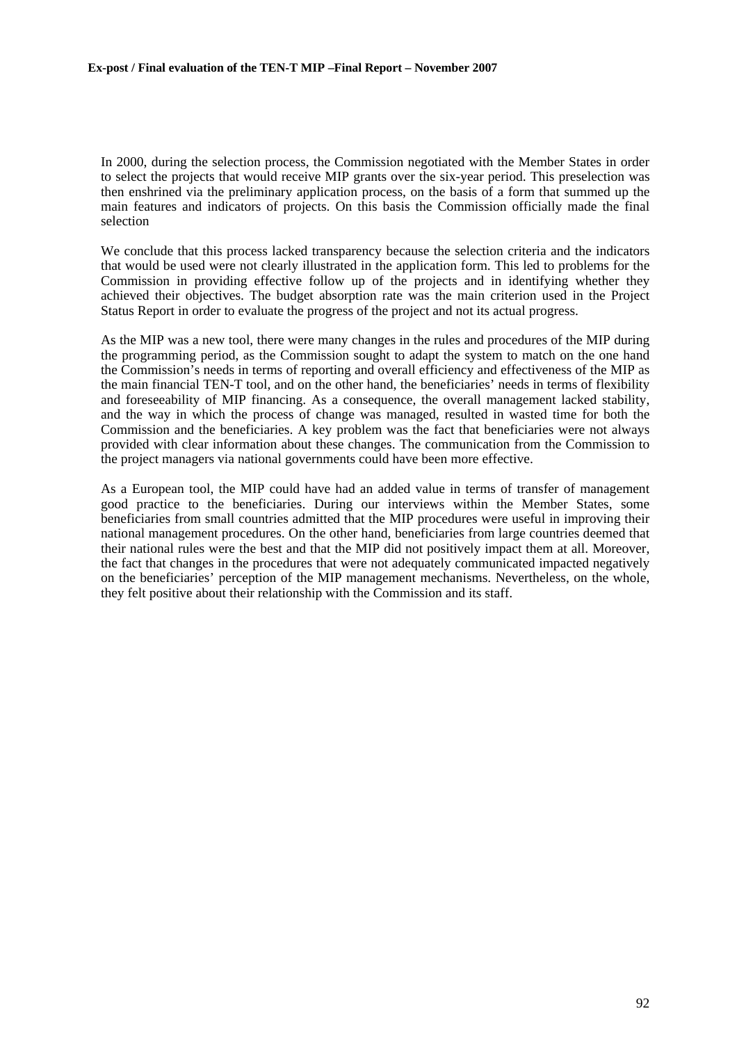In 2000, during the selection process, the Commission negotiated with the Member States in order to select the projects that would receive MIP grants over the six-year period. This preselection was then enshrined via the preliminary application process, on the basis of a form that summed up the main features and indicators of projects. On this basis the Commission officially made the final selection

We conclude that this process lacked transparency because the selection criteria and the indicators that would be used were not clearly illustrated in the application form. This led to problems for the Commission in providing effective follow up of the projects and in identifying whether they achieved their objectives. The budget absorption rate was the main criterion used in the Project Status Report in order to evaluate the progress of the project and not its actual progress.

As the MIP was a new tool, there were many changes in the rules and procedures of the MIP during the programming period, as the Commission sought to adapt the system to match on the one hand the Commission's needs in terms of reporting and overall efficiency and effectiveness of the MIP as the main financial TEN-T tool, and on the other hand, the beneficiaries' needs in terms of flexibility and foreseeability of MIP financing. As a consequence, the overall management lacked stability, and the way in which the process of change was managed, resulted in wasted time for both the Commission and the beneficiaries. A key problem was the fact that beneficiaries were not always provided with clear information about these changes. The communication from the Commission to the project managers via national governments could have been more effective.

As a European tool, the MIP could have had an added value in terms of transfer of management good practice to the beneficiaries. During our interviews within the Member States, some beneficiaries from small countries admitted that the MIP procedures were useful in improving their national management procedures. On the other hand, beneficiaries from large countries deemed that their national rules were the best and that the MIP did not positively impact them at all. Moreover, the fact that changes in the procedures that were not adequately communicated impacted negatively on the beneficiaries' perception of the MIP management mechanisms. Nevertheless, on the whole, they felt positive about their relationship with the Commission and its staff.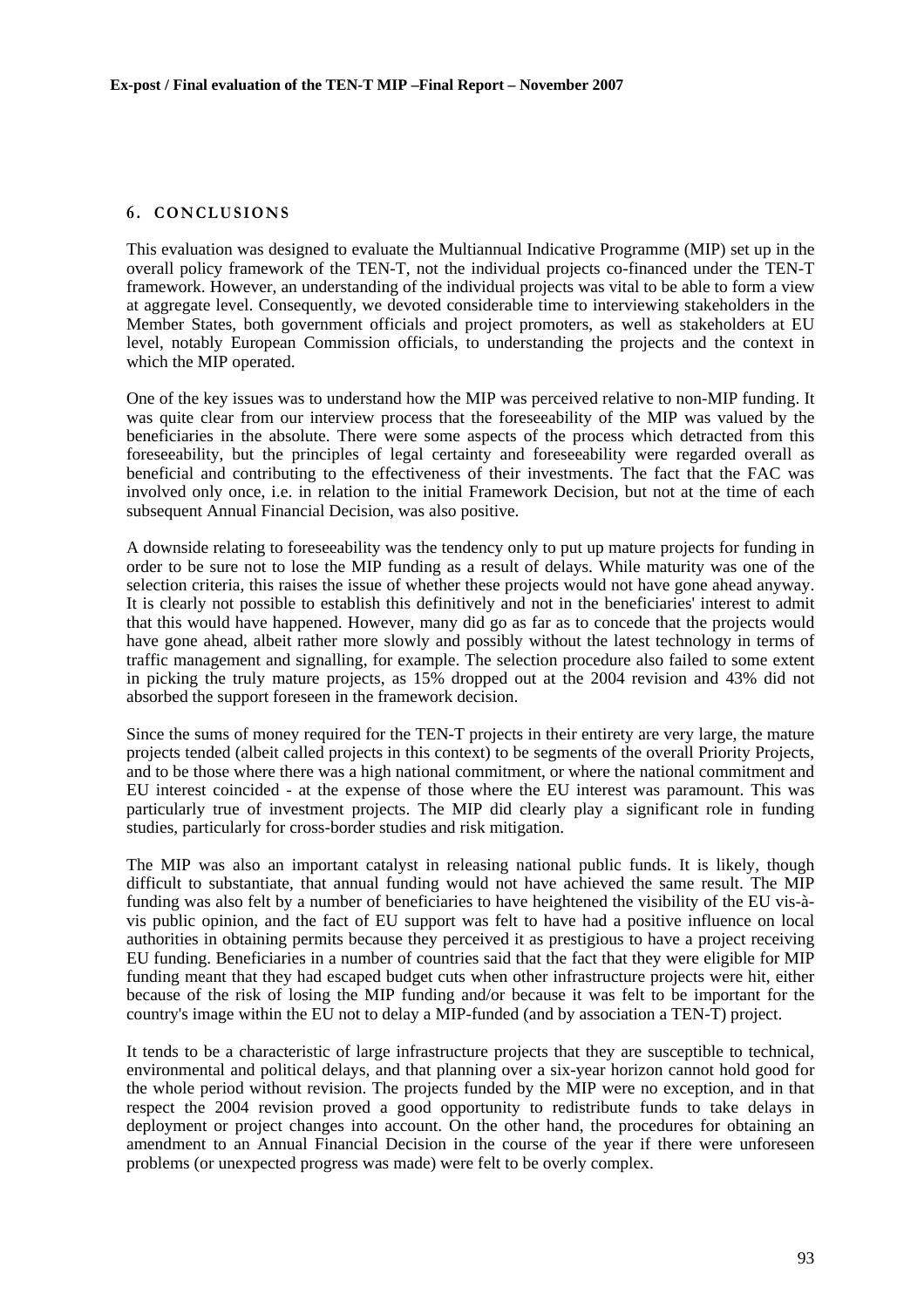## 6. CONCLUSIONS

This evaluation was designed to evaluate the Multiannual Indicative Programme (MIP) set up in the overall policy framework of the TEN-T, not the individual projects co-financed under the TEN-T framework. However, an understanding of the individual projects was vital to be able to form a view at aggregate level. Consequently, we devoted considerable time to interviewing stakeholders in the Member States, both government officials and project promoters, as well as stakeholders at EU level, notably European Commission officials, to understanding the projects and the context in which the MIP operated.

One of the key issues was to understand how the MIP was perceived relative to non-MIP funding. It was quite clear from our interview process that the foreseeability of the MIP was valued by the beneficiaries in the absolute. There were some aspects of the process which detracted from this foreseeability, but the principles of legal certainty and foreseeability were regarded overall as beneficial and contributing to the effectiveness of their investments. The fact that the FAC was involved only once, i.e. in relation to the initial Framework Decision, but not at the time of each subsequent Annual Financial Decision, was also positive.

A downside relating to foreseeability was the tendency only to put up mature projects for funding in order to be sure not to lose the MIP funding as a result of delays. While maturity was one of the selection criteria, this raises the issue of whether these projects would not have gone ahead anyway. It is clearly not possible to establish this definitively and not in the beneficiaries' interest to admit that this would have happened. However, many did go as far as to concede that the projects would have gone ahead, albeit rather more slowly and possibly without the latest technology in terms of traffic management and signalling, for example. The selection procedure also failed to some extent in picking the truly mature projects, as 15% dropped out at the 2004 revision and 43% did not absorbed the support foreseen in the framework decision.

Since the sums of money required for the TEN-T projects in their entirety are very large, the mature projects tended (albeit called projects in this context) to be segments of the overall Priority Projects, and to be those where there was a high national commitment, or where the national commitment and EU interest coincided - at the expense of those where the EU interest was paramount. This was particularly true of investment projects. The MIP did clearly play a significant role in funding studies, particularly for cross-border studies and risk mitigation.

The MIP was also an important catalyst in releasing national public funds. It is likely, though difficult to substantiate, that annual funding would not have achieved the same result. The MIP funding was also felt by a number of beneficiaries to have heightened the visibility of the EU vis-à-vis public opinion, and the fact of EU support was felt to have had a positive influence on local authorities in obtaining permits because they perceived it as prestigious to have a project receiving EU funding. Beneficiaries in a number of countries said that the fact that they were eligible for MIP funding meant that they had escaped budget cuts when other infrastructure projects were hit, either because of the risk of losing the MIP funding and/or because it was felt to be important for the country's image within the EU not to delay a MIP-funded (and by association a TEN-T) project.

It tends to be a characteristic of large infrastructure projects that they are susceptible to technical, environmental and political delays, and that planning over a six-year horizon cannot hold good for the whole period without revision. The projects funded by the MIP were no exception, and in that respect the 2004 revision proved a good opportunity to redistribute funds to take delays in deployment or project changes into account. On the other hand, the procedures for obtaining an amendment to an Annual Financial Decision in the course of the year if there were unforeseen problems (or unexpected progress was made) were felt to be overly complex.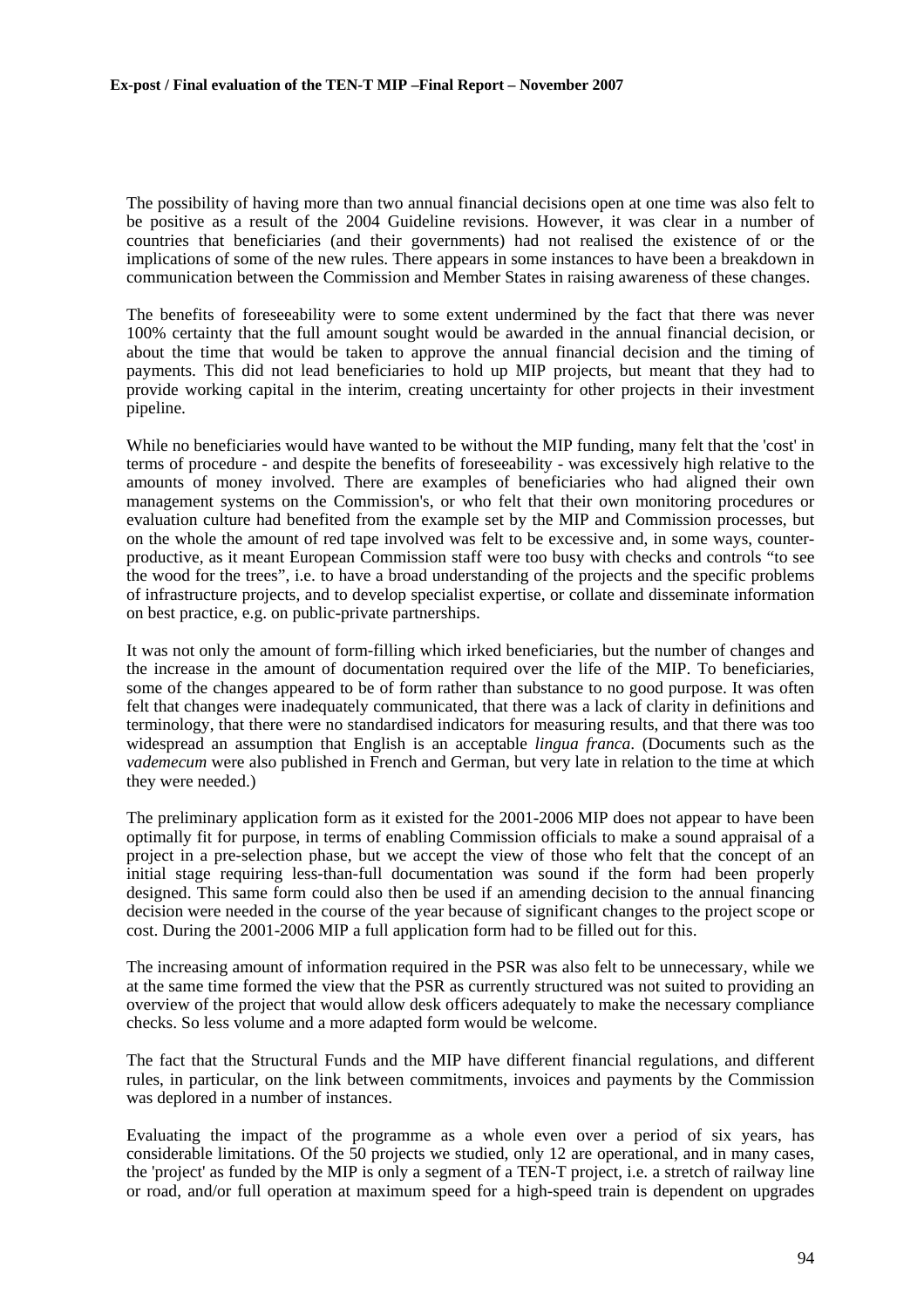The possibility of having more than two annual financial decisions open at one time was also felt to be positive as a result of the 2004 Guideline revisions. However, it was clear in a number of countries that beneficiaries (and their governments) had not realised the existence of or the implications of some of the new rules. There appears in some instances to have been a breakdown in communication between the Commission and Member States in raising awareness of these changes.

The benefits of foreseeability were to some extent undermined by the fact that there was never 100% certainty that the full amount sought would be awarded in the annual financial decision, or about the time that would be taken to approve the annual financial decision and the timing of payments. This did not lead beneficiaries to hold up MIP projects, but meant that they had to provide working capital in the interim, creating uncertainty for other projects in their investment pipeline.

While no beneficiaries would have wanted to be without the MIP funding, many felt that the 'cost' in terms of procedure - and despite the benefits of foreseeability - was excessively high relative to the amounts of money involved. There are examples of beneficiaries who had aligned their own management systems on the Commission's, or who felt that their own monitoring procedures or evaluation culture had benefited from the example set by the MIP and Commission processes, but on the whole the amount of red tape involved was felt to be excessive and, in some ways, counter-productive, as it meant European Commission staff were too busy with checks and controls "to see the wood for the trees", i.e. to have a broad understanding of the projects and the specific problems of infrastructure projects, and to develop specialist expertise, or collate and disseminate information on best practice, e.g. on public-private partnerships.

It was not only the amount of form-filling which irked beneficiaries, but the number of changes and the increase in the amount of documentation required over the life of the MIP. To beneficiaries, some of the changes appeared to be of form rather than substance to no good purpose. It was often felt that changes were inadequately communicated, that there was a lack of clarity in definitions and terminology, that there were no standardised indicators for measuring results, and that there was too widespread an assumption that English is an acceptable *lingua franca*. (Documents such as the *vademecum* were also published in French and German, but very late in relation to the time at which they were needed.)

The preliminary application form as it existed for the 2001-2006 MIP does not appear to have been optimally fit for purpose, in terms of enabling Commission officials to make a sound appraisal of a project in a pre-selection phase, but we accept the view of those who felt that the concept of an initial stage requiring less-than-full documentation was sound if the form had been properly designed. This same form could also then be used if an amending decision to the annual financing decision were needed in the course of the year because of significant changes to the project scope or cost. During the 2001-2006 MIP a full application form had to be filled out for this.

The increasing amount of information required in the PSR was also felt to be unnecessary, while we at the same time formed the view that the PSR as currently structured was not suited to providing an overview of the project that would allow desk officers adequately to make the necessary compliance checks. So less volume and a more adapted form would be welcome.

The fact that the Structural Funds and the MIP have different financial regulations, and different rules, in particular, on the link between commitments, invoices and payments by the Commission was deplored in a number of instances.

Evaluating the impact of the programme as a whole even over a period of six years, has considerable limitations. Of the 50 projects we studied, only 12 are operational, and in many cases, the 'project' as funded by the MIP is only a segment of a TEN-T project, i.e. a stretch of railway line or road, and/or full operation at maximum speed for a high-speed train is dependent on upgrades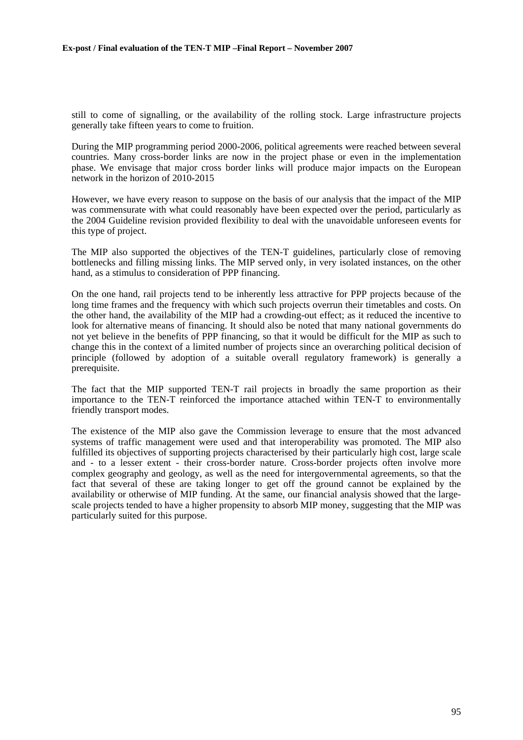still to come of signalling, or the availability of the rolling stock. Large infrastructure projects generally take fifteen years to come to fruition.

During the MIP programming period 2000-2006, political agreements were reached between several countries. Many cross-border links are now in the project phase or even in the implementation phase. We envisage that major cross border links will produce major impacts on the European network in the horizon of 2010-2015

However, we have every reason to suppose on the basis of our analysis that the impact of the MIP was commensurate with what could reasonably have been expected over the period, particularly as the 2004 Guideline revision provided flexibility to deal with the unavoidable unforeseen events for this type of project.

The MIP also supported the objectives of the TEN-T guidelines, particularly close of removing bottlenecks and filling missing links. The MIP served only, in very isolated instances, on the other hand, as a stimulus to consideration of PPP financing.

On the one hand, rail projects tend to be inherently less attractive for PPP projects because of the long time frames and the frequency with which such projects overrun their timetables and costs. On the other hand, the availability of the MIP had a crowding-out effect; as it reduced the incentive to look for alternative means of financing. It should also be noted that many national governments do not yet believe in the benefits of PPP financing, so that it would be difficult for the MIP as such to change this in the context of a limited number of projects since an overarching political decision of principle (followed by adoption of a suitable overall regulatory framework) is generally a prerequisite.

The fact that the MIP supported TEN-T rail projects in broadly the same proportion as their importance to the TEN-T reinforced the importance attached within TEN-T to environmentally friendly transport modes.

The existence of the MIP also gave the Commission leverage to ensure that the most advanced systems of traffic management were used and that interoperability was promoted. The MIP also fulfilled its objectives of supporting projects characterised by their particularly high cost, large scale and - to a lesser extent - their cross-border nature. Cross-border projects often involve more complex geography and geology, as well as the need for intergovernmental agreements, so that the fact that several of these are taking longer to get off the ground cannot be explained by the availability or otherwise of MIP funding. At the same, our financial analysis showed that the large-scale projects tended to have a higher propensity to absorb MIP money, suggesting that the MIP was particularly suited for this purpose.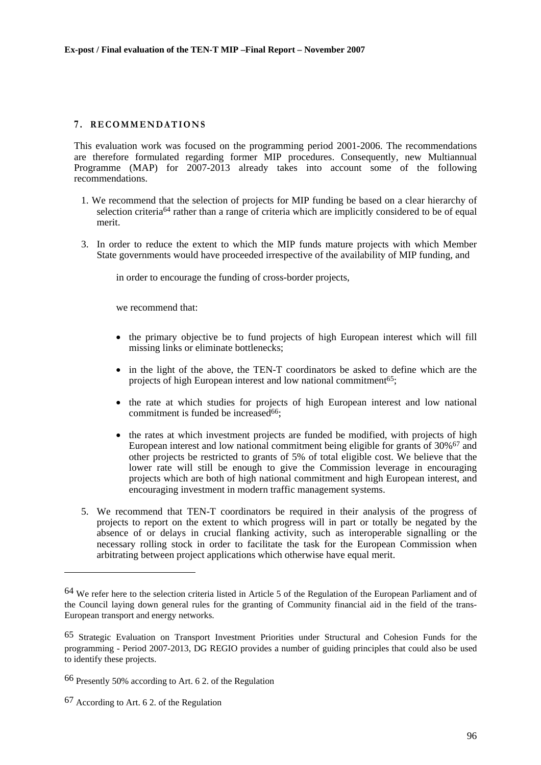## 7. RECOMMENDATIONS

This evaluation work was focused on the programming period 2001-2006. The recommendations are therefore formulated regarding former MIP procedures. Consequently, new Multiannual Programme (MAP) for 2007-2013 already takes into account some of the following recommendations.

1. We recommend that the selection of projects for MIP funding be based on a clear hierarchy of selection criteria[64] rather than a range of criteria which are implicitly considered to be of equal merit.

3. In order to reduce the extent to which the MIP funds mature projects with which Member State governments would have proceeded irrespective of the availability of MIP funding, and

   in order to encourage the funding of cross-border projects,

   we recommend that:

   - the primary objective be to fund projects of high European interest which will fill missing links or eliminate bottlenecks;
   - in the light of the above, the TEN-T coordinators be asked to define which are the projects of high European interest and low national commitment[65];
   - the rate at which studies for projects of high European interest and low national commitment is funded be increased[66];
   - the rates at which investment projects are funded be modified, with projects of high European interest and low national commitment being eligible for grants of 30%[67] and other projects be restricted to grants of 5% of total eligible cost. We believe that the lower rate will still be enough to give the Commission leverage in encouraging projects which are both of high national commitment and high European interest, and encouraging investment in modern traffic management systems.

5. We recommend that TEN-T coordinators be required in their analysis of the progress of projects to report on the extent to which progress will in part or totally be negated by the absence of or delays in crucial flanking activity, such as interoperable signalling or the necessary rolling stock in order to facilitate the task for the European Commission when arbitrating between project applications which otherwise have equal merit.

---

[64] We refer here to the selection criteria listed in Article 5 of the Regulation of the European Parliament and of the Council laying down general rules for the granting of Community financial aid in the field of the trans-European transport and energy networks.

[65] Strategic Evaluation on Transport Investment Priorities under Structural and Cohesion Funds for the programming - Period 2007-2013, DG REGIO provides a number of guiding principles that could also be used to identify these projects.

[66] Presently 50% according to Art. 6 2. of the Regulation

[67] According to Art. 6 2. of the Regulation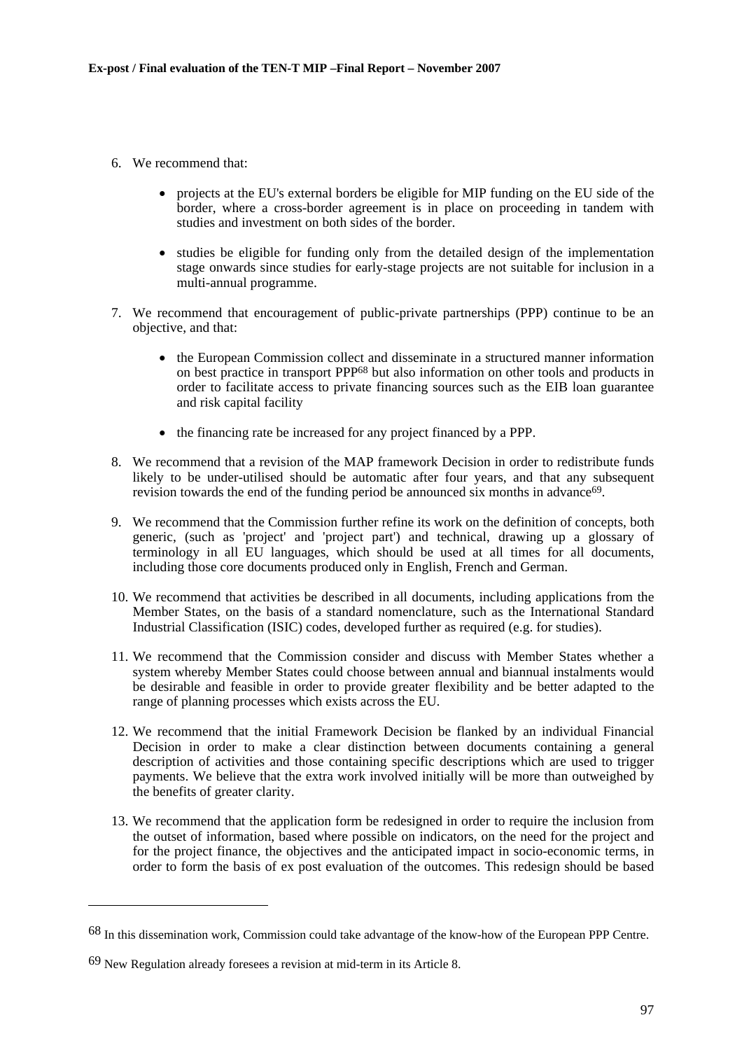6. We recommend that:

    - projects at the EU's external borders be eligible for MIP funding on the EU side of the border, where a cross-border agreement is in place on proceeding in tandem with studies and investment on both sides of the border.

    - studies be eligible for funding only from the detailed design of the implementation stage onwards since studies for early-stage projects are not suitable for inclusion in a multi-annual programme.

7. We recommend that encouragement of public-private partnerships (PPP) continue to be an objective, and that:

    - the European Commission collect and disseminate in a structured manner information on best practice in transport PPP[68] but also information on other tools and products in order to facilitate access to private financing sources such as the EIB loan guarantee and risk capital facility

    - the financing rate be increased for any project financed by a PPP.

8. We recommend that a revision of the MAP framework Decision in order to redistribute funds likely to be under-utilised should be automatic after four years, and that any subsequent revision towards the end of the funding period be announced six months in advance[69].

9. We recommend that the Commission further refine its work on the definition of concepts, both generic, (such as 'project' and 'project part') and technical, drawing up a glossary of terminology in all EU languages, which should be used at all times for all documents, including those core documents produced only in English, French and German.

10. We recommend that activities be described in all documents, including applications from the Member States, on the basis of a standard nomenclature, such as the International Standard Industrial Classification (ISIC) codes, developed further as required (e.g. for studies).

11. We recommend that the Commission consider and discuss with Member States whether a system whereby Member States could choose between annual and biannual instalments would be desirable and feasible in order to provide greater flexibility and be better adapted to the range of planning processes which exists across the EU.

12. We recommend that the initial Framework Decision be flanked by an individual Financial Decision in order to make a clear distinction between documents containing a general description of activities and those containing specific descriptions which are used to trigger payments. We believe that the extra work involved initially will be more than outweighed by the benefits of greater clarity.

13. We recommend that the application form be redesigned in order to require the inclusion from the outset of information, based where possible on indicators, on the need for the project and for the project finance, the objectives and the anticipated impact in socio-economic terms, in order to form the basis of ex post evaluation of the outcomes. This redesign should be based

---

[68] In this dissemination work, Commission could take advantage of the know-how of the European PPP Centre.

[69] New Regulation already foresees a revision at mid-term in its Article 8.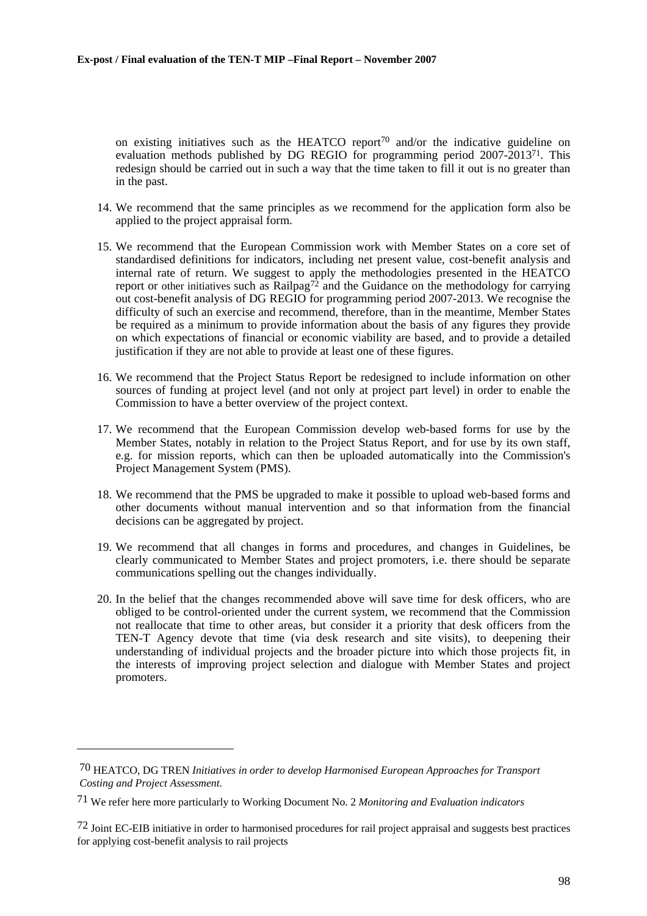on existing initiatives such as the HEATCO report[70] and/or the indicative guideline on evaluation methods published by DG REGIO for programming period 2007-2013[71]. This redesign should be carried out in such a way that the time taken to fill it out is no greater than in the past.

14. We recommend that the same principles as we recommend for the application form also be applied to the project appraisal form.

15. We recommend that the European Commission work with Member States on a core set of standardised definitions for indicators, including net present value, cost-benefit analysis and internal rate of return. We suggest to apply the methodologies presented in the HEATCO report or other initiatives such as Railpag[72] and the Guidance on the methodology for carrying out cost-benefit analysis of DG REGIO for programming period 2007-2013. We recognise the difficulty of such an exercise and recommend, therefore, than in the meantime, Member States be required as a minimum to provide information about the basis of any figures they provide on which expectations of financial or economic viability are based, and to provide a detailed justification if they are not able to provide at least one of these figures.

16. We recommend that the Project Status Report be redesigned to include information on other sources of funding at project level (and not only at project part level) in order to enable the Commission to have a better overview of the project context.

17. We recommend that the European Commission develop web-based forms for use by the Member States, notably in relation to the Project Status Report, and for use by its own staff, e.g. for mission reports, which can then be uploaded automatically into the Commission's Project Management System (PMS).

18. We recommend that the PMS be upgraded to make it possible to upload web-based forms and other documents without manual intervention and so that information from the financial decisions can be aggregated by project.

19. We recommend that all changes in forms and procedures, and changes in Guidelines, be clearly communicated to Member States and project promoters, i.e. there should be separate communications spelling out the changes individually.

20. In the belief that the changes recommended above will save time for desk officers, who are obliged to be control-oriented under the current system, we recommend that the Commission not reallocate that time to other areas, but consider it a priority that desk officers from the TEN-T Agency devote that time (via desk research and site visits), to deepening their understanding of individual projects and the broader picture into which those projects fit, in the interests of improving project selection and dialogue with Member States and project promoters.

---

[70] HEATCO, DG TREN *Initiatives in order to develop Harmonised European Approaches for Transport Costing and Project Assessment.*

[71] We refer here more particularly to Working Document No. 2 *Monitoring and Evaluation indicators*

[72] Joint EC-EIB initiative in order to harmonised procedures for rail project appraisal and suggests best practices for applying cost-benefit analysis to rail projects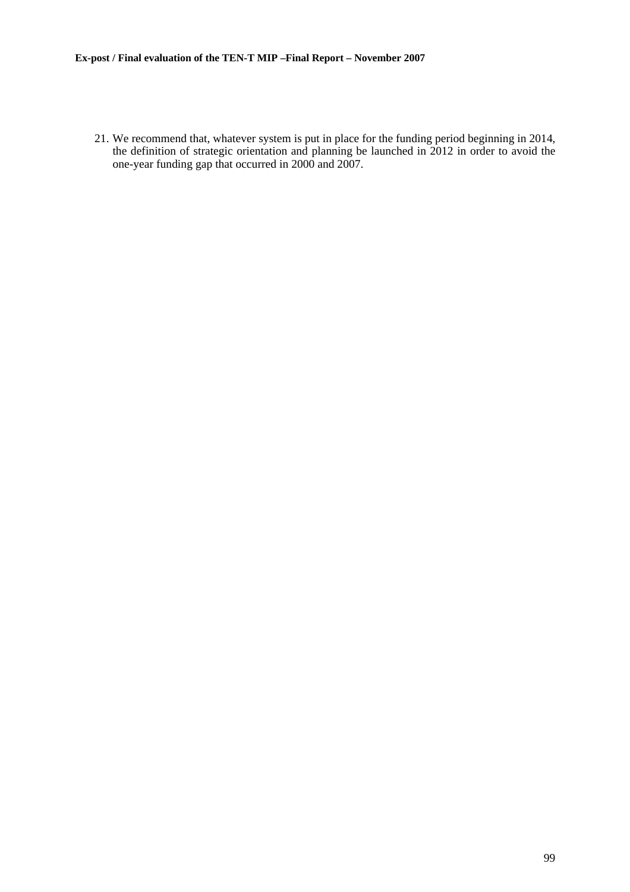21. We recommend that, whatever system is put in place for the funding period beginning in 2014, the definition of strategic orientation and planning be launched in 2012 in order to avoid the one-year funding gap that occurred in 2000 and 2007.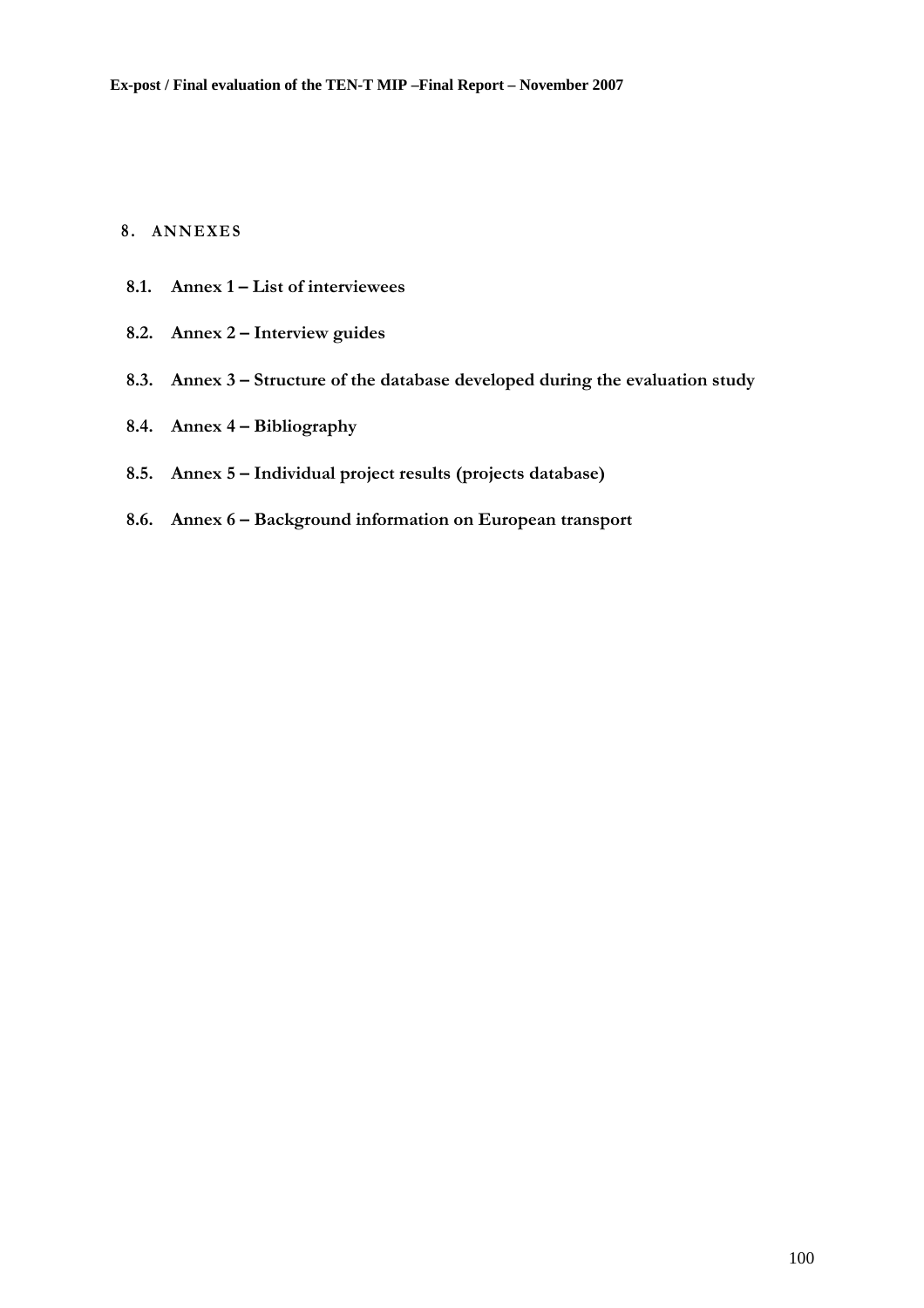# 8. ANNEXES

## 8.1. Annex 1 – List of interviewees

## 8.2. Annex 2 – Interview guides

## 8.3. Annex 3 – Structure of the database developed during the evaluation study

## 8.4. Annex 4 – Bibliography

## 8.5. Annex 5 – Individual project results (projects database)

## 8.6. Annex 6 – Background information on European transport